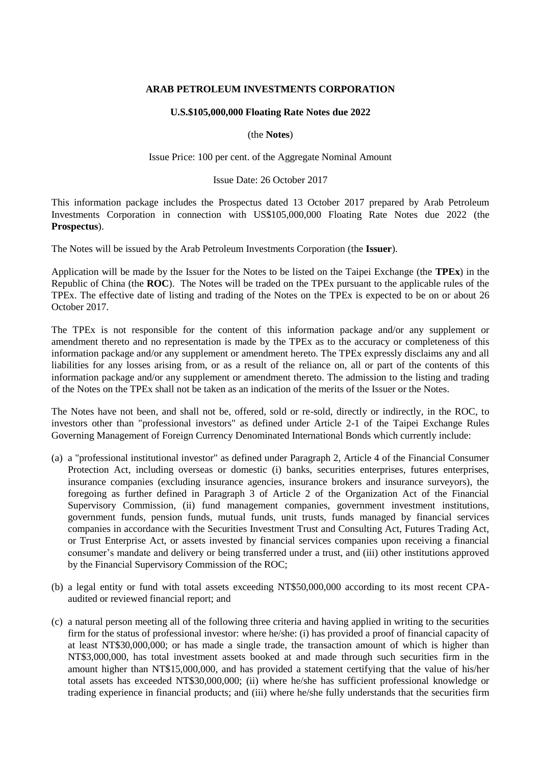**ARAB PETROLEUM INVESTMENTS CORPORATION**

**U.S.$105,000,000 Floating Rate Notes due 2022**

(the **Notes**)

Issue Price: 100 per cent. of the Aggregate Nominal Amount

Issue Date: 26 October 2017

This information package includes the Prospectus dated 13 October 2017 prepared by Arab Petroleum Investments Corporation in connection with US$105,000,000 Floating Rate Notes due 2022 (the **Prospectus**).

The Notes will be issued by the Arab Petroleum Investments Corporation (the **Issuer**).

Application will be made by the Issuer for the Notes to be listed on the Taipei Exchange (the **TPEx**) in the Republic of China (the **ROC**). The Notes will be traded on the TPEx pursuant to the applicable rules of the TPEx. The effective date of listing and trading of the Notes on the TPEx is expected to be on or about 26 October 2017.

The TPEx is not responsible for the content of this information package and/or any supplement or amendment thereto and no representation is made by the TPEx as to the accuracy or completeness of this information package and/or any supplement or amendment hereto. The TPEx expressly disclaims any and all liabilities for any losses arising from, or as a result of the reliance on, all or part of the contents of this information package and/or any supplement or amendment thereto. The admission to the listing and trading of the Notes on the TPEx shall not be taken as an indication of the merits of the Issuer or the Notes.

The Notes have not been, and shall not be, offered, sold or re-sold, directly or indirectly, in the ROC, to investors other than "professional investors" as defined under Article 2-1 of the Taipei Exchange Rules Governing Management of Foreign Currency Denominated International Bonds which currently include:

(a) a "professional institutional investor" as defined under Paragraph 2, Article 4 of the Financial Consumer Protection Act, including overseas or domestic (i) banks, securities enterprises, futures enterprises, insurance companies (excluding insurance agencies, insurance brokers and insurance surveyors), the foregoing as further defined in Paragraph 3 of Article 2 of the Organization Act of the Financial Supervisory Commission, (ii) fund management companies, government investment institutions, government funds, pension funds, mutual funds, unit trusts, funds managed by financial services companies in accordance with the Securities Investment Trust and Consulting Act, Futures Trading Act, or Trust Enterprise Act, or assets invested by financial services companies upon receiving a financial consumer's mandate and delivery or being transferred under a trust, and (iii) other institutions approved by the Financial Supervisory Commission of the ROC;

(b) a legal entity or fund with total assets exceeding NT$50,000,000 according to its most recent CPA-audited or reviewed financial report; and

(c) a natural person meeting all of the following three criteria and having applied in writing to the securities firm for the status of professional investor: where he/she: (i) has provided a proof of financial capacity of at least NT$30,000,000; or has made a single trade, the transaction amount of which is higher than NT$3,000,000, has total investment assets booked at and made through such securities firm in the amount higher than NT$15,000,000, and has provided a statement certifying that the value of his/her total assets has exceeded NT$30,000,000; (ii) where he/she has sufficient professional knowledge or trading experience in financial products; and (iii) where he/she fully understands that the securities firm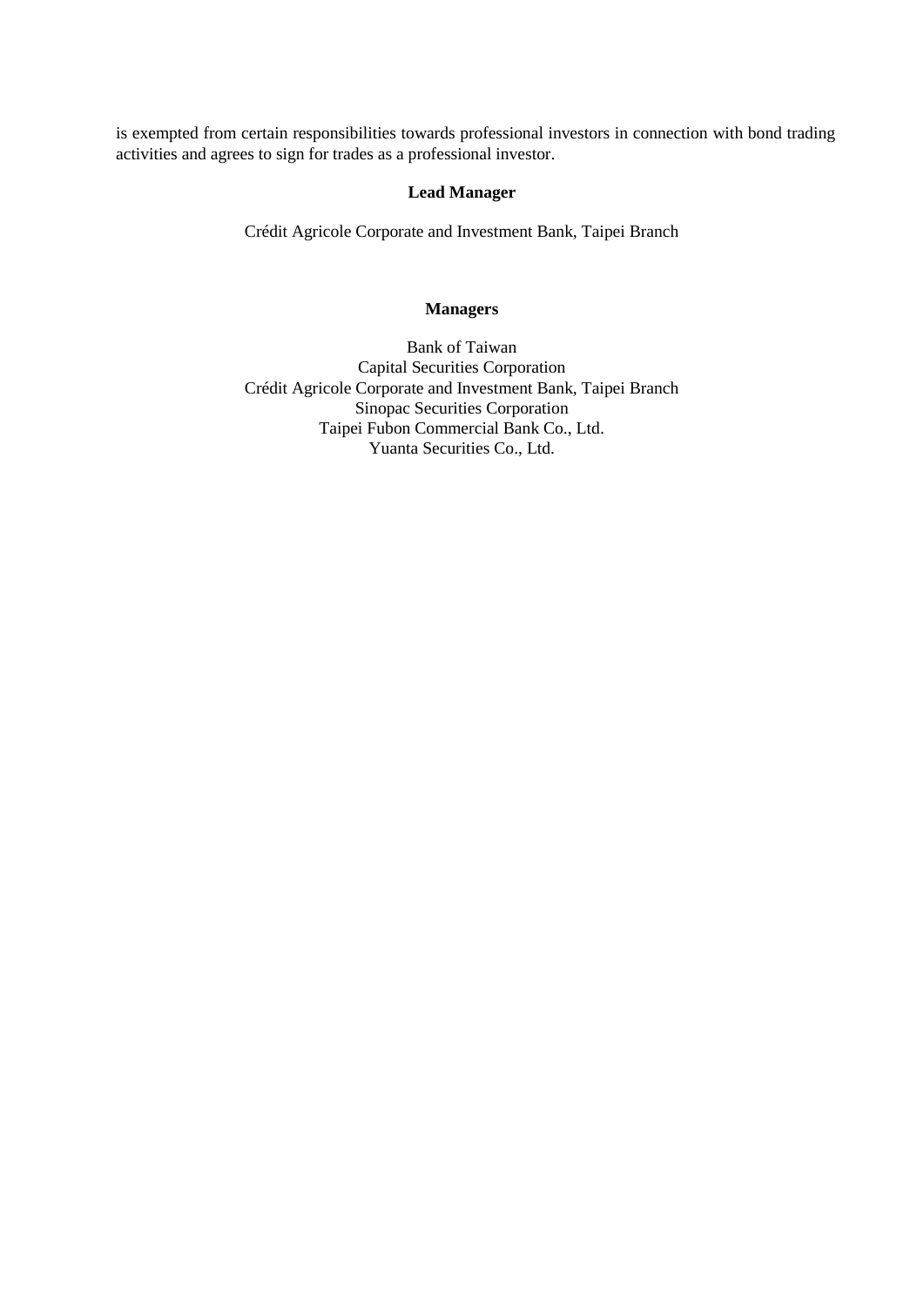is exempted from certain responsibilities towards professional investors in connection with bond trading activities and agrees to sign for trades as a professional investor.

**Lead Manager**

Crédit Agricole Corporate and Investment Bank, Taipei Branch

**Managers**

Bank of Taiwan
Capital Securities Corporation
Crédit Agricole Corporate and Investment Bank, Taipei Branch
Sinopac Securities Corporation
Taipei Fubon Commercial Bank Co., Ltd.
Yuanta Securities Co., Ltd.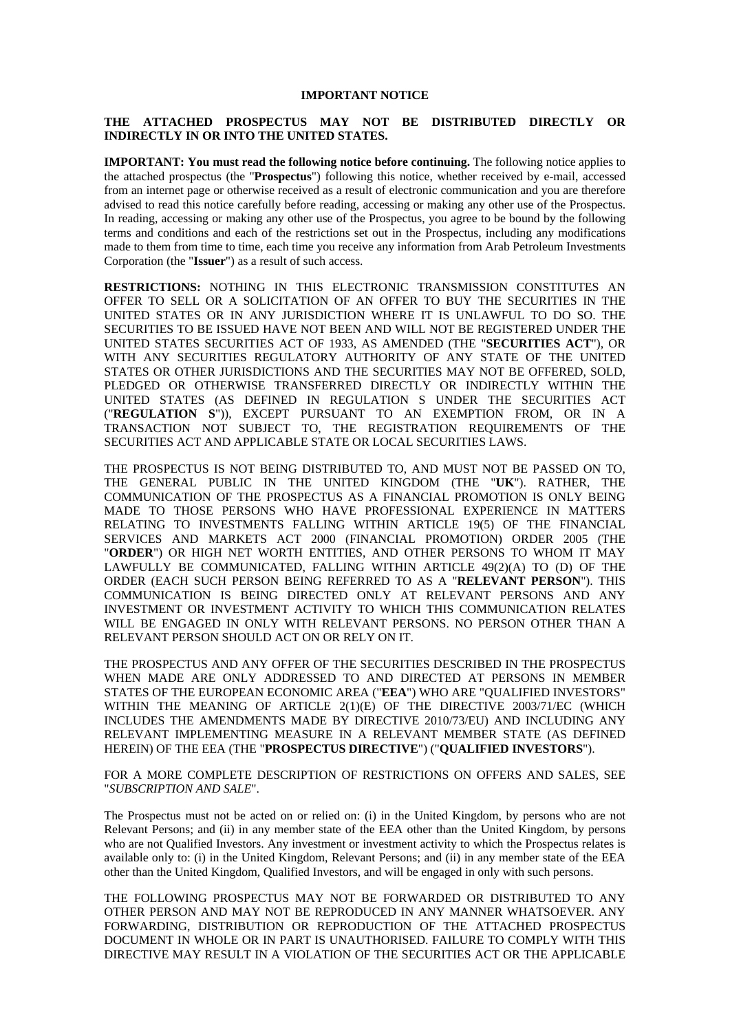**IMPORTANT NOTICE**

**THE ATTACHED PROSPECTUS MAY NOT BE DISTRIBUTED DIRECTLY OR INDIRECTLY IN OR INTO THE UNITED STATES.**

**IMPORTANT: You must read the following notice before continuing.** The following notice applies to the attached prospectus (the "**Prospectus**") following this notice, whether received by e-mail, accessed from an internet page or otherwise received as a result of electronic communication and you are therefore advised to read this notice carefully before reading, accessing or making any other use of the Prospectus. In reading, accessing or making any other use of the Prospectus, you agree to be bound by the following terms and conditions and each of the restrictions set out in the Prospectus, including any modifications made to them from time to time, each time you receive any information from Arab Petroleum Investments Corporation (the "**Issuer**") as a result of such access.

**RESTRICTIONS:** NOTHING IN THIS ELECTRONIC TRANSMISSION CONSTITUTES AN OFFER TO SELL OR A SOLICITATION OF AN OFFER TO BUY THE SECURITIES IN THE UNITED STATES OR IN ANY JURISDICTION WHERE IT IS UNLAWFUL TO DO SO. THE SECURITIES TO BE ISSUED HAVE NOT BEEN AND WILL NOT BE REGISTERED UNDER THE UNITED STATES SECURITIES ACT OF 1933, AS AMENDED (THE "**SECURITIES ACT**"), OR WITH ANY SECURITIES REGULATORY AUTHORITY OF ANY STATE OF THE UNITED STATES OR OTHER JURISDICTIONS AND THE SECURITIES MAY NOT BE OFFERED, SOLD, PLEDGED OR OTHERWISE TRANSFERRED DIRECTLY OR INDIRECTLY WITHIN THE UNITED STATES (AS DEFINED IN REGULATION S UNDER THE SECURITIES ACT ("**REGULATION S**")), EXCEPT PURSUANT TO AN EXEMPTION FROM, OR IN A TRANSACTION NOT SUBJECT TO, THE REGISTRATION REQUIREMENTS OF THE SECURITIES ACT AND APPLICABLE STATE OR LOCAL SECURITIES LAWS.

THE PROSPECTUS IS NOT BEING DISTRIBUTED TO, AND MUST NOT BE PASSED ON TO, THE GENERAL PUBLIC IN THE UNITED KINGDOM (THE "**UK**"). RATHER, THE COMMUNICATION OF THE PROSPECTUS AS A FINANCIAL PROMOTION IS ONLY BEING MADE TO THOSE PERSONS WHO HAVE PROFESSIONAL EXPERIENCE IN MATTERS RELATING TO INVESTMENTS FALLING WITHIN ARTICLE 19(5) OF THE FINANCIAL SERVICES AND MARKETS ACT 2000 (FINANCIAL PROMOTION) ORDER 2005 (THE "**ORDER**") OR HIGH NET WORTH ENTITIES, AND OTHER PERSONS TO WHOM IT MAY LAWFULLY BE COMMUNICATED, FALLING WITHIN ARTICLE 49(2)(A) TO (D) OF THE ORDER (EACH SUCH PERSON BEING REFERRED TO AS A "**RELEVANT PERSON**"). THIS COMMUNICATION IS BEING DIRECTED ONLY AT RELEVANT PERSONS AND ANY INVESTMENT OR INVESTMENT ACTIVITY TO WHICH THIS COMMUNICATION RELATES WILL BE ENGAGED IN ONLY WITH RELEVANT PERSONS. NO PERSON OTHER THAN A RELEVANT PERSON SHOULD ACT ON OR RELY ON IT.

THE PROSPECTUS AND ANY OFFER OF THE SECURITIES DESCRIBED IN THE PROSPECTUS WHEN MADE ARE ONLY ADDRESSED TO AND DIRECTED AT PERSONS IN MEMBER STATES OF THE EUROPEAN ECONOMIC AREA ("**EEA**") WHO ARE "QUALIFIED INVESTORS" WITHIN THE MEANING OF ARTICLE 2(1)(E) OF THE DIRECTIVE 2003/71/EC (WHICH INCLUDES THE AMENDMENTS MADE BY DIRECTIVE 2010/73/EU) AND INCLUDING ANY RELEVANT IMPLEMENTING MEASURE IN A RELEVANT MEMBER STATE (AS DEFINED HEREIN) OF THE EEA (THE "**PROSPECTUS DIRECTIVE**") ("**QUALIFIED INVESTORS**").

FOR A MORE COMPLETE DESCRIPTION OF RESTRICTIONS ON OFFERS AND SALES, SEE "*SUBSCRIPTION AND SALE*".

The Prospectus must not be acted on or relied on: (i) in the United Kingdom, by persons who are not Relevant Persons; and (ii) in any member state of the EEA other than the United Kingdom, by persons who are not Qualified Investors. Any investment or investment activity to which the Prospectus relates is available only to: (i) in the United Kingdom, Relevant Persons; and (ii) in any member state of the EEA other than the United Kingdom, Qualified Investors, and will be engaged in only with such persons.

THE FOLLOWING PROSPECTUS MAY NOT BE FORWARDED OR DISTRIBUTED TO ANY OTHER PERSON AND MAY NOT BE REPRODUCED IN ANY MANNER WHATSOEVER. ANY FORWARDING, DISTRIBUTION OR REPRODUCTION OF THE ATTACHED PROSPECTUS DOCUMENT IN WHOLE OR IN PART IS UNAUTHORISED. FAILURE TO COMPLY WITH THIS DIRECTIVE MAY RESULT IN A VIOLATION OF THE SECURITIES ACT OR THE APPLICABLE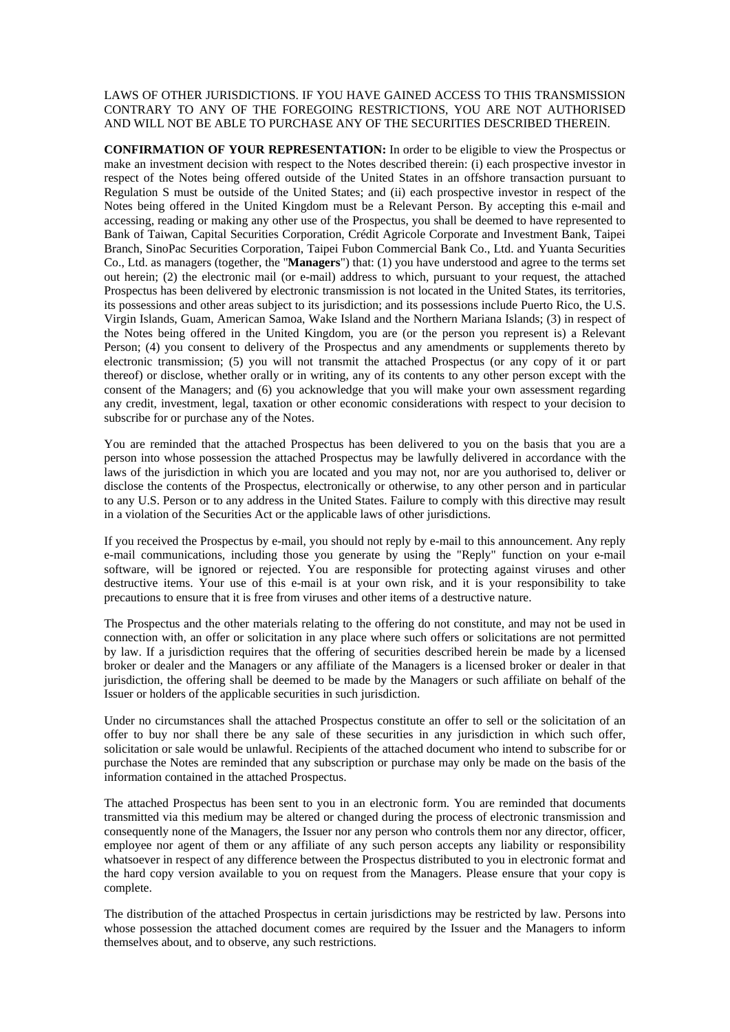LAWS OF OTHER JURISDICTIONS. IF YOU HAVE GAINED ACCESS TO THIS TRANSMISSION CONTRARY TO ANY OF THE FOREGOING RESTRICTIONS, YOU ARE NOT AUTHORISED AND WILL NOT BE ABLE TO PURCHASE ANY OF THE SECURITIES DESCRIBED THEREIN.

**CONFIRMATION OF YOUR REPRESENTATION:** In order to be eligible to view the Prospectus or make an investment decision with respect to the Notes described therein: (i) each prospective investor in respect of the Notes being offered outside of the United States in an offshore transaction pursuant to Regulation S must be outside of the United States; and (ii) each prospective investor in respect of the Notes being offered in the United Kingdom must be a Relevant Person. By accepting this e-mail and accessing, reading or making any other use of the Prospectus, you shall be deemed to have represented to Bank of Taiwan, Capital Securities Corporation, Crédit Agricole Corporate and Investment Bank, Taipei Branch, SinoPac Securities Corporation, Taipei Fubon Commercial Bank Co., Ltd. and Yuanta Securities Co., Ltd. as managers (together, the "**Managers**") that: (1) you have understood and agree to the terms set out herein; (2) the electronic mail (or e-mail) address to which, pursuant to your request, the attached Prospectus has been delivered by electronic transmission is not located in the United States, its territories, its possessions and other areas subject to its jurisdiction; and its possessions include Puerto Rico, the U.S. Virgin Islands, Guam, American Samoa, Wake Island and the Northern Mariana Islands; (3) in respect of the Notes being offered in the United Kingdom, you are (or the person you represent is) a Relevant Person; (4) you consent to delivery of the Prospectus and any amendments or supplements thereto by electronic transmission; (5) you will not transmit the attached Prospectus (or any copy of it or part thereof) or disclose, whether orally or in writing, any of its contents to any other person except with the consent of the Managers; and (6) you acknowledge that you will make your own assessment regarding any credit, investment, legal, taxation or other economic considerations with respect to your decision to subscribe for or purchase any of the Notes.

You are reminded that the attached Prospectus has been delivered to you on the basis that you are a person into whose possession the attached Prospectus may be lawfully delivered in accordance with the laws of the jurisdiction in which you are located and you may not, nor are you authorised to, deliver or disclose the contents of the Prospectus, electronically or otherwise, to any other person and in particular to any U.S. Person or to any address in the United States. Failure to comply with this directive may result in a violation of the Securities Act or the applicable laws of other jurisdictions.

If you received the Prospectus by e-mail, you should not reply by e-mail to this announcement. Any reply e-mail communications, including those you generate by using the "Reply" function on your e-mail software, will be ignored or rejected. You are responsible for protecting against viruses and other destructive items. Your use of this e-mail is at your own risk, and it is your responsibility to take precautions to ensure that it is free from viruses and other items of a destructive nature.

The Prospectus and the other materials relating to the offering do not constitute, and may not be used in connection with, an offer or solicitation in any place where such offers or solicitations are not permitted by law. If a jurisdiction requires that the offering of securities described herein be made by a licensed broker or dealer and the Managers or any affiliate of the Managers is a licensed broker or dealer in that jurisdiction, the offering shall be deemed to be made by the Managers or such affiliate on behalf of the Issuer or holders of the applicable securities in such jurisdiction.

Under no circumstances shall the attached Prospectus constitute an offer to sell or the solicitation of an offer to buy nor shall there be any sale of these securities in any jurisdiction in which such offer, solicitation or sale would be unlawful. Recipients of the attached document who intend to subscribe for or purchase the Notes are reminded that any subscription or purchase may only be made on the basis of the information contained in the attached Prospectus.

The attached Prospectus has been sent to you in an electronic form. You are reminded that documents transmitted via this medium may be altered or changed during the process of electronic transmission and consequently none of the Managers, the Issuer nor any person who controls them nor any director, officer, employee nor agent of them or any affiliate of any such person accepts any liability or responsibility whatsoever in respect of any difference between the Prospectus distributed to you in electronic format and the hard copy version available to you on request from the Managers. Please ensure that your copy is complete.

The distribution of the attached Prospectus in certain jurisdictions may be restricted by law. Persons into whose possession the attached document comes are required by the Issuer and the Managers to inform themselves about, and to observe, any such restrictions.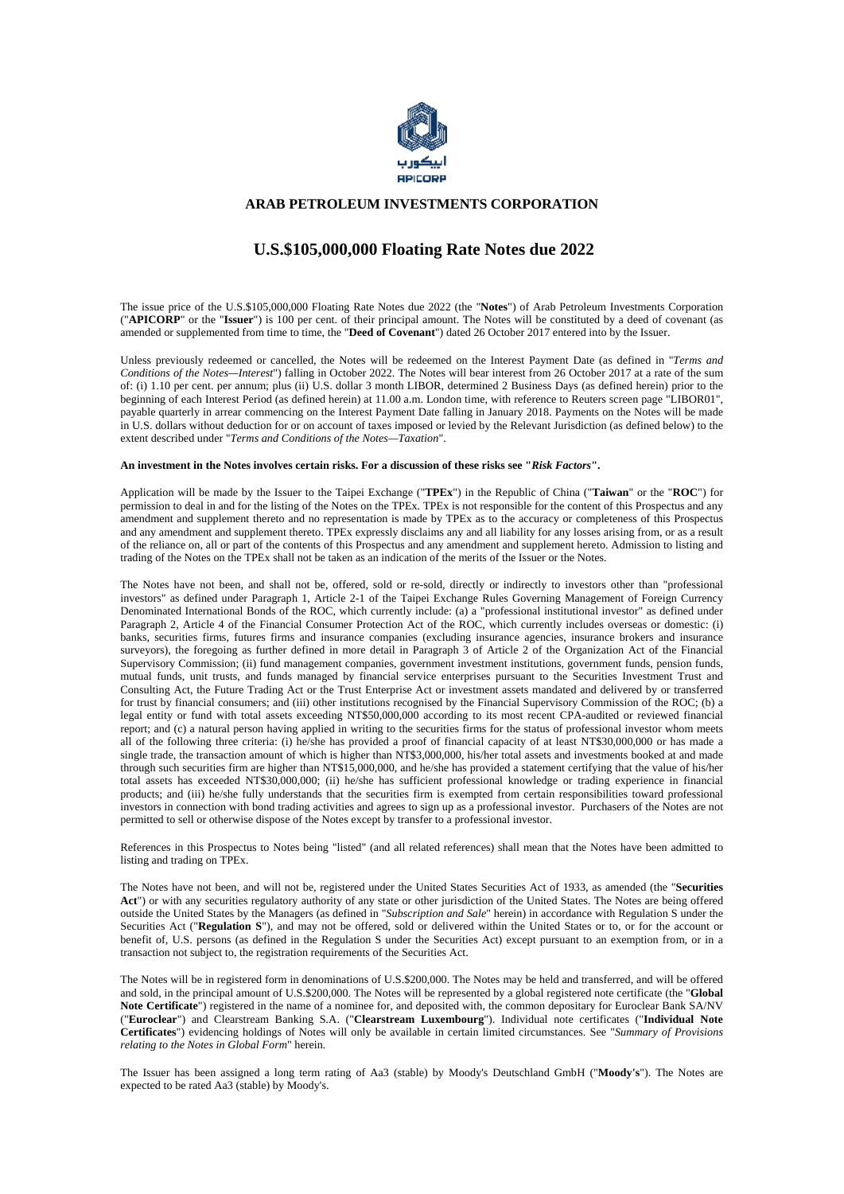**ARAB PETROLEUM INVESTMENTS CORPORATION**

# U.S.$105,000,000 Floating Rate Notes due 2022

The issue price of the U.S.$105,000,000 Floating Rate Notes due 2022 (the "**Notes**") of Arab Petroleum Investments Corporation ("**APICORP**" or the "**Issuer**") is 100 per cent. of their principal amount. The Notes will be constituted by a deed of covenant (as amended or supplemented from time to time, the "**Deed of Covenant**") dated 26 October 2017 entered into by the Issuer.

Unless previously redeemed or cancelled, the Notes will be redeemed on the Interest Payment Date (as defined in "*Terms and Conditions of the Notes—Interest*") falling in October 2022. The Notes will bear interest from 26 October 2017 at a rate of the sum of: (i) 1.10 per cent. per annum; plus (ii) U.S. dollar 3 month LIBOR, determined 2 Business Days (as defined herein) prior to the beginning of each Interest Period (as defined herein) at 11.00 a.m. London time, with reference to Reuters screen page "LIBOR01", payable quarterly in arrear commencing on the Interest Payment Date falling in January 2018. Payments on the Notes will be made in U.S. dollars without deduction for or on account of taxes imposed or levied by the Relevant Jurisdiction (as defined below) to the extent described under "*Terms and Conditions of the Notes—Taxation*".

**An investment in the Notes involves certain risks. For a discussion of these risks see "*Risk Factors*".**

Application will be made by the Issuer to the Taipei Exchange ("**TPEx**") in the Republic of China ("**Taiwan**" or the "**ROC**") for permission to deal in and for the listing of the Notes on the TPEx. TPEx is not responsible for the content of this Prospectus and any amendment and supplement thereto and no representation is made by TPEx as to the accuracy or completeness of this Prospectus and any amendment and supplement thereto. TPEx expressly disclaims any and all liability for any losses arising from, or as a result of the reliance on, all or part of the contents of this Prospectus and any amendment and supplement hereto. Admission to listing and trading of the Notes on the TPEx shall not be taken as an indication of the merits of the Issuer or the Notes.

The Notes have not been, and shall not be, offered, sold or re-sold, directly or indirectly to investors other than "professional investors" as defined under Paragraph 1, Article 2-1 of the Taipei Exchange Rules Governing Management of Foreign Currency Denominated International Bonds of the ROC, which currently include: (a) a "professional institutional investor" as defined under Paragraph 2, Article 4 of the Financial Consumer Protection Act of the ROC, which currently includes overseas or domestic: (i) banks, securities firms, futures firms and insurance companies (excluding insurance agencies, insurance brokers and insurance surveyors), the foregoing as further defined in more detail in Paragraph 3 of Article 2 of the Organization Act of the Financial Supervisory Commission; (ii) fund management companies, government investment institutions, government funds, pension funds, mutual funds, unit trusts, and funds managed by financial service enterprises pursuant to the Securities Investment Trust and Consulting Act, the Future Trading Act or the Trust Enterprise Act or investment assets mandated and delivered by or transferred for trust by financial consumers; and (iii) other institutions recognised by the Financial Supervisory Commission of the ROC; (b) a legal entity or fund with total assets exceeding NT$50,000,000 according to its most recent CPA-audited or reviewed financial report; and (c) a natural person having applied in writing to the securities firms for the status of professional investor whom meets all of the following three criteria: (i) he/she has provided a proof of financial capacity of at least NT$30,000,000 or has made a single trade, the transaction amount of which is higher than NT$3,000,000, his/her total assets and investments booked at and made through such securities firm are higher than NT$15,000,000, and he/she has provided a statement certifying that the value of his/her total assets has exceeded NT$30,000,000; (ii) he/she has sufficient professional knowledge or trading experience in financial products; and (iii) he/she fully understands that the securities firm is exempted from certain responsibilities toward professional investors in connection with bond trading activities and agrees to sign up as a professional investor. Purchasers of the Notes are not permitted to sell or otherwise dispose of the Notes except by transfer to a professional investor.

References in this Prospectus to Notes being "listed" (and all related references) shall mean that the Notes have been admitted to listing and trading on TPEx.

The Notes have not been, and will not be, registered under the United States Securities Act of 1933, as amended (the "**Securities Act**") or with any securities regulatory authority of any state or other jurisdiction of the United States. The Notes are being offered outside the United States by the Managers (as defined in "*Subscription and Sale*" herein) in accordance with Regulation S under the Securities Act ("**Regulation S**"), and may not be offered, sold or delivered within the United States or to, or for the account or benefit of, U.S. persons (as defined in the Regulation S under the Securities Act) except pursuant to an exemption from, or in a transaction not subject to, the registration requirements of the Securities Act.

The Notes will be in registered form in denominations of U.S.$200,000. The Notes may be held and transferred, and will be offered and sold, in the principal amount of U.S.$200,000. The Notes will be represented by a global registered note certificate (the "**Global Note Certificate**") registered in the name of a nominee for, and deposited with, the common depositary for Euroclear Bank SA/NV ("**Euroclear**") and Clearstream Banking S.A. ("**Clearstream Luxembourg**"). Individual note certificates ("**Individual Note Certificates**") evidencing holdings of Notes will only be available in certain limited circumstances. See "*Summary of Provisions relating to the Notes in Global Form*" herein.

The Issuer has been assigned a long term rating of Aa3 (stable) by Moody's Deutschland GmbH ("**Moody's**"). The Notes are expected to be rated Aa3 (stable) by Moody's.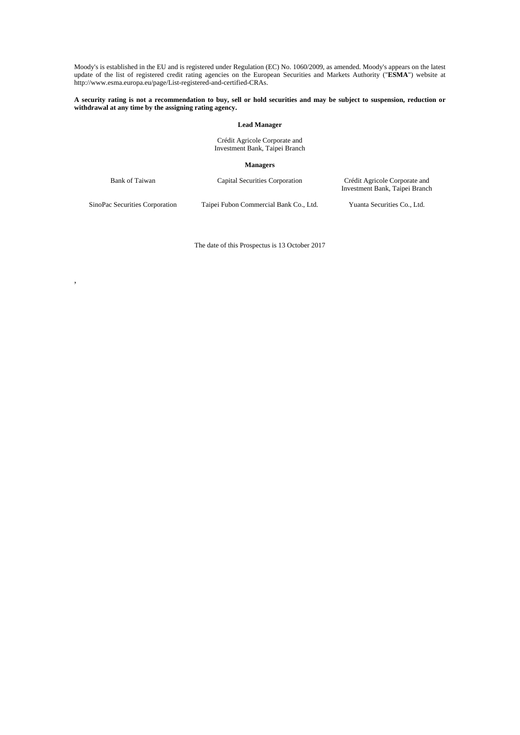Moody's is established in the EU and is registered under Regulation (EC) No. 1060/2009, as amended. Moody's appears on the latest update of the list of registered credit rating agencies on the European Securities and Markets Authority ("**ESMA**") website at http://www.esma.europa.eu/page/List-registered-and-certified-CRAs.

**A security rating is not a recommendation to buy, sell or hold securities and may be subject to suspension, reduction or withdrawal at any time by the assigning rating agency.**

**Lead Manager**

Crédit Agricole Corporate and Investment Bank, Taipei Branch

**Managers**

Bank of Taiwan

Capital Securities Corporation

Crédit Agricole Corporate and Investment Bank, Taipei Branch

SinoPac Securities Corporation

Taipei Fubon Commercial Bank Co., Ltd.

Yuanta Securities Co., Ltd.

The date of this Prospectus is 13 October 2017

,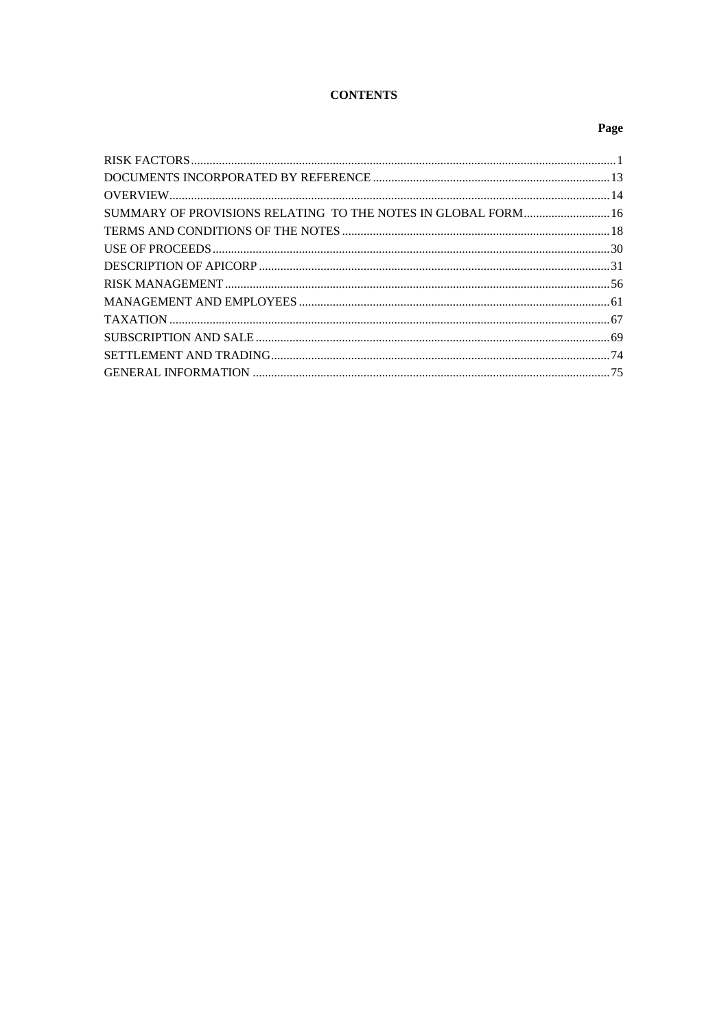# CONTENTS

| | Page |
|---|---|
| RISK FACTORS | 1 |
| DOCUMENTS INCORPORATED BY REFERENCE | 13 |
| OVERVIEW | 14 |
| SUMMARY OF PROVISIONS RELATING TO THE NOTES IN GLOBAL FORM | 16 |
| TERMS AND CONDITIONS OF THE NOTES | 18 |
| USE OF PROCEEDS | 30 |
| DESCRIPTION OF APICORP | 31 |
| RISK MANAGEMENT | 56 |
| MANAGEMENT AND EMPLOYEES | 61 |
| TAXATION | 67 |
| SUBSCRIPTION AND SALE | 69 |
| SETTLEMENT AND TRADING | 74 |
| GENERAL INFORMATION | 75 |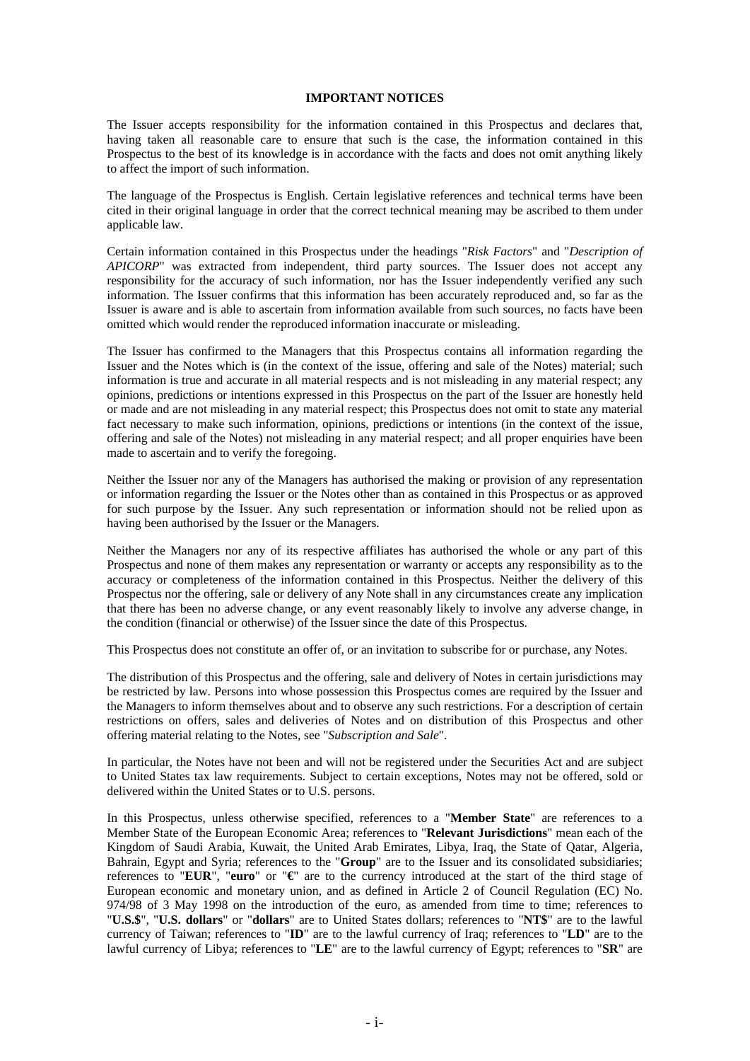## IMPORTANT NOTICES

The Issuer accepts responsibility for the information contained in this Prospectus and declares that, having taken all reasonable care to ensure that such is the case, the information contained in this Prospectus to the best of its knowledge is in accordance with the facts and does not omit anything likely to affect the import of such information.

The language of the Prospectus is English. Certain legislative references and technical terms have been cited in their original language in order that the correct technical meaning may be ascribed to them under applicable law.

Certain information contained in this Prospectus under the headings "*Risk Factors*" and "*Description of APICORP*" was extracted from independent, third party sources. The Issuer does not accept any responsibility for the accuracy of such information, nor has the Issuer independently verified any such information. The Issuer confirms that this information has been accurately reproduced and, so far as the Issuer is aware and is able to ascertain from information available from such sources, no facts have been omitted which would render the reproduced information inaccurate or misleading.

The Issuer has confirmed to the Managers that this Prospectus contains all information regarding the Issuer and the Notes which is (in the context of the issue, offering and sale of the Notes) material; such information is true and accurate in all material respects and is not misleading in any material respect; any opinions, predictions or intentions expressed in this Prospectus on the part of the Issuer are honestly held or made and are not misleading in any material respect; this Prospectus does not omit to state any material fact necessary to make such information, opinions, predictions or intentions (in the context of the issue, offering and sale of the Notes) not misleading in any material respect; and all proper enquiries have been made to ascertain and to verify the foregoing.

Neither the Issuer nor any of the Managers has authorised the making or provision of any representation or information regarding the Issuer or the Notes other than as contained in this Prospectus or as approved for such purpose by the Issuer. Any such representation or information should not be relied upon as having been authorised by the Issuer or the Managers.

Neither the Managers nor any of its respective affiliates has authorised the whole or any part of this Prospectus and none of them makes any representation or warranty or accepts any responsibility as to the accuracy or completeness of the information contained in this Prospectus. Neither the delivery of this Prospectus nor the offering, sale or delivery of any Note shall in any circumstances create any implication that there has been no adverse change, or any event reasonably likely to involve any adverse change, in the condition (financial or otherwise) of the Issuer since the date of this Prospectus.

This Prospectus does not constitute an offer of, or an invitation to subscribe for or purchase, any Notes.

The distribution of this Prospectus and the offering, sale and delivery of Notes in certain jurisdictions may be restricted by law. Persons into whose possession this Prospectus comes are required by the Issuer and the Managers to inform themselves about and to observe any such restrictions. For a description of certain restrictions on offers, sales and deliveries of Notes and on distribution of this Prospectus and other offering material relating to the Notes, see "*Subscription and Sale*".

In particular, the Notes have not been and will not be registered under the Securities Act and are subject to United States tax law requirements. Subject to certain exceptions, Notes may not be offered, sold or delivered within the United States or to U.S. persons.

In this Prospectus, unless otherwise specified, references to a "**Member State**" are references to a Member State of the European Economic Area; references to "**Relevant Jurisdictions**" mean each of the Kingdom of Saudi Arabia, Kuwait, the United Arab Emirates, Libya, Iraq, the State of Qatar, Algeria, Bahrain, Egypt and Syria; references to the "**Group**" are to the Issuer and its consolidated subsidiaries; references to "**EUR**", "**euro**" or "**€**" are to the currency introduced at the start of the third stage of European economic and monetary union, and as defined in Article 2 of Council Regulation (EC) No. 974/98 of 3 May 1998 on the introduction of the euro, as amended from time to time; references to "**U.S.$**", "**U.S. dollars**" or "**dollars**" are to United States dollars; references to "**NT$**" are to the lawful currency of Taiwan; references to "**ID**" are to the lawful currency of Iraq; references to "**LD**" are to the lawful currency of Libya; references to "**LE**" are to the lawful currency of Egypt; references to "**SR**" are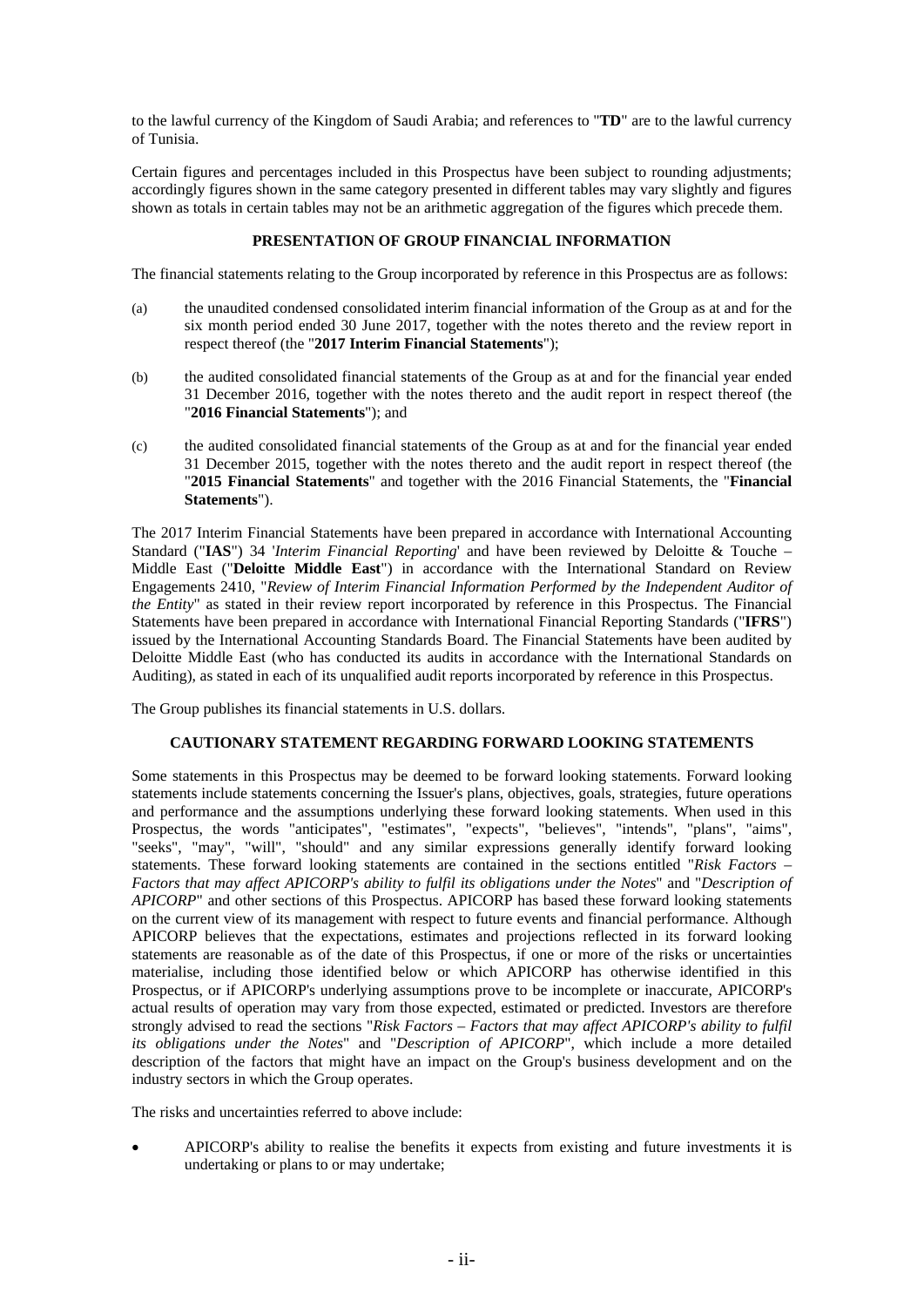to the lawful currency of the Kingdom of Saudi Arabia; and references to "**TD**" are to the lawful currency of Tunisia.

Certain figures and percentages included in this Prospectus have been subject to rounding adjustments; accordingly figures shown in the same category presented in different tables may vary slightly and figures shown as totals in certain tables may not be an arithmetic aggregation of the figures which precede them.

## PRESENTATION OF GROUP FINANCIAL INFORMATION

The financial statements relating to the Group incorporated by reference in this Prospectus are as follows:

(a) the unaudited condensed consolidated interim financial information of the Group as at and for the six month period ended 30 June 2017, together with the notes thereto and the review report in respect thereof (the "**2017 Interim Financial Statements**");

(b) the audited consolidated financial statements of the Group as at and for the financial year ended 31 December 2016, together with the notes thereto and the audit report in respect thereof (the "**2016 Financial Statements**"); and

(c) the audited consolidated financial statements of the Group as at and for the financial year ended 31 December 2015, together with the notes thereto and the audit report in respect thereof (the "**2015 Financial Statements**" and together with the 2016 Financial Statements, the "**Financial Statements**").

The 2017 Interim Financial Statements have been prepared in accordance with International Accounting Standard ("**IAS**") 34 '*Interim Financial Reporting*' and have been reviewed by Deloitte & Touche – Middle East ("**Deloitte Middle East**") in accordance with the International Standard on Review Engagements 2410, "*Review of Interim Financial Information Performed by the Independent Auditor of the Entity*" as stated in their review report incorporated by reference in this Prospectus. The Financial Statements have been prepared in accordance with International Financial Reporting Standards ("**IFRS**") issued by the International Accounting Standards Board. The Financial Statements have been audited by Deloitte Middle East (who has conducted its audits in accordance with the International Standards on Auditing), as stated in each of its unqualified audit reports incorporated by reference in this Prospectus.

The Group publishes its financial statements in U.S. dollars.

## CAUTIONARY STATEMENT REGARDING FORWARD LOOKING STATEMENTS

Some statements in this Prospectus may be deemed to be forward looking statements. Forward looking statements include statements concerning the Issuer's plans, objectives, goals, strategies, future operations and performance and the assumptions underlying these forward looking statements. When used in this Prospectus, the words "anticipates", "estimates", "expects", "believes", "intends", "plans", "aims", "seeks", "may", "will", "should" and any similar expressions generally identify forward looking statements. These forward looking statements are contained in the sections entitled "*Risk Factors – Factors that may affect APICORP's ability to fulfil its obligations under the Notes*" and "*Description of APICORP*" and other sections of this Prospectus. APICORP has based these forward looking statements on the current view of its management with respect to future events and financial performance. Although APICORP believes that the expectations, estimates and projections reflected in its forward looking statements are reasonable as of the date of this Prospectus, if one or more of the risks or uncertainties materialise, including those identified below or which APICORP has otherwise identified in this Prospectus, or if APICORP's underlying assumptions prove to be incomplete or inaccurate, APICORP's actual results of operation may vary from those expected, estimated or predicted. Investors are therefore strongly advised to read the sections "*Risk Factors – Factors that may affect APICORP's ability to fulfil its obligations under the Notes*" and "*Description of APICORP*", which include a more detailed description of the factors that might have an impact on the Group's business development and on the industry sectors in which the Group operates.

The risks and uncertainties referred to above include:

- APICORP's ability to realise the benefits it expects from existing and future investments it is undertaking or plans to or may undertake;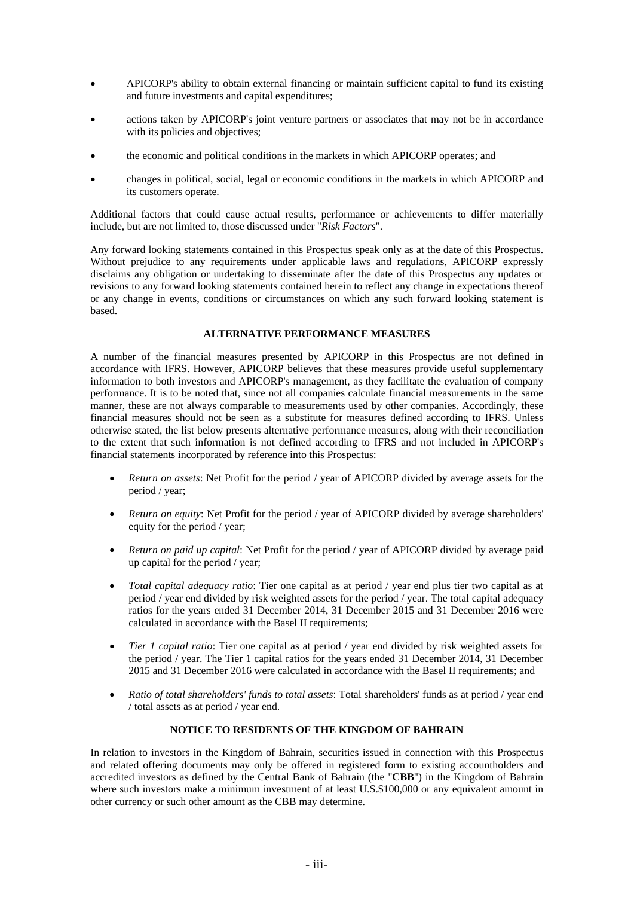- APICORP's ability to obtain external financing or maintain sufficient capital to fund its existing and future investments and capital expenditures;
- actions taken by APICORP's joint venture partners or associates that may not be in accordance with its policies and objectives;
- the economic and political conditions in the markets in which APICORP operates; and
- changes in political, social, legal or economic conditions in the markets in which APICORP and its customers operate.

Additional factors that could cause actual results, performance or achievements to differ materially include, but are not limited to, those discussed under "*Risk Factors*".

Any forward looking statements contained in this Prospectus speak only as at the date of this Prospectus. Without prejudice to any requirements under applicable laws and regulations, APICORP expressly disclaims any obligation or undertaking to disseminate after the date of this Prospectus any updates or revisions to any forward looking statements contained herein to reflect any change in expectations thereof or any change in events, conditions or circumstances on which any such forward looking statement is based.

## ALTERNATIVE PERFORMANCE MEASURES

A number of the financial measures presented by APICORP in this Prospectus are not defined in accordance with IFRS. However, APICORP believes that these measures provide useful supplementary information to both investors and APICORP's management, as they facilitate the evaluation of company performance. It is to be noted that, since not all companies calculate financial measurements in the same manner, these are not always comparable to measurements used by other companies. Accordingly, these financial measures should not be seen as a substitute for measures defined according to IFRS. Unless otherwise stated, the list below presents alternative performance measures, along with their reconciliation to the extent that such information is not defined according to IFRS and not included in APICORP's financial statements incorporated by reference into this Prospectus:

- *Return on assets*: Net Profit for the period / year of APICORP divided by average assets for the period / year;
- *Return on equity*: Net Profit for the period / year of APICORP divided by average shareholders' equity for the period / year;
- *Return on paid up capital*: Net Profit for the period / year of APICORP divided by average paid up capital for the period / year;
- *Total capital adequacy ratio*: Tier one capital as at period / year end plus tier two capital as at period / year end divided by risk weighted assets for the period / year. The total capital adequacy ratios for the years ended 31 December 2014, 31 December 2015 and 31 December 2016 were calculated in accordance with the Basel II requirements;
- *Tier 1 capital ratio*: Tier one capital as at period / year end divided by risk weighted assets for the period / year. The Tier 1 capital ratios for the years ended 31 December 2014, 31 December 2015 and 31 December 2016 were calculated in accordance with the Basel II requirements; and
- *Ratio of total shareholders' funds to total assets*: Total shareholders' funds as at period / year end / total assets as at period / year end.

## NOTICE TO RESIDENTS OF THE KINGDOM OF BAHRAIN

In relation to investors in the Kingdom of Bahrain, securities issued in connection with this Prospectus and related offering documents may only be offered in registered form to existing accountholders and accredited investors as defined by the Central Bank of Bahrain (the "**CBB**") in the Kingdom of Bahrain where such investors make a minimum investment of at least U.S.$100,000 or any equivalent amount in other currency or such other amount as the CBB may determine.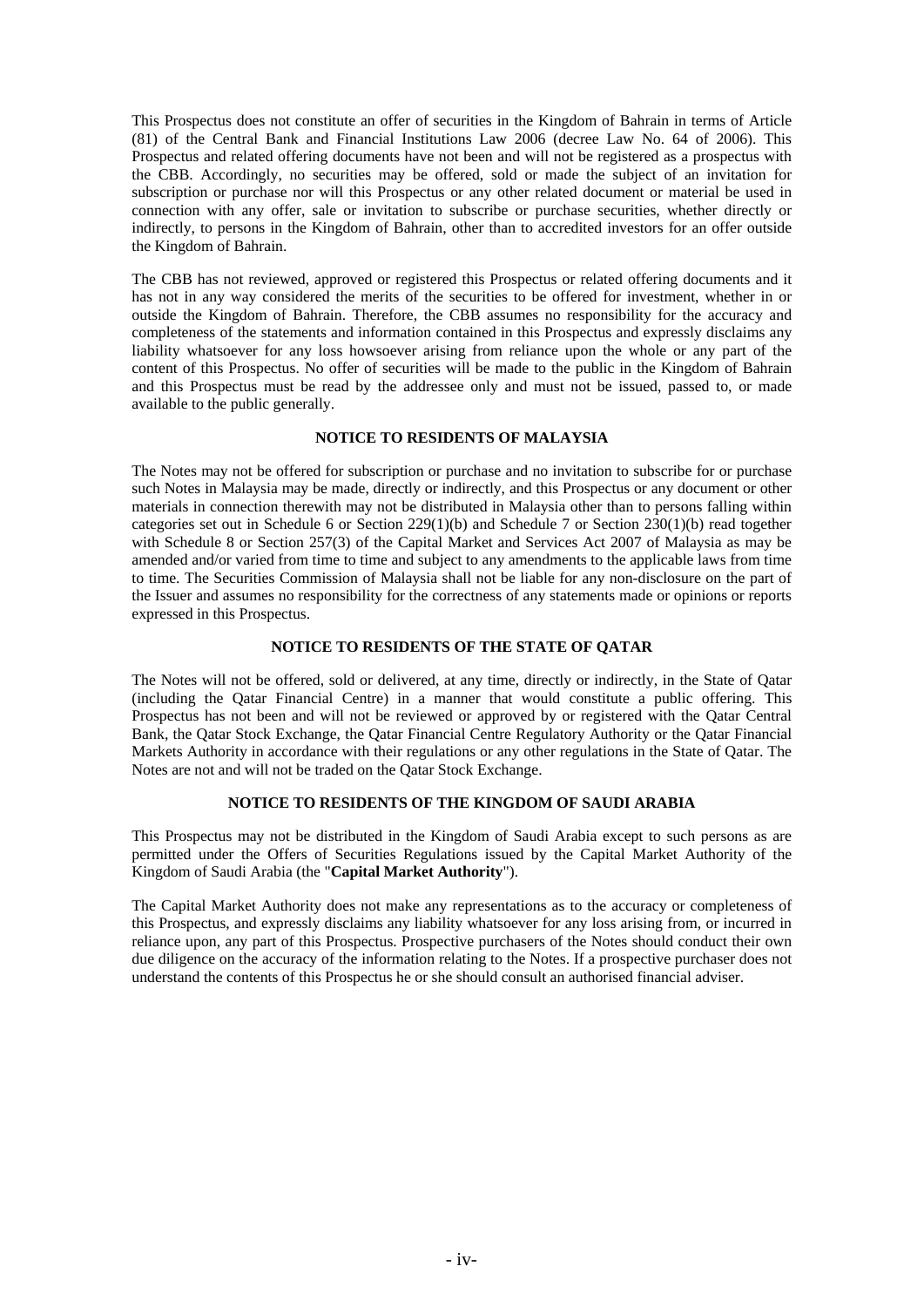This Prospectus does not constitute an offer of securities in the Kingdom of Bahrain in terms of Article (81) of the Central Bank and Financial Institutions Law 2006 (decree Law No. 64 of 2006). This Prospectus and related offering documents have not been and will not be registered as a prospectus with the CBB. Accordingly, no securities may be offered, sold or made the subject of an invitation for subscription or purchase nor will this Prospectus or any other related document or material be used in connection with any offer, sale or invitation to subscribe or purchase securities, whether directly or indirectly, to persons in the Kingdom of Bahrain, other than to accredited investors for an offer outside the Kingdom of Bahrain.

The CBB has not reviewed, approved or registered this Prospectus or related offering documents and it has not in any way considered the merits of the securities to be offered for investment, whether in or outside the Kingdom of Bahrain. Therefore, the CBB assumes no responsibility for the accuracy and completeness of the statements and information contained in this Prospectus and expressly disclaims any liability whatsoever for any loss howsoever arising from reliance upon the whole or any part of the content of this Prospectus. No offer of securities will be made to the public in the Kingdom of Bahrain and this Prospectus must be read by the addressee only and must not be issued, passed to, or made available to the public generally.

**NOTICE TO RESIDENTS OF MALAYSIA**

The Notes may not be offered for subscription or purchase and no invitation to subscribe for or purchase such Notes in Malaysia may be made, directly or indirectly, and this Prospectus or any document or other materials in connection therewith may not be distributed in Malaysia other than to persons falling within categories set out in Schedule 6 or Section 229(1)(b) and Schedule 7 or Section 230(1)(b) read together with Schedule 8 or Section 257(3) of the Capital Market and Services Act 2007 of Malaysia as may be amended and/or varied from time to time and subject to any amendments to the applicable laws from time to time. The Securities Commission of Malaysia shall not be liable for any non-disclosure on the part of the Issuer and assumes no responsibility for the correctness of any statements made or opinions or reports expressed in this Prospectus.

**NOTICE TO RESIDENTS OF THE STATE OF QATAR**

The Notes will not be offered, sold or delivered, at any time, directly or indirectly, in the State of Qatar (including the Qatar Financial Centre) in a manner that would constitute a public offering. This Prospectus has not been and will not be reviewed or approved by or registered with the Qatar Central Bank, the Qatar Stock Exchange, the Qatar Financial Centre Regulatory Authority or the Qatar Financial Markets Authority in accordance with their regulations or any other regulations in the State of Qatar. The Notes are not and will not be traded on the Qatar Stock Exchange.

**NOTICE TO RESIDENTS OF THE KINGDOM OF SAUDI ARABIA**

This Prospectus may not be distributed in the Kingdom of Saudi Arabia except to such persons as are permitted under the Offers of Securities Regulations issued by the Capital Market Authority of the Kingdom of Saudi Arabia (the "**Capital Market Authority**").

The Capital Market Authority does not make any representations as to the accuracy or completeness of this Prospectus, and expressly disclaims any liability whatsoever for any loss arising from, or incurred in reliance upon, any part of this Prospectus. Prospective purchasers of the Notes should conduct their own due diligence on the accuracy of the information relating to the Notes. If a prospective purchaser does not understand the contents of this Prospectus he or she should consult an authorised financial adviser.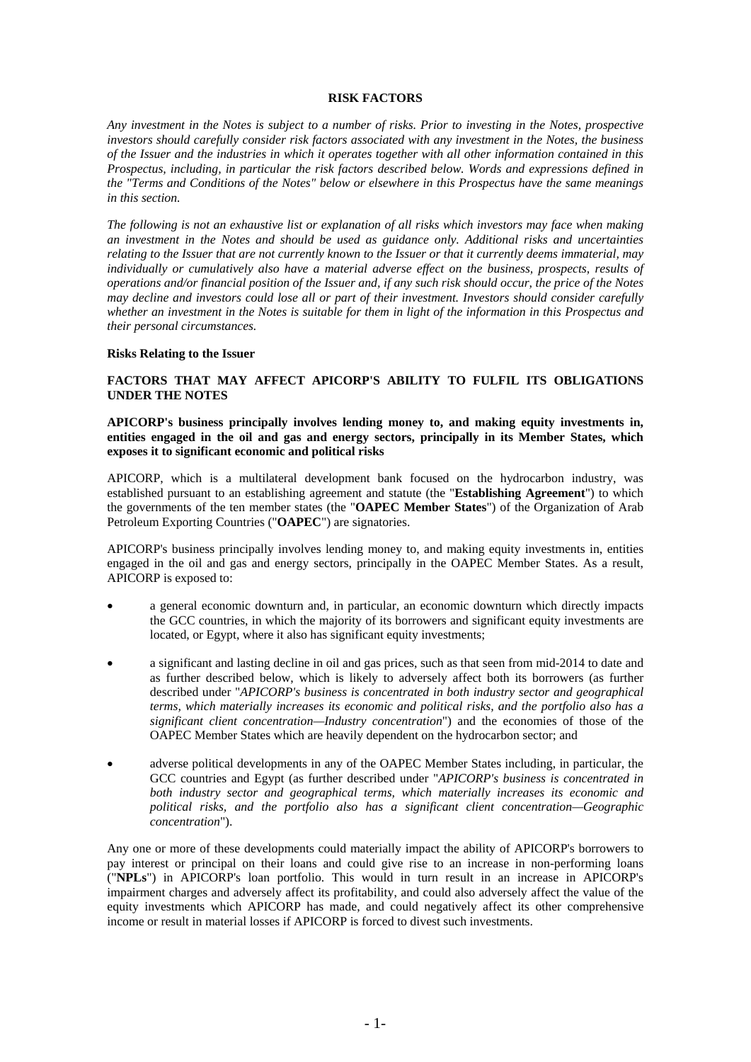# RISK FACTORS

*Any investment in the Notes is subject to a number of risks. Prior to investing in the Notes, prospective investors should carefully consider risk factors associated with any investment in the Notes, the business of the Issuer and the industries in which it operates together with all other information contained in this Prospectus, including, in particular the risk factors described below. Words and expressions defined in the "Terms and Conditions of the Notes" below or elsewhere in this Prospectus have the same meanings in this section.*

*The following is not an exhaustive list or explanation of all risks which investors may face when making an investment in the Notes and should be used as guidance only. Additional risks and uncertainties relating to the Issuer that are not currently known to the Issuer or that it currently deems immaterial, may individually or cumulatively also have a material adverse effect on the business, prospects, results of operations and/or financial position of the Issuer and, if any such risk should occur, the price of the Notes may decline and investors could lose all or part of their investment. Investors should consider carefully whether an investment in the Notes is suitable for them in light of the information in this Prospectus and their personal circumstances.*

**Risks Relating to the Issuer**

## FACTORS THAT MAY AFFECT APICORP'S ABILITY TO FULFIL ITS OBLIGATIONS UNDER THE NOTES

**APICORP's business principally involves lending money to, and making equity investments in, entities engaged in the oil and gas and energy sectors, principally in its Member States, which exposes it to significant economic and political risks**

APICORP, which is a multilateral development bank focused on the hydrocarbon industry, was established pursuant to an establishing agreement and statute (the "**Establishing Agreement**") to which the governments of the ten member states (the "**OAPEC Member States**") of the Organization of Arab Petroleum Exporting Countries ("**OAPEC**") are signatories.

APICORP's business principally involves lending money to, and making equity investments in, entities engaged in the oil and gas and energy sectors, principally in the OAPEC Member States. As a result, APICORP is exposed to:

- a general economic downturn and, in particular, an economic downturn which directly impacts the GCC countries, in which the majority of its borrowers and significant equity investments are located, or Egypt, where it also has significant equity investments;
- a significant and lasting decline in oil and gas prices, such as that seen from mid-2014 to date and as further described below, which is likely to adversely affect both its borrowers (as further described under "*APICORP's business is concentrated in both industry sector and geographical terms, which materially increases its economic and political risks, and the portfolio also has a significant client concentration—Industry concentration*") and the economies of those of the OAPEC Member States which are heavily dependent on the hydrocarbon sector; and
- adverse political developments in any of the OAPEC Member States including, in particular, the GCC countries and Egypt (as further described under "*APICORP's business is concentrated in both industry sector and geographical terms, which materially increases its economic and political risks, and the portfolio also has a significant client concentration—Geographic concentration*").

Any one or more of these developments could materially impact the ability of APICORP's borrowers to pay interest or principal on their loans and could give rise to an increase in non-performing loans ("**NPLs**") in APICORP's loan portfolio. This would in turn result in an increase in APICORP's impairment charges and adversely affect its profitability, and could also adversely affect the value of the equity investments which APICORP has made, and could negatively affect its other comprehensive income or result in material losses if APICORP is forced to divest such investments.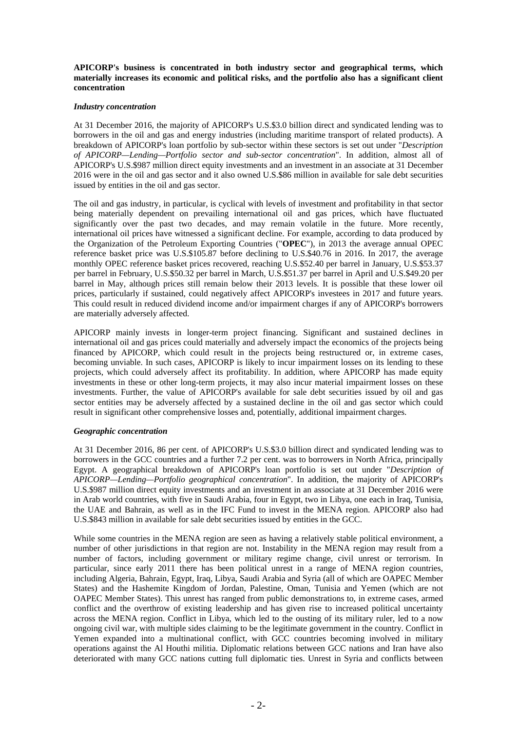**APICORP's business is concentrated in both industry sector and geographical terms, which materially increases its economic and political risks, and the portfolio also has a significant client concentration**

***Industry concentration***

At 31 December 2016, the majority of APICORP's U.S.$3.0 billion direct and syndicated lending was to borrowers in the oil and gas and energy industries (including maritime transport of related products). A breakdown of APICORP's loan portfolio by sub-sector within these sectors is set out under "*Description of APICORP—Lending—Portfolio sector and sub-sector concentration*". In addition, almost all of APICORP's U.S.$987 million direct equity investments and an investment in an associate at 31 December 2016 were in the oil and gas sector and it also owned U.S.$86 million in available for sale debt securities issued by entities in the oil and gas sector.

The oil and gas industry, in particular, is cyclical with levels of investment and profitability in that sector being materially dependent on prevailing international oil and gas prices, which have fluctuated significantly over the past two decades, and may remain volatile in the future. More recently, international oil prices have witnessed a significant decline. For example, according to data produced by the Organization of the Petroleum Exporting Countries ("**OPEC**"), in 2013 the average annual OPEC reference basket price was U.S.$105.87 before declining to U.S.$40.76 in 2016. In 2017, the average monthly OPEC reference basket prices recovered, reaching U.S.$52.40 per barrel in January, U.S.$53.37 per barrel in February, U.S.$50.32 per barrel in March, U.S.$51.37 per barrel in April and U.S.$49.20 per barrel in May, although prices still remain below their 2013 levels. It is possible that these lower oil prices, particularly if sustained, could negatively affect APICORP's investees in 2017 and future years. This could result in reduced dividend income and/or impairment charges if any of APICORP's borrowers are materially adversely affected.

APICORP mainly invests in longer-term project financing. Significant and sustained declines in international oil and gas prices could materially and adversely impact the economics of the projects being financed by APICORP, which could result in the projects being restructured or, in extreme cases, becoming unviable. In such cases, APICORP is likely to incur impairment losses on its lending to these projects, which could adversely affect its profitability. In addition, where APICORP has made equity investments in these or other long-term projects, it may also incur material impairment losses on these investments. Further, the value of APICORP's available for sale debt securities issued by oil and gas sector entities may be adversely affected by a sustained decline in the oil and gas sector which could result in significant other comprehensive losses and, potentially, additional impairment charges.

***Geographic concentration***

At 31 December 2016, 86 per cent. of APICORP's U.S.$3.0 billion direct and syndicated lending was to borrowers in the GCC countries and a further 7.2 per cent. was to borrowers in North Africa, principally Egypt. A geographical breakdown of APICORP's loan portfolio is set out under "*Description of APICORP—Lending—Portfolio geographical concentration*". In addition, the majority of APICORP's U.S.$987 million direct equity investments and an investment in an associate at 31 December 2016 were in Arab world countries, with five in Saudi Arabia, four in Egypt, two in Libya, one each in Iraq, Tunisia, the UAE and Bahrain, as well as in the IFC Fund to invest in the MENA region. APICORP also had U.S.$843 million in available for sale debt securities issued by entities in the GCC.

While some countries in the MENA region are seen as having a relatively stable political environment, a number of other jurisdictions in that region are not. Instability in the MENA region may result from a number of factors, including government or military regime change, civil unrest or terrorism. In particular, since early 2011 there has been political unrest in a range of MENA region countries, including Algeria, Bahrain, Egypt, Iraq, Libya, Saudi Arabia and Syria (all of which are OAPEC Member States) and the Hashemite Kingdom of Jordan, Palestine, Oman, Tunisia and Yemen (which are not OAPEC Member States). This unrest has ranged from public demonstrations to, in extreme cases, armed conflict and the overthrow of existing leadership and has given rise to increased political uncertainty across the MENA region. Conflict in Libya, which led to the ousting of its military ruler, led to a now ongoing civil war, with multiple sides claiming to be the legitimate government in the country. Conflict in Yemen expanded into a multinational conflict, with GCC countries becoming involved in military operations against the Al Houthi militia. Diplomatic relations between GCC nations and Iran have also deteriorated with many GCC nations cutting full diplomatic ties. Unrest in Syria and conflicts between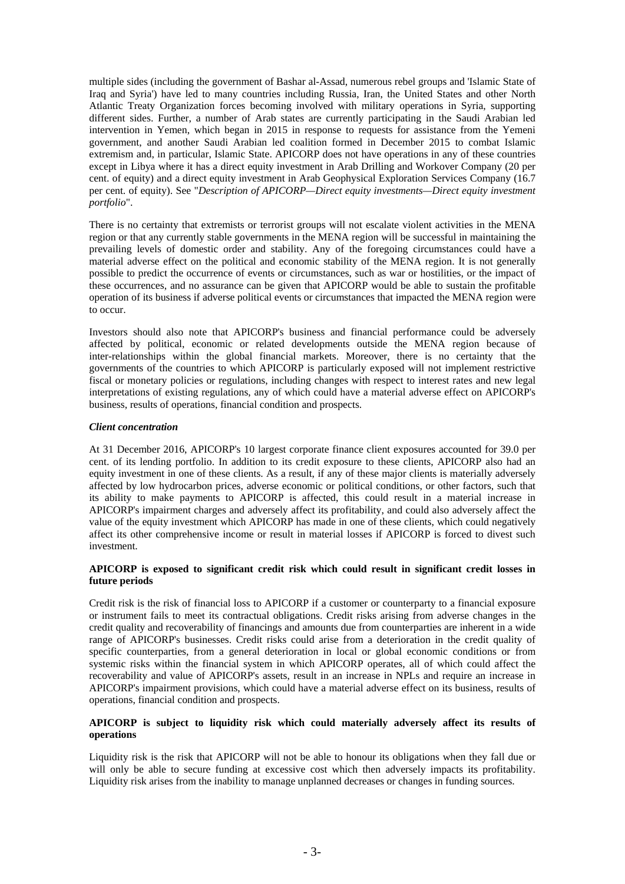multiple sides (including the government of Bashar al-Assad, numerous rebel groups and 'Islamic State of Iraq and Syria') have led to many countries including Russia, Iran, the United States and other North Atlantic Treaty Organization forces becoming involved with military operations in Syria, supporting different sides. Further, a number of Arab states are currently participating in the Saudi Arabian led intervention in Yemen, which began in 2015 in response to requests for assistance from the Yemeni government, and another Saudi Arabian led coalition formed in December 2015 to combat Islamic extremism and, in particular, Islamic State. APICORP does not have operations in any of these countries except in Libya where it has a direct equity investment in Arab Drilling and Workover Company (20 per cent. of equity) and a direct equity investment in Arab Geophysical Exploration Services Company (16.7 per cent. of equity). See "*Description of APICORP—Direct equity investments—Direct equity investment portfolio*".

There is no certainty that extremists or terrorist groups will not escalate violent activities in the MENA region or that any currently stable governments in the MENA region will be successful in maintaining the prevailing levels of domestic order and stability. Any of the foregoing circumstances could have a material adverse effect on the political and economic stability of the MENA region. It is not generally possible to predict the occurrence of events or circumstances, such as war or hostilities, or the impact of these occurrences, and no assurance can be given that APICORP would be able to sustain the profitable operation of its business if adverse political events or circumstances that impacted the MENA region were to occur.

Investors should also note that APICORP's business and financial performance could be adversely affected by political, economic or related developments outside the MENA region because of inter-relationships within the global financial markets. Moreover, there is no certainty that the governments of the countries to which APICORP is particularly exposed will not implement restrictive fiscal or monetary policies or regulations, including changes with respect to interest rates and new legal interpretations of existing regulations, any of which could have a material adverse effect on APICORP's business, results of operations, financial condition and prospects.

***Client concentration***

At 31 December 2016, APICORP's 10 largest corporate finance client exposures accounted for 39.0 per cent. of its lending portfolio. In addition to its credit exposure to these clients, APICORP also had an equity investment in one of these clients. As a result, if any of these major clients is materially adversely affected by low hydrocarbon prices, adverse economic or political conditions, or other factors, such that its ability to make payments to APICORP is affected, this could result in a material increase in APICORP's impairment charges and adversely affect its profitability, and could also adversely affect the value of the equity investment which APICORP has made in one of these clients, which could negatively affect its other comprehensive income or result in material losses if APICORP is forced to divest such investment.

**APICORP is exposed to significant credit risk which could result in significant credit losses in future periods**

Credit risk is the risk of financial loss to APICORP if a customer or counterparty to a financial exposure or instrument fails to meet its contractual obligations. Credit risks arising from adverse changes in the credit quality and recoverability of financings and amounts due from counterparties are inherent in a wide range of APICORP's businesses. Credit risks could arise from a deterioration in the credit quality of specific counterparties, from a general deterioration in local or global economic conditions or from systemic risks within the financial system in which APICORP operates, all of which could affect the recoverability and value of APICORP's assets, result in an increase in NPLs and require an increase in APICORP's impairment provisions, which could have a material adverse effect on its business, results of operations, financial condition and prospects.

**APICORP is subject to liquidity risk which could materially adversely affect its results of operations**

Liquidity risk is the risk that APICORP will not be able to honour its obligations when they fall due or will only be able to secure funding at excessive cost which then adversely impacts its profitability. Liquidity risk arises from the inability to manage unplanned decreases or changes in funding sources.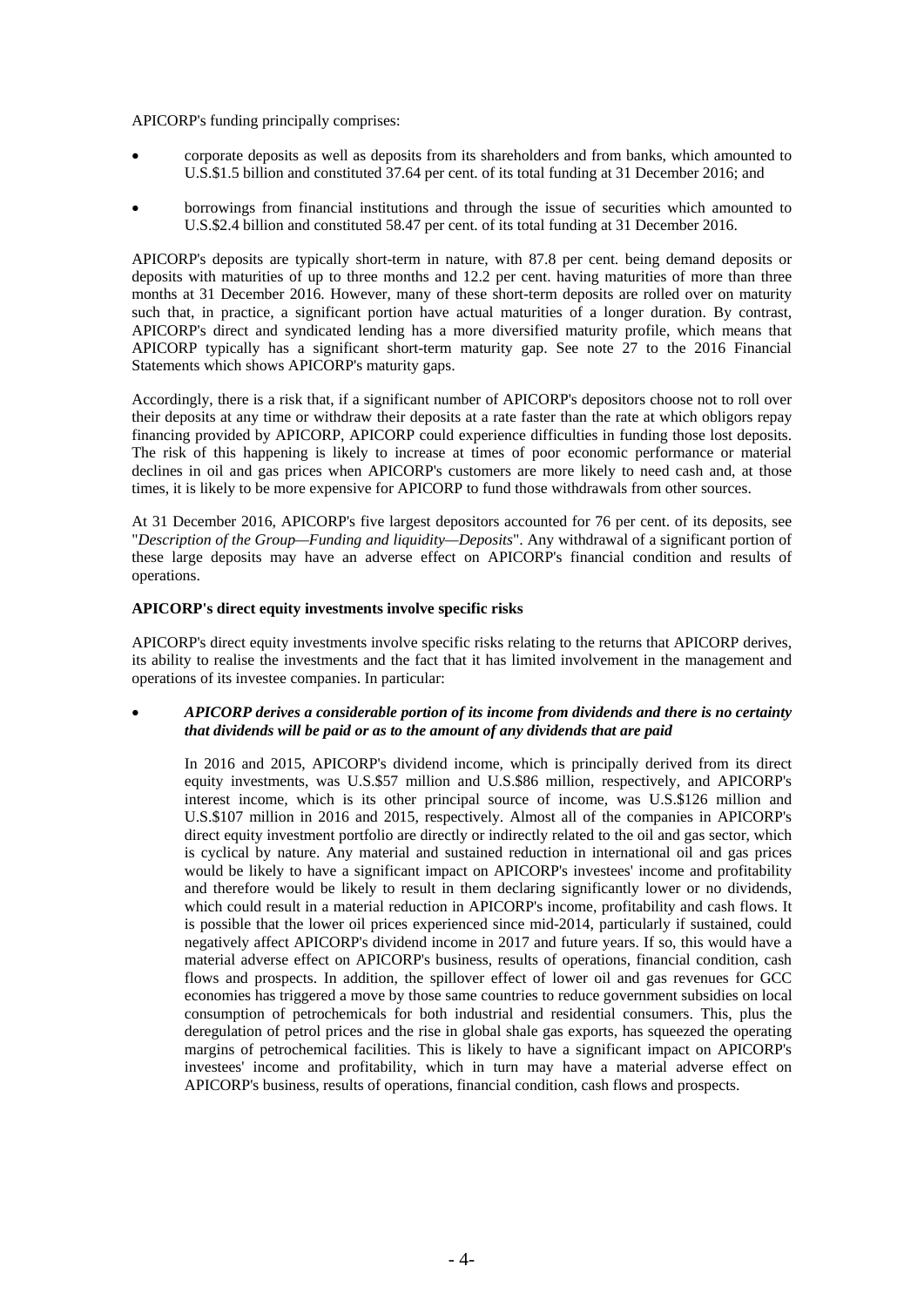APICORP's funding principally comprises:

- corporate deposits as well as deposits from its shareholders and from banks, which amounted to U.S.$1.5 billion and constituted 37.64 per cent. of its total funding at 31 December 2016; and
- borrowings from financial institutions and through the issue of securities which amounted to U.S.$2.4 billion and constituted 58.47 per cent. of its total funding at 31 December 2016.

APICORP's deposits are typically short-term in nature, with 87.8 per cent. being demand deposits or deposits with maturities of up to three months and 12.2 per cent. having maturities of more than three months at 31 December 2016. However, many of these short-term deposits are rolled over on maturity such that, in practice, a significant portion have actual maturities of a longer duration. By contrast, APICORP's direct and syndicated lending has a more diversified maturity profile, which means that APICORP typically has a significant short-term maturity gap. See note 27 to the 2016 Financial Statements which shows APICORP's maturity gaps.

Accordingly, there is a risk that, if a significant number of APICORP's depositors choose not to roll over their deposits at any time or withdraw their deposits at a rate faster than the rate at which obligors repay financing provided by APICORP, APICORP could experience difficulties in funding those lost deposits. The risk of this happening is likely to increase at times of poor economic performance or material declines in oil and gas prices when APICORP's customers are more likely to need cash and, at those times, it is likely to be more expensive for APICORP to fund those withdrawals from other sources.

At 31 December 2016, APICORP's five largest depositors accounted for 76 per cent. of its deposits, see "*Description of the Group—Funding and liquidity—Deposits*". Any withdrawal of a significant portion of these large deposits may have an adverse effect on APICORP's financial condition and results of operations.

**APICORP's direct equity investments involve specific risks**

APICORP's direct equity investments involve specific risks relating to the returns that APICORP derives, its ability to realise the investments and the fact that it has limited involvement in the management and operations of its investee companies. In particular:

- ***APICORP derives a considerable portion of its income from dividends and there is no certainty that dividends will be paid or as to the amount of any dividends that are paid***

  In 2016 and 2015, APICORP's dividend income, which is principally derived from its direct equity investments, was U.S.$57 million and U.S.$86 million, respectively, and APICORP's interest income, which is its other principal source of income, was U.S.$126 million and U.S.$107 million in 2016 and 2015, respectively. Almost all of the companies in APICORP's direct equity investment portfolio are directly or indirectly related to the oil and gas sector, which is cyclical by nature. Any material and sustained reduction in international oil and gas prices would be likely to have a significant impact on APICORP's investees' income and profitability and therefore would be likely to result in them declaring significantly lower or no dividends, which could result in a material reduction in APICORP's income, profitability and cash flows. It is possible that the lower oil prices experienced since mid-2014, particularly if sustained, could negatively affect APICORP's dividend income in 2017 and future years. If so, this would have a material adverse effect on APICORP's business, results of operations, financial condition, cash flows and prospects. In addition, the spillover effect of lower oil and gas revenues for GCC economies has triggered a move by those same countries to reduce government subsidies on local consumption of petrochemicals for both industrial and residential consumers. This, plus the deregulation of petrol prices and the rise in global shale gas exports, has squeezed the operating margins of petrochemical facilities. This is likely to have a significant impact on APICORP's investees' income and profitability, which in turn may have a material adverse effect on APICORP's business, results of operations, financial condition, cash flows and prospects.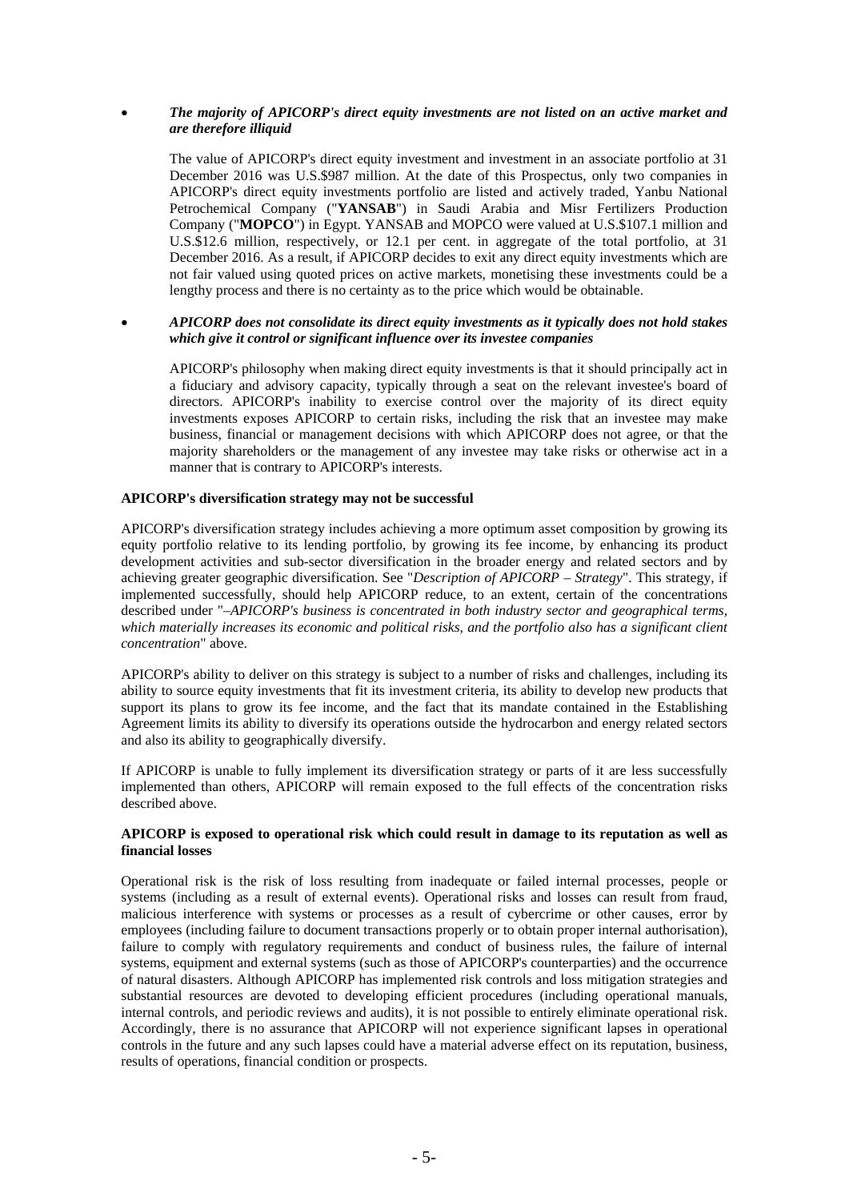- ***The majority of APICORP's direct equity investments are not listed on an active market and are therefore illiquid***

  The value of APICORP's direct equity investment and investment in an associate portfolio at 31 December 2016 was U.S.$987 million. At the date of this Prospectus, only two companies in APICORP's direct equity investments portfolio are listed and actively traded, Yanbu National Petrochemical Company ("**YANSAB**") in Saudi Arabia and Misr Fertilizers Production Company ("**MOPCO**") in Egypt. YANSAB and MOPCO were valued at U.S.$107.1 million and U.S.$12.6 million, respectively, or 12.1 per cent. in aggregate of the total portfolio, at 31 December 2016. As a result, if APICORP decides to exit any direct equity investments which are not fair valued using quoted prices on active markets, monetising these investments could be a lengthy process and there is no certainty as to the price which would be obtainable.

- ***APICORP does not consolidate its direct equity investments as it typically does not hold stakes which give it control or significant influence over its investee companies***

  APICORP's philosophy when making direct equity investments is that it should principally act in a fiduciary and advisory capacity, typically through a seat on the relevant investee's board of directors. APICORP's inability to exercise control over the majority of its direct equity investments exposes APICORP to certain risks, including the risk that an investee may make business, financial or management decisions with which APICORP does not agree, or that the majority shareholders or the management of any investee may take risks or otherwise act in a manner that is contrary to APICORP's interests.

**APICORP's diversification strategy may not be successful**

APICORP's diversification strategy includes achieving a more optimum asset composition by growing its equity portfolio relative to its lending portfolio, by growing its fee income, by enhancing its product development activities and sub-sector diversification in the broader energy and related sectors and by achieving greater geographic diversification. See "*Description of APICORP – Strategy*". This strategy, if implemented successfully, should help APICORP reduce, to an extent, certain of the concentrations described under "*–APICORP's business is concentrated in both industry sector and geographical terms, which materially increases its economic and political risks, and the portfolio also has a significant client concentration*" above.

APICORP's ability to deliver on this strategy is subject to a number of risks and challenges, including its ability to source equity investments that fit its investment criteria, its ability to develop new products that support its plans to grow its fee income, and the fact that its mandate contained in the Establishing Agreement limits its ability to diversify its operations outside the hydrocarbon and energy related sectors and also its ability to geographically diversify.

If APICORP is unable to fully implement its diversification strategy or parts of it are less successfully implemented than others, APICORP will remain exposed to the full effects of the concentration risks described above.

**APICORP is exposed to operational risk which could result in damage to its reputation as well as financial losses**

Operational risk is the risk of loss resulting from inadequate or failed internal processes, people or systems (including as a result of external events). Operational risks and losses can result from fraud, malicious interference with systems or processes as a result of cybercrime or other causes, error by employees (including failure to document transactions properly or to obtain proper internal authorisation), failure to comply with regulatory requirements and conduct of business rules, the failure of internal systems, equipment and external systems (such as those of APICORP's counterparties) and the occurrence of natural disasters. Although APICORP has implemented risk controls and loss mitigation strategies and substantial resources are devoted to developing efficient procedures (including operational manuals, internal controls, and periodic reviews and audits), it is not possible to entirely eliminate operational risk. Accordingly, there is no assurance that APICORP will not experience significant lapses in operational controls in the future and any such lapses could have a material adverse effect on its reputation, business, results of operations, financial condition or prospects.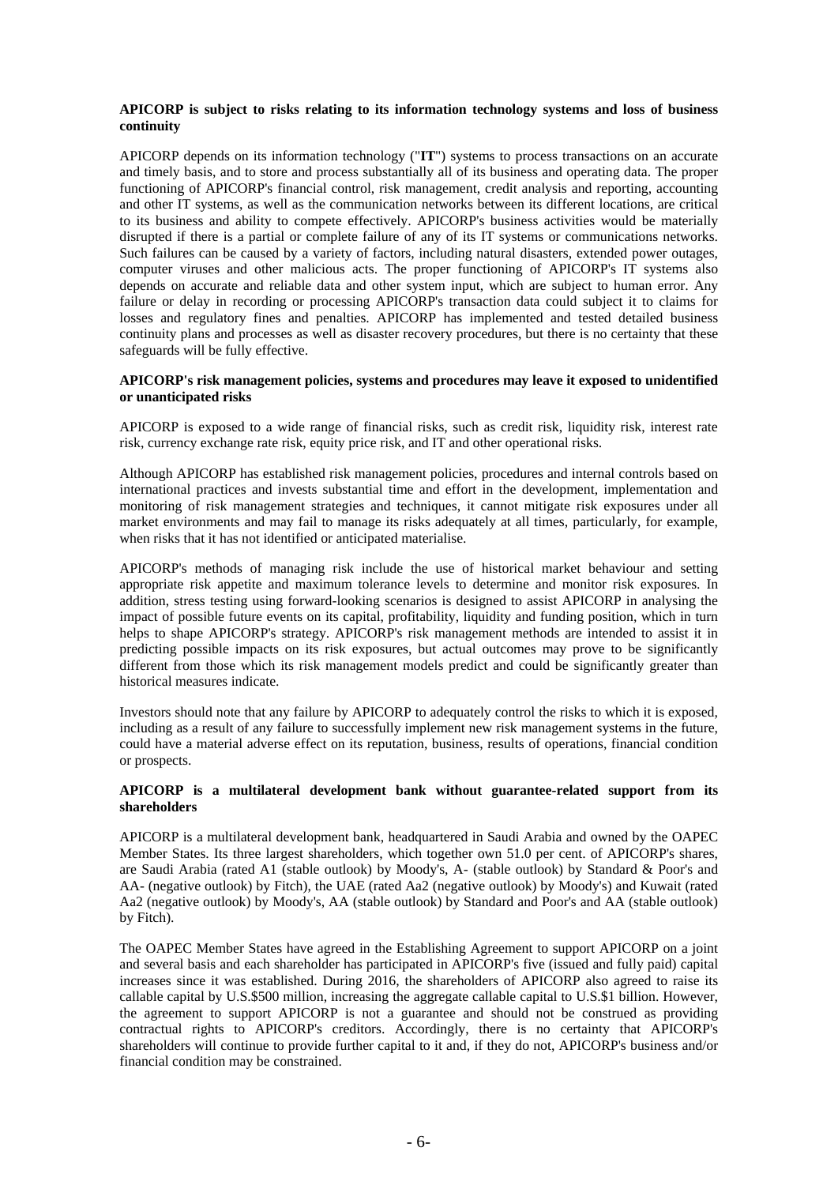**APICORP is subject to risks relating to its information technology systems and loss of business continuity**

APICORP depends on its information technology ("**IT**") systems to process transactions on an accurate and timely basis, and to store and process substantially all of its business and operating data. The proper functioning of APICORP's financial control, risk management, credit analysis and reporting, accounting and other IT systems, as well as the communication networks between its different locations, are critical to its business and ability to compete effectively. APICORP's business activities would be materially disrupted if there is a partial or complete failure of any of its IT systems or communications networks. Such failures can be caused by a variety of factors, including natural disasters, extended power outages, computer viruses and other malicious acts. The proper functioning of APICORP's IT systems also depends on accurate and reliable data and other system input, which are subject to human error. Any failure or delay in recording or processing APICORP's transaction data could subject it to claims for losses and regulatory fines and penalties. APICORP has implemented and tested detailed business continuity plans and processes as well as disaster recovery procedures, but there is no certainty that these safeguards will be fully effective.

**APICORP's risk management policies, systems and procedures may leave it exposed to unidentified or unanticipated risks**

APICORP is exposed to a wide range of financial risks, such as credit risk, liquidity risk, interest rate risk, currency exchange rate risk, equity price risk, and IT and other operational risks.

Although APICORP has established risk management policies, procedures and internal controls based on international practices and invests substantial time and effort in the development, implementation and monitoring of risk management strategies and techniques, it cannot mitigate risk exposures under all market environments and may fail to manage its risks adequately at all times, particularly, for example, when risks that it has not identified or anticipated materialise.

APICORP's methods of managing risk include the use of historical market behaviour and setting appropriate risk appetite and maximum tolerance levels to determine and monitor risk exposures. In addition, stress testing using forward-looking scenarios is designed to assist APICORP in analysing the impact of possible future events on its capital, profitability, liquidity and funding position, which in turn helps to shape APICORP's strategy. APICORP's risk management methods are intended to assist it in predicting possible impacts on its risk exposures, but actual outcomes may prove to be significantly different from those which its risk management models predict and could be significantly greater than historical measures indicate.

Investors should note that any failure by APICORP to adequately control the risks to which it is exposed, including as a result of any failure to successfully implement new risk management systems in the future, could have a material adverse effect on its reputation, business, results of operations, financial condition or prospects.

**APICORP is a multilateral development bank without guarantee-related support from its shareholders**

APICORP is a multilateral development bank, headquartered in Saudi Arabia and owned by the OAPEC Member States. Its three largest shareholders, which together own 51.0 per cent. of APICORP's shares, are Saudi Arabia (rated A1 (stable outlook) by Moody's, A- (stable outlook) by Standard & Poor's and AA- (negative outlook) by Fitch), the UAE (rated Aa2 (negative outlook) by Moody's) and Kuwait (rated Aa2 (negative outlook) by Moody's, AA (stable outlook) by Standard and Poor's and AA (stable outlook) by Fitch).

The OAPEC Member States have agreed in the Establishing Agreement to support APICORP on a joint and several basis and each shareholder has participated in APICORP's five (issued and fully paid) capital increases since it was established. During 2016, the shareholders of APICORP also agreed to raise its callable capital by U.S.$500 million, increasing the aggregate callable capital to U.S.$1 billion. However, the agreement to support APICORP is not a guarantee and should not be construed as providing contractual rights to APICORP's creditors. Accordingly, there is no certainty that APICORP's shareholders will continue to provide further capital to it and, if they do not, APICORP's business and/or financial condition may be constrained.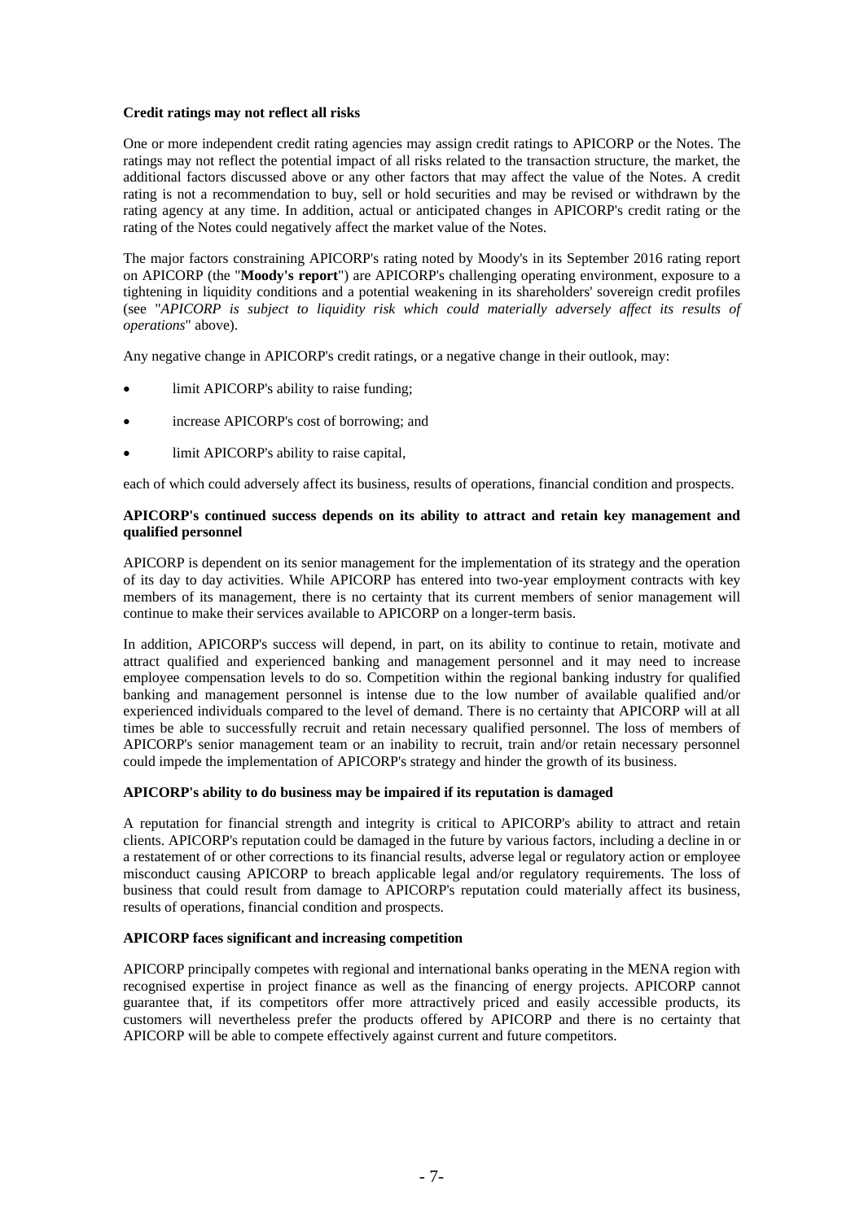**Credit ratings may not reflect all risks**

One or more independent credit rating agencies may assign credit ratings to APICORP or the Notes. The ratings may not reflect the potential impact of all risks related to the transaction structure, the market, the additional factors discussed above or any other factors that may affect the value of the Notes. A credit rating is not a recommendation to buy, sell or hold securities and may be revised or withdrawn by the rating agency at any time. In addition, actual or anticipated changes in APICORP's credit rating or the rating of the Notes could negatively affect the market value of the Notes.

The major factors constraining APICORP's rating noted by Moody's in its September 2016 rating report on APICORP (the "**Moody's report**") are APICORP's challenging operating environment, exposure to a tightening in liquidity conditions and a potential weakening in its shareholders' sovereign credit profiles (see "*APICORP is subject to liquidity risk which could materially adversely affect its results of operations*" above).

Any negative change in APICORP's credit ratings, or a negative change in their outlook, may:

- limit APICORP's ability to raise funding;
- increase APICORP's cost of borrowing; and
- limit APICORP's ability to raise capital,

each of which could adversely affect its business, results of operations, financial condition and prospects.

**APICORP's continued success depends on its ability to attract and retain key management and qualified personnel**

APICORP is dependent on its senior management for the implementation of its strategy and the operation of its day to day activities. While APICORP has entered into two-year employment contracts with key members of its management, there is no certainty that its current members of senior management will continue to make their services available to APICORP on a longer-term basis.

In addition, APICORP's success will depend, in part, on its ability to continue to retain, motivate and attract qualified and experienced banking and management personnel and it may need to increase employee compensation levels to do so. Competition within the regional banking industry for qualified banking and management personnel is intense due to the low number of available qualified and/or experienced individuals compared to the level of demand. There is no certainty that APICORP will at all times be able to successfully recruit and retain necessary qualified personnel. The loss of members of APICORP's senior management team or an inability to recruit, train and/or retain necessary personnel could impede the implementation of APICORP's strategy and hinder the growth of its business.

**APICORP's ability to do business may be impaired if its reputation is damaged**

A reputation for financial strength and integrity is critical to APICORP's ability to attract and retain clients. APICORP's reputation could be damaged in the future by various factors, including a decline in or a restatement of or other corrections to its financial results, adverse legal or regulatory action or employee misconduct causing APICORP to breach applicable legal and/or regulatory requirements. The loss of business that could result from damage to APICORP's reputation could materially affect its business, results of operations, financial condition and prospects.

**APICORP faces significant and increasing competition**

APICORP principally competes with regional and international banks operating in the MENA region with recognised expertise in project finance as well as the financing of energy projects. APICORP cannot guarantee that, if its competitors offer more attractively priced and easily accessible products, its customers will nevertheless prefer the products offered by APICORP and there is no certainty that APICORP will be able to compete effectively against current and future competitors.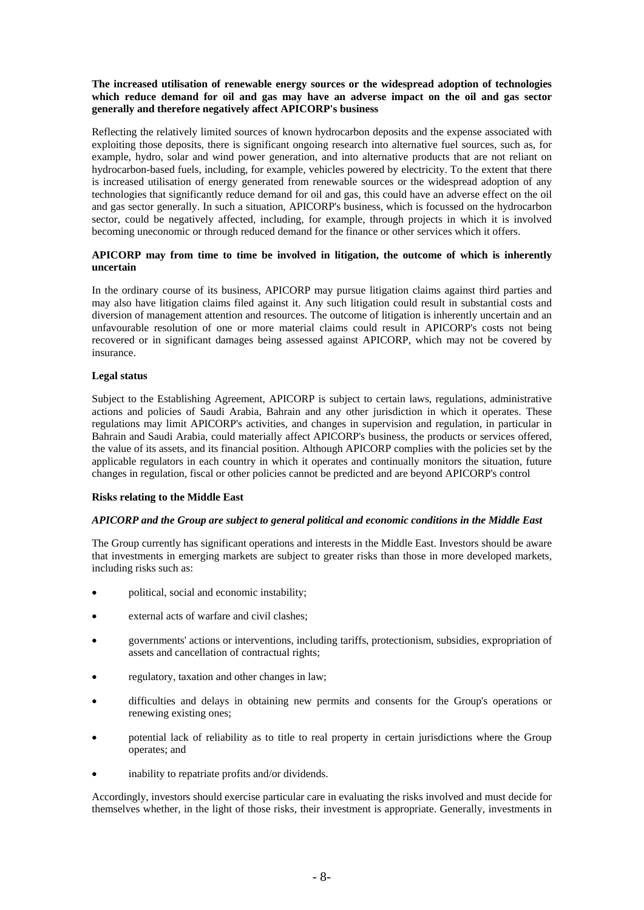**The increased utilisation of renewable energy sources or the widespread adoption of technologies which reduce demand for oil and gas may have an adverse impact on the oil and gas sector generally and therefore negatively affect APICORP's business**

Reflecting the relatively limited sources of known hydrocarbon deposits and the expense associated with exploiting those deposits, there is significant ongoing research into alternative fuel sources, such as, for example, hydro, solar and wind power generation, and into alternative products that are not reliant on hydrocarbon-based fuels, including, for example, vehicles powered by electricity. To the extent that there is increased utilisation of energy generated from renewable sources or the widespread adoption of any technologies that significantly reduce demand for oil and gas, this could have an adverse effect on the oil and gas sector generally. In such a situation, APICORP's business, which is focussed on the hydrocarbon sector, could be negatively affected, including, for example, through projects in which it is involved becoming uneconomic or through reduced demand for the finance or other services which it offers.

**APICORP may from time to time be involved in litigation, the outcome of which is inherently uncertain**

In the ordinary course of its business, APICORP may pursue litigation claims against third parties and may also have litigation claims filed against it. Any such litigation could result in substantial costs and diversion of management attention and resources. The outcome of litigation is inherently uncertain and an unfavourable resolution of one or more material claims could result in APICORP's costs not being recovered or in significant damages being assessed against APICORP, which may not be covered by insurance.

**Legal status**

Subject to the Establishing Agreement, APICORP is subject to certain laws, regulations, administrative actions and policies of Saudi Arabia, Bahrain and any other jurisdiction in which it operates. These regulations may limit APICORP's activities, and changes in supervision and regulation, in particular in Bahrain and Saudi Arabia, could materially affect APICORP's business, the products or services offered, the value of its assets, and its financial position. Although APICORP complies with the policies set by the applicable regulators in each country in which it operates and continually monitors the situation, future changes in regulation, fiscal or other policies cannot be predicted and are beyond APICORP's control

**Risks relating to the Middle East**

***APICORP and the Group are subject to general political and economic conditions in the Middle East***

The Group currently has significant operations and interests in the Middle East. Investors should be aware that investments in emerging markets are subject to greater risks than those in more developed markets, including risks such as:

- political, social and economic instability;
- external acts of warfare and civil clashes;
- governments' actions or interventions, including tariffs, protectionism, subsidies, expropriation of assets and cancellation of contractual rights;
- regulatory, taxation and other changes in law;
- difficulties and delays in obtaining new permits and consents for the Group's operations or renewing existing ones;
- potential lack of reliability as to title to real property in certain jurisdictions where the Group operates; and
- inability to repatriate profits and/or dividends.

Accordingly, investors should exercise particular care in evaluating the risks involved and must decide for themselves whether, in the light of those risks, their investment is appropriate. Generally, investments in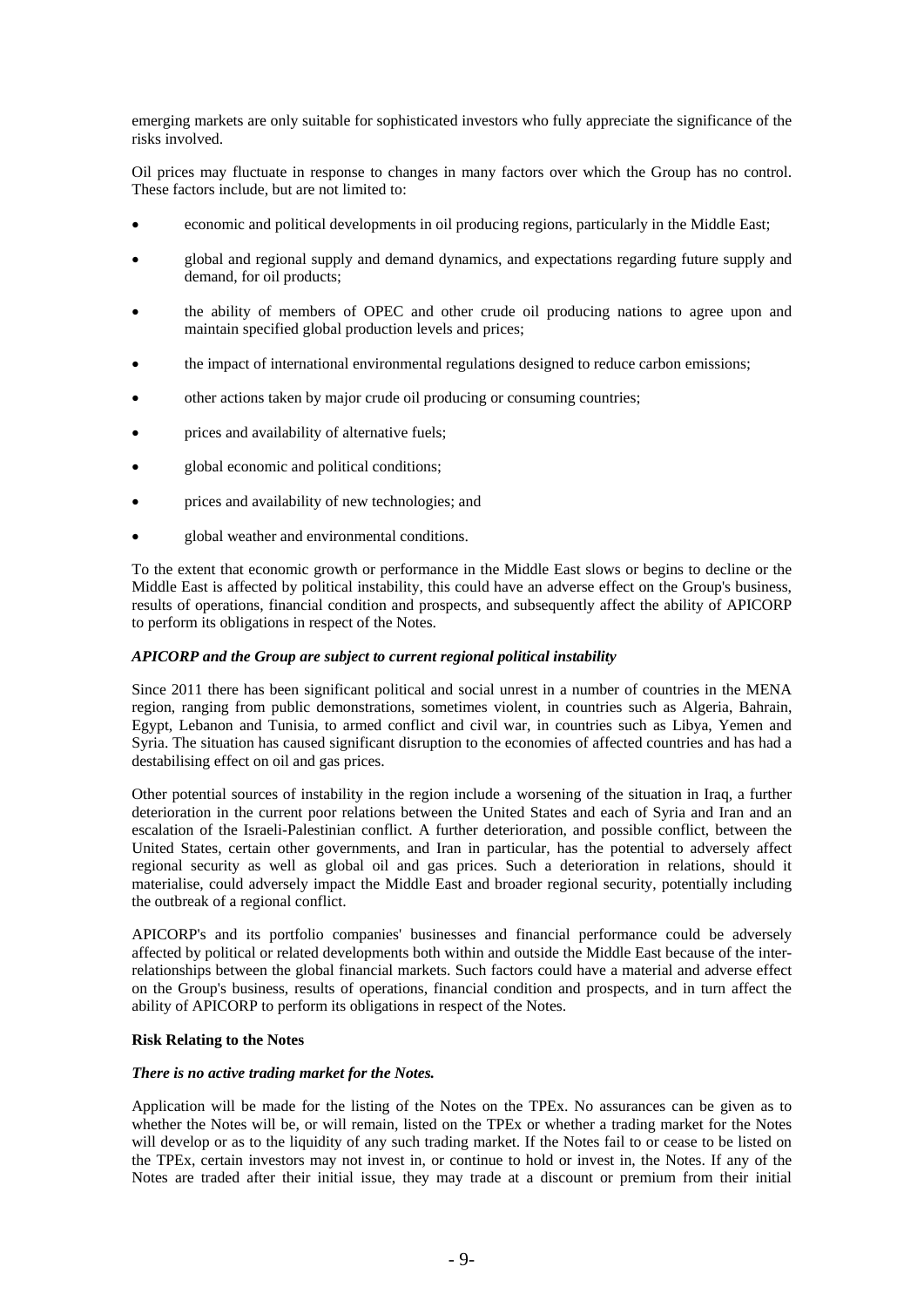emerging markets are only suitable for sophisticated investors who fully appreciate the significance of the risks involved.

Oil prices may fluctuate in response to changes in many factors over which the Group has no control. These factors include, but are not limited to:

- economic and political developments in oil producing regions, particularly in the Middle East;
- global and regional supply and demand dynamics, and expectations regarding future supply and demand, for oil products;
- the ability of members of OPEC and other crude oil producing nations to agree upon and maintain specified global production levels and prices;
- the impact of international environmental regulations designed to reduce carbon emissions;
- other actions taken by major crude oil producing or consuming countries;
- prices and availability of alternative fuels;
- global economic and political conditions;
- prices and availability of new technologies; and
- global weather and environmental conditions.

To the extent that economic growth or performance in the Middle East slows or begins to decline or the Middle East is affected by political instability, this could have an adverse effect on the Group's business, results of operations, financial condition and prospects, and subsequently affect the ability of APICORP to perform its obligations in respect of the Notes.

***APICORP and the Group are subject to current regional political instability***

Since 2011 there has been significant political and social unrest in a number of countries in the MENA region, ranging from public demonstrations, sometimes violent, in countries such as Algeria, Bahrain, Egypt, Lebanon and Tunisia, to armed conflict and civil war, in countries such as Libya, Yemen and Syria. The situation has caused significant disruption to the economies of affected countries and has had a destabilising effect on oil and gas prices.

Other potential sources of instability in the region include a worsening of the situation in Iraq, a further deterioration in the current poor relations between the United States and each of Syria and Iran and an escalation of the Israeli-Palestinian conflict. A further deterioration, and possible conflict, between the United States, certain other governments, and Iran in particular, has the potential to adversely affect regional security as well as global oil and gas prices. Such a deterioration in relations, should it materialise, could adversely impact the Middle East and broader regional security, potentially including the outbreak of a regional conflict.

APICORP's and its portfolio companies' businesses and financial performance could be adversely affected by political or related developments both within and outside the Middle East because of the inter-relationships between the global financial markets. Such factors could have a material and adverse effect on the Group's business, results of operations, financial condition and prospects, and in turn affect the ability of APICORP to perform its obligations in respect of the Notes.

**Risk Relating to the Notes**

***There is no active trading market for the Notes.***

Application will be made for the listing of the Notes on the TPEx. No assurances can be given as to whether the Notes will be, or will remain, listed on the TPEx or whether a trading market for the Notes will develop or as to the liquidity of any such trading market. If the Notes fail to or cease to be listed on the TPEx, certain investors may not invest in, or continue to hold or invest in, the Notes. If any of the Notes are traded after their initial issue, they may trade at a discount or premium from their initial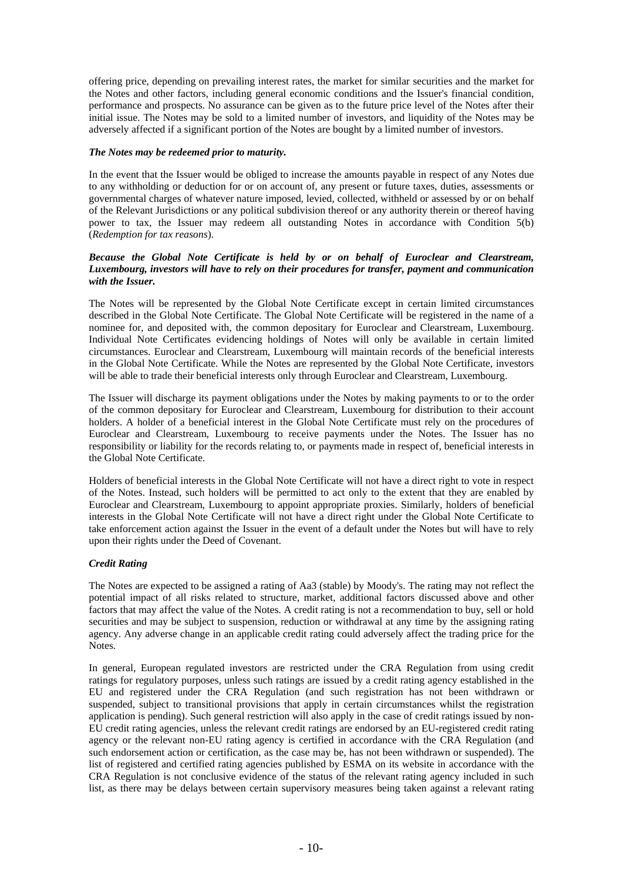offering price, depending on prevailing interest rates, the market for similar securities and the market for the Notes and other factors, including general economic conditions and the Issuer's financial condition, performance and prospects. No assurance can be given as to the future price level of the Notes after their initial issue. The Notes may be sold to a limited number of investors, and liquidity of the Notes may be adversely affected if a significant portion of the Notes are bought by a limited number of investors.

***The Notes may be redeemed prior to maturity.***

In the event that the Issuer would be obliged to increase the amounts payable in respect of any Notes due to any withholding or deduction for or on account of, any present or future taxes, duties, assessments or governmental charges of whatever nature imposed, levied, collected, withheld or assessed by or on behalf of the Relevant Jurisdictions or any political subdivision thereof or any authority therein or thereof having power to tax, the Issuer may redeem all outstanding Notes in accordance with Condition 5(b) (*Redemption for tax reasons*).

***Because the Global Note Certificate is held by or on behalf of Euroclear and Clearstream, Luxembourg, investors will have to rely on their procedures for transfer, payment and communication with the Issuer.***

The Notes will be represented by the Global Note Certificate except in certain limited circumstances described in the Global Note Certificate. The Global Note Certificate will be registered in the name of a nominee for, and deposited with, the common depositary for Euroclear and Clearstream, Luxembourg. Individual Note Certificates evidencing holdings of Notes will only be available in certain limited circumstances. Euroclear and Clearstream, Luxembourg will maintain records of the beneficial interests in the Global Note Certificate. While the Notes are represented by the Global Note Certificate, investors will be able to trade their beneficial interests only through Euroclear and Clearstream, Luxembourg.

The Issuer will discharge its payment obligations under the Notes by making payments to or to the order of the common depositary for Euroclear and Clearstream, Luxembourg for distribution to their account holders. A holder of a beneficial interest in the Global Note Certificate must rely on the procedures of Euroclear and Clearstream, Luxembourg to receive payments under the Notes. The Issuer has no responsibility or liability for the records relating to, or payments made in respect of, beneficial interests in the Global Note Certificate.

Holders of beneficial interests in the Global Note Certificate will not have a direct right to vote in respect of the Notes. Instead, such holders will be permitted to act only to the extent that they are enabled by Euroclear and Clearstream, Luxembourg to appoint appropriate proxies. Similarly, holders of beneficial interests in the Global Note Certificate will not have a direct right under the Global Note Certificate to take enforcement action against the Issuer in the event of a default under the Notes but will have to rely upon their rights under the Deed of Covenant.

***Credit Rating***

The Notes are expected to be assigned a rating of Aa3 (stable) by Moody's. The rating may not reflect the potential impact of all risks related to structure, market, additional factors discussed above and other factors that may affect the value of the Notes. A credit rating is not a recommendation to buy, sell or hold securities and may be subject to suspension, reduction or withdrawal at any time by the assigning rating agency. Any adverse change in an applicable credit rating could adversely affect the trading price for the Notes.

In general, European regulated investors are restricted under the CRA Regulation from using credit ratings for regulatory purposes, unless such ratings are issued by a credit rating agency established in the EU and registered under the CRA Regulation (and such registration has not been withdrawn or suspended, subject to transitional provisions that apply in certain circumstances whilst the registration application is pending). Such general restriction will also apply in the case of credit ratings issued by non-EU credit rating agencies, unless the relevant credit ratings are endorsed by an EU-registered credit rating agency or the relevant non-EU rating agency is certified in accordance with the CRA Regulation (and such endorsement action or certification, as the case may be, has not been withdrawn or suspended). The list of registered and certified rating agencies published by ESMA on its website in accordance with the CRA Regulation is not conclusive evidence of the status of the relevant rating agency included in such list, as there may be delays between certain supervisory measures being taken against a relevant rating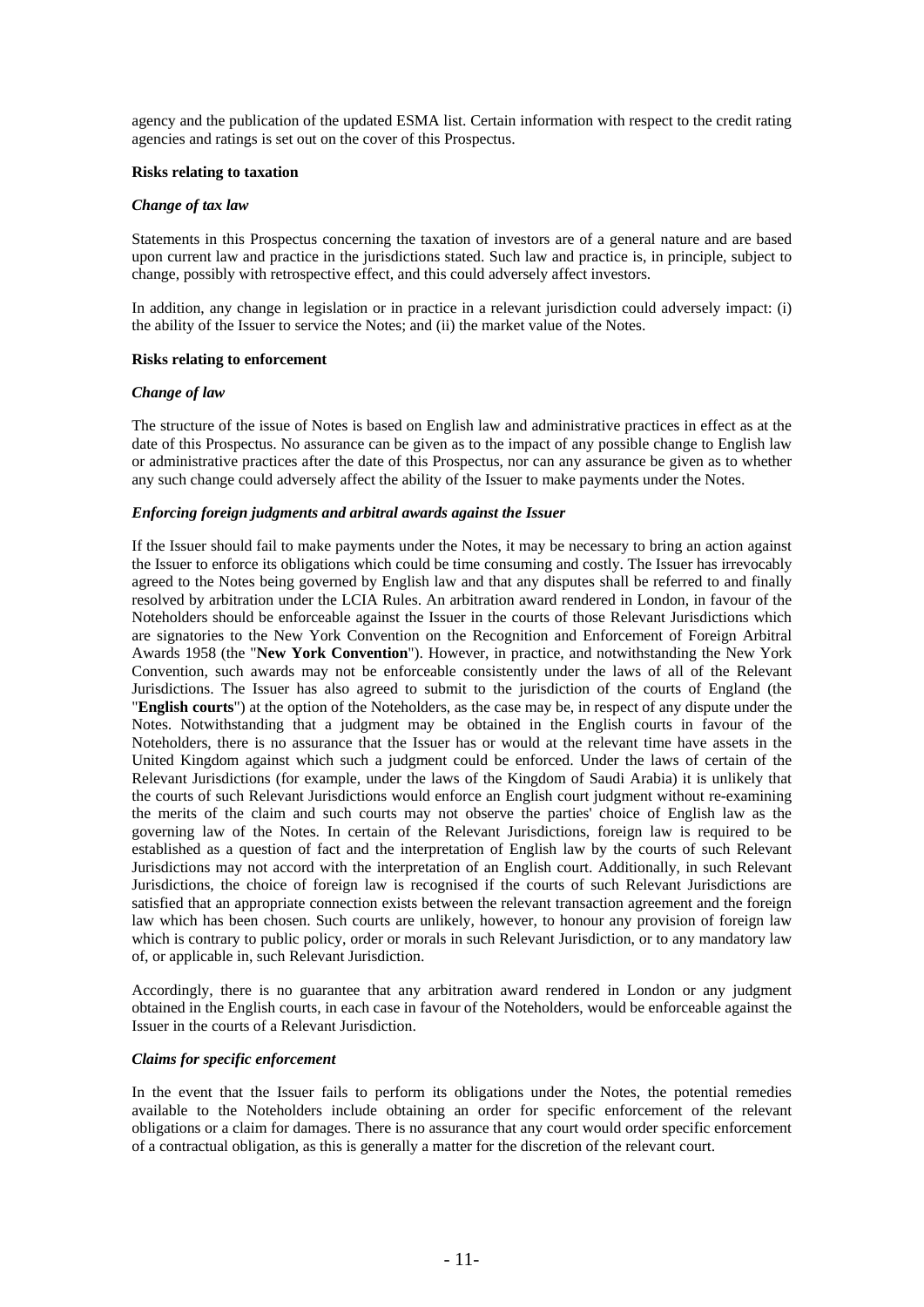agency and the publication of the updated ESMA list. Certain information with respect to the credit rating agencies and ratings is set out on the cover of this Prospectus.

**Risks relating to taxation**

***Change of tax law***

Statements in this Prospectus concerning the taxation of investors are of a general nature and are based upon current law and practice in the jurisdictions stated. Such law and practice is, in principle, subject to change, possibly with retrospective effect, and this could adversely affect investors.

In addition, any change in legislation or in practice in a relevant jurisdiction could adversely impact: (i) the ability of the Issuer to service the Notes; and (ii) the market value of the Notes.

**Risks relating to enforcement**

***Change of law***

The structure of the issue of Notes is based on English law and administrative practices in effect as at the date of this Prospectus. No assurance can be given as to the impact of any possible change to English law or administrative practices after the date of this Prospectus, nor can any assurance be given as to whether any such change could adversely affect the ability of the Issuer to make payments under the Notes.

***Enforcing foreign judgments and arbitral awards against the Issuer***

If the Issuer should fail to make payments under the Notes, it may be necessary to bring an action against the Issuer to enforce its obligations which could be time consuming and costly. The Issuer has irrevocably agreed to the Notes being governed by English law and that any disputes shall be referred to and finally resolved by arbitration under the LCIA Rules. An arbitration award rendered in London, in favour of the Noteholders should be enforceable against the Issuer in the courts of those Relevant Jurisdictions which are signatories to the New York Convention on the Recognition and Enforcement of Foreign Arbitral Awards 1958 (the "**New York Convention**"). However, in practice, and notwithstanding the New York Convention, such awards may not be enforceable consistently under the laws of all of the Relevant Jurisdictions. The Issuer has also agreed to submit to the jurisdiction of the courts of England (the "**English courts**") at the option of the Noteholders, as the case may be, in respect of any dispute under the Notes. Notwithstanding that a judgment may be obtained in the English courts in favour of the Noteholders, there is no assurance that the Issuer has or would at the relevant time have assets in the United Kingdom against which such a judgment could be enforced. Under the laws of certain of the Relevant Jurisdictions (for example, under the laws of the Kingdom of Saudi Arabia) it is unlikely that the courts of such Relevant Jurisdictions would enforce an English court judgment without re-examining the merits of the claim and such courts may not observe the parties' choice of English law as the governing law of the Notes. In certain of the Relevant Jurisdictions, foreign law is required to be established as a question of fact and the interpretation of English law by the courts of such Relevant Jurisdictions may not accord with the interpretation of an English court. Additionally, in such Relevant Jurisdictions, the choice of foreign law is recognised if the courts of such Relevant Jurisdictions are satisfied that an appropriate connection exists between the relevant transaction agreement and the foreign law which has been chosen. Such courts are unlikely, however, to honour any provision of foreign law which is contrary to public policy, order or morals in such Relevant Jurisdiction, or to any mandatory law of, or applicable in, such Relevant Jurisdiction.

Accordingly, there is no guarantee that any arbitration award rendered in London or any judgment obtained in the English courts, in each case in favour of the Noteholders, would be enforceable against the Issuer in the courts of a Relevant Jurisdiction.

***Claims for specific enforcement***

In the event that the Issuer fails to perform its obligations under the Notes, the potential remedies available to the Noteholders include obtaining an order for specific enforcement of the relevant obligations or a claim for damages. There is no assurance that any court would order specific enforcement of a contractual obligation, as this is generally a matter for the discretion of the relevant court.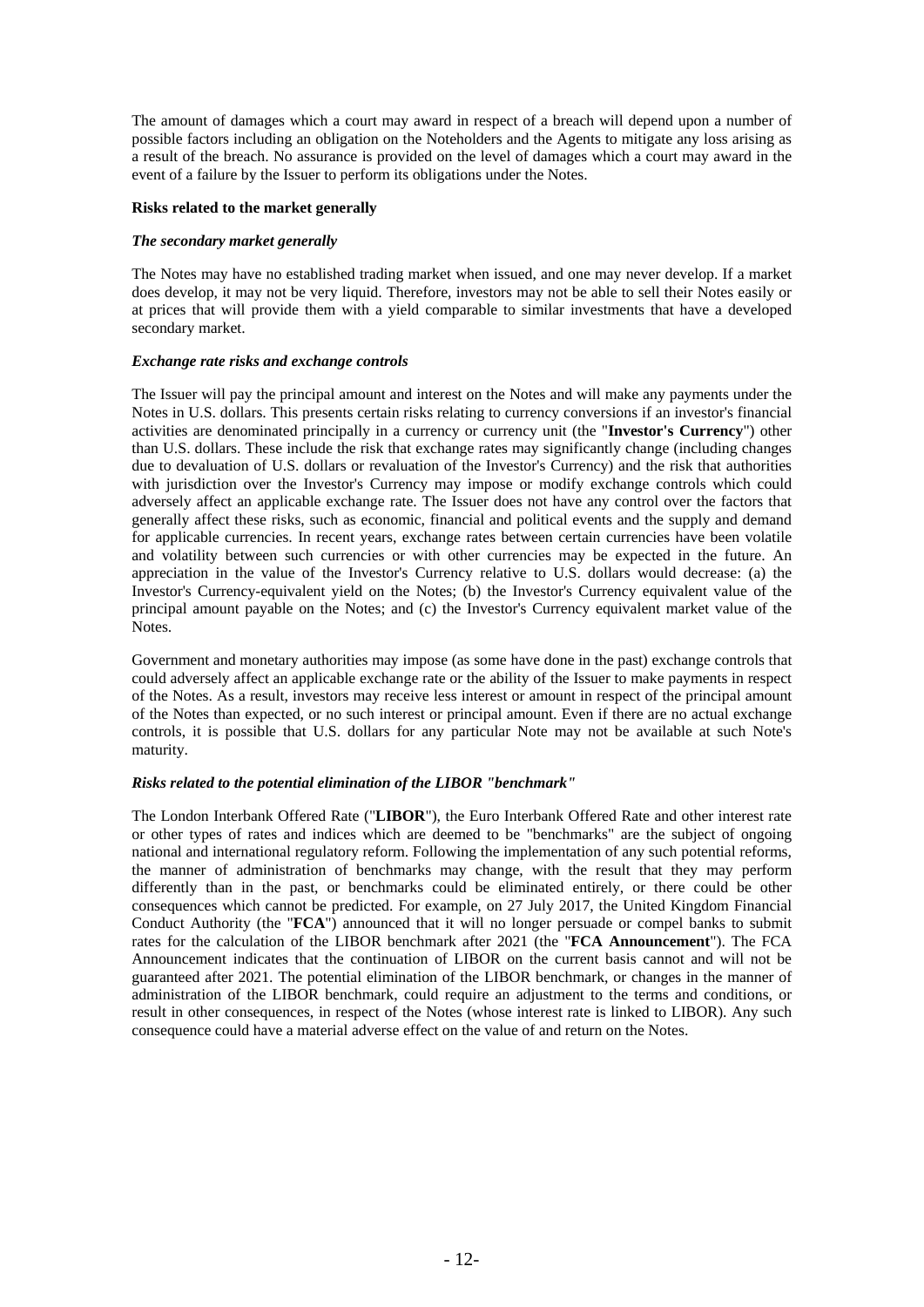The amount of damages which a court may award in respect of a breach will depend upon a number of possible factors including an obligation on the Noteholders and the Agents to mitigate any loss arising as a result of the breach. No assurance is provided on the level of damages which a court may award in the event of a failure by the Issuer to perform its obligations under the Notes.

**Risks related to the market generally**

***The secondary market generally***

The Notes may have no established trading market when issued, and one may never develop. If a market does develop, it may not be very liquid. Therefore, investors may not be able to sell their Notes easily or at prices that will provide them with a yield comparable to similar investments that have a developed secondary market.

***Exchange rate risks and exchange controls***

The Issuer will pay the principal amount and interest on the Notes and will make any payments under the Notes in U.S. dollars. This presents certain risks relating to currency conversions if an investor's financial activities are denominated principally in a currency or currency unit (the "**Investor's Currency**") other than U.S. dollars. These include the risk that exchange rates may significantly change (including changes due to devaluation of U.S. dollars or revaluation of the Investor's Currency) and the risk that authorities with jurisdiction over the Investor's Currency may impose or modify exchange controls which could adversely affect an applicable exchange rate. The Issuer does not have any control over the factors that generally affect these risks, such as economic, financial and political events and the supply and demand for applicable currencies. In recent years, exchange rates between certain currencies have been volatile and volatility between such currencies or with other currencies may be expected in the future. An appreciation in the value of the Investor's Currency relative to U.S. dollars would decrease: (a) the Investor's Currency-equivalent yield on the Notes; (b) the Investor's Currency equivalent value of the principal amount payable on the Notes; and (c) the Investor's Currency equivalent market value of the Notes.

Government and monetary authorities may impose (as some have done in the past) exchange controls that could adversely affect an applicable exchange rate or the ability of the Issuer to make payments in respect of the Notes. As a result, investors may receive less interest or amount in respect of the principal amount of the Notes than expected, or no such interest or principal amount. Even if there are no actual exchange controls, it is possible that U.S. dollars for any particular Note may not be available at such Note's maturity.

***Risks related to the potential elimination of the LIBOR "benchmark"***

The London Interbank Offered Rate ("**LIBOR**"), the Euro Interbank Offered Rate and other interest rate or other types of rates and indices which are deemed to be "benchmarks" are the subject of ongoing national and international regulatory reform. Following the implementation of any such potential reforms, the manner of administration of benchmarks may change, with the result that they may perform differently than in the past, or benchmarks could be eliminated entirely, or there could be other consequences which cannot be predicted. For example, on 27 July 2017, the United Kingdom Financial Conduct Authority (the "**FCA**") announced that it will no longer persuade or compel banks to submit rates for the calculation of the LIBOR benchmark after 2021 (the "**FCA Announcement**"). The FCA Announcement indicates that the continuation of LIBOR on the current basis cannot and will not be guaranteed after 2021. The potential elimination of the LIBOR benchmark, or changes in the manner of administration of the LIBOR benchmark, could require an adjustment to the terms and conditions, or result in other consequences, in respect of the Notes (whose interest rate is linked to LIBOR). Any such consequence could have a material adverse effect on the value of and return on the Notes.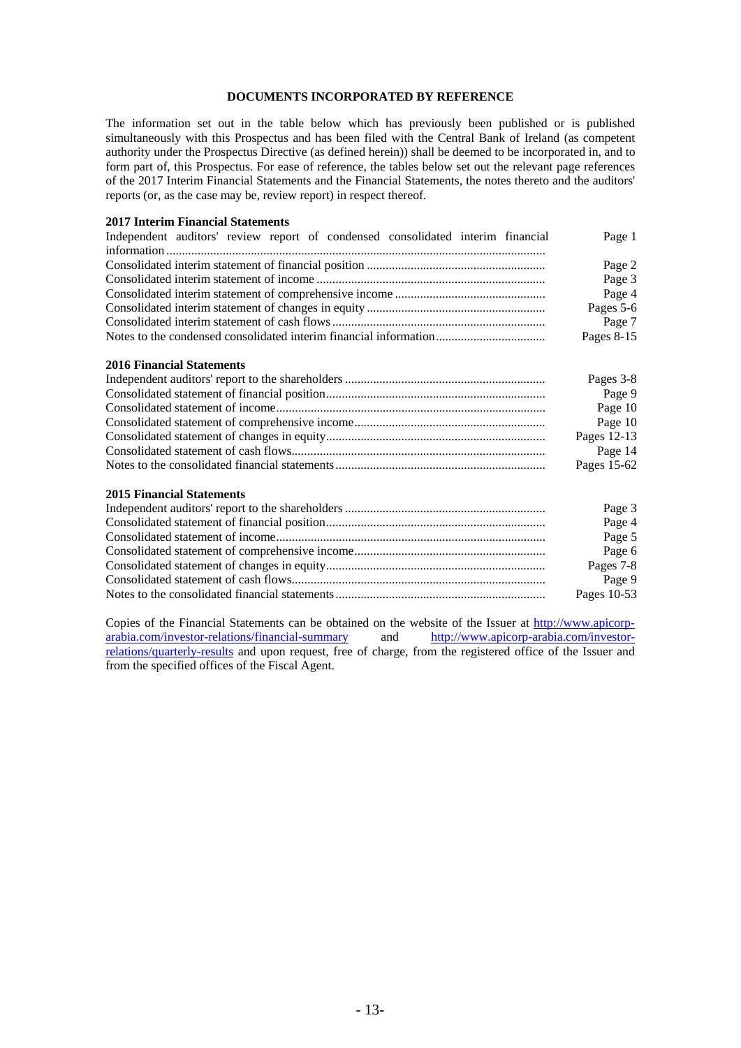# DOCUMENTS INCORPORATED BY REFERENCE

The information set out in the table below which has previously been published or is published simultaneously with this Prospectus and has been filed with the Central Bank of Ireland (as competent authority under the Prospectus Directive (as defined herein)) shall be deemed to be incorporated in, and to form part of, this Prospectus. For ease of reference, the tables below set out the relevant page references of the 2017 Interim Financial Statements and the Financial Statements, the notes thereto and the auditors' reports (or, as the case may be, review report) in respect thereof.

**2017 Interim Financial Statements**

| | |
|---|---|
| Independent auditors' review report of condensed consolidated interim financial information | Page 1 |
| Consolidated interim statement of financial position | Page 2 |
| Consolidated interim statement of income | Page 3 |
| Consolidated interim statement of comprehensive income | Page 4 |
| Consolidated interim statement of changes in equity | Pages 5-6 |
| Consolidated interim statement of cash flows | Page 7 |
| Notes to the condensed consolidated interim financial information | Pages 8-15 |

**2016 Financial Statements**

| | |
|---|---|
| Independent auditors' report to the shareholders | Pages 3-8 |
| Consolidated statement of financial position | Page 9 |
| Consolidated statement of income | Page 10 |
| Consolidated statement of comprehensive income | Page 10 |
| Consolidated statement of changes in equity | Pages 12-13 |
| Consolidated statement of cash flows | Page 14 |
| Notes to the consolidated financial statements | Pages 15-62 |

**2015 Financial Statements**

| | |
|---|---|
| Independent auditors' report to the shareholders | Page 3 |
| Consolidated statement of financial position | Page 4 |
| Consolidated statement of income | Page 5 |
| Consolidated statement of comprehensive income | Page 6 |
| Consolidated statement of changes in equity | Pages 7-8 |
| Consolidated statement of cash flows | Page 9 |
| Notes to the consolidated financial statements | Pages 10-53 |

Copies of the Financial Statements can be obtained on the website of the Issuer at http://www.apicorp-arabia.com/investor-relations/financial-summary and http://www.apicorp-arabia.com/investor-relations/quarterly-results and upon request, free of charge, from the registered office of the Issuer and from the specified offices of the Fiscal Agent.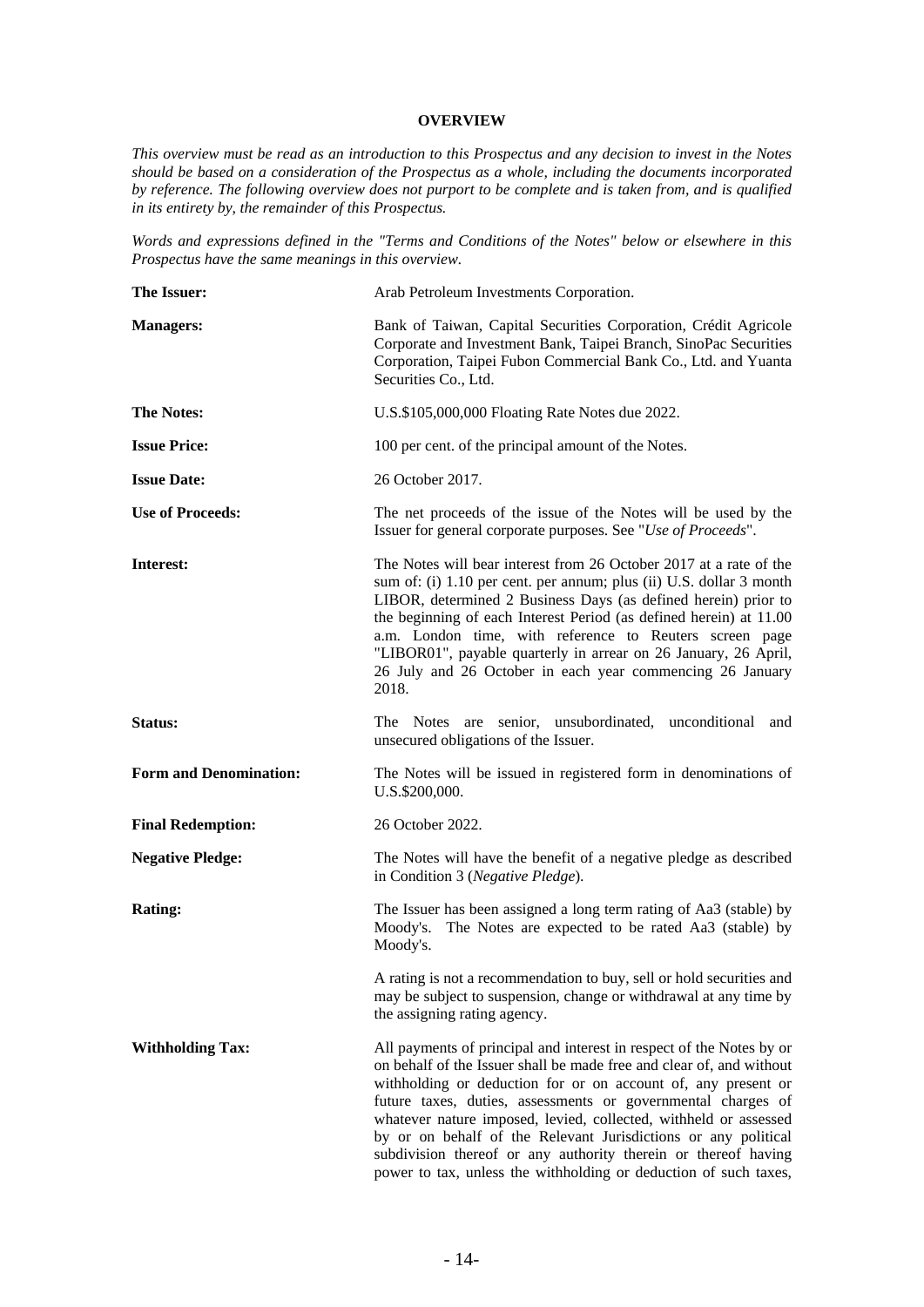## OVERVIEW

*This overview must be read as an introduction to this Prospectus and any decision to invest in the Notes should be based on a consideration of the Prospectus as a whole, including the documents incorporated by reference. The following overview does not purport to be complete and is taken from, and is qualified in its entirety by, the remainder of this Prospectus.*

*Words and expressions defined in the "Terms and Conditions of the Notes" below or elsewhere in this Prospectus have the same meanings in this overview.*

| | |
|---|---|
| **The Issuer:** | Arab Petroleum Investments Corporation. |
| **Managers:** | Bank of Taiwan, Capital Securities Corporation, Crédit Agricole Corporate and Investment Bank, Taipei Branch, SinoPac Securities Corporation, Taipei Fubon Commercial Bank Co., Ltd. and Yuanta Securities Co., Ltd. |
| **The Notes:** | U.S.$105,000,000 Floating Rate Notes due 2022. |
| **Issue Price:** | 100 per cent. of the principal amount of the Notes. |
| **Issue Date:** | 26 October 2017. |
| **Use of Proceeds:** | The net proceeds of the issue of the Notes will be used by the Issuer for general corporate purposes. See "*Use of Proceeds*". |
| **Interest:** | The Notes will bear interest from 26 October 2017 at a rate of the sum of: (i) 1.10 per cent. per annum; plus (ii) U.S. dollar 3 month LIBOR, determined 2 Business Days (as defined herein) prior to the beginning of each Interest Period (as defined herein) at 11.00 a.m. London time, with reference to Reuters screen page "LIBOR01", payable quarterly in arrear on 26 January, 26 April, 26 July and 26 October in each year commencing 26 January 2018. |
| **Status:** | The Notes are senior, unsubordinated, unconditional and unsecured obligations of the Issuer. |
| **Form and Denomination:** | The Notes will be issued in registered form in denominations of U.S.$200,000. |
| **Final Redemption:** | 26 October 2022. |
| **Negative Pledge:** | The Notes will have the benefit of a negative pledge as described in Condition 3 (*Negative Pledge*). |
| **Rating:** | The Issuer has been assigned a long term rating of Aa3 (stable) by Moody's. The Notes are expected to be rated Aa3 (stable) by Moody's.<br><br>A rating is not a recommendation to buy, sell or hold securities and may be subject to suspension, change or withdrawal at any time by the assigning rating agency. |
| **Withholding Tax:** | All payments of principal and interest in respect of the Notes by or on behalf of the Issuer shall be made free and clear of, and without withholding or deduction for or on account of, any present or future taxes, duties, assessments or governmental charges of whatever nature imposed, levied, collected, withheld or assessed by or on behalf of the Relevant Jurisdictions or any political subdivision thereof or any authority therein or thereof having power to tax, unless the withholding or deduction of such taxes, |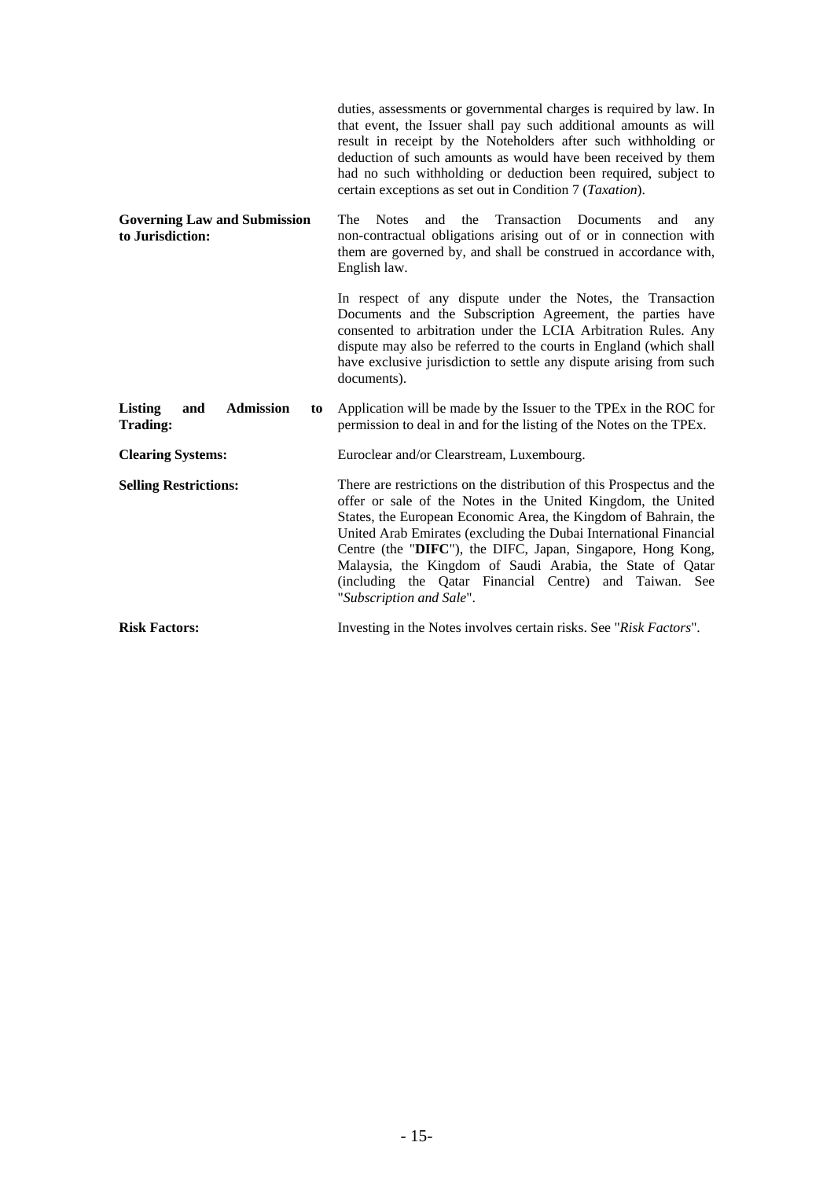| | |
|---|---|
| | duties, assessments or governmental charges is required by law. In that event, the Issuer shall pay such additional amounts as will result in receipt by the Noteholders after such withholding or deduction of such amounts as would have been received by them had no such withholding or deduction been required, subject to certain exceptions as set out in Condition 7 (*Taxation*). |
| **Governing Law and Submission to Jurisdiction:** | The Notes and the Transaction Documents and any non-contractual obligations arising out of or in connection with them are governed by, and shall be construed in accordance with, English law.<br><br>In respect of any dispute under the Notes, the Transaction Documents and the Subscription Agreement, the parties have consented to arbitration under the LCIA Arbitration Rules. Any dispute may also be referred to the courts in England (which shall have exclusive jurisdiction to settle any dispute arising from such documents). |
| **Listing and Admission to Trading:** | Application will be made by the Issuer to the TPEx in the ROC for permission to deal in and for the listing of the Notes on the TPEx. |
| **Clearing Systems:** | Euroclear and/or Clearstream, Luxembourg. |
| **Selling Restrictions:** | There are restrictions on the distribution of this Prospectus and the offer or sale of the Notes in the United Kingdom, the United States, the European Economic Area, the Kingdom of Bahrain, the United Arab Emirates (excluding the Dubai International Financial Centre (the "**DIFC**"), the DIFC, Japan, Singapore, Hong Kong, Malaysia, the Kingdom of Saudi Arabia, the State of Qatar (including the Qatar Financial Centre) and Taiwan. See "*Subscription and Sale*". |
| **Risk Factors:** | Investing in the Notes involves certain risks. See "*Risk Factors*". |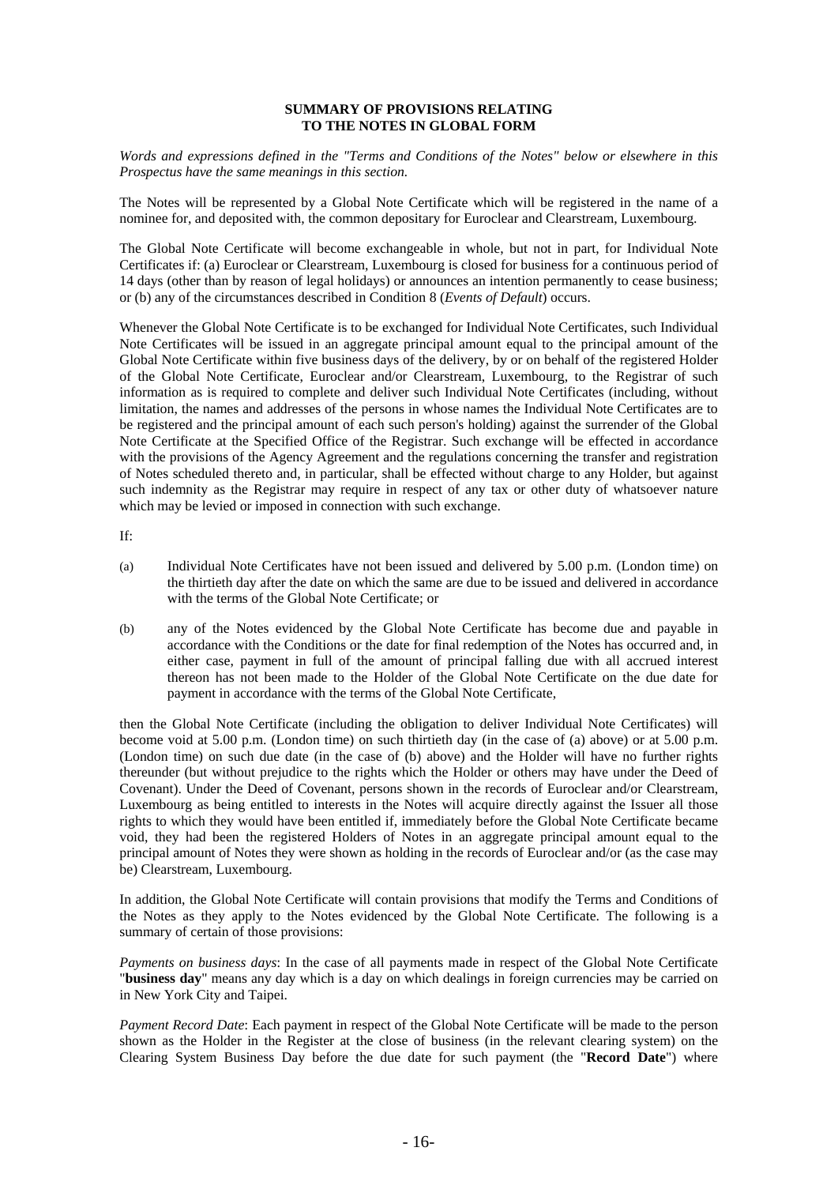# SUMMARY OF PROVISIONS RELATING TO THE NOTES IN GLOBAL FORM

*Words and expressions defined in the "Terms and Conditions of the Notes" below or elsewhere in this Prospectus have the same meanings in this section.*

The Notes will be represented by a Global Note Certificate which will be registered in the name of a nominee for, and deposited with, the common depositary for Euroclear and Clearstream, Luxembourg.

The Global Note Certificate will become exchangeable in whole, but not in part, for Individual Note Certificates if: (a) Euroclear or Clearstream, Luxembourg is closed for business for a continuous period of 14 days (other than by reason of legal holidays) or announces an intention permanently to cease business; or (b) any of the circumstances described in Condition 8 (*Events of Default*) occurs.

Whenever the Global Note Certificate is to be exchanged for Individual Note Certificates, such Individual Note Certificates will be issued in an aggregate principal amount equal to the principal amount of the Global Note Certificate within five business days of the delivery, by or on behalf of the registered Holder of the Global Note Certificate, Euroclear and/or Clearstream, Luxembourg, to the Registrar of such information as is required to complete and deliver such Individual Note Certificates (including, without limitation, the names and addresses of the persons in whose names the Individual Note Certificates are to be registered and the principal amount of each such person's holding) against the surrender of the Global Note Certificate at the Specified Office of the Registrar. Such exchange will be effected in accordance with the provisions of the Agency Agreement and the regulations concerning the transfer and registration of Notes scheduled thereto and, in particular, shall be effected without charge to any Holder, but against such indemnity as the Registrar may require in respect of any tax or other duty of whatsoever nature which may be levied or imposed in connection with such exchange.

If:

(a) Individual Note Certificates have not been issued and delivered by 5.00 p.m. (London time) on the thirtieth day after the date on which the same are due to be issued and delivered in accordance with the terms of the Global Note Certificate; or

(b) any of the Notes evidenced by the Global Note Certificate has become due and payable in accordance with the Conditions or the date for final redemption of the Notes has occurred and, in either case, payment in full of the amount of principal falling due with all accrued interest thereon has not been made to the Holder of the Global Note Certificate on the due date for payment in accordance with the terms of the Global Note Certificate,

then the Global Note Certificate (including the obligation to deliver Individual Note Certificates) will become void at 5.00 p.m. (London time) on such thirtieth day (in the case of (a) above) or at 5.00 p.m. (London time) on such due date (in the case of (b) above) and the Holder will have no further rights thereunder (but without prejudice to the rights which the Holder or others may have under the Deed of Covenant). Under the Deed of Covenant, persons shown in the records of Euroclear and/or Clearstream, Luxembourg as being entitled to interests in the Notes will acquire directly against the Issuer all those rights to which they would have been entitled if, immediately before the Global Note Certificate became void, they had been the registered Holders of Notes in an aggregate principal amount equal to the principal amount of Notes they were shown as holding in the records of Euroclear and/or (as the case may be) Clearstream, Luxembourg.

In addition, the Global Note Certificate will contain provisions that modify the Terms and Conditions of the Notes as they apply to the Notes evidenced by the Global Note Certificate. The following is a summary of certain of those provisions:

*Payments on business days*: In the case of all payments made in respect of the Global Note Certificate "**business day**" means any day which is a day on which dealings in foreign currencies may be carried on in New York City and Taipei.

*Payment Record Date*: Each payment in respect of the Global Note Certificate will be made to the person shown as the Holder in the Register at the close of business (in the relevant clearing system) on the Clearing System Business Day before the due date for such payment (the "**Record Date**") where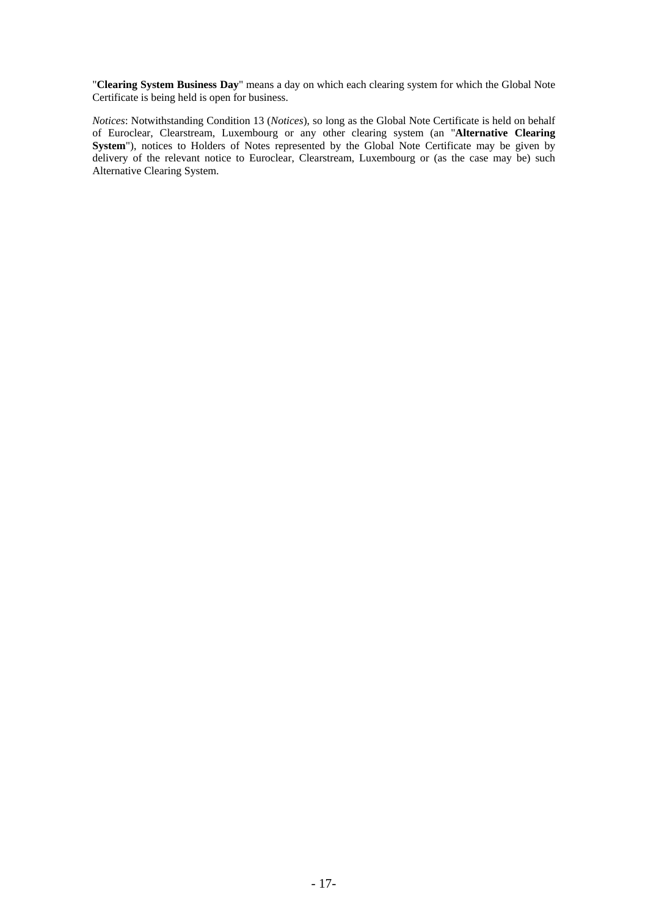"**Clearing System Business Day**" means a day on which each clearing system for which the Global Note Certificate is being held is open for business.

*Notices*: Notwithstanding Condition 13 (*Notices*), so long as the Global Note Certificate is held on behalf of Euroclear, Clearstream, Luxembourg or any other clearing system (an "**Alternative Clearing System**"), notices to Holders of Notes represented by the Global Note Certificate may be given by delivery of the relevant notice to Euroclear, Clearstream, Luxembourg or (as the case may be) such Alternative Clearing System.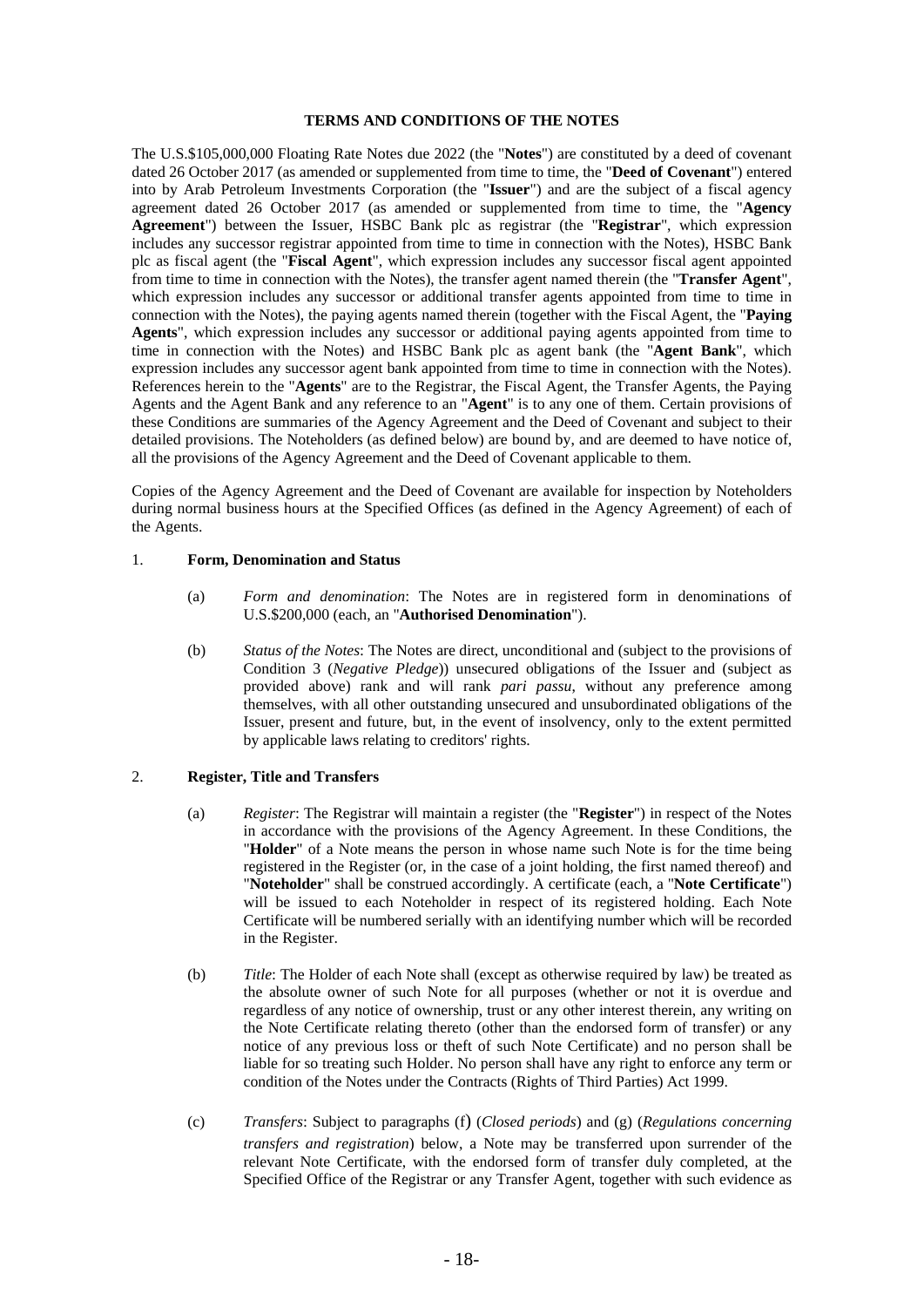# TERMS AND CONDITIONS OF THE NOTES

The U.S.$105,000,000 Floating Rate Notes due 2022 (the "**Notes**") are constituted by a deed of covenant dated 26 October 2017 (as amended or supplemented from time to time, the "**Deed of Covenant**") entered into by Arab Petroleum Investments Corporation (the "**Issuer**") and are the subject of a fiscal agency agreement dated 26 October 2017 (as amended or supplemented from time to time, the "**Agency Agreement**") between the Issuer, HSBC Bank plc as registrar (the "**Registrar**", which expression includes any successor registrar appointed from time to time in connection with the Notes), HSBC Bank plc as fiscal agent (the "**Fiscal Agent**", which expression includes any successor fiscal agent appointed from time to time in connection with the Notes), the transfer agent named therein (the "**Transfer Agent**", which expression includes any successor or additional transfer agents appointed from time to time in connection with the Notes), the paying agents named therein (together with the Fiscal Agent, the "**Paying Agents**", which expression includes any successor or additional paying agents appointed from time to time in connection with the Notes) and HSBC Bank plc as agent bank (the "**Agent Bank**", which expression includes any successor agent bank appointed from time to time in connection with the Notes). References herein to the "**Agents**" are to the Registrar, the Fiscal Agent, the Transfer Agents, the Paying Agents and the Agent Bank and any reference to an "**Agent**" is to any one of them. Certain provisions of these Conditions are summaries of the Agency Agreement and the Deed of Covenant and subject to their detailed provisions. The Noteholders (as defined below) are bound by, and are deemed to have notice of, all the provisions of the Agency Agreement and the Deed of Covenant applicable to them.

Copies of the Agency Agreement and the Deed of Covenant are available for inspection by Noteholders during normal business hours at the Specified Offices (as defined in the Agency Agreement) of each of the Agents.

1. **Form, Denomination and Status**

   (a) *Form and denomination*: The Notes are in registered form in denominations of U.S.$200,000 (each, an "**Authorised Denomination**").

   (b) *Status of the Notes*: The Notes are direct, unconditional and (subject to the provisions of Condition 3 (*Negative Pledge*)) unsecured obligations of the Issuer and (subject as provided above) rank and will rank *pari passu*, without any preference among themselves, with all other outstanding unsecured and unsubordinated obligations of the Issuer, present and future, but, in the event of insolvency, only to the extent permitted by applicable laws relating to creditors' rights.

2. **Register, Title and Transfers**

   (a) *Register*: The Registrar will maintain a register (the "**Register**") in respect of the Notes in accordance with the provisions of the Agency Agreement. In these Conditions, the "**Holder**" of a Note means the person in whose name such Note is for the time being registered in the Register (or, in the case of a joint holding, the first named thereof) and "**Noteholder**" shall be construed accordingly. A certificate (each, a "**Note Certificate**") will be issued to each Noteholder in respect of its registered holding. Each Note Certificate will be numbered serially with an identifying number which will be recorded in the Register.

   (b) *Title*: The Holder of each Note shall (except as otherwise required by law) be treated as the absolute owner of such Note for all purposes (whether or not it is overdue and regardless of any notice of ownership, trust or any other interest therein, any writing on the Note Certificate relating thereto (other than the endorsed form of transfer) or any notice of any previous loss or theft of such Note Certificate) and no person shall be liable for so treating such Holder. No person shall have any right to enforce any term or condition of the Notes under the Contracts (Rights of Third Parties) Act 1999.

   (c) *Transfers*: Subject to paragraphs (f) (*Closed periods*) and (g) (*Regulations concerning transfers and registration*) below, a Note may be transferred upon surrender of the relevant Note Certificate, with the endorsed form of transfer duly completed, at the Specified Office of the Registrar or any Transfer Agent, together with such evidence as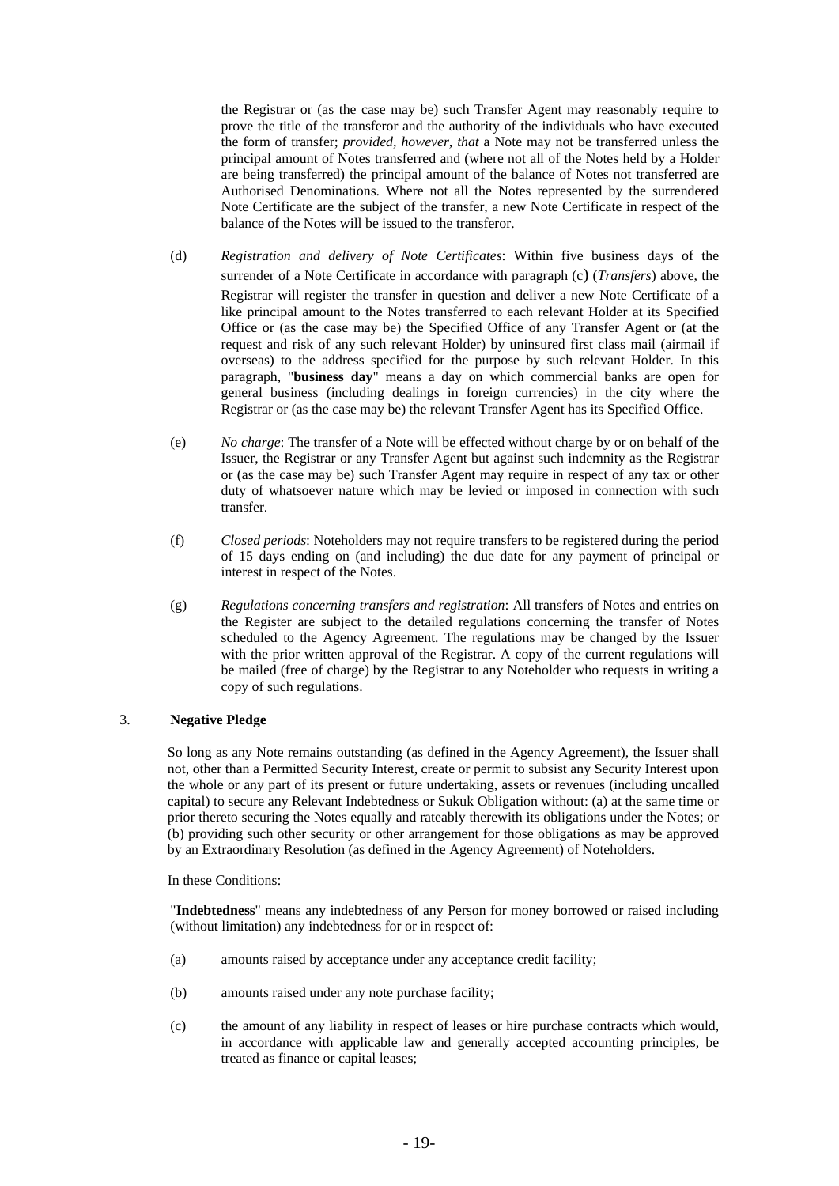the Registrar or (as the case may be) such Transfer Agent may reasonably require to prove the title of the transferor and the authority of the individuals who have executed the form of transfer; *provided, however, that* a Note may not be transferred unless the principal amount of Notes transferred and (where not all of the Notes held by a Holder are being transferred) the principal amount of the balance of Notes not transferred are Authorised Denominations. Where not all the Notes represented by the surrendered Note Certificate are the subject of the transfer, a new Note Certificate in respect of the balance of the Notes will be issued to the transferor.

(d) *Registration and delivery of Note Certificates*: Within five business days of the surrender of a Note Certificate in accordance with paragraph (c) (*Transfers*) above, the Registrar will register the transfer in question and deliver a new Note Certificate of a like principal amount to the Notes transferred to each relevant Holder at its Specified Office or (as the case may be) the Specified Office of any Transfer Agent or (at the request and risk of any such relevant Holder) by uninsured first class mail (airmail if overseas) to the address specified for the purpose by such relevant Holder. In this paragraph, "**business day**" means a day on which commercial banks are open for general business (including dealings in foreign currencies) in the city where the Registrar or (as the case may be) the relevant Transfer Agent has its Specified Office.

(e) *No charge*: The transfer of a Note will be effected without charge by or on behalf of the Issuer, the Registrar or any Transfer Agent but against such indemnity as the Registrar or (as the case may be) such Transfer Agent may require in respect of any tax or other duty of whatsoever nature which may be levied or imposed in connection with such transfer.

(f) *Closed periods*: Noteholders may not require transfers to be registered during the period of 15 days ending on (and including) the due date for any payment of principal or interest in respect of the Notes.

(g) *Regulations concerning transfers and registration*: All transfers of Notes and entries on the Register are subject to the detailed regulations concerning the transfer of Notes scheduled to the Agency Agreement. The regulations may be changed by the Issuer with the prior written approval of the Registrar. A copy of the current regulations will be mailed (free of charge) by the Registrar to any Noteholder who requests in writing a copy of such regulations.

## 3. Negative Pledge

So long as any Note remains outstanding (as defined in the Agency Agreement), the Issuer shall not, other than a Permitted Security Interest, create or permit to subsist any Security Interest upon the whole or any part of its present or future undertaking, assets or revenues (including uncalled capital) to secure any Relevant Indebtedness or Sukuk Obligation without: (a) at the same time or prior thereto securing the Notes equally and rateably therewith its obligations under the Notes; or (b) providing such other security or other arrangement for those obligations as may be approved by an Extraordinary Resolution (as defined in the Agency Agreement) of Noteholders.

In these Conditions:

"**Indebtedness**" means any indebtedness of any Person for money borrowed or raised including (without limitation) any indebtedness for or in respect of:

(a) amounts raised by acceptance under any acceptance credit facility;

(b) amounts raised under any note purchase facility;

(c) the amount of any liability in respect of leases or hire purchase contracts which would, in accordance with applicable law and generally accepted accounting principles, be treated as finance or capital leases;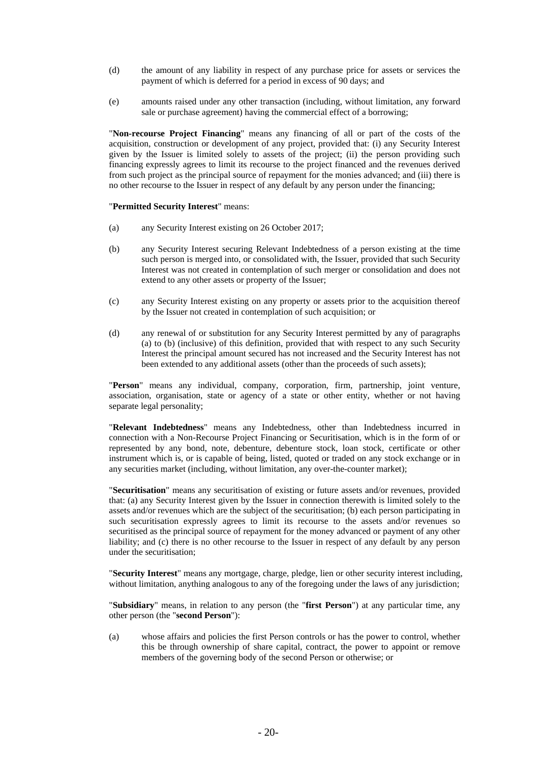(d) the amount of any liability in respect of any purchase price for assets or services the payment of which is deferred for a period in excess of 90 days; and

(e) amounts raised under any other transaction (including, without limitation, any forward sale or purchase agreement) having the commercial effect of a borrowing;

"**Non-recourse Project Financing**" means any financing of all or part of the costs of the acquisition, construction or development of any project, provided that: (i) any Security Interest given by the Issuer is limited solely to assets of the project; (ii) the person providing such financing expressly agrees to limit its recourse to the project financed and the revenues derived from such project as the principal source of repayment for the monies advanced; and (iii) there is no other recourse to the Issuer in respect of any default by any person under the financing;

"**Permitted Security Interest**" means:

(a) any Security Interest existing on 26 October 2017;

(b) any Security Interest securing Relevant Indebtedness of a person existing at the time such person is merged into, or consolidated with, the Issuer, provided that such Security Interest was not created in contemplation of such merger or consolidation and does not extend to any other assets or property of the Issuer;

(c) any Security Interest existing on any property or assets prior to the acquisition thereof by the Issuer not created in contemplation of such acquisition; or

(d) any renewal of or substitution for any Security Interest permitted by any of paragraphs (a) to (b) (inclusive) of this definition, provided that with respect to any such Security Interest the principal amount secured has not increased and the Security Interest has not been extended to any additional assets (other than the proceeds of such assets);

"**Person**" means any individual, company, corporation, firm, partnership, joint venture, association, organisation, state or agency of a state or other entity, whether or not having separate legal personality;

"**Relevant Indebtedness**" means any Indebtedness, other than Indebtedness incurred in connection with a Non-Recourse Project Financing or Securitisation, which is in the form of or represented by any bond, note, debenture, debenture stock, loan stock, certificate or other instrument which is, or is capable of being, listed, quoted or traded on any stock exchange or in any securities market (including, without limitation, any over-the-counter market);

"**Securitisation**" means any securitisation of existing or future assets and/or revenues, provided that: (a) any Security Interest given by the Issuer in connection therewith is limited solely to the assets and/or revenues which are the subject of the securitisation; (b) each person participating in such securitisation expressly agrees to limit its recourse to the assets and/or revenues so securitised as the principal source of repayment for the money advanced or payment of any other liability; and (c) there is no other recourse to the Issuer in respect of any default by any person under the securitisation;

"**Security Interest**" means any mortgage, charge, pledge, lien or other security interest including, without limitation, anything analogous to any of the foregoing under the laws of any jurisdiction;

"**Subsidiary**" means, in relation to any person (the "**first Person**") at any particular time, any other person (the "**second Person**"):

(a) whose affairs and policies the first Person controls or has the power to control, whether this be through ownership of share capital, contract, the power to appoint or remove members of the governing body of the second Person or otherwise; or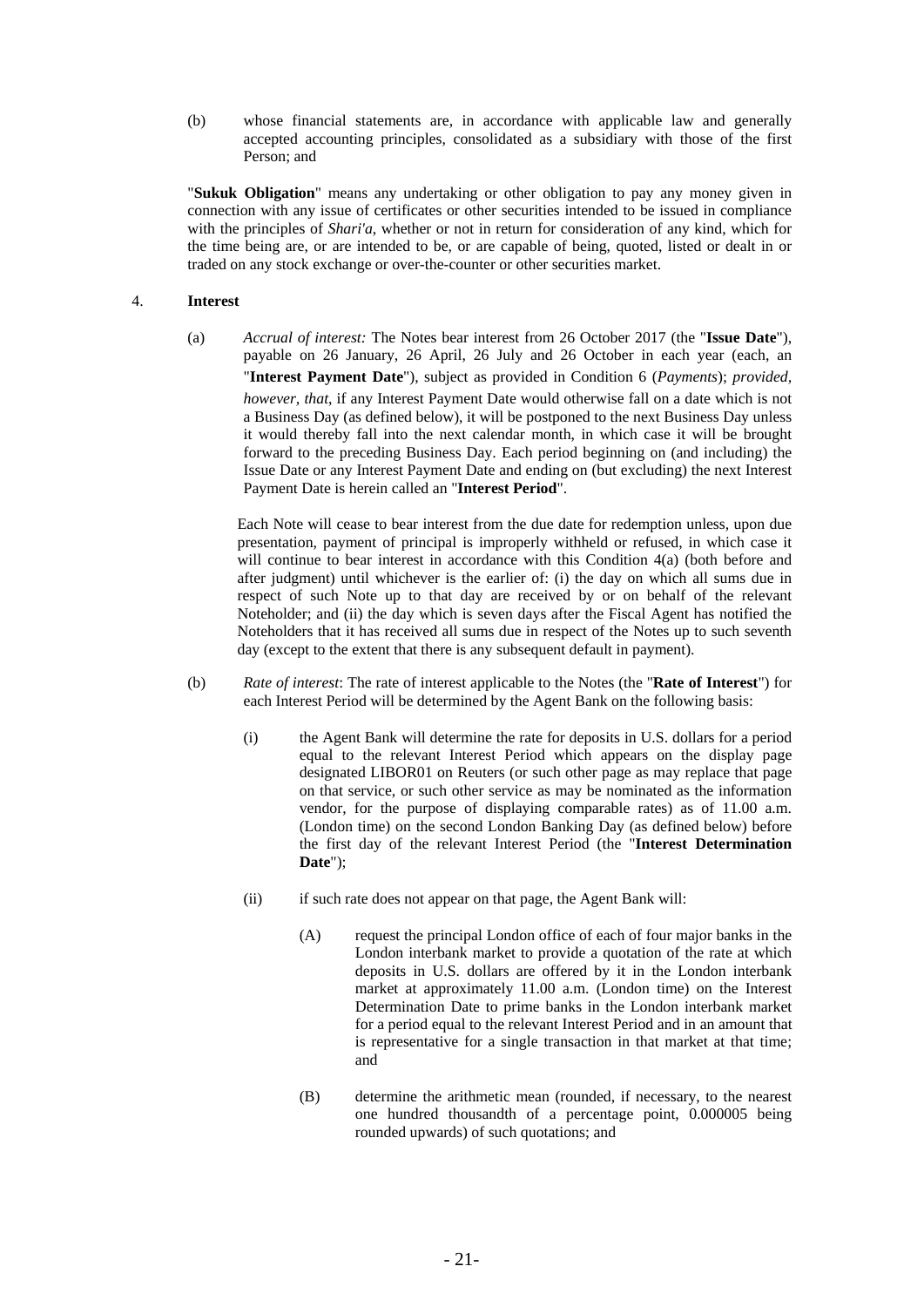(b) whose financial statements are, in accordance with applicable law and generally accepted accounting principles, consolidated as a subsidiary with those of the first Person; and

"**Sukuk Obligation**" means any undertaking or other obligation to pay any money given in connection with any issue of certificates or other securities intended to be issued in compliance with the principles of *Shari'a*, whether or not in return for consideration of any kind, which for the time being are, or are intended to be, or are capable of being, quoted, listed or dealt in or traded on any stock exchange or over-the-counter or other securities market.

4. **Interest**

(a) *Accrual of interest:* The Notes bear interest from 26 October 2017 (the "**Issue Date**"), payable on 26 January, 26 April, 26 July and 26 October in each year (each, an "**Interest Payment Date**"), subject as provided in Condition 6 (*Payments*); *provided, however, that*, if any Interest Payment Date would otherwise fall on a date which is not a Business Day (as defined below), it will be postponed to the next Business Day unless it would thereby fall into the next calendar month, in which case it will be brought forward to the preceding Business Day. Each period beginning on (and including) the Issue Date or any Interest Payment Date and ending on (but excluding) the next Interest Payment Date is herein called an "**Interest Period**".

Each Note will cease to bear interest from the due date for redemption unless, upon due presentation, payment of principal is improperly withheld or refused, in which case it will continue to bear interest in accordance with this Condition 4(a) (both before and after judgment) until whichever is the earlier of: (i) the day on which all sums due in respect of such Note up to that day are received by or on behalf of the relevant Noteholder; and (ii) the day which is seven days after the Fiscal Agent has notified the Noteholders that it has received all sums due in respect of the Notes up to such seventh day (except to the extent that there is any subsequent default in payment).

(b) *Rate of interest*: The rate of interest applicable to the Notes (the "**Rate of Interest**") for each Interest Period will be determined by the Agent Bank on the following basis:

(i) the Agent Bank will determine the rate for deposits in U.S. dollars for a period equal to the relevant Interest Period which appears on the display page designated LIBOR01 on Reuters (or such other page as may replace that page on that service, or such other service as may be nominated as the information vendor, for the purpose of displaying comparable rates) as of 11.00 a.m. (London time) on the second London Banking Day (as defined below) before the first day of the relevant Interest Period (the "**Interest Determination Date**");

(ii) if such rate does not appear on that page, the Agent Bank will:

(A) request the principal London office of each of four major banks in the London interbank market to provide a quotation of the rate at which deposits in U.S. dollars are offered by it in the London interbank market at approximately 11.00 a.m. (London time) on the Interest Determination Date to prime banks in the London interbank market for a period equal to the relevant Interest Period and in an amount that is representative for a single transaction in that market at that time; and

(B) determine the arithmetic mean (rounded, if necessary, to the nearest one hundred thousandth of a percentage point, 0.000005 being rounded upwards) of such quotations; and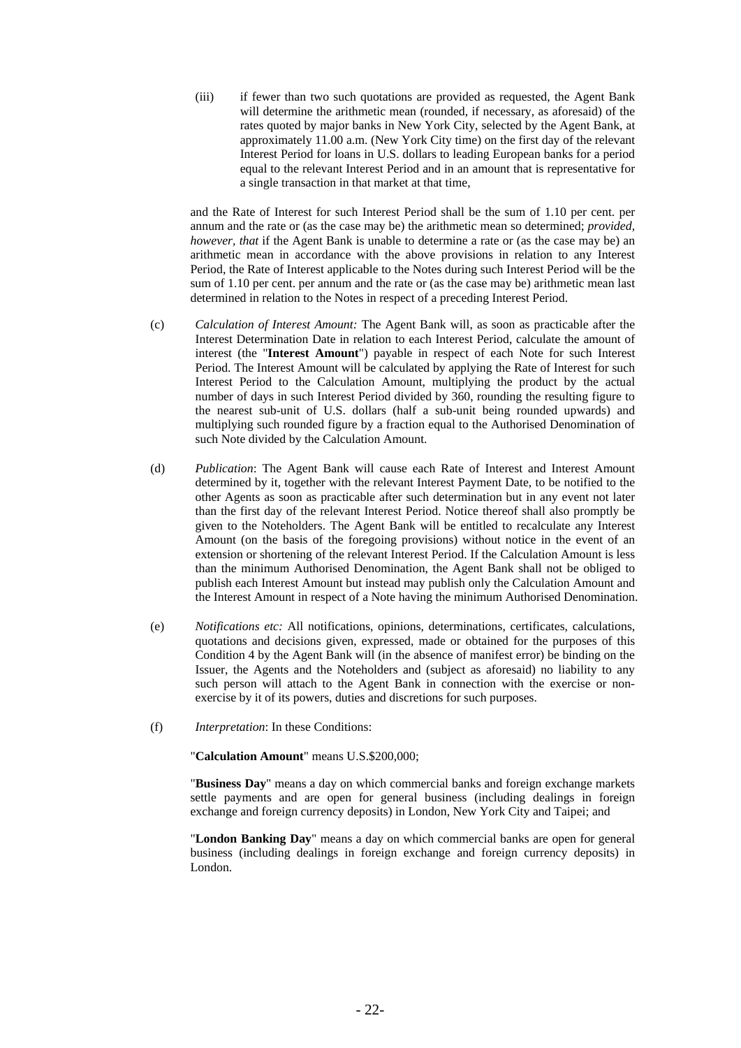(iii) if fewer than two such quotations are provided as requested, the Agent Bank will determine the arithmetic mean (rounded, if necessary, as aforesaid) of the rates quoted by major banks in New York City, selected by the Agent Bank, at approximately 11.00 a.m. (New York City time) on the first day of the relevant Interest Period for loans in U.S. dollars to leading European banks for a period equal to the relevant Interest Period and in an amount that is representative for a single transaction in that market at that time,

and the Rate of Interest for such Interest Period shall be the sum of 1.10 per cent. per annum and the rate or (as the case may be) the arithmetic mean so determined; *provided, however, that* if the Agent Bank is unable to determine a rate or (as the case may be) an arithmetic mean in accordance with the above provisions in relation to any Interest Period, the Rate of Interest applicable to the Notes during such Interest Period will be the sum of 1.10 per cent. per annum and the rate or (as the case may be) arithmetic mean last determined in relation to the Notes in respect of a preceding Interest Period.

(c) *Calculation of Interest Amount:* The Agent Bank will, as soon as practicable after the Interest Determination Date in relation to each Interest Period, calculate the amount of interest (the "**Interest Amount**") payable in respect of each Note for such Interest Period. The Interest Amount will be calculated by applying the Rate of Interest for such Interest Period to the Calculation Amount, multiplying the product by the actual number of days in such Interest Period divided by 360, rounding the resulting figure to the nearest sub-unit of U.S. dollars (half a sub-unit being rounded upwards) and multiplying such rounded figure by a fraction equal to the Authorised Denomination of such Note divided by the Calculation Amount.

(d) *Publication*: The Agent Bank will cause each Rate of Interest and Interest Amount determined by it, together with the relevant Interest Payment Date, to be notified to the other Agents as soon as practicable after such determination but in any event not later than the first day of the relevant Interest Period. Notice thereof shall also promptly be given to the Noteholders. The Agent Bank will be entitled to recalculate any Interest Amount (on the basis of the foregoing provisions) without notice in the event of an extension or shortening of the relevant Interest Period. If the Calculation Amount is less than the minimum Authorised Denomination, the Agent Bank shall not be obliged to publish each Interest Amount but instead may publish only the Calculation Amount and the Interest Amount in respect of a Note having the minimum Authorised Denomination.

(e) *Notifications etc:* All notifications, opinions, determinations, certificates, calculations, quotations and decisions given, expressed, made or obtained for the purposes of this Condition 4 by the Agent Bank will (in the absence of manifest error) be binding on the Issuer, the Agents and the Noteholders and (subject as aforesaid) no liability to any such person will attach to the Agent Bank in connection with the exercise or non-exercise by it of its powers, duties and discretions for such purposes.

(f) *Interpretation*: In these Conditions:

"**Calculation Amount**" means U.S.$200,000;

"**Business Day**" means a day on which commercial banks and foreign exchange markets settle payments and are open for general business (including dealings in foreign exchange and foreign currency deposits) in London, New York City and Taipei; and

"**London Banking Day**" means a day on which commercial banks are open for general business (including dealings in foreign exchange and foreign currency deposits) in London.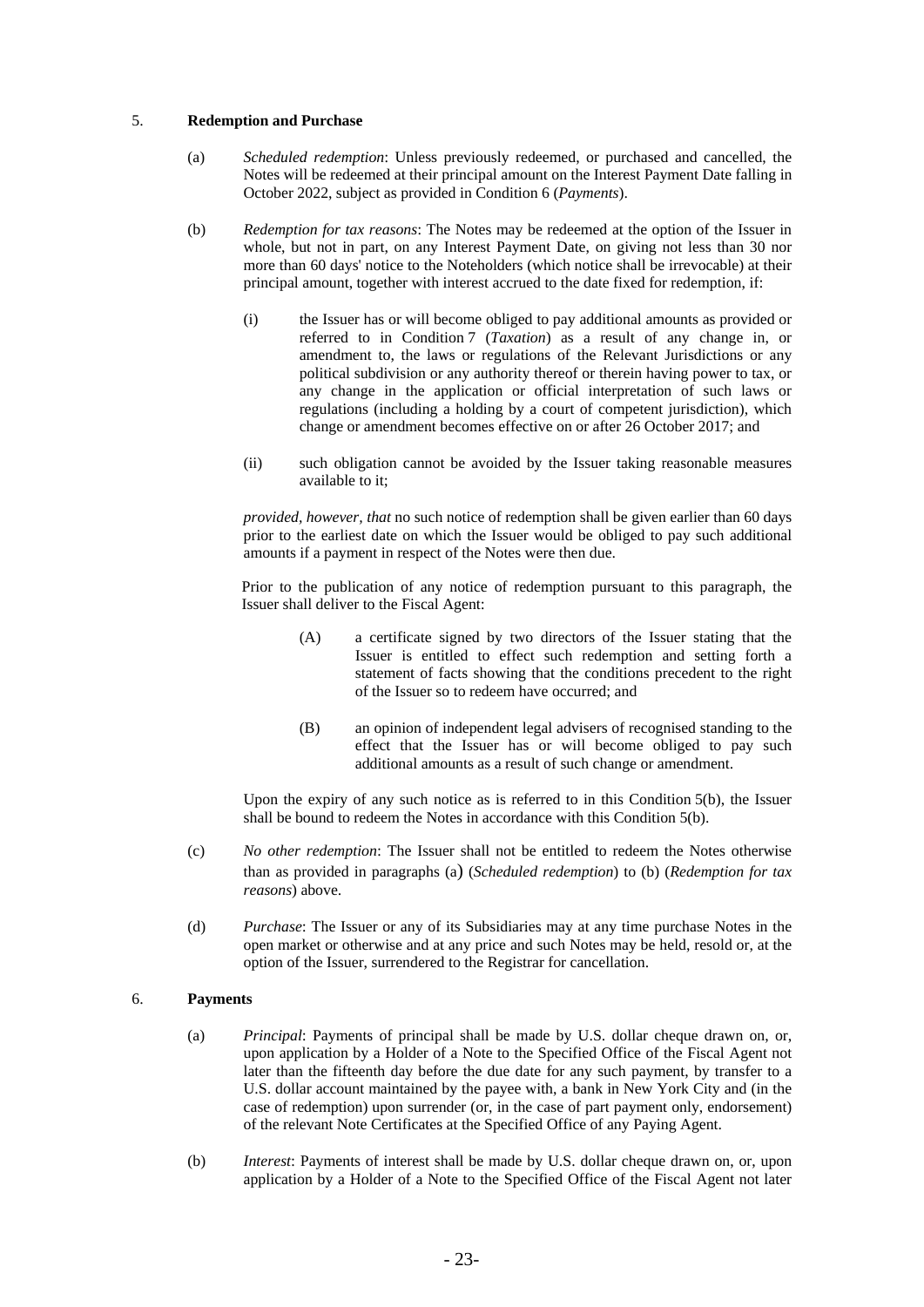## 5. **Redemption and Purchase**

(a) *Scheduled redemption*: Unless previously redeemed, or purchased and cancelled, the Notes will be redeemed at their principal amount on the Interest Payment Date falling in October 2022, subject as provided in Condition 6 (*Payments*).

(b) *Redemption for tax reasons*: The Notes may be redeemed at the option of the Issuer in whole, but not in part, on any Interest Payment Date, on giving not less than 30 nor more than 60 days' notice to the Noteholders (which notice shall be irrevocable) at their principal amount, together with interest accrued to the date fixed for redemption, if:

(i) the Issuer has or will become obliged to pay additional amounts as provided or referred to in Condition 7 (*Taxation*) as a result of any change in, or amendment to, the laws or regulations of the Relevant Jurisdictions or any political subdivision or any authority thereof or therein having power to tax, or any change in the application or official interpretation of such laws or regulations (including a holding by a court of competent jurisdiction), which change or amendment becomes effective on or after 26 October 2017; and

(ii) such obligation cannot be avoided by the Issuer taking reasonable measures available to it;

*provided, however, that* no such notice of redemption shall be given earlier than 60 days prior to the earliest date on which the Issuer would be obliged to pay such additional amounts if a payment in respect of the Notes were then due.

Prior to the publication of any notice of redemption pursuant to this paragraph, the Issuer shall deliver to the Fiscal Agent:

(A) a certificate signed by two directors of the Issuer stating that the Issuer is entitled to effect such redemption and setting forth a statement of facts showing that the conditions precedent to the right of the Issuer so to redeem have occurred; and

(B) an opinion of independent legal advisers of recognised standing to the effect that the Issuer has or will become obliged to pay such additional amounts as a result of such change or amendment.

Upon the expiry of any such notice as is referred to in this Condition 5(b), the Issuer shall be bound to redeem the Notes in accordance with this Condition 5(b).

(c) *No other redemption*: The Issuer shall not be entitled to redeem the Notes otherwise than as provided in paragraphs (a) (*Scheduled redemption*) to (b) (*Redemption for tax reasons*) above.

(d) *Purchase*: The Issuer or any of its Subsidiaries may at any time purchase Notes in the open market or otherwise and at any price and such Notes may be held, resold or, at the option of the Issuer, surrendered to the Registrar for cancellation.

## 6. **Payments**

(a) *Principal*: Payments of principal shall be made by U.S. dollar cheque drawn on, or, upon application by a Holder of a Note to the Specified Office of the Fiscal Agent not later than the fifteenth day before the due date for any such payment, by transfer to a U.S. dollar account maintained by the payee with, a bank in New York City and (in the case of redemption) upon surrender (or, in the case of part payment only, endorsement) of the relevant Note Certificates at the Specified Office of any Paying Agent.

(b) *Interest*: Payments of interest shall be made by U.S. dollar cheque drawn on, or, upon application by a Holder of a Note to the Specified Office of the Fiscal Agent not later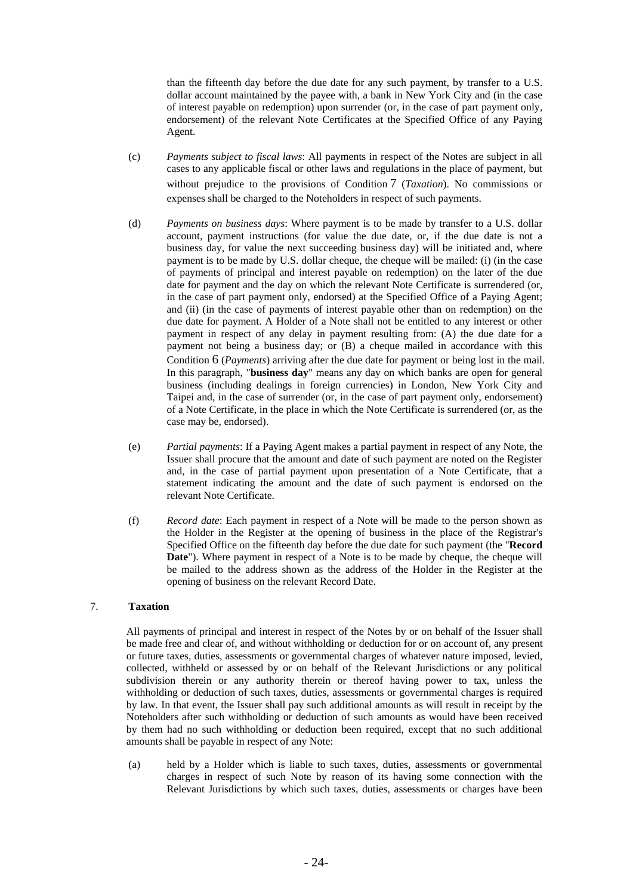than the fifteenth day before the due date for any such payment, by transfer to a U.S. dollar account maintained by the payee with, a bank in New York City and (in the case of interest payable on redemption) upon surrender (or, in the case of part payment only, endorsement) of the relevant Note Certificates at the Specified Office of any Paying Agent.

(c) *Payments subject to fiscal laws*: All payments in respect of the Notes are subject in all cases to any applicable fiscal or other laws and regulations in the place of payment, but without prejudice to the provisions of Condition 7 (*Taxation*). No commissions or expenses shall be charged to the Noteholders in respect of such payments.

(d) *Payments on business days*: Where payment is to be made by transfer to a U.S. dollar account, payment instructions (for value the due date, or, if the due date is not a business day, for value the next succeeding business day) will be initiated and, where payment is to be made by U.S. dollar cheque, the cheque will be mailed: (i) (in the case of payments of principal and interest payable on redemption) on the later of the due date for payment and the day on which the relevant Note Certificate is surrendered (or, in the case of part payment only, endorsed) at the Specified Office of a Paying Agent; and (ii) (in the case of payments of interest payable other than on redemption) on the due date for payment. A Holder of a Note shall not be entitled to any interest or other payment in respect of any delay in payment resulting from: (A) the due date for a payment not being a business day; or (B) a cheque mailed in accordance with this Condition 6 (*Payments*) arriving after the due date for payment or being lost in the mail. In this paragraph, "**business day**" means any day on which banks are open for general business (including dealings in foreign currencies) in London, New York City and Taipei and, in the case of surrender (or, in the case of part payment only, endorsement) of a Note Certificate, in the place in which the Note Certificate is surrendered (or, as the case may be, endorsed).

(e) *Partial payments*: If a Paying Agent makes a partial payment in respect of any Note, the Issuer shall procure that the amount and date of such payment are noted on the Register and, in the case of partial payment upon presentation of a Note Certificate, that a statement indicating the amount and the date of such payment is endorsed on the relevant Note Certificate.

(f) *Record date*: Each payment in respect of a Note will be made to the person shown as the Holder in the Register at the opening of business in the place of the Registrar's Specified Office on the fifteenth day before the due date for such payment (the "**Record Date**"). Where payment in respect of a Note is to be made by cheque, the cheque will be mailed to the address shown as the address of the Holder in the Register at the opening of business on the relevant Record Date.

## 7. Taxation

All payments of principal and interest in respect of the Notes by or on behalf of the Issuer shall be made free and clear of, and without withholding or deduction for or on account of, any present or future taxes, duties, assessments or governmental charges of whatever nature imposed, levied, collected, withheld or assessed by or on behalf of the Relevant Jurisdictions or any political subdivision therein or any authority therein or thereof having power to tax, unless the withholding or deduction of such taxes, duties, assessments or governmental charges is required by law. In that event, the Issuer shall pay such additional amounts as will result in receipt by the Noteholders after such withholding or deduction of such amounts as would have been received by them had no such withholding or deduction been required, except that no such additional amounts shall be payable in respect of any Note:

(a) held by a Holder which is liable to such taxes, duties, assessments or governmental charges in respect of such Note by reason of its having some connection with the Relevant Jurisdictions by which such taxes, duties, assessments or charges have been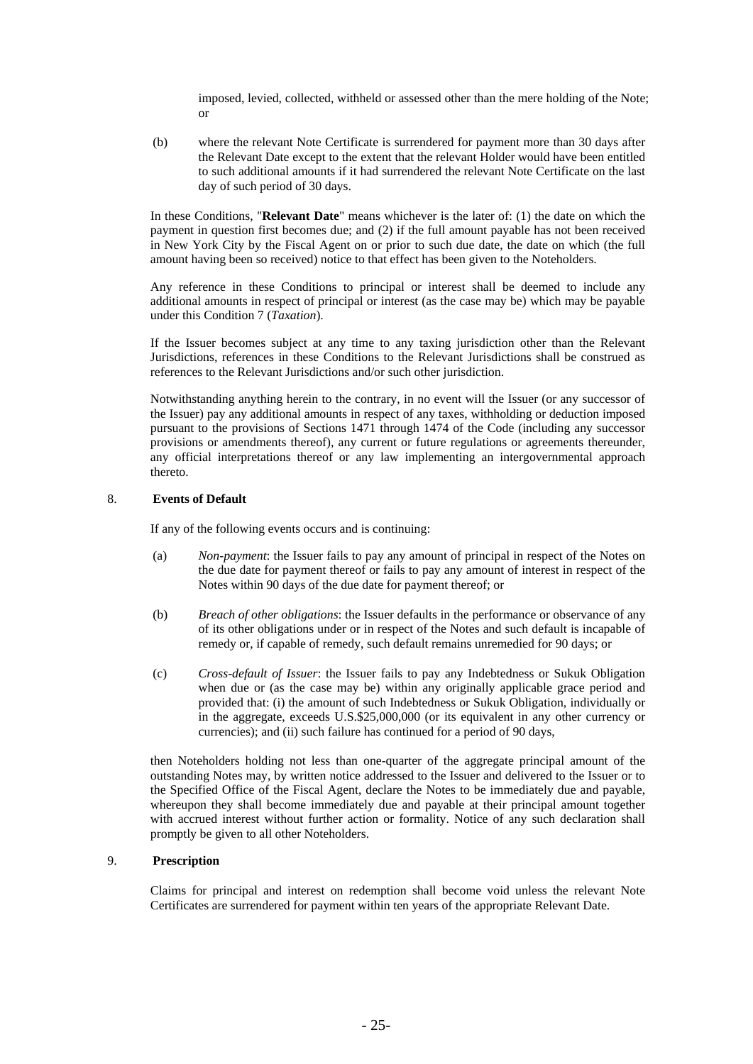imposed, levied, collected, withheld or assessed other than the mere holding of the Note; or

(b) where the relevant Note Certificate is surrendered for payment more than 30 days after the Relevant Date except to the extent that the relevant Holder would have been entitled to such additional amounts if it had surrendered the relevant Note Certificate on the last day of such period of 30 days.

In these Conditions, "**Relevant Date**" means whichever is the later of: (1) the date on which the payment in question first becomes due; and (2) if the full amount payable has not been received in New York City by the Fiscal Agent on or prior to such due date, the date on which (the full amount having been so received) notice to that effect has been given to the Noteholders.

Any reference in these Conditions to principal or interest shall be deemed to include any additional amounts in respect of principal or interest (as the case may be) which may be payable under this Condition 7 (*Taxation*).

If the Issuer becomes subject at any time to any taxing jurisdiction other than the Relevant Jurisdictions, references in these Conditions to the Relevant Jurisdictions shall be construed as references to the Relevant Jurisdictions and/or such other jurisdiction.

Notwithstanding anything herein to the contrary, in no event will the Issuer (or any successor of the Issuer) pay any additional amounts in respect of any taxes, withholding or deduction imposed pursuant to the provisions of Sections 1471 through 1474 of the Code (including any successor provisions or amendments thereof), any current or future regulations or agreements thereunder, any official interpretations thereof or any law implementing an intergovernmental approach thereto.

## 8. Events of Default

If any of the following events occurs and is continuing:

(a) *Non-payment*: the Issuer fails to pay any amount of principal in respect of the Notes on the due date for payment thereof or fails to pay any amount of interest in respect of the Notes within 90 days of the due date for payment thereof; or

(b) *Breach of other obligations*: the Issuer defaults in the performance or observance of any of its other obligations under or in respect of the Notes and such default is incapable of remedy or, if capable of remedy, such default remains unremedied for 90 days; or

(c) *Cross-default of Issuer*: the Issuer fails to pay any Indebtedness or Sukuk Obligation when due or (as the case may be) within any originally applicable grace period and provided that: (i) the amount of such Indebtedness or Sukuk Obligation, individually or in the aggregate, exceeds U.S.$25,000,000 (or its equivalent in any other currency or currencies); and (ii) such failure has continued for a period of 90 days,

then Noteholders holding not less than one-quarter of the aggregate principal amount of the outstanding Notes may, by written notice addressed to the Issuer and delivered to the Issuer or to the Specified Office of the Fiscal Agent, declare the Notes to be immediately due and payable, whereupon they shall become immediately due and payable at their principal amount together with accrued interest without further action or formality. Notice of any such declaration shall promptly be given to all other Noteholders.

## 9. Prescription

Claims for principal and interest on redemption shall become void unless the relevant Note Certificates are surrendered for payment within ten years of the appropriate Relevant Date.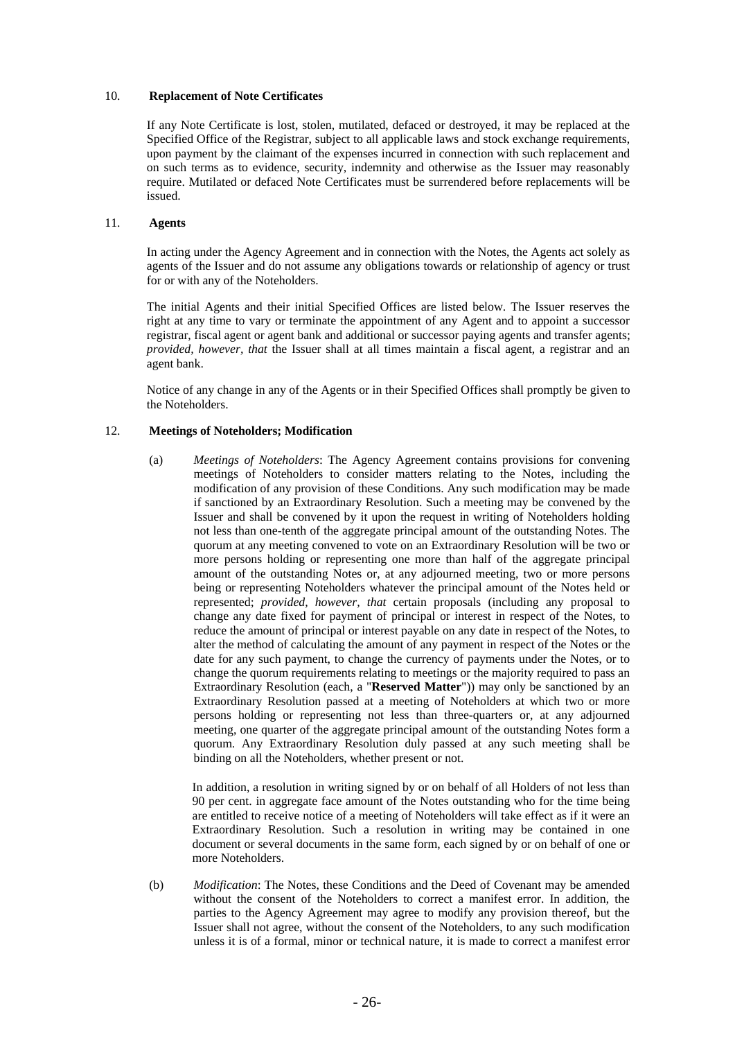## 10. Replacement of Note Certificates

If any Note Certificate is lost, stolen, mutilated, defaced or destroyed, it may be replaced at the Specified Office of the Registrar, subject to all applicable laws and stock exchange requirements, upon payment by the claimant of the expenses incurred in connection with such replacement and on such terms as to evidence, security, indemnity and otherwise as the Issuer may reasonably require. Mutilated or defaced Note Certificates must be surrendered before replacements will be issued.

## 11. Agents

In acting under the Agency Agreement and in connection with the Notes, the Agents act solely as agents of the Issuer and do not assume any obligations towards or relationship of agency or trust for or with any of the Noteholders.

The initial Agents and their initial Specified Offices are listed below. The Issuer reserves the right at any time to vary or terminate the appointment of any Agent and to appoint a successor registrar, fiscal agent or agent bank and additional or successor paying agents and transfer agents; *provided, however, that* the Issuer shall at all times maintain a fiscal agent, a registrar and an agent bank.

Notice of any change in any of the Agents or in their Specified Offices shall promptly be given to the Noteholders.

## 12. Meetings of Noteholders; Modification

(a) *Meetings of Noteholders*: The Agency Agreement contains provisions for convening meetings of Noteholders to consider matters relating to the Notes, including the modification of any provision of these Conditions. Any such modification may be made if sanctioned by an Extraordinary Resolution. Such a meeting may be convened by the Issuer and shall be convened by it upon the request in writing of Noteholders holding not less than one-tenth of the aggregate principal amount of the outstanding Notes. The quorum at any meeting convened to vote on an Extraordinary Resolution will be two or more persons holding or representing one more than half of the aggregate principal amount of the outstanding Notes or, at any adjourned meeting, two or more persons being or representing Noteholders whatever the principal amount of the Notes held or represented; *provided, however, that* certain proposals (including any proposal to change any date fixed for payment of principal or interest in respect of the Notes, to reduce the amount of principal or interest payable on any date in respect of the Notes, to alter the method of calculating the amount of any payment in respect of the Notes or the date for any such payment, to change the currency of payments under the Notes, or to change the quorum requirements relating to meetings or the majority required to pass an Extraordinary Resolution (each, a "**Reserved Matter**")) may only be sanctioned by an Extraordinary Resolution passed at a meeting of Noteholders at which two or more persons holding or representing not less than three-quarters or, at any adjourned meeting, one quarter of the aggregate principal amount of the outstanding Notes form a quorum. Any Extraordinary Resolution duly passed at any such meeting shall be binding on all the Noteholders, whether present or not.

In addition, a resolution in writing signed by or on behalf of all Holders of not less than 90 per cent. in aggregate face amount of the Notes outstanding who for the time being are entitled to receive notice of a meeting of Noteholders will take effect as if it were an Extraordinary Resolution. Such a resolution in writing may be contained in one document or several documents in the same form, each signed by or on behalf of one or more Noteholders.

(b) *Modification*: The Notes, these Conditions and the Deed of Covenant may be amended without the consent of the Noteholders to correct a manifest error. In addition, the parties to the Agency Agreement may agree to modify any provision thereof, but the Issuer shall not agree, without the consent of the Noteholders, to any such modification unless it is of a formal, minor or technical nature, it is made to correct a manifest error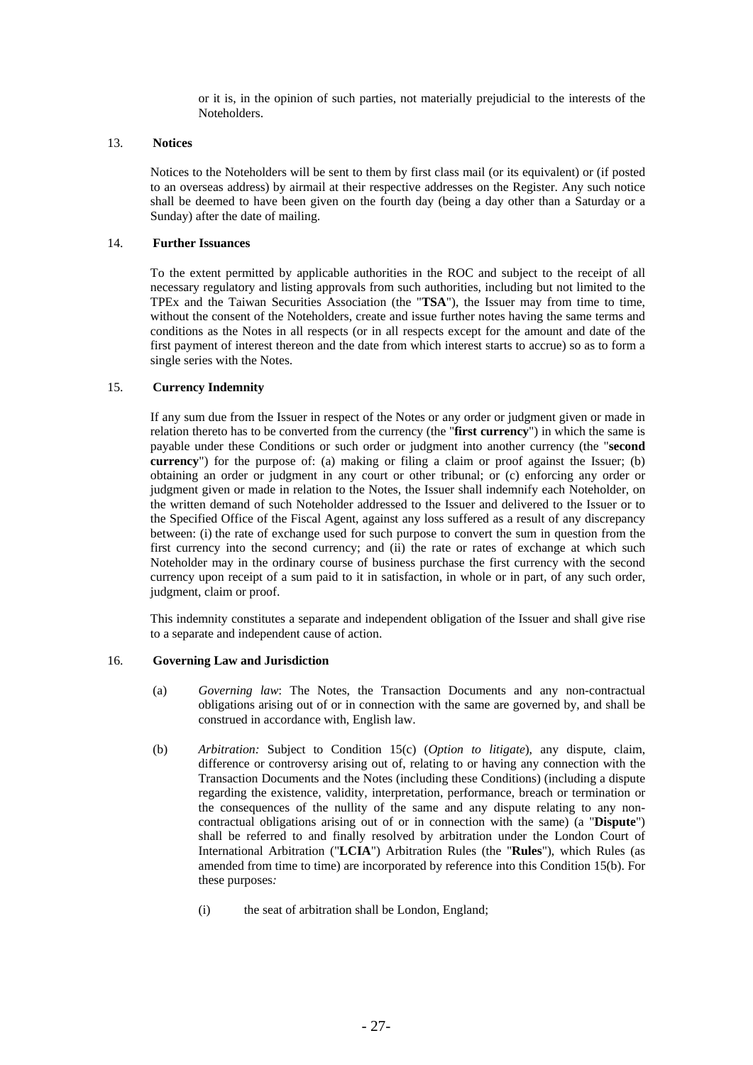or it is, in the opinion of such parties, not materially prejudicial to the interests of the Noteholders.

## 13. Notices

Notices to the Noteholders will be sent to them by first class mail (or its equivalent) or (if posted to an overseas address) by airmail at their respective addresses on the Register. Any such notice shall be deemed to have been given on the fourth day (being a day other than a Saturday or a Sunday) after the date of mailing.

## 14. Further Issuances

To the extent permitted by applicable authorities in the ROC and subject to the receipt of all necessary regulatory and listing approvals from such authorities, including but not limited to the TPEx and the Taiwan Securities Association (the "**TSA**"), the Issuer may from time to time, without the consent of the Noteholders, create and issue further notes having the same terms and conditions as the Notes in all respects (or in all respects except for the amount and date of the first payment of interest thereon and the date from which interest starts to accrue) so as to form a single series with the Notes.

## 15. Currency Indemnity

If any sum due from the Issuer in respect of the Notes or any order or judgment given or made in relation thereto has to be converted from the currency (the "**first currency**") in which the same is payable under these Conditions or such order or judgment into another currency (the "**second currency**") for the purpose of: (a) making or filing a claim or proof against the Issuer; (b) obtaining an order or judgment in any court or other tribunal; or (c) enforcing any order or judgment given or made in relation to the Notes, the Issuer shall indemnify each Noteholder, on the written demand of such Noteholder addressed to the Issuer and delivered to the Issuer or to the Specified Office of the Fiscal Agent, against any loss suffered as a result of any discrepancy between: (i) the rate of exchange used for such purpose to convert the sum in question from the first currency into the second currency; and (ii) the rate or rates of exchange at which such Noteholder may in the ordinary course of business purchase the first currency with the second currency upon receipt of a sum paid to it in satisfaction, in whole or in part, of any such order, judgment, claim or proof.

This indemnity constitutes a separate and independent obligation of the Issuer and shall give rise to a separate and independent cause of action.

## 16. Governing Law and Jurisdiction

(a) *Governing law*: The Notes, the Transaction Documents and any non-contractual obligations arising out of or in connection with the same are governed by, and shall be construed in accordance with, English law.

(b) *Arbitration:* Subject to Condition 15(c) (*Option to litigate*), any dispute, claim, difference or controversy arising out of, relating to or having any connection with the Transaction Documents and the Notes (including these Conditions) (including a dispute regarding the existence, validity, interpretation, performance, breach or termination or the consequences of the nullity of the same and any dispute relating to any non-contractual obligations arising out of or in connection with the same) (a "**Dispute**") shall be referred to and finally resolved by arbitration under the London Court of International Arbitration ("**LCIA**") Arbitration Rules (the "**Rules**"), which Rules (as amended from time to time) are incorporated by reference into this Condition 15(b). For these purposes*:*

(i) the seat of arbitration shall be London, England;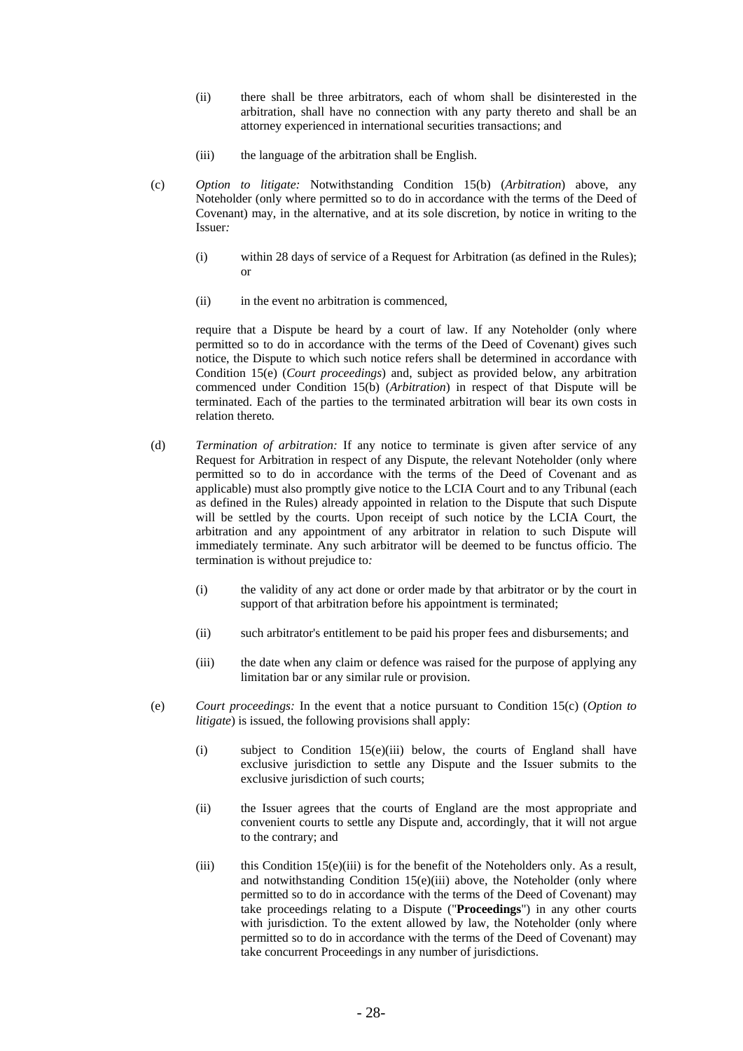(ii) there shall be three arbitrators, each of whom shall be disinterested in the arbitration, shall have no connection with any party thereto and shall be an attorney experienced in international securities transactions; and

(iii) the language of the arbitration shall be English.

(c) *Option to litigate:* Notwithstanding Condition 15(b) (*Arbitration*) above, any Noteholder (only where permitted so to do in accordance with the terms of the Deed of Covenant) may, in the alternative, and at its sole discretion, by notice in writing to the Issuer*:*

(i) within 28 days of service of a Request for Arbitration (as defined in the Rules); or

(ii) in the event no arbitration is commenced,

require that a Dispute be heard by a court of law. If any Noteholder (only where permitted so to do in accordance with the terms of the Deed of Covenant) gives such notice, the Dispute to which such notice refers shall be determined in accordance with Condition 15(e) (*Court proceedings*) and, subject as provided below, any arbitration commenced under Condition 15(b) (*Arbitration*) in respect of that Dispute will be terminated. Each of the parties to the terminated arbitration will bear its own costs in relation thereto*.*

(d) *Termination of arbitration:* If any notice to terminate is given after service of any Request for Arbitration in respect of any Dispute, the relevant Noteholder (only where permitted so to do in accordance with the terms of the Deed of Covenant and as applicable) must also promptly give notice to the LCIA Court and to any Tribunal (each as defined in the Rules) already appointed in relation to the Dispute that such Dispute will be settled by the courts. Upon receipt of such notice by the LCIA Court, the arbitration and any appointment of any arbitrator in relation to such Dispute will immediately terminate. Any such arbitrator will be deemed to be functus officio. The termination is without prejudice to*:*

(i) the validity of any act done or order made by that arbitrator or by the court in support of that arbitration before his appointment is terminated;

(ii) such arbitrator's entitlement to be paid his proper fees and disbursements; and

(iii) the date when any claim or defence was raised for the purpose of applying any limitation bar or any similar rule or provision.

(e) *Court proceedings:* In the event that a notice pursuant to Condition 15(c) (*Option to litigate*) is issued, the following provisions shall apply:

(i) subject to Condition 15(e)(iii) below, the courts of England shall have exclusive jurisdiction to settle any Dispute and the Issuer submits to the exclusive jurisdiction of such courts;

(ii) the Issuer agrees that the courts of England are the most appropriate and convenient courts to settle any Dispute and, accordingly, that it will not argue to the contrary; and

(iii) this Condition 15(e)(iii) is for the benefit of the Noteholders only. As a result, and notwithstanding Condition 15(e)(iii) above, the Noteholder (only where permitted so to do in accordance with the terms of the Deed of Covenant) may take proceedings relating to a Dispute ("**Proceedings**") in any other courts with jurisdiction. To the extent allowed by law, the Noteholder (only where permitted so to do in accordance with the terms of the Deed of Covenant) may take concurrent Proceedings in any number of jurisdictions.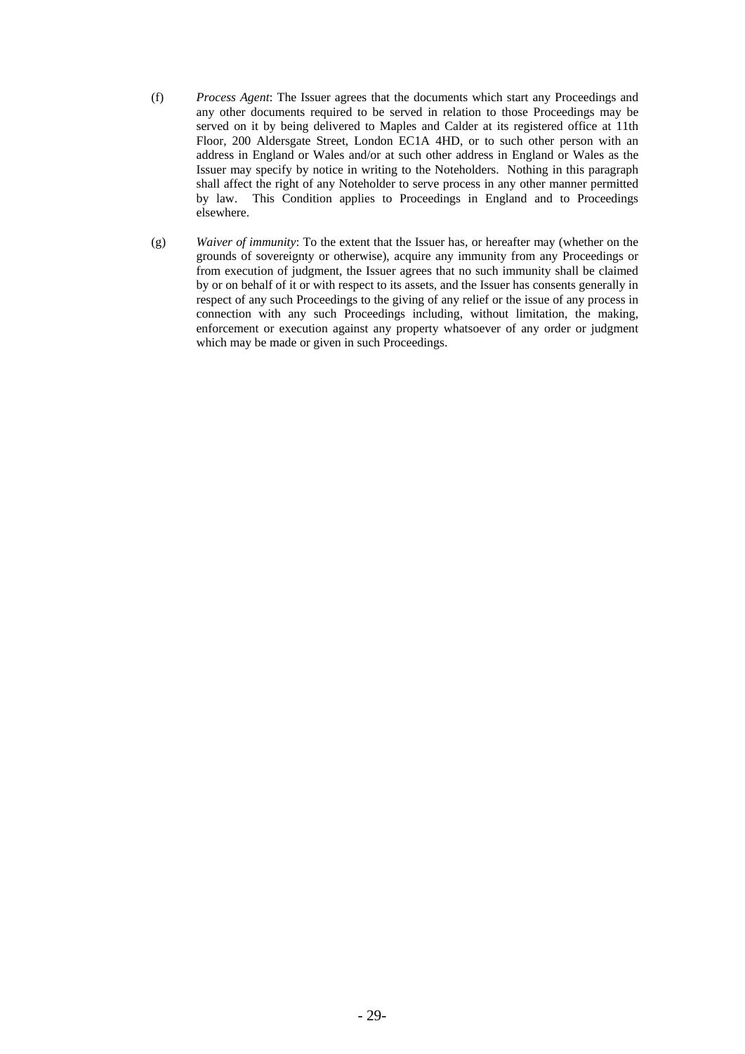(f) *Process Agent*: The Issuer agrees that the documents which start any Proceedings and any other documents required to be served in relation to those Proceedings may be served on it by being delivered to Maples and Calder at its registered office at 11th Floor, 200 Aldersgate Street, London EC1A 4HD, or to such other person with an address in England or Wales and/or at such other address in England or Wales as the Issuer may specify by notice in writing to the Noteholders. Nothing in this paragraph shall affect the right of any Noteholder to serve process in any other manner permitted by law. This Condition applies to Proceedings in England and to Proceedings elsewhere.

(g) *Waiver of immunity*: To the extent that the Issuer has, or hereafter may (whether on the grounds of sovereignty or otherwise), acquire any immunity from any Proceedings or from execution of judgment, the Issuer agrees that no such immunity shall be claimed by or on behalf of it or with respect to its assets, and the Issuer has consents generally in respect of any such Proceedings to the giving of any relief or the issue of any process in connection with any such Proceedings including, without limitation, the making, enforcement or execution against any property whatsoever of any order or judgment which may be made or given in such Proceedings.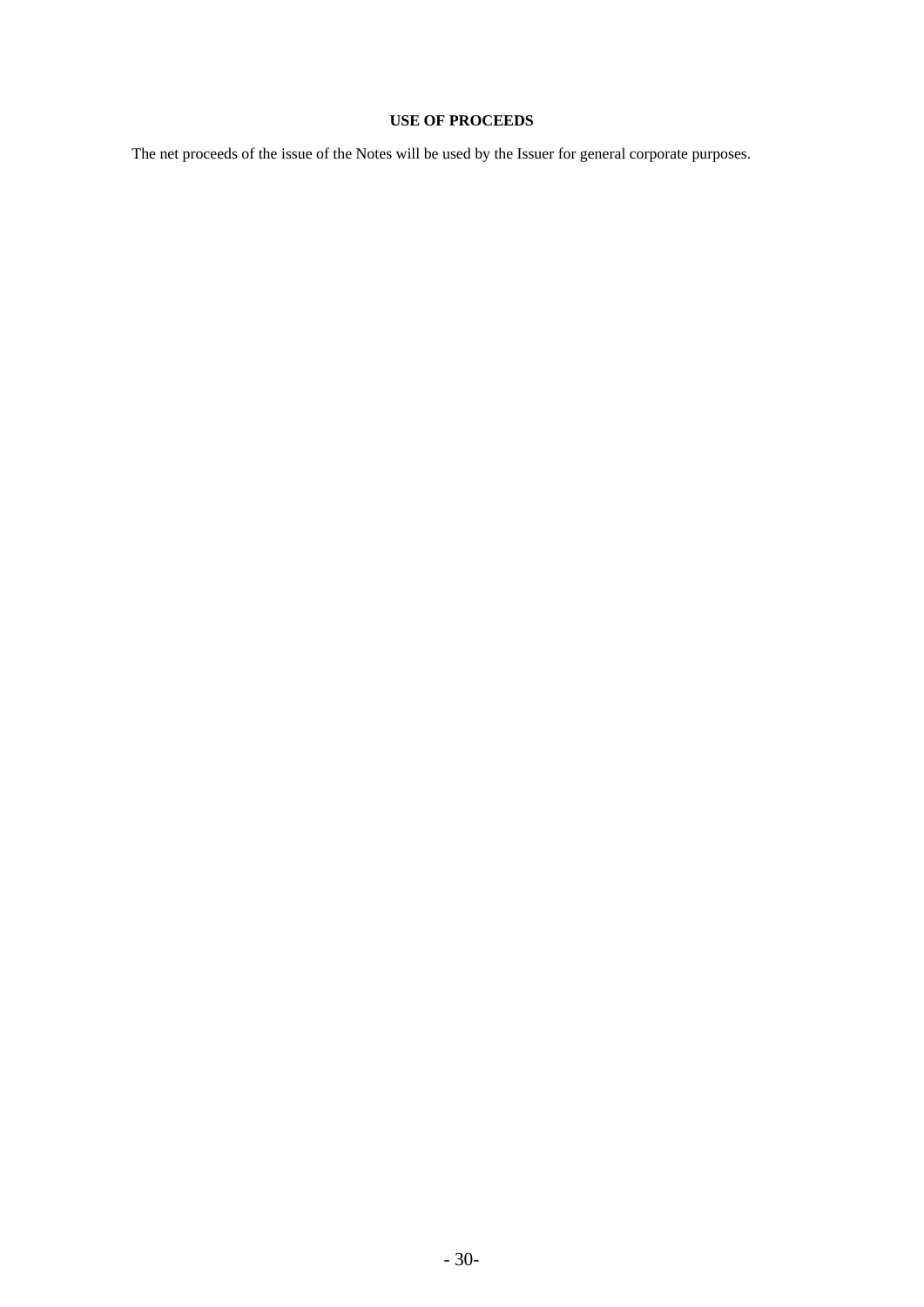## USE OF PROCEEDS

The net proceeds of the issue of the Notes will be used by the Issuer for general corporate purposes.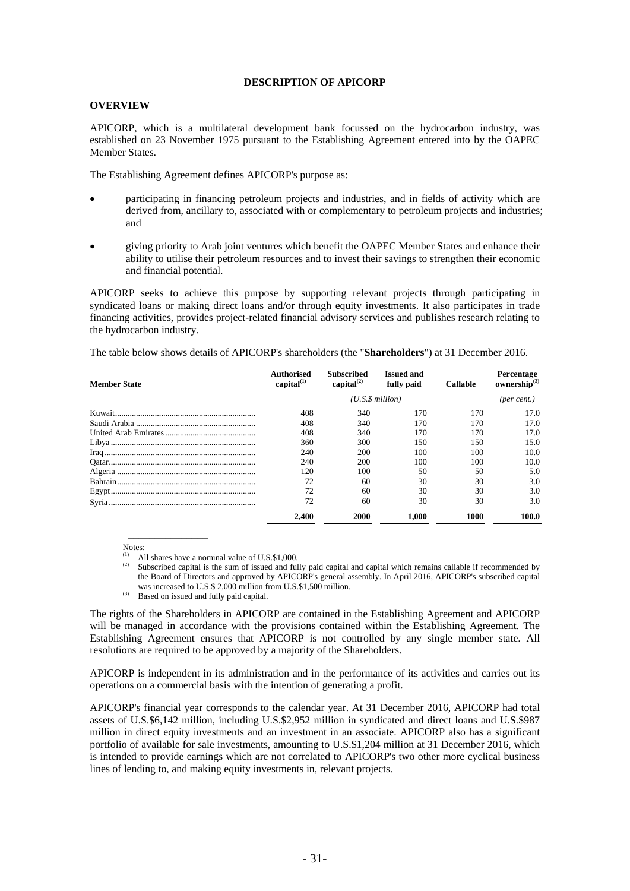# DESCRIPTION OF APICORP

## OVERVIEW

APICORP, which is a multilateral development bank focussed on the hydrocarbon industry, was established on 23 November 1975 pursuant to the Establishing Agreement entered into by the OAPEC Member States.

The Establishing Agreement defines APICORP's purpose as:

- participating in financing petroleum projects and industries, and in fields of activity which are derived from, ancillary to, associated with or complementary to petroleum projects and industries; and
- giving priority to Arab joint ventures which benefit the OAPEC Member States and enhance their ability to utilise their petroleum resources and to invest their savings to strengthen their economic and financial potential.

APICORP seeks to achieve this purpose by supporting relevant projects through participating in syndicated loans or making direct loans and/or through equity investments. It also participates in trade financing activities, provides project-related financial advisory services and publishes research relating to the hydrocarbon industry.

The table below shows details of APICORP's shareholders (the "**Shareholders**") at 31 December 2016.

| Member State | Authorised capital[1] | Subscribed capital[2] | Issued and fully paid | Callable | Percentage ownership[3] |
|---|---|---|---|---|---|
| | *(U.S.$ million)* | | | | *(per cent.)* |
| Kuwait | 408 | 340 | 170 | 170 | 17.0 |
| Saudi Arabia | 408 | 340 | 170 | 170 | 17.0 |
| United Arab Emirates | 408 | 340 | 170 | 170 | 17.0 |
| Libya | 360 | 300 | 150 | 150 | 15.0 |
| Iraq | 240 | 200 | 100 | 100 | 10.0 |
| Qatar | 240 | 200 | 100 | 100 | 10.0 |
| Algeria | 120 | 100 | 50 | 50 | 5.0 |
| Bahrain | 72 | 60 | 30 | 30 | 3.0 |
| Egypt | 72 | 60 | 30 | 30 | 3.0 |
| Syria | 72 | 60 | 30 | 30 | 3.0 |
| | **2,400** | **2000** | **1,000** | **1000** | **100.0** |

Notes:

(1) All shares have a nominal value of U.S.$1,000.

(2) Subscribed capital is the sum of issued and fully paid capital and capital which remains callable if recommended by the Board of Directors and approved by APICORP's general assembly. In April 2016, APICORP's subscribed capital was increased to U.S.$ 2,000 million from U.S.$1,500 million.

(3) Based on issued and fully paid capital.

The rights of the Shareholders in APICORP are contained in the Establishing Agreement and APICORP will be managed in accordance with the provisions contained within the Establishing Agreement. The Establishing Agreement ensures that APICORP is not controlled by any single member state. All resolutions are required to be approved by a majority of the Shareholders.

APICORP is independent in its administration and in the performance of its activities and carries out its operations on a commercial basis with the intention of generating a profit.

APICORP's financial year corresponds to the calendar year. At 31 December 2016, APICORP had total assets of U.S.$6,142 million, including U.S.$2,952 million in syndicated and direct loans and U.S.$987 million in direct equity investments and an investment in an associate. APICORP also has a significant portfolio of available for sale investments, amounting to U.S.$1,204 million at 31 December 2016, which is intended to provide earnings which are not correlated to APICORP's two other more cyclical business lines of lending to, and making equity investments in, relevant projects.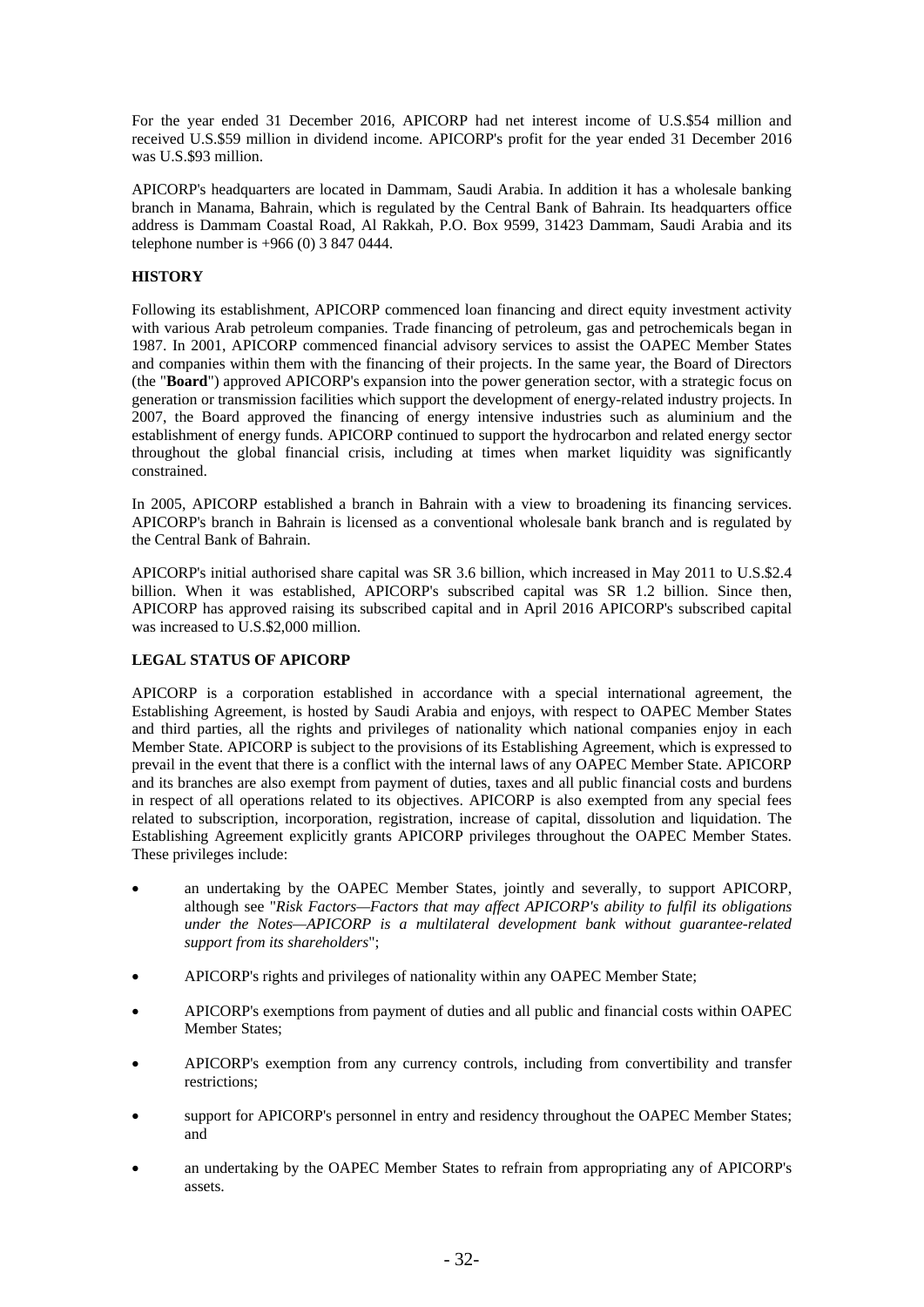For the year ended 31 December 2016, APICORP had net interest income of U.S.$54 million and received U.S.$59 million in dividend income. APICORP's profit for the year ended 31 December 2016 was U.S.$93 million.

APICORP's headquarters are located in Dammam, Saudi Arabia. In addition it has a wholesale banking branch in Manama, Bahrain, which is regulated by the Central Bank of Bahrain. Its headquarters office address is Dammam Coastal Road, Al Rakkah, P.O. Box 9599, 31423 Dammam, Saudi Arabia and its telephone number is +966 (0) 3 847 0444.

## HISTORY

Following its establishment, APICORP commenced loan financing and direct equity investment activity with various Arab petroleum companies. Trade financing of petroleum, gas and petrochemicals began in 1987. In 2001, APICORP commenced financial advisory services to assist the OAPEC Member States and companies within them with the financing of their projects. In the same year, the Board of Directors (the "**Board**") approved APICORP's expansion into the power generation sector, with a strategic focus on generation or transmission facilities which support the development of energy-related industry projects. In 2007, the Board approved the financing of energy intensive industries such as aluminium and the establishment of energy funds. APICORP continued to support the hydrocarbon and related energy sector throughout the global financial crisis, including at times when market liquidity was significantly constrained.

In 2005, APICORP established a branch in Bahrain with a view to broadening its financing services. APICORP's branch in Bahrain is licensed as a conventional wholesale bank branch and is regulated by the Central Bank of Bahrain.

APICORP's initial authorised share capital was SR 3.6 billion, which increased in May 2011 to U.S.$2.4 billion. When it was established, APICORP's subscribed capital was SR 1.2 billion. Since then, APICORP has approved raising its subscribed capital and in April 2016 APICORP's subscribed capital was increased to U.S.$2,000 million.

## LEGAL STATUS OF APICORP

APICORP is a corporation established in accordance with a special international agreement, the Establishing Agreement, is hosted by Saudi Arabia and enjoys, with respect to OAPEC Member States and third parties, all the rights and privileges of nationality which national companies enjoy in each Member State. APICORP is subject to the provisions of its Establishing Agreement, which is expressed to prevail in the event that there is a conflict with the internal laws of any OAPEC Member State. APICORP and its branches are also exempt from payment of duties, taxes and all public financial costs and burdens in respect of all operations related to its objectives. APICORP is also exempted from any special fees related to subscription, incorporation, registration, increase of capital, dissolution and liquidation. The Establishing Agreement explicitly grants APICORP privileges throughout the OAPEC Member States. These privileges include:

- an undertaking by the OAPEC Member States, jointly and severally, to support APICORP, although see "*Risk Factors—Factors that may affect APICORP's ability to fulfil its obligations under the Notes—APICORP is a multilateral development bank without guarantee-related support from its shareholders*";
- APICORP's rights and privileges of nationality within any OAPEC Member State;
- APICORP's exemptions from payment of duties and all public and financial costs within OAPEC Member States;
- APICORP's exemption from any currency controls, including from convertibility and transfer restrictions;
- support for APICORP's personnel in entry and residency throughout the OAPEC Member States; and
- an undertaking by the OAPEC Member States to refrain from appropriating any of APICORP's assets.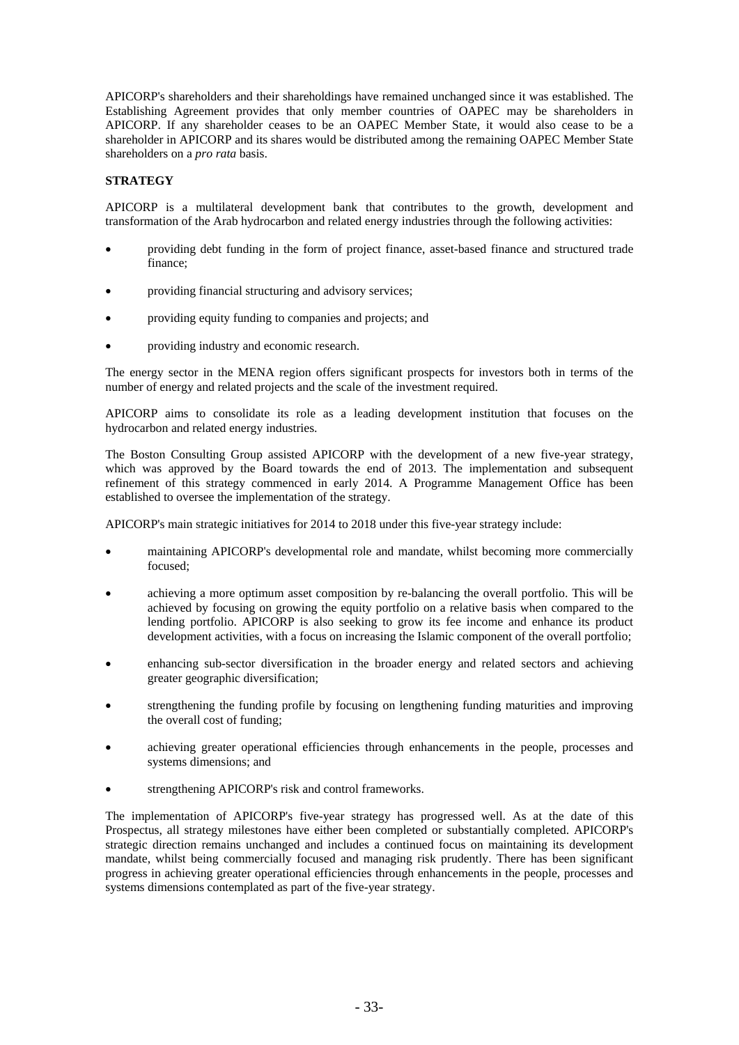APICORP's shareholders and their shareholdings have remained unchanged since it was established. The Establishing Agreement provides that only member countries of OAPEC may be shareholders in APICORP. If any shareholder ceases to be an OAPEC Member State, it would also cease to be a shareholder in APICORP and its shares would be distributed among the remaining OAPEC Member State shareholders on a *pro rata* basis.

**STRATEGY**

APICORP is a multilateral development bank that contributes to the growth, development and transformation of the Arab hydrocarbon and related energy industries through the following activities:

- providing debt funding in the form of project finance, asset-based finance and structured trade finance;
- providing financial structuring and advisory services;
- providing equity funding to companies and projects; and
- providing industry and economic research.

The energy sector in the MENA region offers significant prospects for investors both in terms of the number of energy and related projects and the scale of the investment required.

APICORP aims to consolidate its role as a leading development institution that focuses on the hydrocarbon and related energy industries.

The Boston Consulting Group assisted APICORP with the development of a new five-year strategy, which was approved by the Board towards the end of 2013. The implementation and subsequent refinement of this strategy commenced in early 2014. A Programme Management Office has been established to oversee the implementation of the strategy.

APICORP's main strategic initiatives for 2014 to 2018 under this five-year strategy include:

- maintaining APICORP's developmental role and mandate, whilst becoming more commercially focused;
- achieving a more optimum asset composition by re-balancing the overall portfolio. This will be achieved by focusing on growing the equity portfolio on a relative basis when compared to the lending portfolio. APICORP is also seeking to grow its fee income and enhance its product development activities, with a focus on increasing the Islamic component of the overall portfolio;
- enhancing sub-sector diversification in the broader energy and related sectors and achieving greater geographic diversification;
- strengthening the funding profile by focusing on lengthening funding maturities and improving the overall cost of funding;
- achieving greater operational efficiencies through enhancements in the people, processes and systems dimensions; and
- strengthening APICORP's risk and control frameworks.

The implementation of APICORP's five-year strategy has progressed well. As at the date of this Prospectus, all strategy milestones have either been completed or substantially completed. APICORP's strategic direction remains unchanged and includes a continued focus on maintaining its development mandate, whilst being commercially focused and managing risk prudently. There has been significant progress in achieving greater operational efficiencies through enhancements in the people, processes and systems dimensions contemplated as part of the five-year strategy.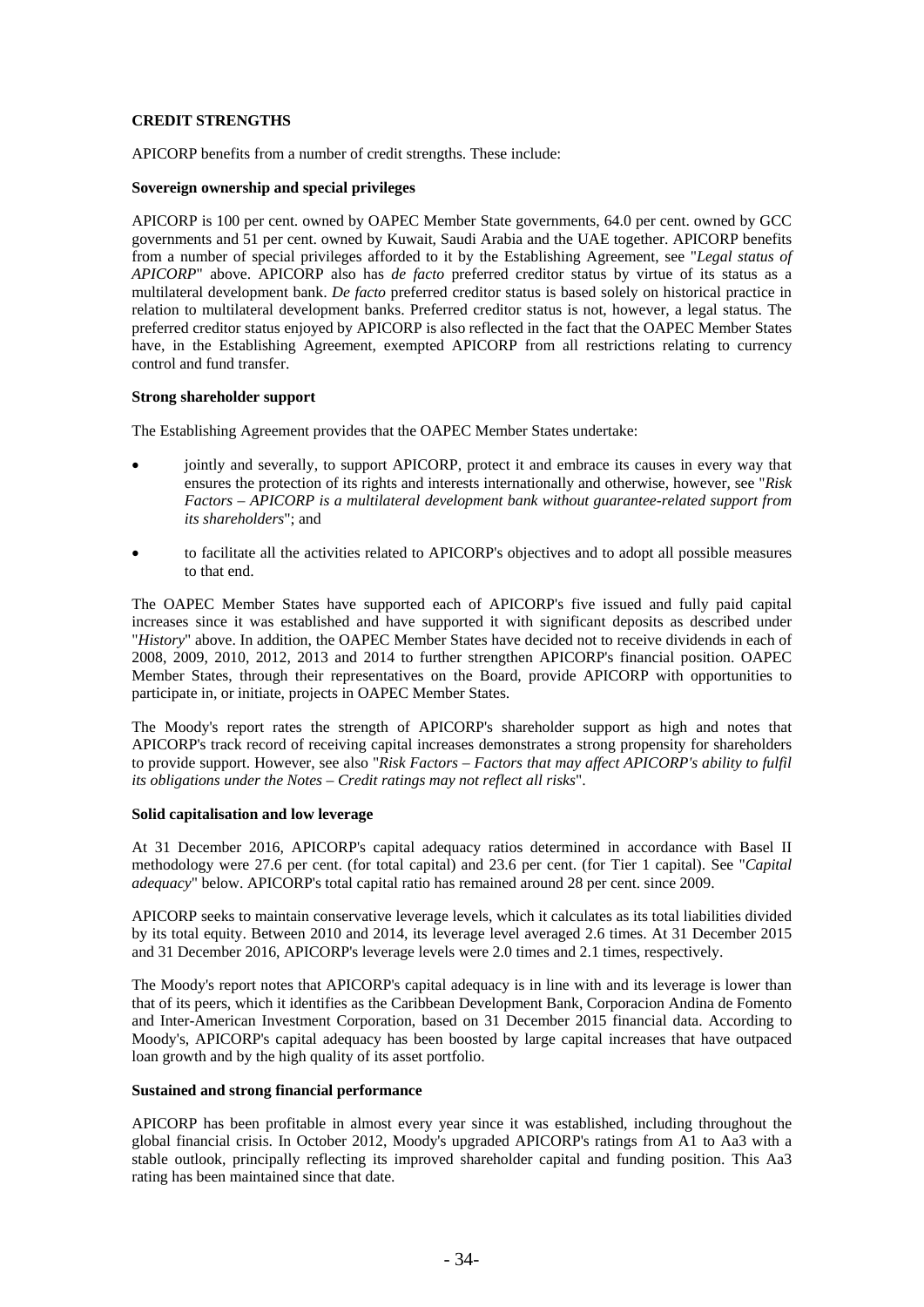## CREDIT STRENGTHS

APICORP benefits from a number of credit strengths. These include:

### Sovereign ownership and special privileges

APICORP is 100 per cent. owned by OAPEC Member State governments, 64.0 per cent. owned by GCC governments and 51 per cent. owned by Kuwait, Saudi Arabia and the UAE together. APICORP benefits from a number of special privileges afforded to it by the Establishing Agreement, see "*Legal status of APICORP*" above. APICORP also has *de facto* preferred creditor status by virtue of its status as a multilateral development bank. *De facto* preferred creditor status is based solely on historical practice in relation to multilateral development banks. Preferred creditor status is not, however, a legal status. The preferred creditor status enjoyed by APICORP is also reflected in the fact that the OAPEC Member States have, in the Establishing Agreement, exempted APICORP from all restrictions relating to currency control and fund transfer.

### Strong shareholder support

The Establishing Agreement provides that the OAPEC Member States undertake:

- jointly and severally, to support APICORP, protect it and embrace its causes in every way that ensures the protection of its rights and interests internationally and otherwise, however, see "*Risk Factors – APICORP is a multilateral development bank without guarantee-related support from its shareholders*"; and
- to facilitate all the activities related to APICORP's objectives and to adopt all possible measures to that end.

The OAPEC Member States have supported each of APICORP's five issued and fully paid capital increases since it was established and have supported it with significant deposits as described under "*History*" above. In addition, the OAPEC Member States have decided not to receive dividends in each of 2008, 2009, 2010, 2012, 2013 and 2014 to further strengthen APICORP's financial position. OAPEC Member States, through their representatives on the Board, provide APICORP with opportunities to participate in, or initiate, projects in OAPEC Member States.

The Moody's report rates the strength of APICORP's shareholder support as high and notes that APICORP's track record of receiving capital increases demonstrates a strong propensity for shareholders to provide support. However, see also "*Risk Factors – Factors that may affect APICORP's ability to fulfil its obligations under the Notes – Credit ratings may not reflect all risks*".

### Solid capitalisation and low leverage

At 31 December 2016, APICORP's capital adequacy ratios determined in accordance with Basel II methodology were 27.6 per cent. (for total capital) and 23.6 per cent. (for Tier 1 capital). See "*Capital adequacy*" below. APICORP's total capital ratio has remained around 28 per cent. since 2009.

APICORP seeks to maintain conservative leverage levels, which it calculates as its total liabilities divided by its total equity. Between 2010 and 2014, its leverage level averaged 2.6 times. At 31 December 2015 and 31 December 2016, APICORP's leverage levels were 2.0 times and 2.1 times, respectively.

The Moody's report notes that APICORP's capital adequacy is in line with and its leverage is lower than that of its peers, which it identifies as the Caribbean Development Bank, Corporacion Andina de Fomento and Inter-American Investment Corporation, based on 31 December 2015 financial data. According to Moody's, APICORP's capital adequacy has been boosted by large capital increases that have outpaced loan growth and by the high quality of its asset portfolio.

### Sustained and strong financial performance

APICORP has been profitable in almost every year since it was established, including throughout the global financial crisis. In October 2012, Moody's upgraded APICORP's ratings from A1 to Aa3 with a stable outlook, principally reflecting its improved shareholder capital and funding position. This Aa3 rating has been maintained since that date.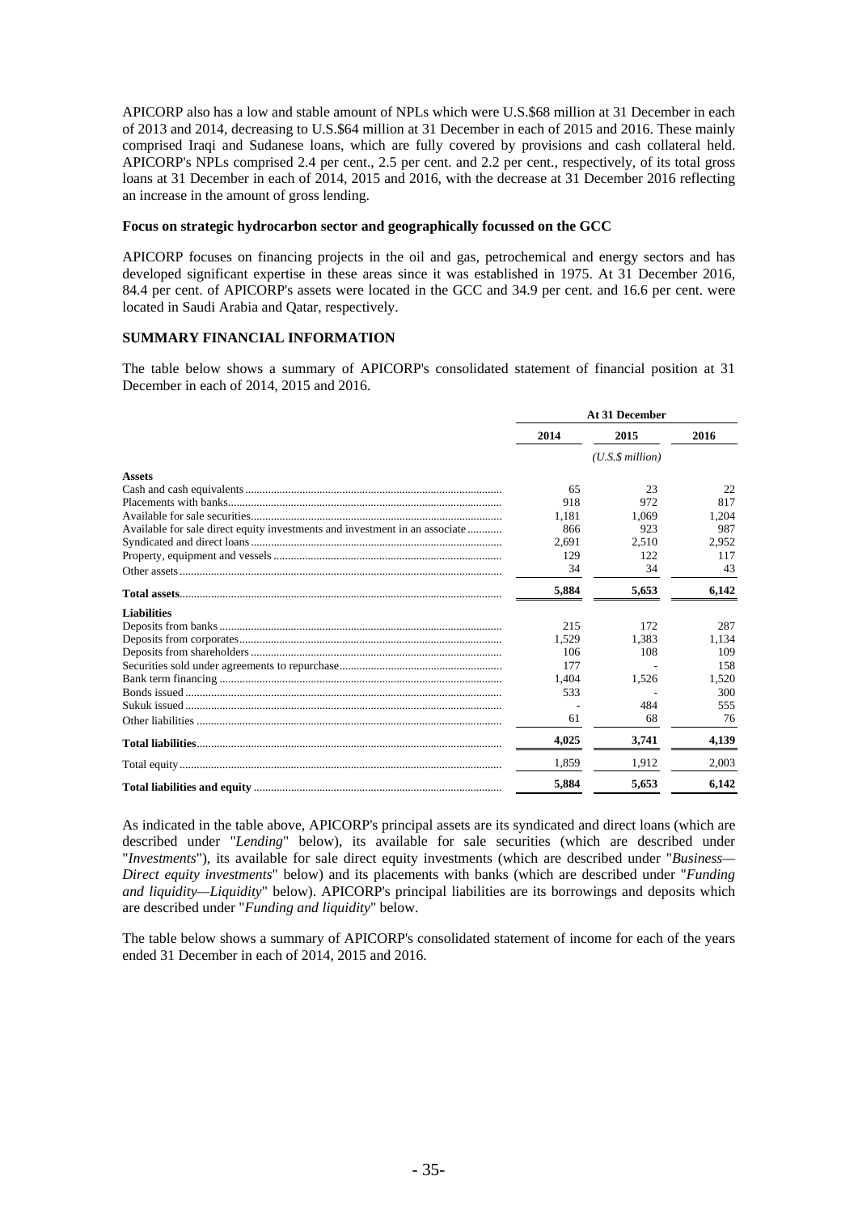APICORP also has a low and stable amount of NPLs which were U.S.$68 million at 31 December in each of 2013 and 2014, decreasing to U.S.$64 million at 31 December in each of 2015 and 2016. These mainly comprised Iraqi and Sudanese loans, which are fully covered by provisions and cash collateral held. APICORP's NPLs comprised 2.4 per cent., 2.5 per cent. and 2.2 per cent., respectively, of its total gross loans at 31 December in each of 2014, 2015 and 2016, with the decrease at 31 December 2016 reflecting an increase in the amount of gross lending.

**Focus on strategic hydrocarbon sector and geographically focussed on the GCC**

APICORP focuses on financing projects in the oil and gas, petrochemical and energy sectors and has developed significant expertise in these areas since it was established in 1975. At 31 December 2016, 84.4 per cent. of APICORP's assets were located in the GCC and 34.9 per cent. and 16.6 per cent. were located in Saudi Arabia and Qatar, respectively.

**SUMMARY FINANCIAL INFORMATION**

The table below shows a summary of APICORP's consolidated statement of financial position at 31 December in each of 2014, 2015 and 2016.

| | At 31 December | | |
|---|---|---|---|
| | **2014** | **2015** | **2016** |
| | | *(U.S.$ million)* | |
| **Assets** | | | |
| Cash and cash equivalents | 65 | 23 | 22 |
| Placements with banks | 918 | 972 | 817 |
| Available for sale securities | 1,181 | 1,069 | 1,204 |
| Available for sale direct equity investments and investment in an associate | 866 | 923 | 987 |
| Syndicated and direct loans | 2,691 | 2,510 | 2,952 |
| Property, equipment and vessels | 129 | 122 | 117 |
| Other assets | 34 | 34 | 43 |
| **Total assets** | **5,884** | **5,653** | **6,142** |
| **Liabilities** | | | |
| Deposits from banks | 215 | 172 | 287 |
| Deposits from corporates | 1,529 | 1,383 | 1,134 |
| Deposits from shareholders | 106 | 108 | 109 |
| Securities sold under agreements to repurchase | 177 | - | 158 |
| Bank term financing | 1,404 | 1,526 | 1,520 |
| Bonds issued | 533 | - | 300 |
| Sukuk issued | - | 484 | 555 |
| Other liabilities | 61 | 68 | 76 |
| **Total liabilities** | **4,025** | **3,741** | **4,139** |
| Total equity | 1,859 | 1,912 | 2,003 |
| **Total liabilities and equity** | **5,884** | **5,653** | **6,142** |

As indicated in the table above, APICORP's principal assets are its syndicated and direct loans (which are described under "*Lending*" below), its available for sale securities (which are described under "*Investments*"), its available for sale direct equity investments (which are described under "*Business—Direct equity investments*" below) and its placements with banks (which are described under "*Funding and liquidity—Liquidity*" below). APICORP's principal liabilities are its borrowings and deposits which are described under "*Funding and liquidity*" below.

The table below shows a summary of APICORP's consolidated statement of income for each of the years ended 31 December in each of 2014, 2015 and 2016.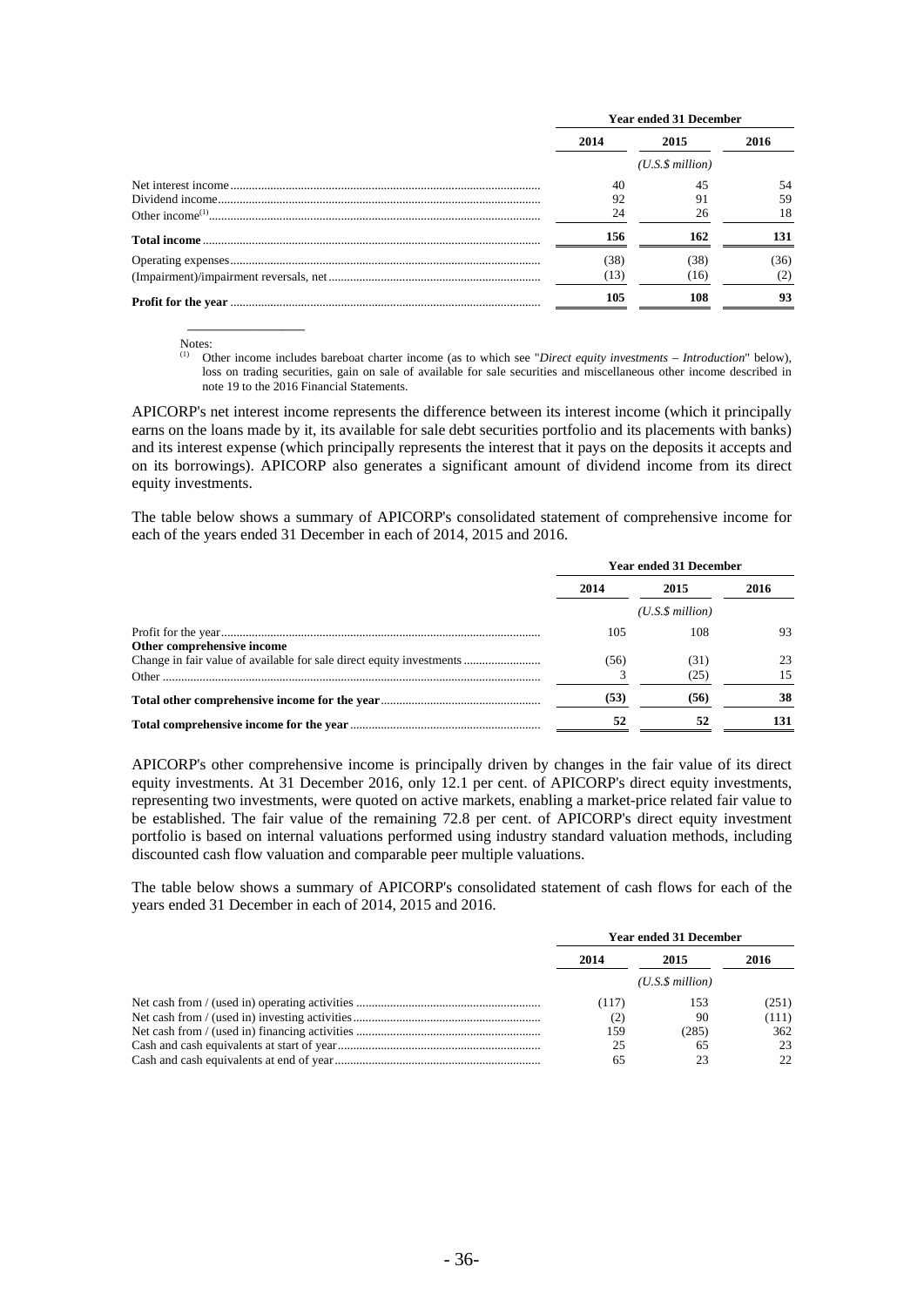| | Year ended 31 December | | |
|---|---|---|---|
| | 2014 | 2015 | 2016 |
| | | *(U.S.$ million)* | |
| Net interest income | 40 | 45 | 54 |
| Dividend income | 92 | 91 | 59 |
| Other income[(1)] | 24 | 26 | 18 |
| **Total income** | **156** | **162** | **131** |
| Operating expenses | (38) | (38) | (36) |
| (Impairment)/impairment reversals, net | (13) | (16) | (2) |
| **Profit for the year** | **105** | **108** | **93** |

Notes:

(1) Other income includes bareboat charter income (as to which see "*Direct equity investments – Introduction*" below), loss on trading securities, gain on sale of available for sale securities and miscellaneous other income described in note 19 to the 2016 Financial Statements.

APICORP's net interest income represents the difference between its interest income (which it principally earns on the loans made by it, its available for sale debt securities portfolio and its placements with banks) and its interest expense (which principally represents the interest that it pays on the deposits it accepts and on its borrowings). APICORP also generates a significant amount of dividend income from its direct equity investments.

The table below shows a summary of APICORP's consolidated statement of comprehensive income for each of the years ended 31 December in each of 2014, 2015 and 2016.

| | Year ended 31 December | | |
|---|---|---|---|
| | 2014 | 2015 | 2016 |
| | | *(U.S.$ million)* | |
| Profit for the year | 105 | 108 | 93 |
| **Other comprehensive income** | | | |
| Change in fair value of available for sale direct equity investments | (56) | (31) | 23 |
| Other | 3 | (25) | 15 |
| **Total other comprehensive income for the year** | **(53)** | **(56)** | **38** |
| **Total comprehensive income for the year** | **52** | **52** | **131** |

APICORP's other comprehensive income is principally driven by changes in the fair value of its direct equity investments. At 31 December 2016, only 12.1 per cent. of APICORP's direct equity investments, representing two investments, were quoted on active markets, enabling a market-price related fair value to be established. The fair value of the remaining 72.8 per cent. of APICORP's direct equity investment portfolio is based on internal valuations performed using industry standard valuation methods, including discounted cash flow valuation and comparable peer multiple valuations.

The table below shows a summary of APICORP's consolidated statement of cash flows for each of the years ended 31 December in each of 2014, 2015 and 2016.

| | Year ended 31 December | | |
|---|---|---|---|
| | 2014 | 2015 | 2016 |
| | | *(U.S.$ million)* | |
| Net cash from / (used in) operating activities | (117) | 153 | (251) |
| Net cash from / (used in) investing activities | (2) | 90 | (111) |
| Net cash from / (used in) financing activities | 159 | (285) | 362 |
| Cash and cash equivalents at start of year | 25 | 65 | 23 |
| Cash and cash equivalents at end of year | 65 | 23 | 22 |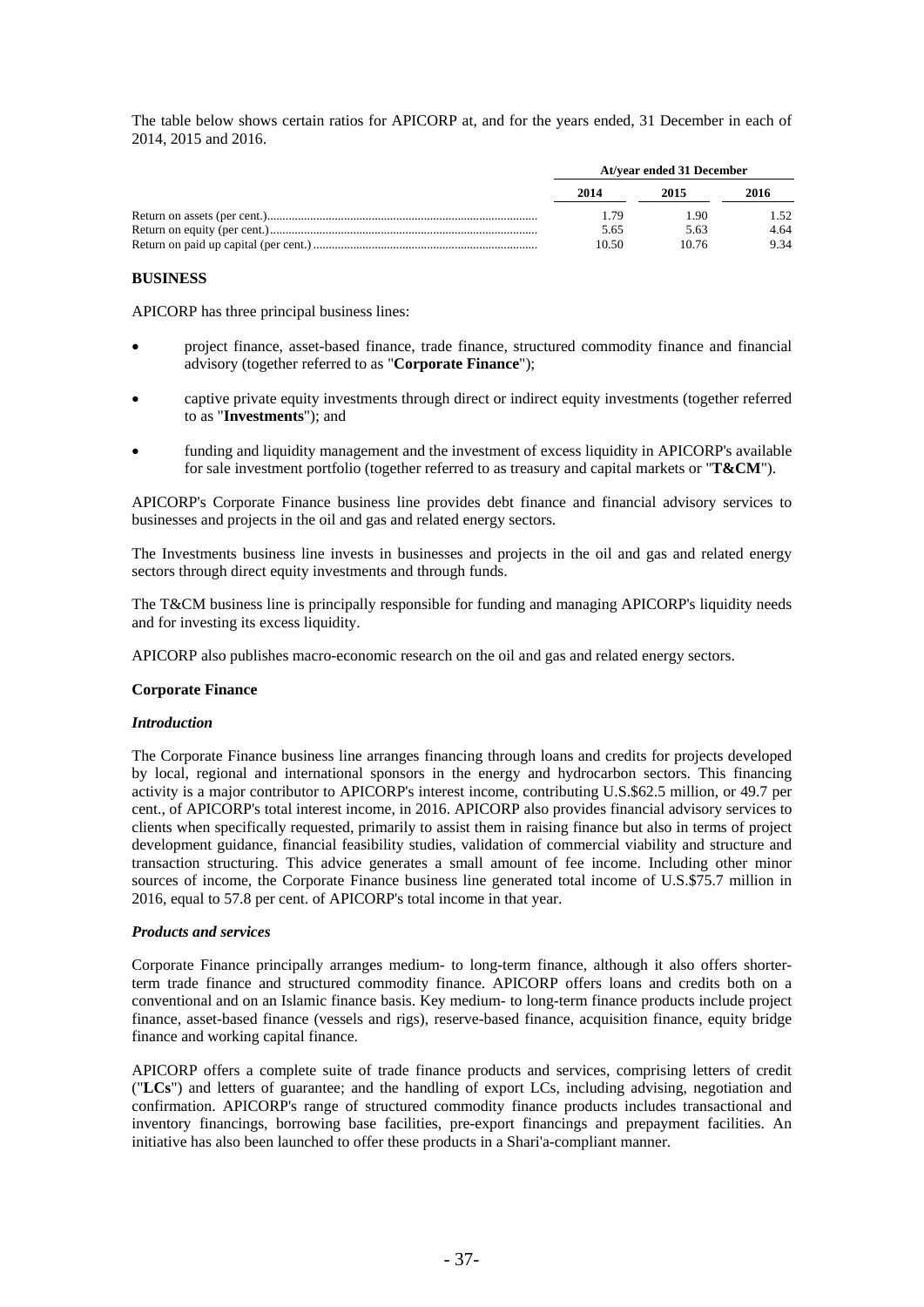The table below shows certain ratios for APICORP at, and for the years ended, 31 December in each of 2014, 2015 and 2016.

| | At/year ended 31 December | | |
|---|---|---|---|
| | 2014 | 2015 | 2016 |
| Return on assets (per cent.) | 1.79 | 1.90 | 1.52 |
| Return on equity (per cent.) | 5.65 | 5.63 | 4.64 |
| Return on paid up capital (per cent.) | 10.50 | 10.76 | 9.34 |

## BUSINESS

APICORP has three principal business lines:

- project finance, asset-based finance, trade finance, structured commodity finance and financial advisory (together referred to as "**Corporate Finance**");
- captive private equity investments through direct or indirect equity investments (together referred to as "**Investments**"); and
- funding and liquidity management and the investment of excess liquidity in APICORP's available for sale investment portfolio (together referred to as treasury and capital markets or "**T&CM**").

APICORP's Corporate Finance business line provides debt finance and financial advisory services to businesses and projects in the oil and gas and related energy sectors.

The Investments business line invests in businesses and projects in the oil and gas and related energy sectors through direct equity investments and through funds.

The T&CM business line is principally responsible for funding and managing APICORP's liquidity needs and for investing its excess liquidity.

APICORP also publishes macro-economic research on the oil and gas and related energy sectors.

### Corporate Finance

#### *Introduction*

The Corporate Finance business line arranges financing through loans and credits for projects developed by local, regional and international sponsors in the energy and hydrocarbon sectors. This financing activity is a major contributor to APICORP's interest income, contributing U.S.$62.5 million, or 49.7 per cent., of APICORP's total interest income, in 2016. APICORP also provides financial advisory services to clients when specifically requested, primarily to assist them in raising finance but also in terms of project development guidance, financial feasibility studies, validation of commercial viability and structure and transaction structuring. This advice generates a small amount of fee income. Including other minor sources of income, the Corporate Finance business line generated total income of U.S.$75.7 million in 2016, equal to 57.8 per cent. of APICORP's total income in that year.

#### *Products and services*

Corporate Finance principally arranges medium- to long-term finance, although it also offers shorter-term trade finance and structured commodity finance. APICORP offers loans and credits both on a conventional and on an Islamic finance basis. Key medium- to long-term finance products include project finance, asset-based finance (vessels and rigs), reserve-based finance, acquisition finance, equity bridge finance and working capital finance.

APICORP offers a complete suite of trade finance products and services, comprising letters of credit ("**LCs**") and letters of guarantee; and the handling of export LCs, including advising, negotiation and confirmation. APICORP's range of structured commodity finance products includes transactional and inventory financings, borrowing base facilities, pre-export financings and prepayment facilities. An initiative has also been launched to offer these products in a Shari'a-compliant manner.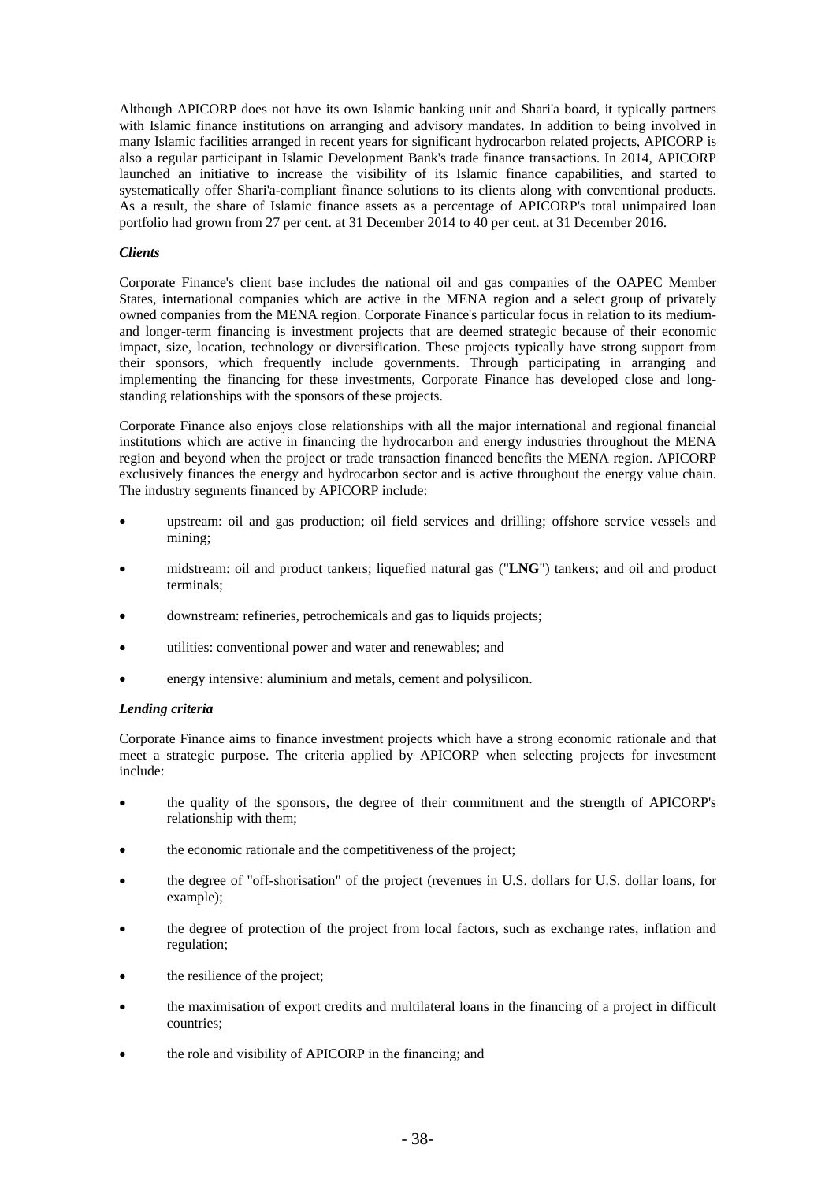Although APICORP does not have its own Islamic banking unit and Shari'a board, it typically partners with Islamic finance institutions on arranging and advisory mandates. In addition to being involved in many Islamic facilities arranged in recent years for significant hydrocarbon related projects, APICORP is also a regular participant in Islamic Development Bank's trade finance transactions. In 2014, APICORP launched an initiative to increase the visibility of its Islamic finance capabilities, and started to systematically offer Shari'a-compliant finance solutions to its clients along with conventional products. As a result, the share of Islamic finance assets as a percentage of APICORP's total unimpaired loan portfolio had grown from 27 per cent. at 31 December 2014 to 40 per cent. at 31 December 2016.

***Clients***

Corporate Finance's client base includes the national oil and gas companies of the OAPEC Member States, international companies which are active in the MENA region and a select group of privately owned companies from the MENA region. Corporate Finance's particular focus in relation to its medium- and longer-term financing is investment projects that are deemed strategic because of their economic impact, size, location, technology or diversification. These projects typically have strong support from their sponsors, which frequently include governments. Through participating in arranging and implementing the financing for these investments, Corporate Finance has developed close and long-standing relationships with the sponsors of these projects.

Corporate Finance also enjoys close relationships with all the major international and regional financial institutions which are active in financing the hydrocarbon and energy industries throughout the MENA region and beyond when the project or trade transaction financed benefits the MENA region. APICORP exclusively finances the energy and hydrocarbon sector and is active throughout the energy value chain. The industry segments financed by APICORP include:

- upstream: oil and gas production; oil field services and drilling; offshore service vessels and mining;
- midstream: oil and product tankers; liquefied natural gas ("**LNG**") tankers; and oil and product terminals;
- downstream: refineries, petrochemicals and gas to liquids projects;
- utilities: conventional power and water and renewables; and
- energy intensive: aluminium and metals, cement and polysilicon.

***Lending criteria***

Corporate Finance aims to finance investment projects which have a strong economic rationale and that meet a strategic purpose. The criteria applied by APICORP when selecting projects for investment include:

- the quality of the sponsors, the degree of their commitment and the strength of APICORP's relationship with them;
- the economic rationale and the competitiveness of the project;
- the degree of "off-shorisation" of the project (revenues in U.S. dollars for U.S. dollar loans, for example);
- the degree of protection of the project from local factors, such as exchange rates, inflation and regulation;
- the resilience of the project;
- the maximisation of export credits and multilateral loans in the financing of a project in difficult countries;
- the role and visibility of APICORP in the financing; and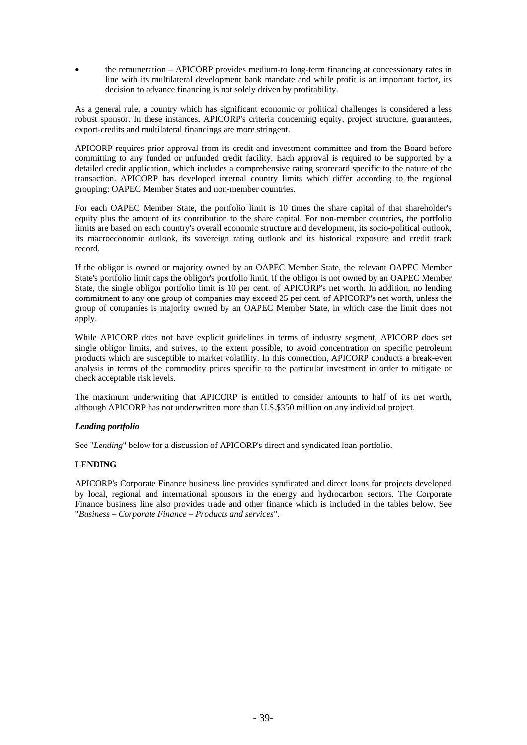- the remuneration – APICORP provides medium-to long-term financing at concessionary rates in line with its multilateral development bank mandate and while profit is an important factor, its decision to advance financing is not solely driven by profitability.

As a general rule, a country which has significant economic or political challenges is considered a less robust sponsor. In these instances, APICORP's criteria concerning equity, project structure, guarantees, export-credits and multilateral financings are more stringent.

APICORP requires prior approval from its credit and investment committee and from the Board before committing to any funded or unfunded credit facility. Each approval is required to be supported by a detailed credit application, which includes a comprehensive rating scorecard specific to the nature of the transaction. APICORP has developed internal country limits which differ according to the regional grouping: OAPEC Member States and non-member countries.

For each OAPEC Member State, the portfolio limit is 10 times the share capital of that shareholder's equity plus the amount of its contribution to the share capital. For non-member countries, the portfolio limits are based on each country's overall economic structure and development, its socio-political outlook, its macroeconomic outlook, its sovereign rating outlook and its historical exposure and credit track record.

If the obligor is owned or majority owned by an OAPEC Member State, the relevant OAPEC Member State's portfolio limit caps the obligor's portfolio limit. If the obligor is not owned by an OAPEC Member State, the single obligor portfolio limit is 10 per cent. of APICORP's net worth. In addition, no lending commitment to any one group of companies may exceed 25 per cent. of APICORP's net worth, unless the group of companies is majority owned by an OAPEC Member State, in which case the limit does not apply.

While APICORP does not have explicit guidelines in terms of industry segment, APICORP does set single obligor limits, and strives, to the extent possible, to avoid concentration on specific petroleum products which are susceptible to market volatility. In this connection, APICORP conducts a break-even analysis in terms of the commodity prices specific to the particular investment in order to mitigate or check acceptable risk levels.

The maximum underwriting that APICORP is entitled to consider amounts to half of its net worth, although APICORP has not underwritten more than U.S.$350 million on any individual project.

***Lending portfolio***

See "*Lending*" below for a discussion of APICORP's direct and syndicated loan portfolio.

**LENDING**

APICORP's Corporate Finance business line provides syndicated and direct loans for projects developed by local, regional and international sponsors in the energy and hydrocarbon sectors. The Corporate Finance business line also provides trade and other finance which is included in the tables below. See "*Business – Corporate Finance – Products and services*".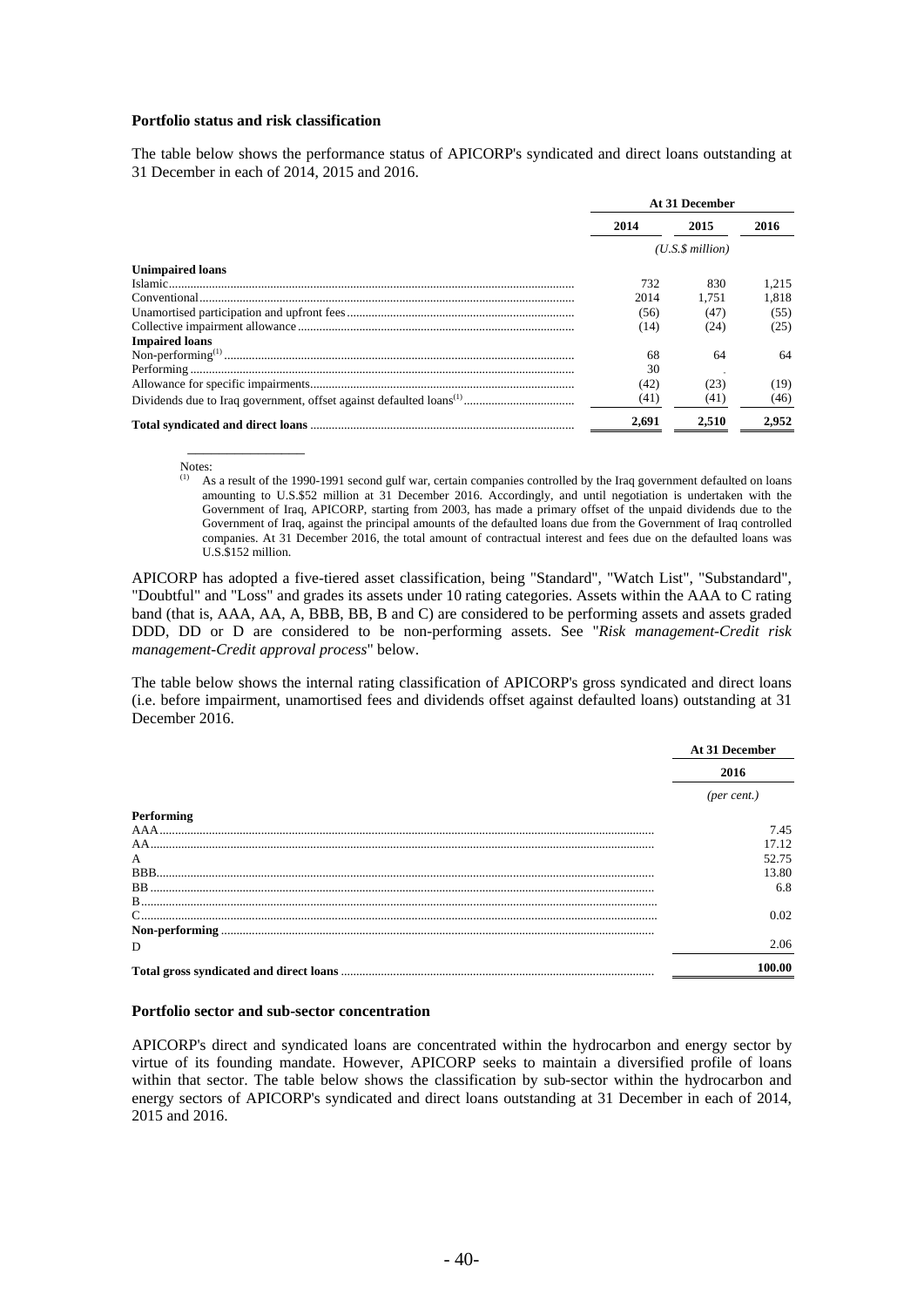### Portfolio status and risk classification

The table below shows the performance status of APICORP's syndicated and direct loans outstanding at 31 December in each of 2014, 2015 and 2016.

| | At 31 December | | |
|---|---|---|---|
| | 2014 | 2015 | 2016 |
| | (U.S.$ million) | | |
| **Unimpaired loans** | | | |
| Islamic | 732 | 830 | 1,215 |
| Conventional | 2014 | 1,751 | 1,818 |
| Unamortised participation and upfront fees | (56) | (47) | (55) |
| Collective impairment allowance | (14) | (24) | (25) |
| **Impaired loans** | | | |
| Non-performing[(1)] | 68 | 64 | 64 |
| Performing | 30 | . | |
| Allowance for specific impairments | (42) | (23) | (19) |
| Dividends due to Iraq government, offset against defaulted loans[(1)] | (41) | (41) | (46) |
| **Total syndicated and direct loans** | **2,691** | **2,510** | **2,952** |

Notes:

(1) As a result of the 1990-1991 second gulf war, certain companies controlled by the Iraq government defaulted on loans amounting to U.S.$52 million at 31 December 2016. Accordingly, and until negotiation is undertaken with the Government of Iraq, APICORP, starting from 2003, has made a primary offset of the unpaid dividends due to the Government of Iraq, against the principal amounts of the defaulted loans due from the Government of Iraq controlled companies. At 31 December 2016, the total amount of contractual interest and fees due on the defaulted loans was U.S.$152 million.

APICORP has adopted a five-tiered asset classification, being "Standard", "Watch List", "Substandard", "Doubtful" and "Loss" and grades its assets under 10 rating categories. Assets within the AAA to C rating band (that is, AAA, AA, A, BBB, BB, B and C) are considered to be performing assets and assets graded DDD, DD or D are considered to be non-performing assets. See "*Risk management-Credit risk management-Credit approval process*" below.

The table below shows the internal rating classification of APICORP's gross syndicated and direct loans (i.e. before impairment, unamortised fees and dividends offset against defaulted loans) outstanding at 31 December 2016.

| | At 31 December |
|---|---|
| | 2016 |
| | (per cent.) |
| **Performing** | |
| AAA | 7.45 |
| AA | 17.12 |
| A | 52.75 |
| BBB | 13.80 |
| BB | 6.8 |
| B | |
| C | 0.02 |
| **Non-performing** | |
| D | 2.06 |
| **Total gross syndicated and direct loans** | **100.00** |

### Portfolio sector and sub-sector concentration

APICORP's direct and syndicated loans are concentrated within the hydrocarbon and energy sector by virtue of its founding mandate. However, APICORP seeks to maintain a diversified profile of loans within that sector. The table below shows the classification by sub-sector within the hydrocarbon and energy sectors of APICORP's syndicated and direct loans outstanding at 31 December in each of 2014, 2015 and 2016.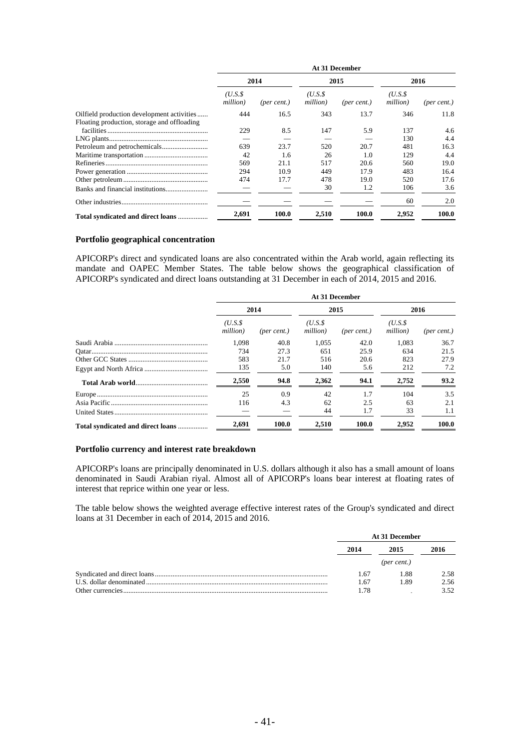| | At 31 December | | | | | |
|---|---|---|---|---|---|---|
| | 2014 | | 2015 | | 2016 | |
| | *(U.S.$ million)* | *(per cent.)* | *(U.S.$ million)* | *(per cent.)* | *(U.S.$ million)* | *(per cent.)* |
| Oilfield production development activities | 444 | 16.5 | 343 | 13.7 | 346 | 11.8 |
| Floating production, storage and offloading facilities | 229 | 8.5 | 147 | 5.9 | 137 | 4.6 |
| LNG plants | — | — | — | — | 130 | 4.4 |
| Petroleum and petrochemicals | 639 | 23.7 | 520 | 20.7 | 481 | 16.3 |
| Maritime transportation | 42 | 1.6 | 26 | 1.0 | 129 | 4.4 |
| Refineries | 569 | 21.1 | 517 | 20.6 | 560 | 19.0 |
| Power generation | 294 | 10.9 | 449 | 17.9 | 483 | 16.4 |
| Other petroleum | 474 | 17.7 | 478 | 19.0 | 520 | 17.6 |
| Banks and financial institutions | — | — | 30 | 1.2 | 106 | 3.6 |
| Other industries | — | — | — | — | 60 | 2.0 |
| **Total syndicated and direct loans** | **2,691** | **100.0** | **2,510** | **100.0** | **2,952** | **100.0** |

**Portfolio geographical concentration**

APICORP's direct and syndicated loans are also concentrated within the Arab world, again reflecting its mandate and OAPEC Member States. The table below shows the geographical classification of APICORP's syndicated and direct loans outstanding at 31 December in each of 2014, 2015 and 2016.

| | At 31 December | | | | | |
|---|---|---|---|---|---|---|
| | 2014 | | 2015 | | 2016 | |
| | *(U.S.$ million)* | *(per cent.)* | *(U.S.$ million)* | *(per cent.)* | *(U.S.$ million)* | *(per cent.)* |
| Saudi Arabia | 1,098 | 40.8 | 1,055 | 42.0 | 1,083 | 36.7 |
| Qatar | 734 | 27.3 | 651 | 25.9 | 634 | 21.5 |
| Other GCC States | 583 | 21.7 | 516 | 20.6 | 823 | 27.9 |
| Egypt and North Africa | 135 | 5.0 | 140 | 5.6 | 212 | 7.2 |
| **Total Arab world** | **2,550** | **94.8** | **2,362** | **94.1** | **2,752** | **93.2** |
| Europe | 25 | 0.9 | 42 | 1.7 | 104 | 3.5 |
| Asia Pacific | 116 | 4.3 | 62 | 2.5 | 63 | 2.1 |
| United States | — | — | 44 | 1.7 | 33 | 1.1 |
| **Total syndicated and direct loans** | **2,691** | **100.0** | **2,510** | **100.0** | **2,952** | **100.0** |

**Portfolio currency and interest rate breakdown**

APICORP's loans are principally denominated in U.S. dollars although it also has a small amount of loans denominated in Saudi Arabian riyal. Almost all of APICORP's loans bear interest at floating rates of interest that reprice within one year or less.

The table below shows the weighted average effective interest rates of the Group's syndicated and direct loans at 31 December in each of 2014, 2015 and 2016.

| | At 31 December | | |
|---|---|---|---|
| | 2014 | 2015 | 2016 |
| | | *(per cent.)* | |
| Syndicated and direct loans | 1.67 | 1.88 | 2.58 |
| U.S. dollar denominated | 1.67 | 1.89 | 2.56 |
| Other currencies | 1.78 | . | 3.52 |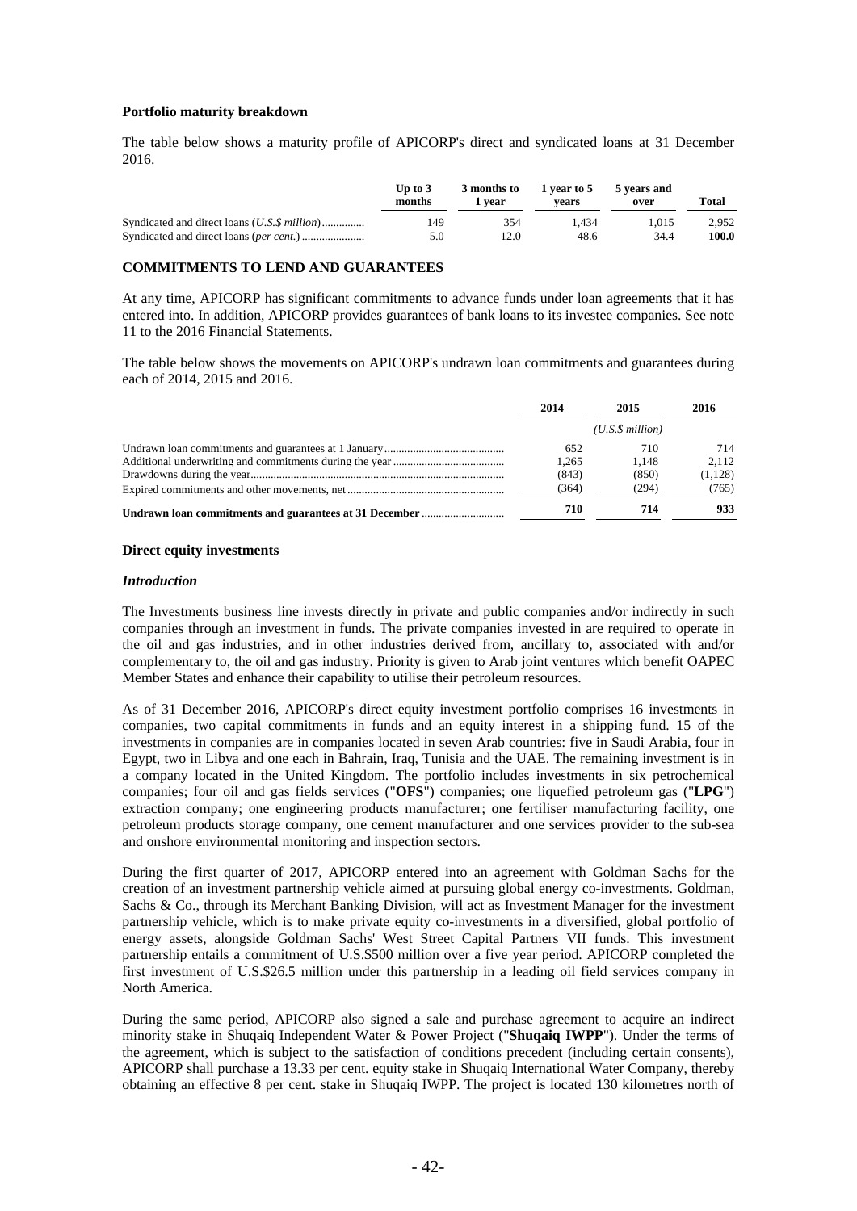**Portfolio maturity breakdown**

The table below shows a maturity profile of APICORP's direct and syndicated loans at 31 December 2016.

| | Up to 3 months | 3 months to 1 year | 1 year to 5 years | 5 years and over | Total |
|---|---|---|---|---|---|
| Syndicated and direct loans (*U.S.$ million*) | 149 | 354 | 1,434 | 1,015 | 2,952 |
| Syndicated and direct loans (*per cent.*) | 5.0 | 12.0 | 48.6 | 34.4 | **100.0** |

**COMMITMENTS TO LEND AND GUARANTEES**

At any time, APICORP has significant commitments to advance funds under loan agreements that it has entered into. In addition, APICORP provides guarantees of bank loans to its investee companies. See note 11 to the 2016 Financial Statements.

The table below shows the movements on APICORP's undrawn loan commitments and guarantees during each of 2014, 2015 and 2016.

| | 2014 | 2015 | 2016 |
|---|---|---|---|
| | | *(U.S.$ million)* | |
| Undrawn loan commitments and guarantees at 1 January | 652 | 710 | 714 |
| Additional underwriting and commitments during the year | 1,265 | 1,148 | 2,112 |
| Drawdowns during the year | (843) | (850) | (1,128) |
| Expired commitments and other movements, net | (364) | (294) | (765) |
| **Undrawn loan commitments and guarantees at 31 December** | **710** | **714** | **933** |

**Direct equity investments**

***Introduction***

The Investments business line invests directly in private and public companies and/or indirectly in such companies through an investment in funds. The private companies invested in are required to operate in the oil and gas industries, and in other industries derived from, ancillary to, associated with and/or complementary to, the oil and gas industry. Priority is given to Arab joint ventures which benefit OAPEC Member States and enhance their capability to utilise their petroleum resources.

As of 31 December 2016, APICORP's direct equity investment portfolio comprises 16 investments in companies, two capital commitments in funds and an equity interest in a shipping fund. 15 of the investments in companies are in companies located in seven Arab countries: five in Saudi Arabia, four in Egypt, two in Libya and one each in Bahrain, Iraq, Tunisia and the UAE. The remaining investment is in a company located in the United Kingdom. The portfolio includes investments in six petrochemical companies; four oil and gas fields services ("**OFS**") companies; one liquefied petroleum gas ("**LPG**") extraction company; one engineering products manufacturer; one fertiliser manufacturing facility, one petroleum products storage company, one cement manufacturer and one services provider to the sub-sea and onshore environmental monitoring and inspection sectors.

During the first quarter of 2017, APICORP entered into an agreement with Goldman Sachs for the creation of an investment partnership vehicle aimed at pursuing global energy co-investments. Goldman, Sachs & Co., through its Merchant Banking Division, will act as Investment Manager for the investment partnership vehicle, which is to make private equity co-investments in a diversified, global portfolio of energy assets, alongside Goldman Sachs' West Street Capital Partners VII funds. This investment partnership entails a commitment of U.S.$500 million over a five year period. APICORP completed the first investment of U.S.$26.5 million under this partnership in a leading oil field services company in North America.

During the same period, APICORP also signed a sale and purchase agreement to acquire an indirect minority stake in Shuqaiq Independent Water & Power Project ("**Shuqaiq IWPP**"). Under the terms of the agreement, which is subject to the satisfaction of conditions precedent (including certain consents), APICORP shall purchase a 13.33 per cent. equity stake in Shuqaiq International Water Company, thereby obtaining an effective 8 per cent. stake in Shuqaiq IWPP. The project is located 130 kilometres north of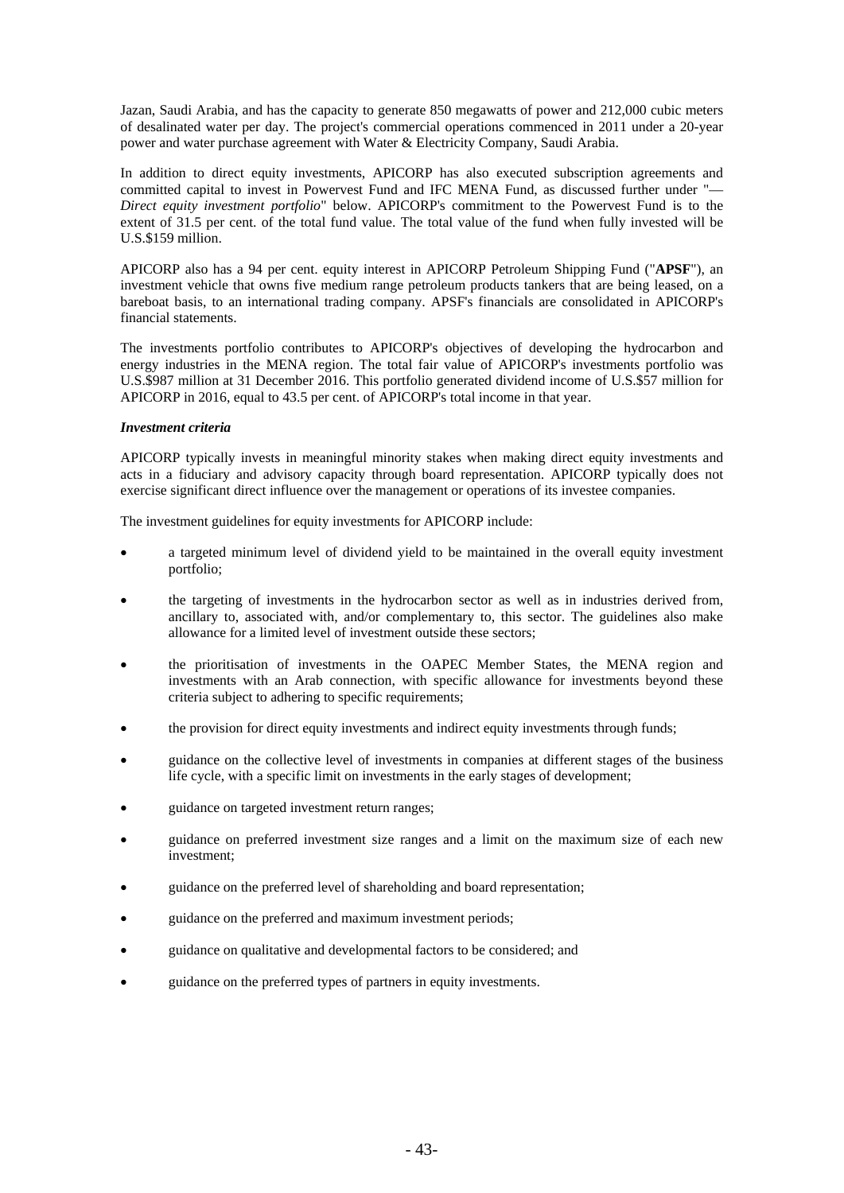Jazan, Saudi Arabia, and has the capacity to generate 850 megawatts of power and 212,000 cubic meters of desalinated water per day. The project's commercial operations commenced in 2011 under a 20-year power and water purchase agreement with Water & Electricity Company, Saudi Arabia.

In addition to direct equity investments, APICORP has also executed subscription agreements and committed capital to invest in Powervest Fund and IFC MENA Fund, as discussed further under "— *Direct equity investment portfolio*" below. APICORP's commitment to the Powervest Fund is to the extent of 31.5 per cent. of the total fund value. The total value of the fund when fully invested will be U.S.$159 million.

APICORP also has a 94 per cent. equity interest in APICORP Petroleum Shipping Fund ("**APSF**"), an investment vehicle that owns five medium range petroleum products tankers that are being leased, on a bareboat basis, to an international trading company. APSF's financials are consolidated in APICORP's financial statements.

The investments portfolio contributes to APICORP's objectives of developing the hydrocarbon and energy industries in the MENA region. The total fair value of APICORP's investments portfolio was U.S.$987 million at 31 December 2016. This portfolio generated dividend income of U.S.$57 million for APICORP in 2016, equal to 43.5 per cent. of APICORP's total income in that year.

***Investment criteria***

APICORP typically invests in meaningful minority stakes when making direct equity investments and acts in a fiduciary and advisory capacity through board representation. APICORP typically does not exercise significant direct influence over the management or operations of its investee companies.

The investment guidelines for equity investments for APICORP include:

- a targeted minimum level of dividend yield to be maintained in the overall equity investment portfolio;
- the targeting of investments in the hydrocarbon sector as well as in industries derived from, ancillary to, associated with, and/or complementary to, this sector. The guidelines also make allowance for a limited level of investment outside these sectors;
- the prioritisation of investments in the OAPEC Member States, the MENA region and investments with an Arab connection, with specific allowance for investments beyond these criteria subject to adhering to specific requirements;
- the provision for direct equity investments and indirect equity investments through funds;
- guidance on the collective level of investments in companies at different stages of the business life cycle, with a specific limit on investments in the early stages of development;
- guidance on targeted investment return ranges;
- guidance on preferred investment size ranges and a limit on the maximum size of each new investment;
- guidance on the preferred level of shareholding and board representation;
- guidance on the preferred and maximum investment periods;
- guidance on qualitative and developmental factors to be considered; and
- guidance on the preferred types of partners in equity investments.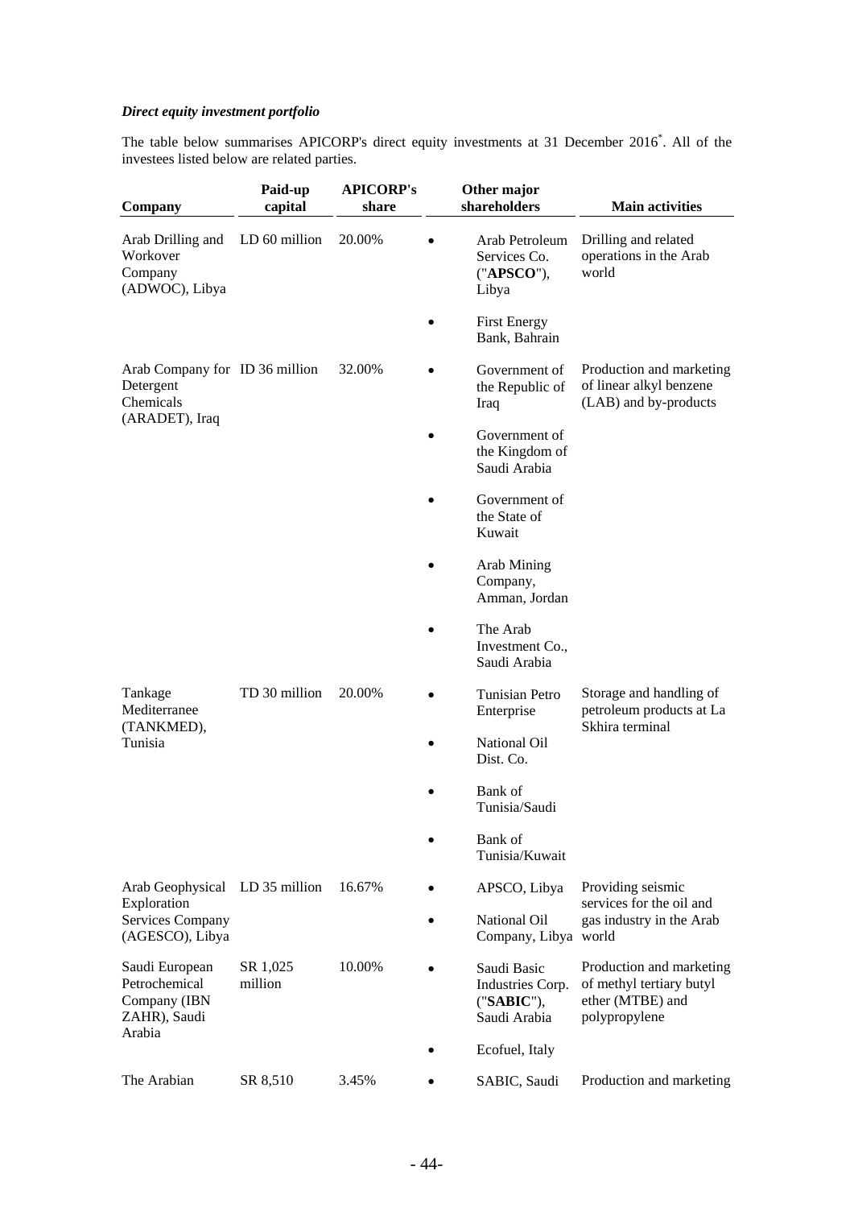***Direct equity investment portfolio***

The table below summarises APICORP's direct equity investments at 31 December 2016[*]. All of the investees listed below are related parties.

| Company | Paid-up capital | APICORP's share | Other major shareholders | Main activities |
|---|---|---|---|---|
| Arab Drilling and Workover Company (ADWOC), Libya | LD 60 million | 20.00% | • Arab Petroleum Services Co. ("**APSCO**"), Libya<br>• First Energy Bank, Bahrain | Drilling and related operations in the Arab world |
| Arab Company for Detergent Chemicals (ARADET), Iraq | ID 36 million | 32.00% | • Government of the Republic of Iraq<br>• Government of the Kingdom of Saudi Arabia<br>• Government of the State of Kuwait<br>• Arab Mining Company, Amman, Jordan<br>• The Arab Investment Co., Saudi Arabia | Production and marketing of linear alkyl benzene (LAB) and by-products |
| Tankage Mediterranee (TANKMED), Tunisia | TD 30 million | 20.00% | • Tunisian Petro Enterprise<br>• National Oil Dist. Co.<br>• Bank of Tunisia/Saudi<br>• Bank of Tunisia/Kuwait | Storage and handling of petroleum products at La Skhira terminal |
| Arab Geophysical Exploration Services Company (AGESCO), Libya | LD 35 million | 16.67% | • APSCO, Libya<br>• National Oil Company, Libya | Providing seismic services for the oil and gas industry in the Arab world |
| Saudi European Petrochemical Company (IBN ZAHR), Saudi Arabia | SR 1,025 million | 10.00% | • Saudi Basic Industries Corp. ("**SABIC**"), Saudi Arabia<br>• Ecofuel, Italy | Production and marketing of methyl tertiary butyl ether (MTBE) and polypropylene |
| The Arabian | SR 8,510 | 3.45% | • SABIC, Saudi | Production and marketing |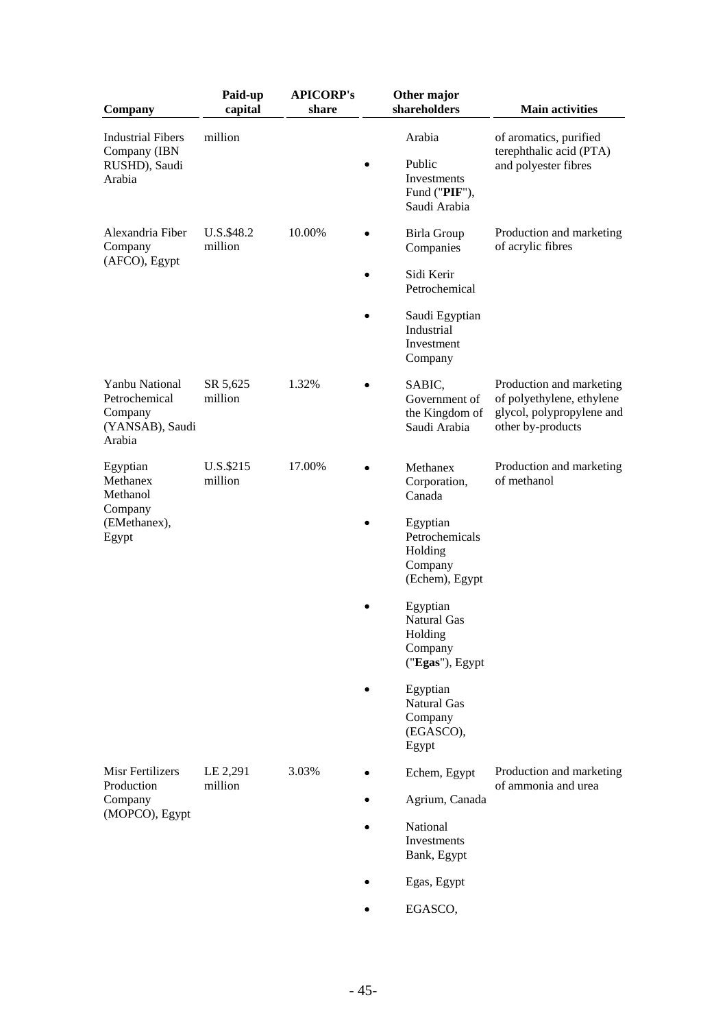| Company | Paid-up capital | APICORP's share | Other major shareholders | Main activities |
|---|---|---|---|---|
| Industrial Fibers Company (IBN RUSHD), Saudi Arabia | million | | Arabia<br>• Public Investments Fund ("**PIF**"), Saudi Arabia | of aromatics, purified terephthalic acid (PTA) and polyester fibres |
| Alexandria Fiber Company (AFCO), Egypt | U.S.$48.2 million | 10.00% | • Birla Group Companies<br>• Sidi Kerir Petrochemical<br>• Saudi Egyptian Industrial Investment Company | Production and marketing of acrylic fibres |
| Yanbu National Petrochemical Company (YANSAB), Saudi Arabia | SR 5,625 million | 1.32% | • SABIC, Government of the Kingdom of Saudi Arabia | Production and marketing of polyethylene, ethylene glycol, polypropylene and other by-products |
| Egyptian Methanex Methanol Company (EMethanex), Egypt | U.S.$215 million | 17.00% | • Methanex Corporation, Canada<br>• Egyptian Petrochemicals Holding Company (Echem), Egypt<br>• Egyptian Natural Gas Holding Company ("**Egas**"), Egypt<br>• Egyptian Natural Gas Company (EGASCO), Egypt | Production and marketing of methanol |
| Misr Fertilizers Production Company (MOPCO), Egypt | LE 2,291 million | 3.03% | • Echem, Egypt<br>• Agrium, Canada<br>• National Investments Bank, Egypt<br>• Egas, Egypt<br>• EGASCO, | Production and marketing of ammonia and urea |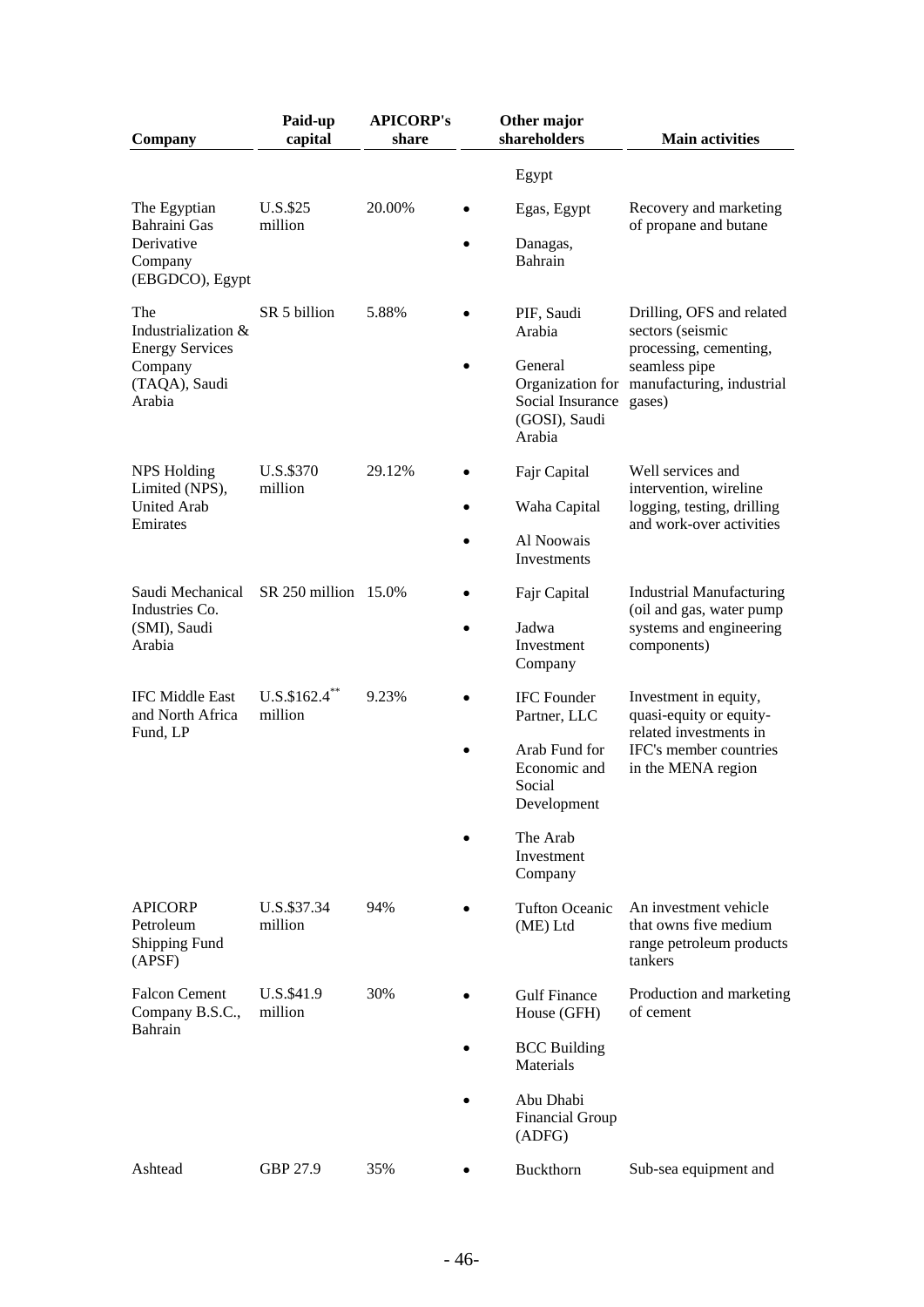| Company | Paid-up capital | APICORP's share | Other major shareholders | Main activities |
|---|---|---|---|---|
| | | | Egypt | |
| The Egyptian Bahraini Gas Derivative Company (EBGDCO), Egypt | U.S.$25 million | 20.00% | • Egas, Egypt<br>• Danagas, Bahrain | Recovery and marketing of propane and butane |
| The Industrialization & Energy Services Company (TAQA), Saudi Arabia | SR 5 billion | 5.88% | • PIF, Saudi Arabia<br>• General Organization for Social Insurance (GOSI), Saudi Arabia | Drilling, OFS and related sectors (seismic processing, cementing, seamless pipe manufacturing, industrial gases) |
| NPS Holding Limited (NPS), United Arab Emirates | U.S.$370 million | 29.12% | • Fajr Capital<br>• Waha Capital<br>• Al Noowais Investments | Well services and intervention, wireline logging, testing, drilling and work-over activities |
| Saudi Mechanical Industries Co. (SMI), Saudi Arabia | SR 250 million | 15.0% | • Fajr Capital<br>• Jadwa Investment Company | Industrial Manufacturing (oil and gas, water pump systems and engineering components) |
| IFC Middle East and North Africa Fund, LP | U.S.$162.4** million | 9.23% | • IFC Founder Partner, LLC<br>• Arab Fund for Economic and Social Development<br>• The Arab Investment Company | Investment in equity, quasi-equity or equity-related investments in IFC's member countries in the MENA region |
| APICORP Petroleum Shipping Fund (APSF) | U.S.$37.34 million | 94% | • Tufton Oceanic (ME) Ltd | An investment vehicle that owns five medium range petroleum products tankers |
| Falcon Cement Company B.S.C., Bahrain | U.S.$41.9 million | 30% | • Gulf Finance House (GFH)<br>• BCC Building Materials<br>• Abu Dhabi Financial Group (ADFG) | Production and marketing of cement |
| Ashtead | GBP 27.9 | 35% | • Buckthorn | Sub-sea equipment and |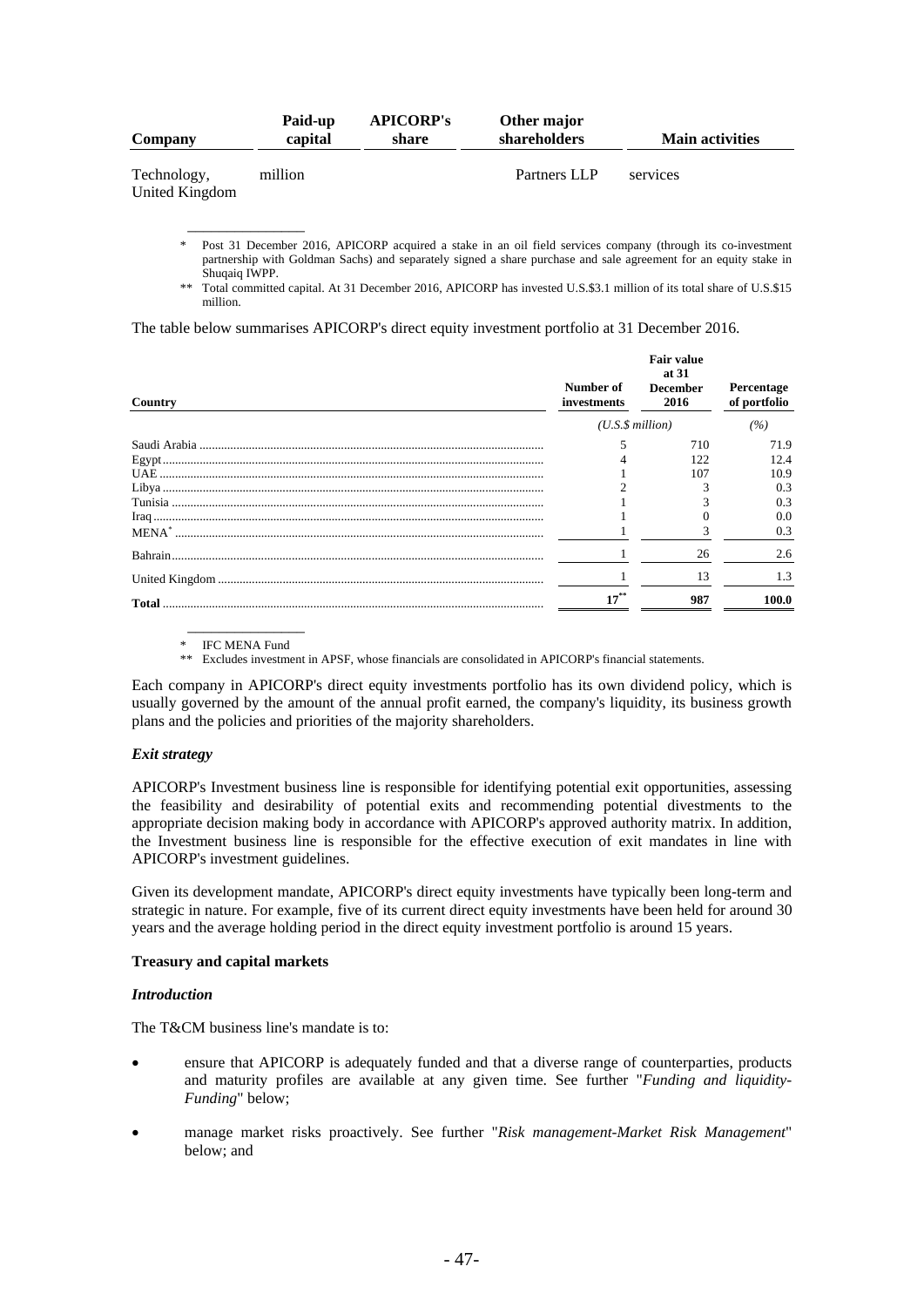| Company | Paid-up capital | APICORP's share | Other major shareholders | Main activities |
|---|---|---|---|---|
| Technology, United Kingdom | million | | Partners LLP | services |

\* Post 31 December 2016, APICORP acquired a stake in an oil field services company (through its co-investment partnership with Goldman Sachs) and separately signed a share purchase and sale agreement for an equity stake in Shuqaiq IWPP.

\*\* Total committed capital. At 31 December 2016, APICORP has invested U.S.$3.1 million of its total share of U.S.$15 million.

The table below summarises APICORP's direct equity investment portfolio at 31 December 2016.

| Country | Number of investments | Fair value at 31 December 2016 | Percentage of portfolio |
|---|---|---|---|
| | | *(U.S.$ million)* | *(%)* |
| Saudi Arabia | 5 | 710 | 71.9 |
| Egypt | 4 | 122 | 12.4 |
| UAE | 1 | 107 | 10.9 |
| Libya | 2 | 3 | 0.3 |
| Tunisia | 1 | 3 | 0.3 |
| Iraq | 1 | 0 | 0.0 |
| MENA* | 1 | 3 | 0.3 |
| Bahrain | 1 | 26 | 2.6 |
| United Kingdom | 1 | 13 | 1.3 |
| **Total** | **17**\*\* | **987** | **100.0** |

\* IFC MENA Fund

\*\* Excludes investment in APSF, whose financials are consolidated in APICORP's financial statements.

Each company in APICORP's direct equity investments portfolio has its own dividend policy, which is usually governed by the amount of the annual profit earned, the company's liquidity, its business growth plans and the policies and priorities of the majority shareholders.

### *Exit strategy*

APICORP's Investment business line is responsible for identifying potential exit opportunities, assessing the feasibility and desirability of potential exits and recommending potential divestments to the appropriate decision making body in accordance with APICORP's approved authority matrix. In addition, the Investment business line is responsible for the effective execution of exit mandates in line with APICORP's investment guidelines.

Given its development mandate, APICORP's direct equity investments have typically been long-term and strategic in nature. For example, five of its current direct equity investments have been held for around 30 years and the average holding period in the direct equity investment portfolio is around 15 years.

## Treasury and capital markets

### *Introduction*

The T&CM business line's mandate is to:

- ensure that APICORP is adequately funded and that a diverse range of counterparties, products and maturity profiles are available at any given time. See further "*Funding and liquidity-Funding*" below;
- manage market risks proactively. See further "*Risk management-Market Risk Management*" below; and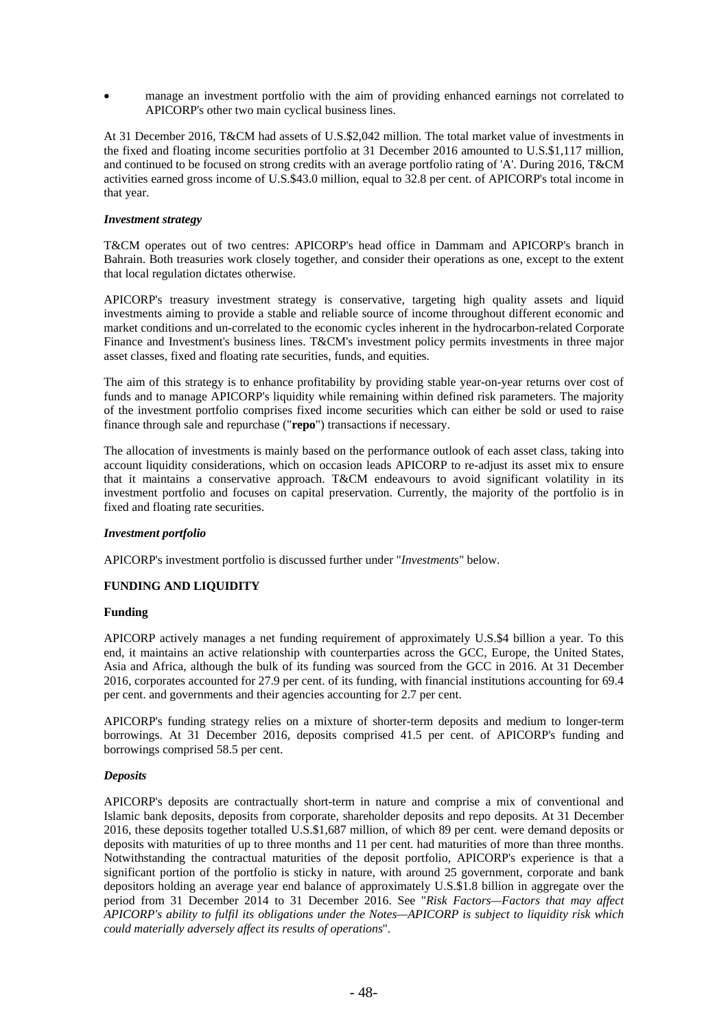- manage an investment portfolio with the aim of providing enhanced earnings not correlated to APICORP's other two main cyclical business lines.

At 31 December 2016, T&CM had assets of U.S.$2,042 million. The total market value of investments in the fixed and floating income securities portfolio at 31 December 2016 amounted to U.S.$1,117 million, and continued to be focused on strong credits with an average portfolio rating of 'A'. During 2016, T&CM activities earned gross income of U.S.$43.0 million, equal to 32.8 per cent. of APICORP's total income in that year.

#### *Investment strategy*

T&CM operates out of two centres: APICORP's head office in Dammam and APICORP's branch in Bahrain. Both treasuries work closely together, and consider their operations as one, except to the extent that local regulation dictates otherwise.

APICORP's treasury investment strategy is conservative, targeting high quality assets and liquid investments aiming to provide a stable and reliable source of income throughout different economic and market conditions and un-correlated to the economic cycles inherent in the hydrocarbon-related Corporate Finance and Investment's business lines. T&CM's investment policy permits investments in three major asset classes, fixed and floating rate securities, funds, and equities.

The aim of this strategy is to enhance profitability by providing stable year-on-year returns over cost of funds and to manage APICORP's liquidity while remaining within defined risk parameters. The majority of the investment portfolio comprises fixed income securities which can either be sold or used to raise finance through sale and repurchase ("**repo**") transactions if necessary.

The allocation of investments is mainly based on the performance outlook of each asset class, taking into account liquidity considerations, which on occasion leads APICORP to re-adjust its asset mix to ensure that it maintains a conservative approach. T&CM endeavours to avoid significant volatility in its investment portfolio and focuses on capital preservation. Currently, the majority of the portfolio is in fixed and floating rate securities.

#### *Investment portfolio*

APICORP's investment portfolio is discussed further under "*Investments*" below.

## FUNDING AND LIQUIDITY

### Funding

APICORP actively manages a net funding requirement of approximately U.S.$4 billion a year. To this end, it maintains an active relationship with counterparties across the GCC, Europe, the United States, Asia and Africa, although the bulk of its funding was sourced from the GCC in 2016. At 31 December 2016, corporates accounted for 27.9 per cent. of its funding, with financial institutions accounting for 69.4 per cent. and governments and their agencies accounting for 2.7 per cent.

APICORP's funding strategy relies on a mixture of shorter-term deposits and medium to longer-term borrowings. At 31 December 2016, deposits comprised 41.5 per cent. of APICORP's funding and borrowings comprised 58.5 per cent.

#### *Deposits*

APICORP's deposits are contractually short-term in nature and comprise a mix of conventional and Islamic bank deposits, deposits from corporate, shareholder deposits and repo deposits. At 31 December 2016, these deposits together totalled U.S.$1,687 million, of which 89 per cent. were demand deposits or deposits with maturities of up to three months and 11 per cent. had maturities of more than three months. Notwithstanding the contractual maturities of the deposit portfolio, APICORP's experience is that a significant portion of the portfolio is sticky in nature, with around 25 government, corporate and bank depositors holding an average year end balance of approximately U.S.$1.8 billion in aggregate over the period from 31 December 2014 to 31 December 2016. See "*Risk Factors—Factors that may affect APICORP's ability to fulfil its obligations under the Notes—APICORP is subject to liquidity risk which could materially adversely affect its results of operations*".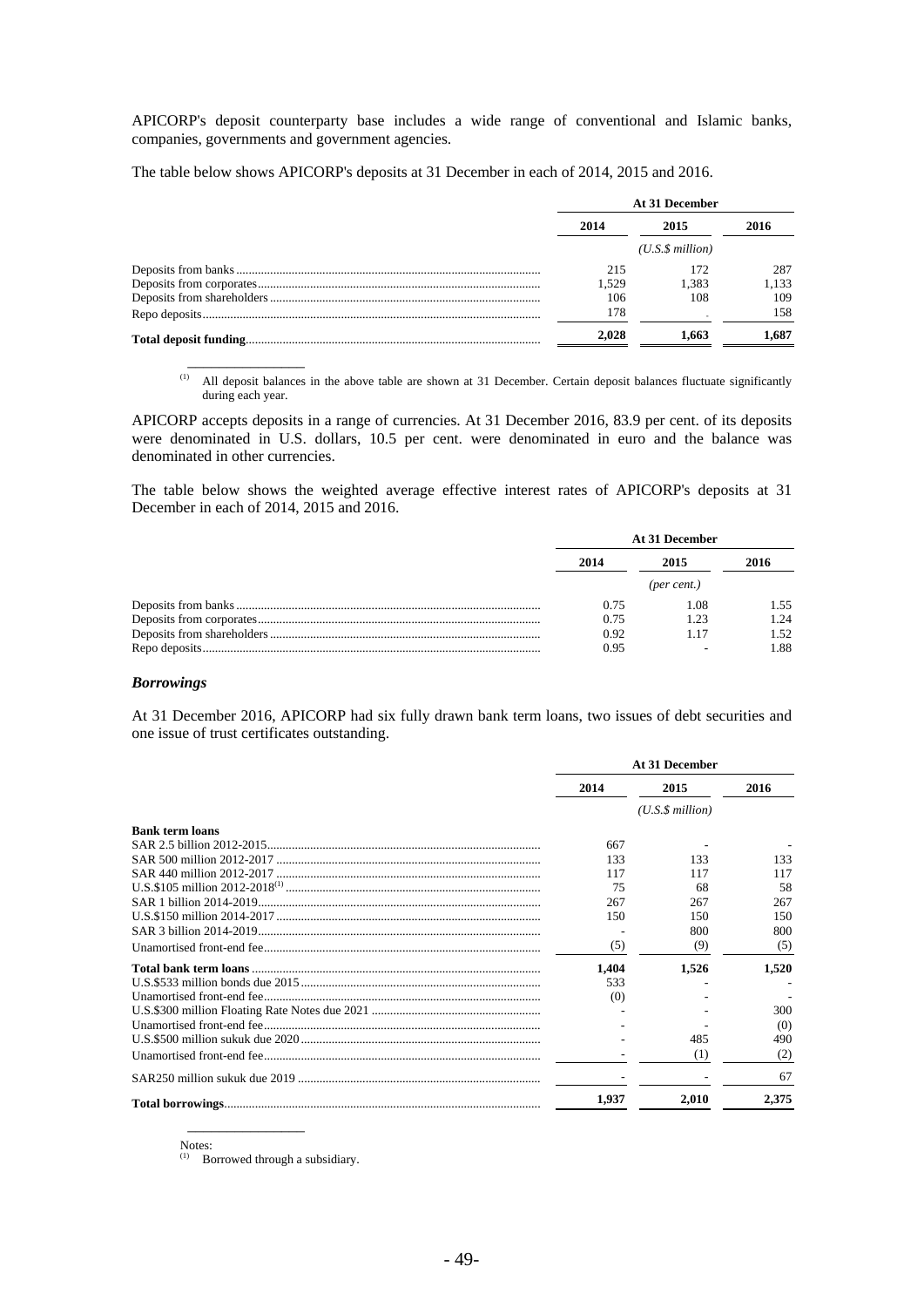APICORP's deposit counterparty base includes a wide range of conventional and Islamic banks, companies, governments and government agencies.

The table below shows APICORP's deposits at 31 December in each of 2014, 2015 and 2016.

| | At 31 December | | |
|---|---|---|---|
| | 2014 | 2015 | 2016 |
| | (U.S.$ million) | | |
| Deposits from banks | 215 | 172 | 287 |
| Deposits from corporates | 1,529 | 1,383 | 1,133 |
| Deposits from shareholders | 106 | 108 | 109 |
| Repo deposits | 178 | - | 158 |
| **Total deposit funding** | **2,028** | **1,663** | **1,687** |

(1) All deposit balances in the above table are shown at 31 December. Certain deposit balances fluctuate significantly during each year.

APICORP accepts deposits in a range of currencies. At 31 December 2016, 83.9 per cent. of its deposits were denominated in U.S. dollars, 10.5 per cent. were denominated in euro and the balance was denominated in other currencies.

The table below shows the weighted average effective interest rates of APICORP's deposits at 31 December in each of 2014, 2015 and 2016.

| | At 31 December | | |
|---|---|---|---|
| | 2014 | 2015 | 2016 |
| | (per cent.) | | |
| Deposits from banks | 0.75 | 1.08 | 1.55 |
| Deposits from corporates | 0.75 | 1.23 | 1.24 |
| Deposits from shareholders | 0.92 | 1.17 | 1.52 |
| Repo deposits | 0.95 | - | 1.88 |

### *Borrowings*

At 31 December 2016, APICORP had six fully drawn bank term loans, two issues of debt securities and one issue of trust certificates outstanding.

| | At 31 December | | |
|---|---|---|---|
| | 2014 | 2015 | 2016 |
| | (U.S.$ million) | | |
| **Bank term loans** | | | |
| SAR 2.5 billion 2012-2015 | 667 | - | - |
| SAR 500 million 2012-2017 | 133 | 133 | 133 |
| SAR 440 million 2012-2017 | 117 | 117 | 117 |
| U.S.$105 million 2012-2018[(1)] | 75 | 68 | 58 |
| SAR 1 billion 2014-2019 | 267 | 267 | 267 |
| U.S.$150 million 2014-2017 | 150 | 150 | 150 |
| SAR 3 billion 2014-2019 | - | 800 | 800 |
| Unamortised front-end fee | (5) | (9) | (5) |
| **Total bank term loans** | **1,404** | **1,526** | **1,520** |
| U.S.$533 million bonds due 2015 | 533 | - | - |
| Unamortised front-end fee | (0) | - | - |
| U.S.$300 million Floating Rate Notes due 2021 | - | - | 300 |
| Unamortised front-end fee | - | - | (0) |
| U.S.$500 million sukuk due 2020 | - | 485 | 490 |
| Unamortised front-end fee | - | (1) | (2) |
| SAR250 million sukuk due 2019 | - | - | 67 |
| **Total borrowings** | **1,937** | **2,010** | **2,375** |

Notes:
(1) Borrowed through a subsidiary.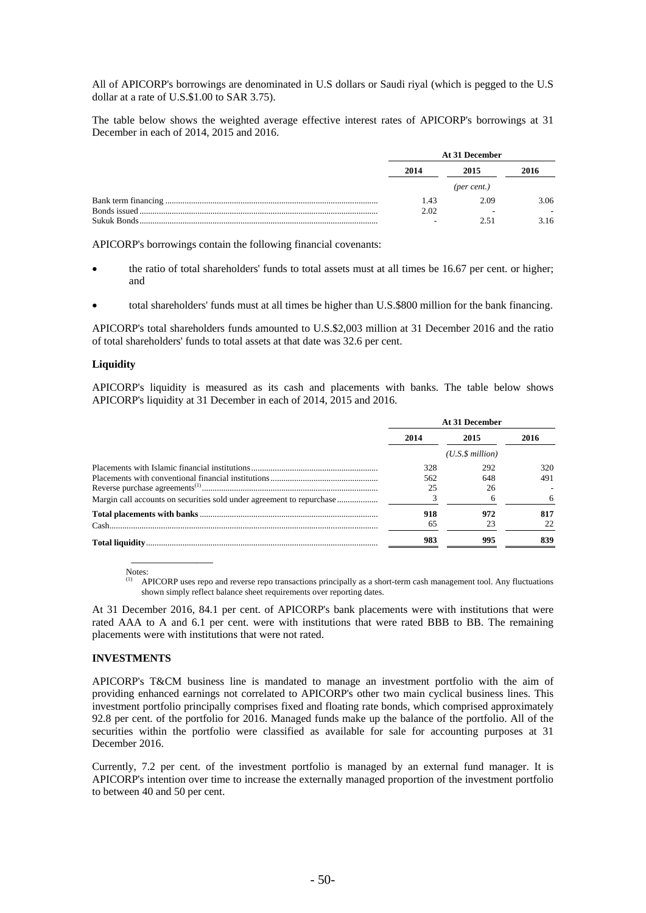All of APICORP's borrowings are denominated in U.S dollars or Saudi riyal (which is pegged to the U.S dollar at a rate of U.S.$1.00 to SAR 3.75).

The table below shows the weighted average effective interest rates of APICORP's borrowings at 31 December in each of 2014, 2015 and 2016.

| | At 31 December | | |
|---|---|---|---|
| | 2014 | 2015 | 2016 |
| | | *(per cent.)* | |
| Bank term financing | 1.43 | 2.09 | 3.06 |
| Bonds issued | 2.02 | - | - |
| Sukuk Bonds | - | 2.51 | 3.16 |

APICORP's borrowings contain the following financial covenants:

- the ratio of total shareholders' funds to total assets must at all times be 16.67 per cent. or higher; and
- total shareholders' funds must at all times be higher than U.S.$800 million for the bank financing.

APICORP's total shareholders funds amounted to U.S.$2,003 million at 31 December 2016 and the ratio of total shareholders' funds to total assets at that date was 32.6 per cent.

### Liquidity

APICORP's liquidity is measured as its cash and placements with banks. The table below shows APICORP's liquidity at 31 December in each of 2014, 2015 and 2016.

| | At 31 December | | |
|---|---|---|---|
| | 2014 | 2015 | 2016 |
| | | *(U.S.$ million)* | |
| Placements with Islamic financial institutions | 328 | 292 | 320 |
| Placements with conventional financial institutions | 562 | 648 | 491 |
| Reverse purchase agreements[(1)] | 25 | 26 | - |
| Margin call accounts on securities sold under agreement to repurchase | 3 | 6 | 6 |
| **Total placements with banks** | **918** | **972** | **817** |
| Cash | 65 | 23 | 22 |
| **Total liquidity** | **983** | **995** | **839** |

Notes:

(1) APICORP uses repo and reverse repo transactions principally as a short-term cash management tool. Any fluctuations shown simply reflect balance sheet requirements over reporting dates.

At 31 December 2016, 84.1 per cent. of APICORP's bank placements were with institutions that were rated AAA to A and 6.1 per cent. were with institutions that were rated BBB to BB. The remaining placements were with institutions that were not rated.

## INVESTMENTS

APICORP's T&CM business line is mandated to manage an investment portfolio with the aim of providing enhanced earnings not correlated to APICORP's other two main cyclical business lines. This investment portfolio principally comprises fixed and floating rate bonds, which comprised approximately 92.8 per cent. of the portfolio for 2016. Managed funds make up the balance of the portfolio. All of the securities within the portfolio were classified as available for sale for accounting purposes at 31 December 2016.

Currently, 7.2 per cent. of the investment portfolio is managed by an external fund manager. It is APICORP's intention over time to increase the externally managed proportion of the investment portfolio to between 40 and 50 per cent.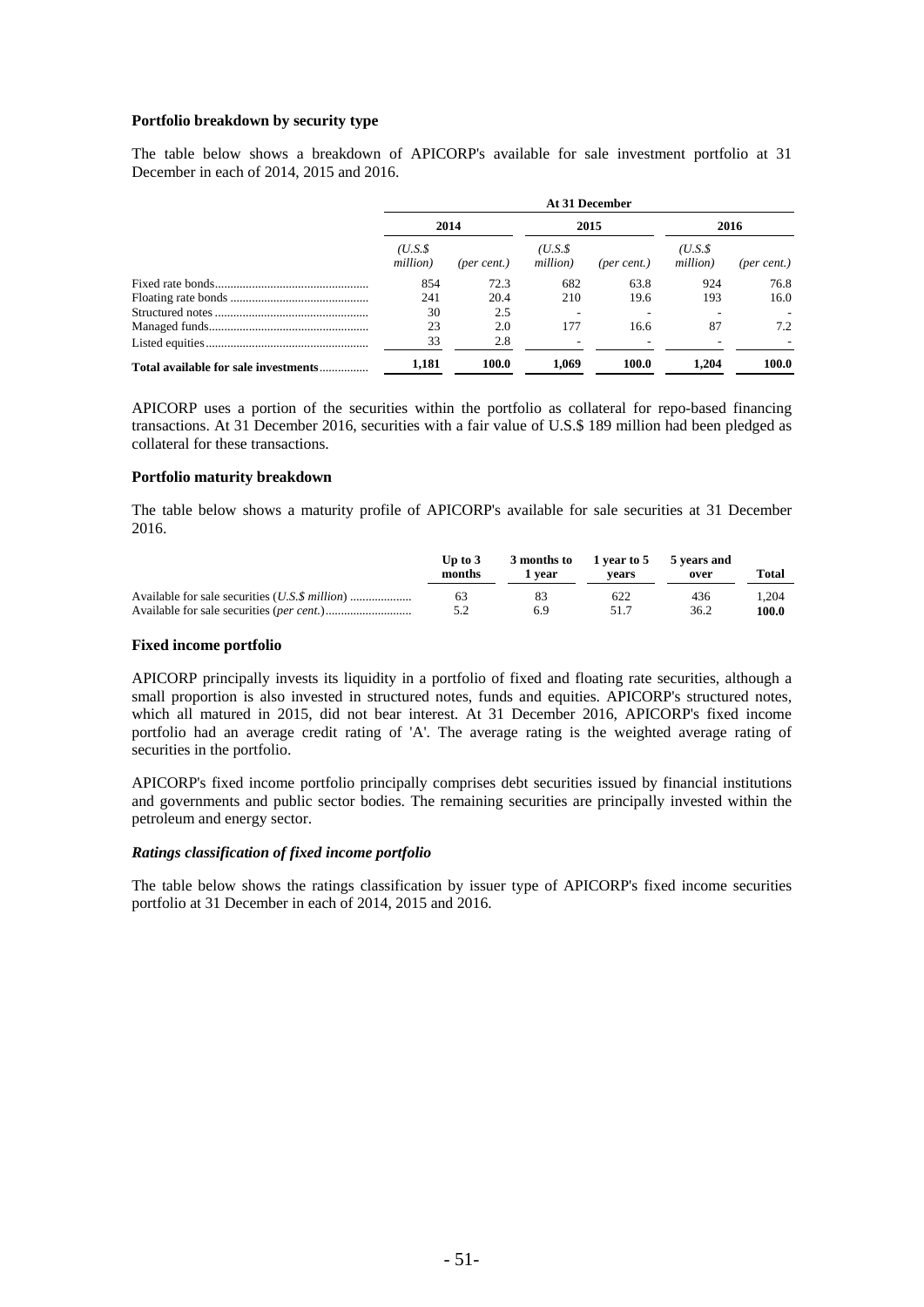**Portfolio breakdown by security type**

The table below shows a breakdown of APICORP's available for sale investment portfolio at 31 December in each of 2014, 2015 and 2016.

| | At 31 December | | | | | |
|---|---|---|---|---|---|---|
| | 2014 | | 2015 | | 2016 | |
| | *(U.S.$ million)* | *(per cent.)* | *(U.S.$ million)* | *(per cent.)* | *(U.S.$ million)* | *(per cent.)* |
| Fixed rate bonds | 854 | 72.3 | 682 | 63.8 | 924 | 76.8 |
| Floating rate bonds | 241 | 20.4 | 210 | 19.6 | 193 | 16.0 |
| Structured notes | 30 | 2.5 | - | - | - | - |
| Managed funds | 23 | 2.0 | 177 | 16.6 | 87 | 7.2 |
| Listed equities | 33 | 2.8 | - | - | - | - |
| **Total available for sale investments** | **1,181** | **100.0** | **1,069** | **100.0** | **1,204** | **100.0** |

APICORP uses a portion of the securities within the portfolio as collateral for repo-based financing transactions. At 31 December 2016, securities with a fair value of U.S.$ 189 million had been pledged as collateral for these transactions.

**Portfolio maturity breakdown**

The table below shows a maturity profile of APICORP's available for sale securities at 31 December 2016.

| | Up to 3 months | 3 months to 1 year | 1 year to 5 years | 5 years and over | Total |
|---|---|---|---|---|---|
| Available for sale securities (*U.S.$ million*) | 63 | 83 | 622 | 436 | 1,204 |
| Available for sale securities (*per cent.*) | 5.2 | 6.9 | 51.7 | 36.2 | **100.0** |

**Fixed income portfolio**

APICORP principally invests its liquidity in a portfolio of fixed and floating rate securities, although a small proportion is also invested in structured notes, funds and equities. APICORP's structured notes, which all matured in 2015, did not bear interest. At 31 December 2016, APICORP's fixed income portfolio had an average credit rating of 'A'. The average rating is the weighted average rating of securities in the portfolio.

APICORP's fixed income portfolio principally comprises debt securities issued by financial institutions and governments and public sector bodies. The remaining securities are principally invested within the petroleum and energy sector.

***Ratings classification of fixed income portfolio***

The table below shows the ratings classification by issuer type of APICORP's fixed income securities portfolio at 31 December in each of 2014, 2015 and 2016.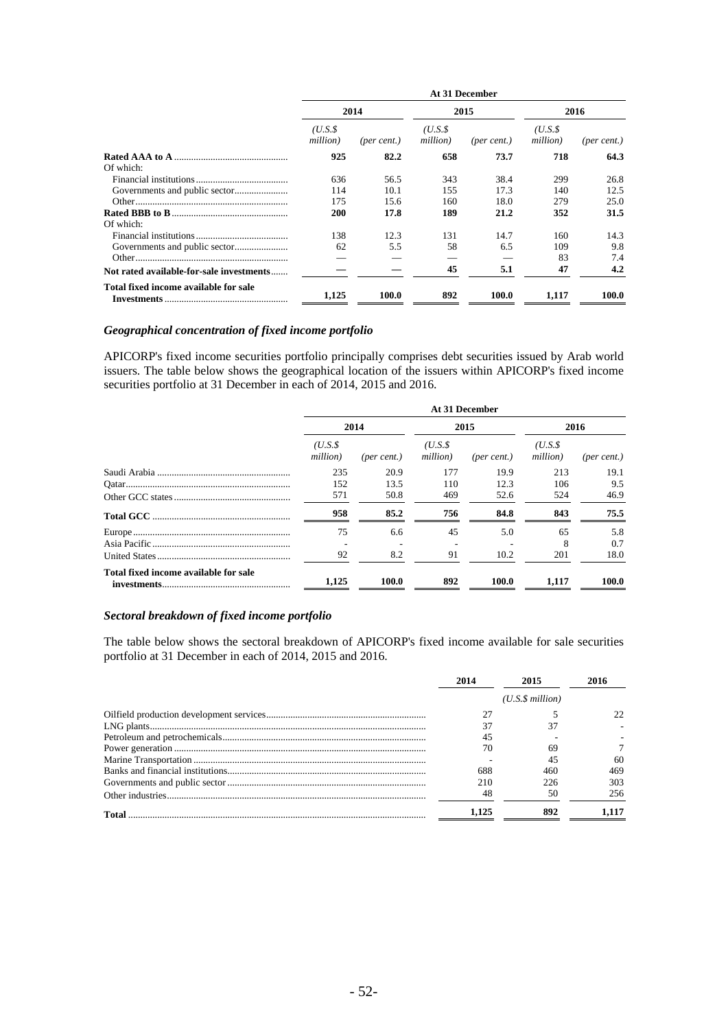| | At 31 December | | | | | |
|---|---|---|---|---|---|---|
| | 2014 | | 2015 | | 2016 | |
| | *(U.S.$ million)* | *(per cent.)* | *(U.S.$ million)* | *(per cent.)* | *(U.S.$ million)* | *(per cent.)* |
| **Rated AAA to A** | **925** | **82.2** | **658** | **73.7** | **718** | **64.3** |
| Of which: | | | | | | |
| Financial institutions | 636 | 56.5 | 343 | 38.4 | 299 | 26.8 |
| Governments and public sector | 114 | 10.1 | 155 | 17.3 | 140 | 12.5 |
| Other | 175 | 15.6 | 160 | 18.0 | 279 | 25.0 |
| **Rated BBB to B** | **200** | **17.8** | **189** | **21.2** | **352** | **31.5** |
| Of which: | | | | | | |
| Financial institutions | 138 | 12.3 | 131 | 14.7 | 160 | 14.3 |
| Governments and public sector | 62 | 5.5 | 58 | 6.5 | 109 | 9.8 |
| Other | — | — | — | — | 83 | 7.4 |
| **Not rated available-for-sale investments** | **—** | **—** | **45** | **5.1** | **47** | **4.2** |
| **Total fixed income available for sale Investments** | **1,125** | **100.0** | **892** | **100.0** | **1,117** | **100.0** |

### *Geographical concentration of fixed income portfolio*

APICORP's fixed income securities portfolio principally comprises debt securities issued by Arab world issuers. The table below shows the geographical location of the issuers within APICORP's fixed income securities portfolio at 31 December in each of 2014, 2015 and 2016.

| | At 31 December | | | | | |
|---|---|---|---|---|---|---|
| | 2014 | | 2015 | | 2016 | |
| | *(U.S.$ million)* | *(per cent.)* | *(U.S.$ million)* | *(per cent.)* | *(U.S.$ million)* | *(per cent.)* |
| Saudi Arabia | 235 | 20.9 | 177 | 19.9 | 213 | 19.1 |
| Qatar | 152 | 13.5 | 110 | 12.3 | 106 | 9.5 |
| Other GCC states | 571 | 50.8 | 469 | 52.6 | 524 | 46.9 |
| **Total GCC** | **958** | **85.2** | **756** | **84.8** | **843** | **75.5** |
| Europe | 75 | 6.6 | 45 | 5.0 | 65 | 5.8 |
| Asia Pacific | - | - | - | - | 8 | 0.7 |
| United States | 92 | 8.2 | 91 | 10.2 | 201 | 18.0 |
| **Total fixed income available for sale investments** | **1,125** | **100.0** | **892** | **100.0** | **1,117** | **100.0** |

### *Sectoral breakdown of fixed income portfolio*

The table below shows the sectoral breakdown of APICORP's fixed income available for sale securities portfolio at 31 December in each of 2014, 2015 and 2016.

| | 2014 | 2015 | 2016 |
|---|---|---|---|
| | | *(U.S.$ million)* | |
| Oilfield production development services | 27 | 5 | 22 |
| LNG plants | 37 | 37 | - |
| Petroleum and petrochemicals | 45 | - | - |
| Power generation | 70 | 69 | 7 |
| Marine Transportation | - | 45 | 60 |
| Banks and financial institutions | 688 | 460 | 469 |
| Governments and public sector | 210 | 226 | 303 |
| Other industries | 48 | 50 | 256 |
| **Total** | **1,125** | **892** | **1,117** |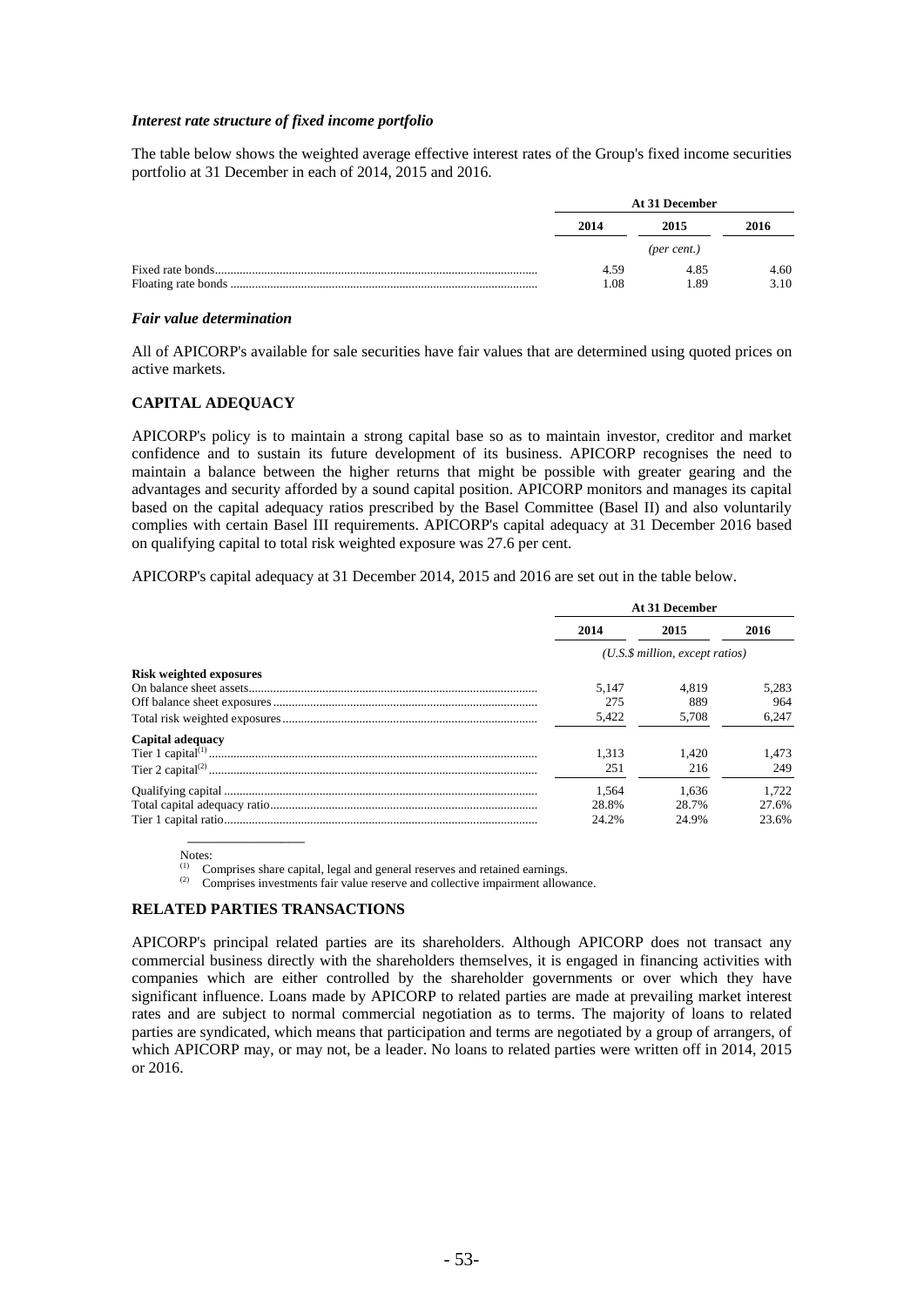### *Interest rate structure of fixed income portfolio*

The table below shows the weighted average effective interest rates of the Group's fixed income securities portfolio at 31 December in each of 2014, 2015 and 2016.

| | At 31 December | | |
|---|---|---|---|
| | 2014 | 2015 | 2016 |
| | *(per cent.)* | | |
| Fixed rate bonds | 4.59 | 4.85 | 4.60 |
| Floating rate bonds | 1.08 | 1.89 | 3.10 |

### *Fair value determination*

All of APICORP's available for sale securities have fair values that are determined using quoted prices on active markets.

## CAPITAL ADEQUACY

APICORP's policy is to maintain a strong capital base so as to maintain investor, creditor and market confidence and to sustain its future development of its business. APICORP recognises the need to maintain a balance between the higher returns that might be possible with greater gearing and the advantages and security afforded by a sound capital position. APICORP monitors and manages its capital based on the capital adequacy ratios prescribed by the Basel Committee (Basel II) and also voluntarily complies with certain Basel III requirements. APICORP's capital adequacy at 31 December 2016 based on qualifying capital to total risk weighted exposure was 27.6 per cent.

APICORP's capital adequacy at 31 December 2014, 2015 and 2016 are set out in the table below.

| | At 31 December | | |
|---|---|---|---|
| | 2014 | 2015 | 2016 |
| | *(U.S.$ million, except ratios)* | | |
| **Risk weighted exposures** | | | |
| On balance sheet assets | 5,147 | 4,819 | 5,283 |
| Off balance sheet exposures | 275 | 889 | 964 |
| Total risk weighted exposures | 5,422 | 5,708 | 6,247 |
| **Capital adequacy** | | | |
| Tier 1 capital(1) | 1,313 | 1,420 | 1,473 |
| Tier 2 capital(2) | 251 | 216 | 249 |
| Qualifying capital | 1,564 | 1,636 | 1,722 |
| Total capital adequacy ratio | 28.8% | 28.7% | 27.6% |
| Tier 1 capital ratio | 24.2% | 24.9% | 23.6% |

Notes:

(1) Comprises share capital, legal and general reserves and retained earnings.

(2) Comprises investments fair value reserve and collective impairment allowance.

## RELATED PARTIES TRANSACTIONS

APICORP's principal related parties are its shareholders. Although APICORP does not transact any commercial business directly with the shareholders themselves, it is engaged in financing activities with companies which are either controlled by the shareholder governments or over which they have significant influence. Loans made by APICORP to related parties are made at prevailing market interest rates and are subject to normal commercial negotiation as to terms. The majority of loans to related parties are syndicated, which means that participation and terms are negotiated by a group of arrangers, of which APICORP may, or may not, be a leader. No loans to related parties were written off in 2014, 2015 or 2016.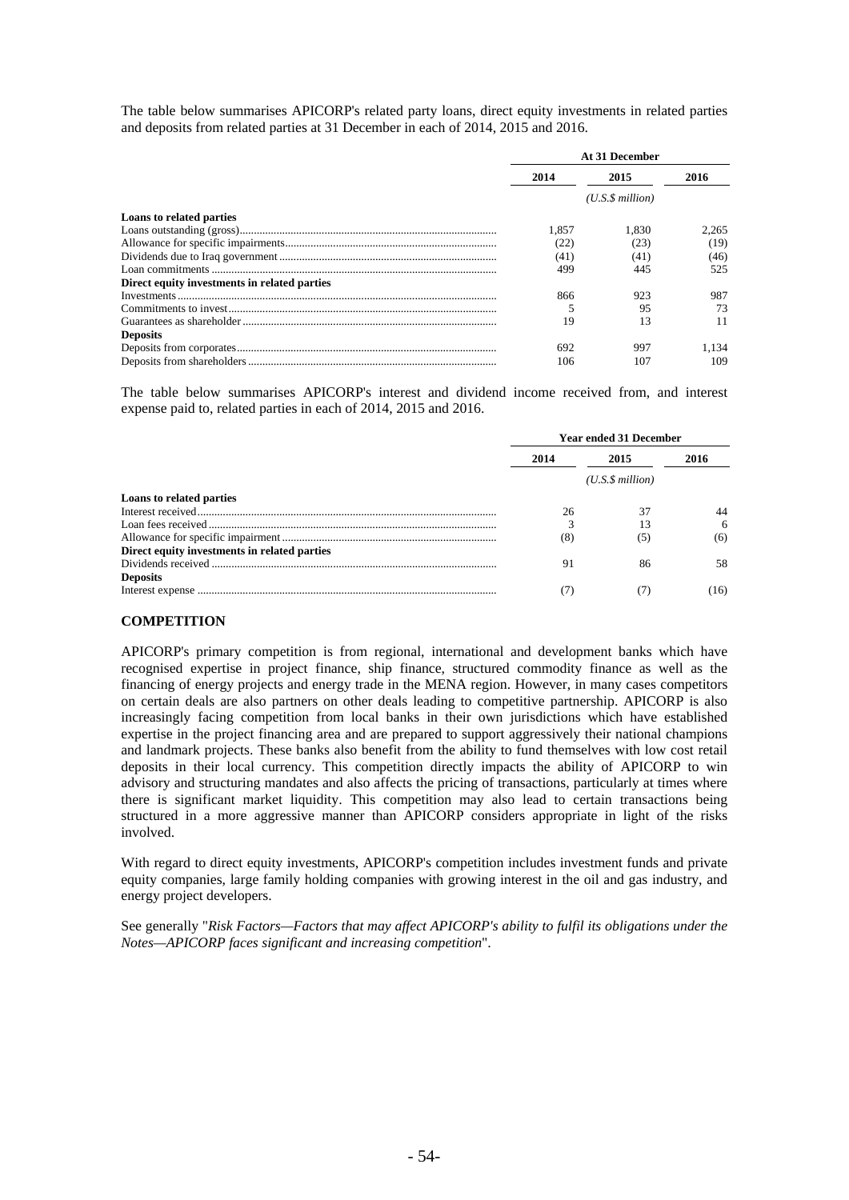The table below summarises APICORP's related party loans, direct equity investments in related parties and deposits from related parties at 31 December in each of 2014, 2015 and 2016.

| | At 31 December | | |
|---|---|---|---|
| | 2014 | 2015 | 2016 |
| | *(U.S.$ million)* | | |
| **Loans to related parties** | | | |
| Loans outstanding (gross) | 1,857 | 1,830 | 2,265 |
| Allowance for specific impairments | (22) | (23) | (19) |
| Dividends due to Iraq government | (41) | (41) | (46) |
| Loan commitments | 499 | 445 | 525 |
| **Direct equity investments in related parties** | | | |
| Investments | 866 | 923 | 987 |
| Commitments to invest | 5 | 95 | 73 |
| Guarantees as shareholder | 19 | 13 | 11 |
| **Deposits** | | | |
| Deposits from corporates | 692 | 997 | 1,134 |
| Deposits from shareholders | 106 | 107 | 109 |

The table below summarises APICORP's interest and dividend income received from, and interest expense paid to, related parties in each of 2014, 2015 and 2016.

| | Year ended 31 December | | |
|---|---|---|---|
| | 2014 | 2015 | 2016 |
| | *(U.S.$ million)* | | |
| **Loans to related parties** | | | |
| Interest received | 26 | 37 | 44 |
| Loan fees received | 3 | 13 | 6 |
| Allowance for specific impairment | (8) | (5) | (6) |
| **Direct equity investments in related parties** | | | |
| Dividends received | 91 | 86 | 58 |
| **Deposits** | | | |
| Interest expense | (7) | (7) | (16) |

## COMPETITION

APICORP's primary competition is from regional, international and development banks which have recognised expertise in project finance, ship finance, structured commodity finance as well as the financing of energy projects and energy trade in the MENA region. However, in many cases competitors on certain deals are also partners on other deals leading to competitive partnership. APICORP is also increasingly facing competition from local banks in their own jurisdictions which have established expertise in the project financing area and are prepared to support aggressively their national champions and landmark projects. These banks also benefit from the ability to fund themselves with low cost retail deposits in their local currency. This competition directly impacts the ability of APICORP to win advisory and structuring mandates and also affects the pricing of transactions, particularly at times where there is significant market liquidity. This competition may also lead to certain transactions being structured in a more aggressive manner than APICORP considers appropriate in light of the risks involved.

With regard to direct equity investments, APICORP's competition includes investment funds and private equity companies, large family holding companies with growing interest in the oil and gas industry, and energy project developers.

See generally "*Risk Factors—Factors that may affect APICORP's ability to fulfil its obligations under the Notes—APICORP faces significant and increasing competition*".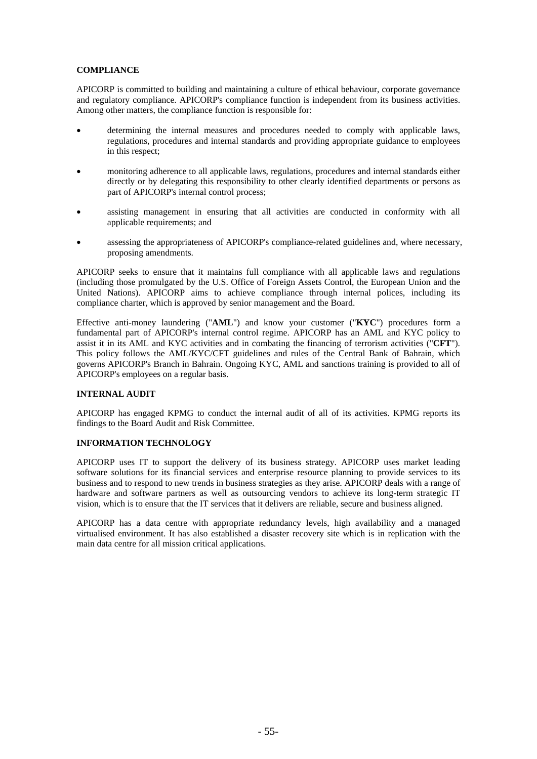## COMPLIANCE

APICORP is committed to building and maintaining a culture of ethical behaviour, corporate governance and regulatory compliance. APICORP's compliance function is independent from its business activities. Among other matters, the compliance function is responsible for:

- determining the internal measures and procedures needed to comply with applicable laws, regulations, procedures and internal standards and providing appropriate guidance to employees in this respect;
- monitoring adherence to all applicable laws, regulations, procedures and internal standards either directly or by delegating this responsibility to other clearly identified departments or persons as part of APICORP's internal control process;
- assisting management in ensuring that all activities are conducted in conformity with all applicable requirements; and
- assessing the appropriateness of APICORP's compliance-related guidelines and, where necessary, proposing amendments.

APICORP seeks to ensure that it maintains full compliance with all applicable laws and regulations (including those promulgated by the U.S. Office of Foreign Assets Control, the European Union and the United Nations). APICORP aims to achieve compliance through internal polices, including its compliance charter, which is approved by senior management and the Board.

Effective anti-money laundering ("**AML**") and know your customer ("**KYC**") procedures form a fundamental part of APICORP's internal control regime. APICORP has an AML and KYC policy to assist it in its AML and KYC activities and in combating the financing of terrorism activities ("**CFT**"). This policy follows the AML/KYC/CFT guidelines and rules of the Central Bank of Bahrain, which governs APICORP's Branch in Bahrain. Ongoing KYC, AML and sanctions training is provided to all of APICORP's employees on a regular basis.

## INTERNAL AUDIT

APICORP has engaged KPMG to conduct the internal audit of all of its activities. KPMG reports its findings to the Board Audit and Risk Committee.

## INFORMATION TECHNOLOGY

APICORP uses IT to support the delivery of its business strategy. APICORP uses market leading software solutions for its financial services and enterprise resource planning to provide services to its business and to respond to new trends in business strategies as they arise. APICORP deals with a range of hardware and software partners as well as outsourcing vendors to achieve its long-term strategic IT vision, which is to ensure that the IT services that it delivers are reliable, secure and business aligned.

APICORP has a data centre with appropriate redundancy levels, high availability and a managed virtualised environment. It has also established a disaster recovery site which is in replication with the main data centre for all mission critical applications.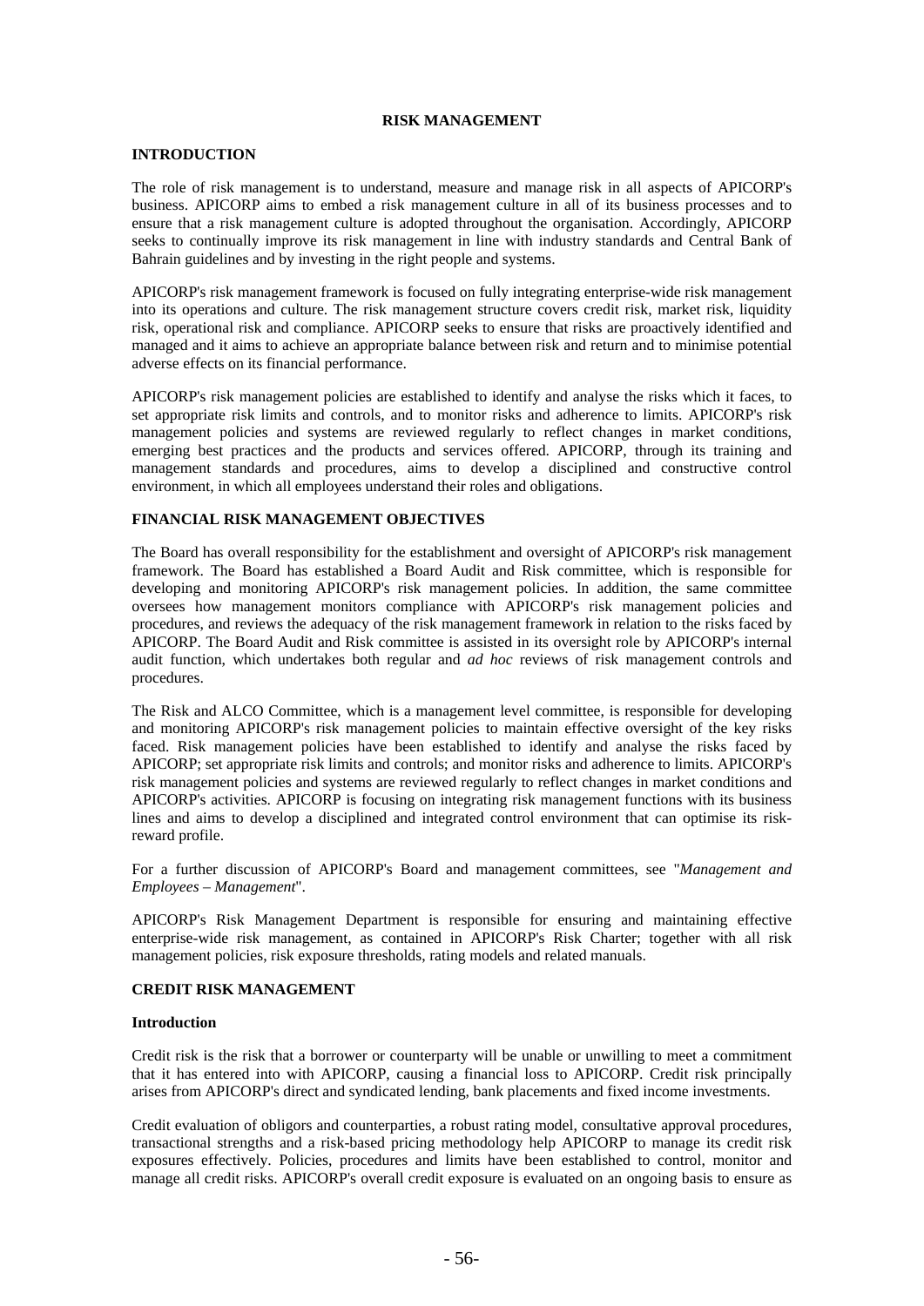# RISK MANAGEMENT

## INTRODUCTION

The role of risk management is to understand, measure and manage risk in all aspects of APICORP's business. APICORP aims to embed a risk management culture in all of its business processes and to ensure that a risk management culture is adopted throughout the organisation. Accordingly, APICORP seeks to continually improve its risk management in line with industry standards and Central Bank of Bahrain guidelines and by investing in the right people and systems.

APICORP's risk management framework is focused on fully integrating enterprise-wide risk management into its operations and culture. The risk management structure covers credit risk, market risk, liquidity risk, operational risk and compliance. APICORP seeks to ensure that risks are proactively identified and managed and it aims to achieve an appropriate balance between risk and return and to minimise potential adverse effects on its financial performance.

APICORP's risk management policies are established to identify and analyse the risks which it faces, to set appropriate risk limits and controls, and to monitor risks and adherence to limits. APICORP's risk management policies and systems are reviewed regularly to reflect changes in market conditions, emerging best practices and the products and services offered. APICORP, through its training and management standards and procedures, aims to develop a disciplined and constructive control environment, in which all employees understand their roles and obligations.

## FINANCIAL RISK MANAGEMENT OBJECTIVES

The Board has overall responsibility for the establishment and oversight of APICORP's risk management framework. The Board has established a Board Audit and Risk committee, which is responsible for developing and monitoring APICORP's risk management policies. In addition, the same committee oversees how management monitors compliance with APICORP's risk management policies and procedures, and reviews the adequacy of the risk management framework in relation to the risks faced by APICORP. The Board Audit and Risk committee is assisted in its oversight role by APICORP's internal audit function, which undertakes both regular and *ad hoc* reviews of risk management controls and procedures.

The Risk and ALCO Committee, which is a management level committee, is responsible for developing and monitoring APICORP's risk management policies to maintain effective oversight of the key risks faced. Risk management policies have been established to identify and analyse the risks faced by APICORP; set appropriate risk limits and controls; and monitor risks and adherence to limits. APICORP's risk management policies and systems are reviewed regularly to reflect changes in market conditions and APICORP's activities. APICORP is focusing on integrating risk management functions with its business lines and aims to develop a disciplined and integrated control environment that can optimise its risk-reward profile.

For a further discussion of APICORP's Board and management committees, see "*Management and Employees – Management*".

APICORP's Risk Management Department is responsible for ensuring and maintaining effective enterprise-wide risk management, as contained in APICORP's Risk Charter; together with all risk management policies, risk exposure thresholds, rating models and related manuals.

## CREDIT RISK MANAGEMENT

### Introduction

Credit risk is the risk that a borrower or counterparty will be unable or unwilling to meet a commitment that it has entered into with APICORP, causing a financial loss to APICORP. Credit risk principally arises from APICORP's direct and syndicated lending, bank placements and fixed income investments.

Credit evaluation of obligors and counterparties, a robust rating model, consultative approval procedures, transactional strengths and a risk-based pricing methodology help APICORP to manage its credit risk exposures effectively. Policies, procedures and limits have been established to control, monitor and manage all credit risks. APICORP's overall credit exposure is evaluated on an ongoing basis to ensure as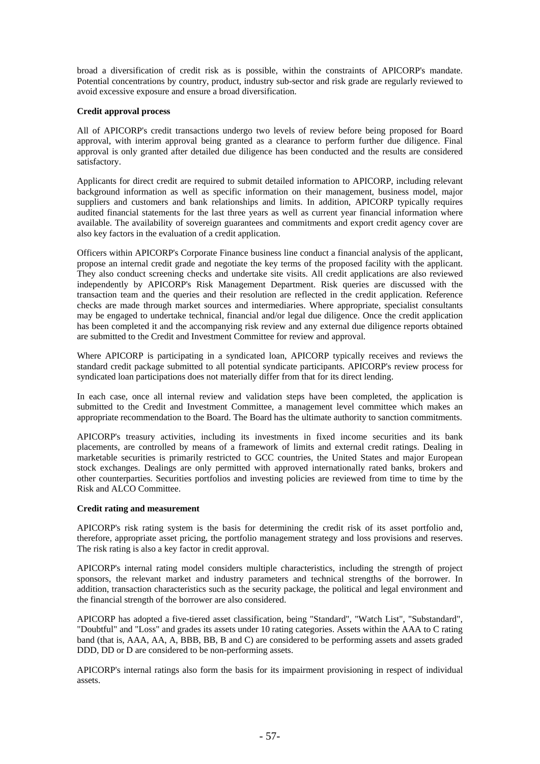broad a diversification of credit risk as is possible, within the constraints of APICORP's mandate. Potential concentrations by country, product, industry sub-sector and risk grade are regularly reviewed to avoid excessive exposure and ensure a broad diversification.

**Credit approval process**

All of APICORP's credit transactions undergo two levels of review before being proposed for Board approval, with interim approval being granted as a clearance to perform further due diligence. Final approval is only granted after detailed due diligence has been conducted and the results are considered satisfactory.

Applicants for direct credit are required to submit detailed information to APICORP, including relevant background information as well as specific information on their management, business model, major suppliers and customers and bank relationships and limits. In addition, APICORP typically requires audited financial statements for the last three years as well as current year financial information where available. The availability of sovereign guarantees and commitments and export credit agency cover are also key factors in the evaluation of a credit application.

Officers within APICORP's Corporate Finance business line conduct a financial analysis of the applicant, propose an internal credit grade and negotiate the key terms of the proposed facility with the applicant. They also conduct screening checks and undertake site visits. All credit applications are also reviewed independently by APICORP's Risk Management Department. Risk queries are discussed with the transaction team and the queries and their resolution are reflected in the credit application. Reference checks are made through market sources and intermediaries. Where appropriate, specialist consultants may be engaged to undertake technical, financial and/or legal due diligence. Once the credit application has been completed it and the accompanying risk review and any external due diligence reports obtained are submitted to the Credit and Investment Committee for review and approval.

Where APICORP is participating in a syndicated loan, APICORP typically receives and reviews the standard credit package submitted to all potential syndicate participants. APICORP's review process for syndicated loan participations does not materially differ from that for its direct lending.

In each case, once all internal review and validation steps have been completed, the application is submitted to the Credit and Investment Committee, a management level committee which makes an appropriate recommendation to the Board. The Board has the ultimate authority to sanction commitments.

APICORP's treasury activities, including its investments in fixed income securities and its bank placements, are controlled by means of a framework of limits and external credit ratings. Dealing in marketable securities is primarily restricted to GCC countries, the United States and major European stock exchanges. Dealings are only permitted with approved internationally rated banks, brokers and other counterparties. Securities portfolios and investing policies are reviewed from time to time by the Risk and ALCO Committee.

**Credit rating and measurement**

APICORP's risk rating system is the basis for determining the credit risk of its asset portfolio and, therefore, appropriate asset pricing, the portfolio management strategy and loss provisions and reserves. The risk rating is also a key factor in credit approval.

APICORP's internal rating model considers multiple characteristics, including the strength of project sponsors, the relevant market and industry parameters and technical strengths of the borrower. In addition, transaction characteristics such as the security package, the political and legal environment and the financial strength of the borrower are also considered.

APICORP has adopted a five-tiered asset classification, being "Standard", "Watch List", "Substandard", "Doubtful" and "Loss" and grades its assets under 10 rating categories. Assets within the AAA to C rating band (that is, AAA, AA, A, BBB, BB, B and C) are considered to be performing assets and assets graded DDD, DD or D are considered to be non-performing assets.

APICORP's internal ratings also form the basis for its impairment provisioning in respect of individual assets.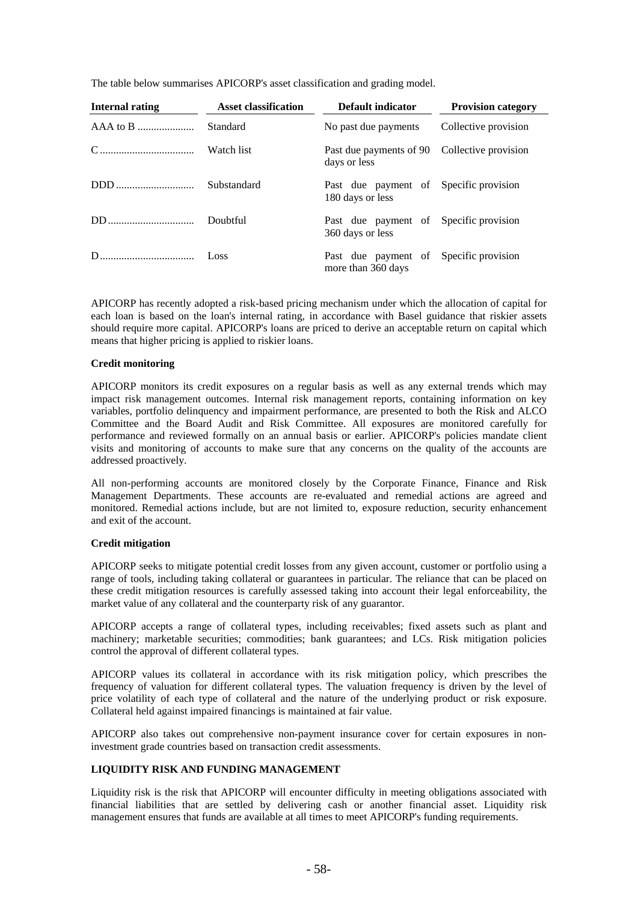The table below summarises APICORP's asset classification and grading model.

| Internal rating | Asset classification | Default indicator | Provision category |
|---|---|---|---|
| AAA to B | Standard | No past due payments | Collective provision |
| C | Watch list | Past due payments of 90 days or less | Collective provision |
| DDD | Substandard | Past due payment of 180 days or less | Specific provision |
| DD | Doubtful | Past due payment of 360 days or less | Specific provision |
| D | Loss | Past due payment of more than 360 days | Specific provision |

APICORP has recently adopted a risk-based pricing mechanism under which the allocation of capital for each loan is based on the loan's internal rating, in accordance with Basel guidance that riskier assets should require more capital. APICORP's loans are priced to derive an acceptable return on capital which means that higher pricing is applied to riskier loans.

**Credit monitoring**

APICORP monitors its credit exposures on a regular basis as well as any external trends which may impact risk management outcomes. Internal risk management reports, containing information on key variables, portfolio delinquency and impairment performance, are presented to both the Risk and ALCO Committee and the Board Audit and Risk Committee. All exposures are monitored carefully for performance and reviewed formally on an annual basis or earlier. APICORP's policies mandate client visits and monitoring of accounts to make sure that any concerns on the quality of the accounts are addressed proactively.

All non-performing accounts are monitored closely by the Corporate Finance, Finance and Risk Management Departments. These accounts are re-evaluated and remedial actions are agreed and monitored. Remedial actions include, but are not limited to, exposure reduction, security enhancement and exit of the account.

**Credit mitigation**

APICORP seeks to mitigate potential credit losses from any given account, customer or portfolio using a range of tools, including taking collateral or guarantees in particular. The reliance that can be placed on these credit mitigation resources is carefully assessed taking into account their legal enforceability, the market value of any collateral and the counterparty risk of any guarantor.

APICORP accepts a range of collateral types, including receivables; fixed assets such as plant and machinery; marketable securities; commodities; bank guarantees; and LCs. Risk mitigation policies control the approval of different collateral types.

APICORP values its collateral in accordance with its risk mitigation policy, which prescribes the frequency of valuation for different collateral types. The valuation frequency is driven by the level of price volatility of each type of collateral and the nature of the underlying product or risk exposure. Collateral held against impaired financings is maintained at fair value.

APICORP also takes out comprehensive non-payment insurance cover for certain exposures in non-investment grade countries based on transaction credit assessments.

**LIQUIDITY RISK AND FUNDING MANAGEMENT**

Liquidity risk is the risk that APICORP will encounter difficulty in meeting obligations associated with financial liabilities that are settled by delivering cash or another financial asset. Liquidity risk management ensures that funds are available at all times to meet APICORP's funding requirements.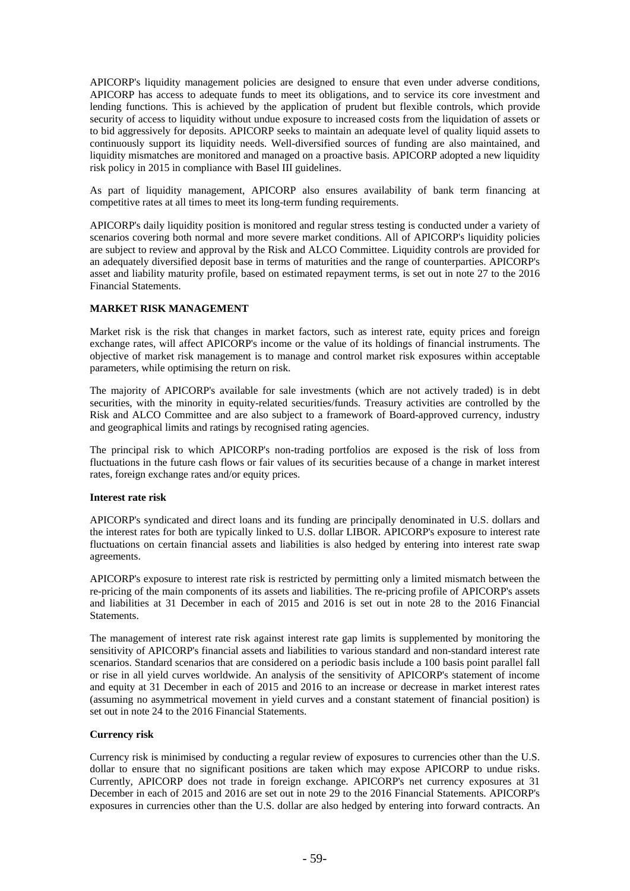APICORP's liquidity management policies are designed to ensure that even under adverse conditions, APICORP has access to adequate funds to meet its obligations, and to service its core investment and lending functions. This is achieved by the application of prudent but flexible controls, which provide security of access to liquidity without undue exposure to increased costs from the liquidation of assets or to bid aggressively for deposits. APICORP seeks to maintain an adequate level of quality liquid assets to continuously support its liquidity needs. Well-diversified sources of funding are also maintained, and liquidity mismatches are monitored and managed on a proactive basis. APICORP adopted a new liquidity risk policy in 2015 in compliance with Basel III guidelines.

As part of liquidity management, APICORP also ensures availability of bank term financing at competitive rates at all times to meet its long-term funding requirements.

APICORP's daily liquidity position is monitored and regular stress testing is conducted under a variety of scenarios covering both normal and more severe market conditions. All of APICORP's liquidity policies are subject to review and approval by the Risk and ALCO Committee. Liquidity controls are provided for an adequately diversified deposit base in terms of maturities and the range of counterparties. APICORP's asset and liability maturity profile, based on estimated repayment terms, is set out in note 27 to the 2016 Financial Statements.

## MARKET RISK MANAGEMENT

Market risk is the risk that changes in market factors, such as interest rate, equity prices and foreign exchange rates, will affect APICORP's income or the value of its holdings of financial instruments. The objective of market risk management is to manage and control market risk exposures within acceptable parameters, while optimising the return on risk.

The majority of APICORP's available for sale investments (which are not actively traded) is in debt securities, with the minority in equity-related securities/funds. Treasury activities are controlled by the Risk and ALCO Committee and are also subject to a framework of Board-approved currency, industry and geographical limits and ratings by recognised rating agencies.

The principal risk to which APICORP's non-trading portfolios are exposed is the risk of loss from fluctuations in the future cash flows or fair values of its securities because of a change in market interest rates, foreign exchange rates and/or equity prices.

### Interest rate risk

APICORP's syndicated and direct loans and its funding are principally denominated in U.S. dollars and the interest rates for both are typically linked to U.S. dollar LIBOR. APICORP's exposure to interest rate fluctuations on certain financial assets and liabilities is also hedged by entering into interest rate swap agreements.

APICORP's exposure to interest rate risk is restricted by permitting only a limited mismatch between the re-pricing of the main components of its assets and liabilities. The re-pricing profile of APICORP's assets and liabilities at 31 December in each of 2015 and 2016 is set out in note 28 to the 2016 Financial Statements.

The management of interest rate risk against interest rate gap limits is supplemented by monitoring the sensitivity of APICORP's financial assets and liabilities to various standard and non-standard interest rate scenarios. Standard scenarios that are considered on a periodic basis include a 100 basis point parallel fall or rise in all yield curves worldwide. An analysis of the sensitivity of APICORP's statement of income and equity at 31 December in each of 2015 and 2016 to an increase or decrease in market interest rates (assuming no asymmetrical movement in yield curves and a constant statement of financial position) is set out in note 24 to the 2016 Financial Statements.

### Currency risk

Currency risk is minimised by conducting a regular review of exposures to currencies other than the U.S. dollar to ensure that no significant positions are taken which may expose APICORP to undue risks. Currently, APICORP does not trade in foreign exchange. APICORP's net currency exposures at 31 December in each of 2015 and 2016 are set out in note 29 to the 2016 Financial Statements. APICORP's exposures in currencies other than the U.S. dollar are also hedged by entering into forward contracts. An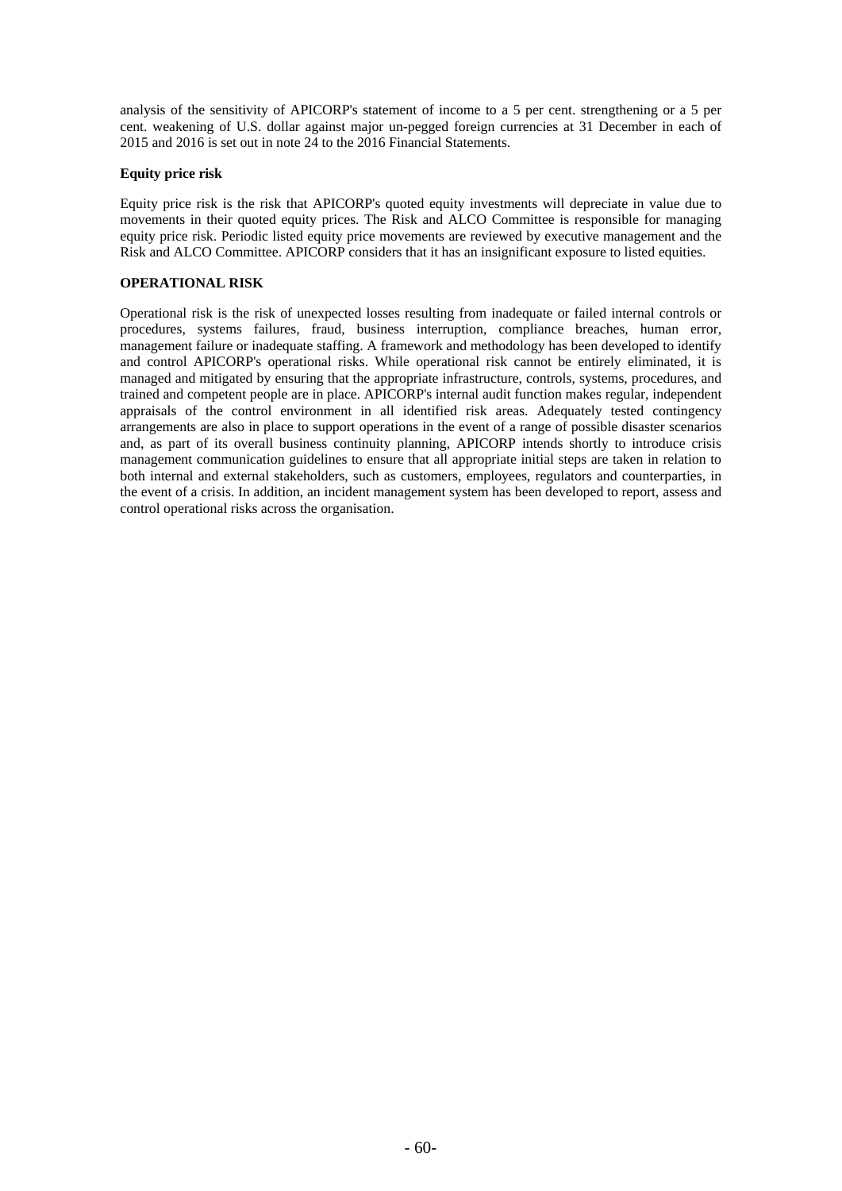analysis of the sensitivity of APICORP's statement of income to a 5 per cent. strengthening or a 5 per cent. weakening of U.S. dollar against major un-pegged foreign currencies at 31 December in each of 2015 and 2016 is set out in note 24 to the 2016 Financial Statements.

**Equity price risk**

Equity price risk is the risk that APICORP's quoted equity investments will depreciate in value due to movements in their quoted equity prices. The Risk and ALCO Committee is responsible for managing equity price risk. Periodic listed equity price movements are reviewed by executive management and the Risk and ALCO Committee. APICORP considers that it has an insignificant exposure to listed equities.

**OPERATIONAL RISK**

Operational risk is the risk of unexpected losses resulting from inadequate or failed internal controls or procedures, systems failures, fraud, business interruption, compliance breaches, human error, management failure or inadequate staffing. A framework and methodology has been developed to identify and control APICORP's operational risks. While operational risk cannot be entirely eliminated, it is managed and mitigated by ensuring that the appropriate infrastructure, controls, systems, procedures, and trained and competent people are in place. APICORP's internal audit function makes regular, independent appraisals of the control environment in all identified risk areas. Adequately tested contingency arrangements are also in place to support operations in the event of a range of possible disaster scenarios and, as part of its overall business continuity planning, APICORP intends shortly to introduce crisis management communication guidelines to ensure that all appropriate initial steps are taken in relation to both internal and external stakeholders, such as customers, employees, regulators and counterparties, in the event of a crisis. In addition, an incident management system has been developed to report, assess and control operational risks across the organisation.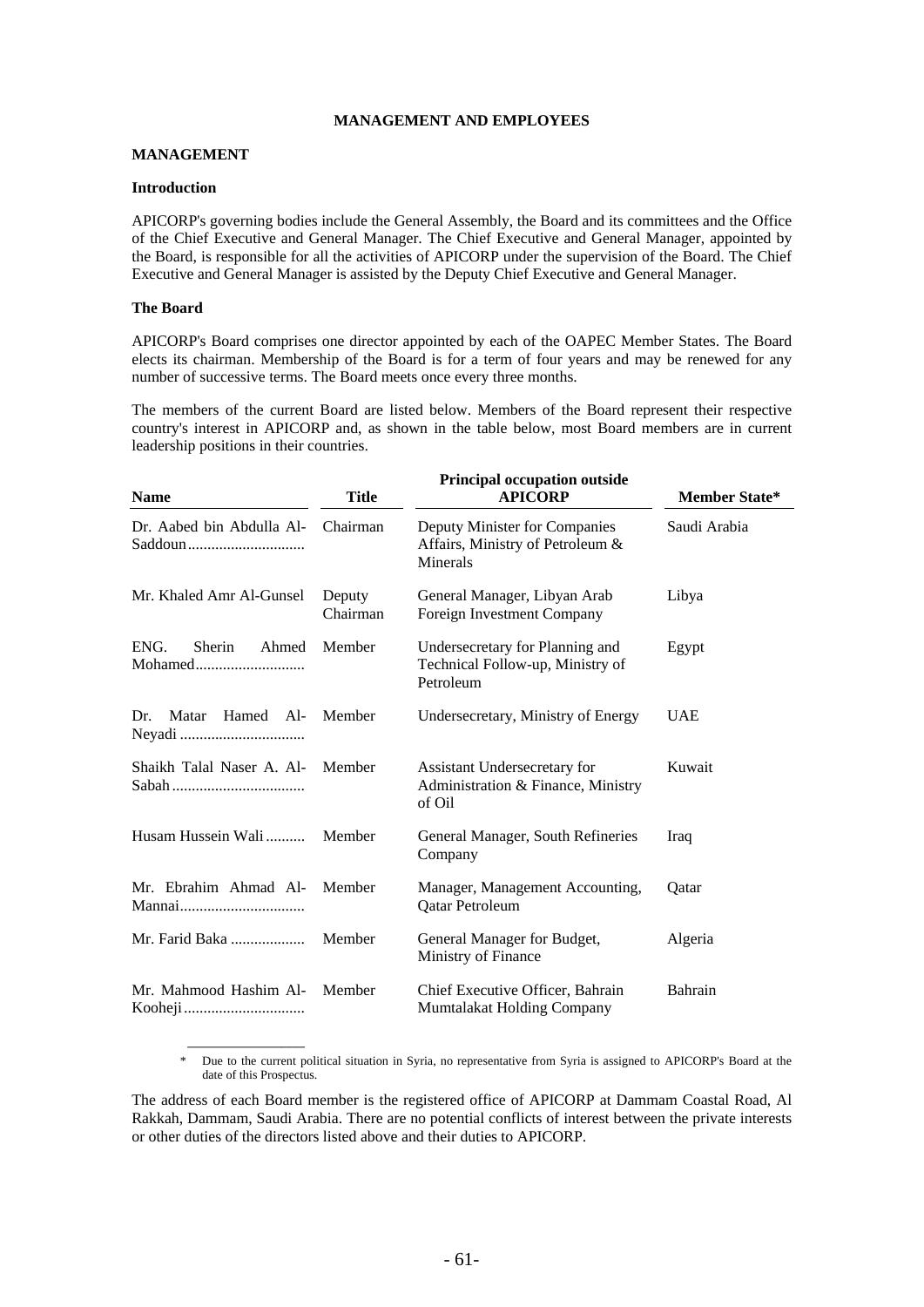# MANAGEMENT AND EMPLOYEES

## MANAGEMENT

### Introduction

APICORP's governing bodies include the General Assembly, the Board and its committees and the Office of the Chief Executive and General Manager. The Chief Executive and General Manager, appointed by the Board, is responsible for all the activities of APICORP under the supervision of the Board. The Chief Executive and General Manager is assisted by the Deputy Chief Executive and General Manager.

### The Board

APICORP's Board comprises one director appointed by each of the OAPEC Member States. The Board elects its chairman. Membership of the Board is for a term of four years and may be renewed for any number of successive terms. The Board meets once every three months.

The members of the current Board are listed below. Members of the Board represent their respective country's interest in APICORP and, as shown in the table below, most Board members are in current leadership positions in their countries.

| Name | Title | Principal occupation outside APICORP | Member State* |
|---|---|---|---|
| Dr. Aabed bin Abdulla Al-Saddoun.............................. | Chairman | Deputy Minister for Companies Affairs, Ministry of Petroleum & Minerals | Saudi Arabia |
| Mr. Khaled Amr Al-Gunsel | Deputy Chairman | General Manager, Libyan Arab Foreign Investment Company | Libya |
| ENG. Sherin Ahmed Mohamed............................ | Member | Undersecretary for Planning and Technical Follow-up, Ministry of Petroleum | Egypt |
| Dr. Matar Hamed Al-Neyadi ................................ | Member | Undersecretary, Ministry of Energy | UAE |
| Shaikh Talal Naser A. Al-Sabah .................................. | Member | Assistant Undersecretary for Administration & Finance, Ministry of Oil | Kuwait |
| Husam Hussein Wali .......... | Member | General Manager, South Refineries Company | Iraq |
| Mr. Ebrahim Ahmad Al-Mannai................................ | Member | Manager, Management Accounting, Qatar Petroleum | Qatar |
| Mr. Farid Baka ................... | Member | General Manager for Budget, Ministry of Finance | Algeria |
| Mr. Mahmood Hashim Al-Kooheji ............................... | Member | Chief Executive Officer, Bahrain Mumtalakat Holding Company | Bahrain |

\* Due to the current political situation in Syria, no representative from Syria is assigned to APICORP's Board at the date of this Prospectus.

The address of each Board member is the registered office of APICORP at Dammam Coastal Road, Al Rakkah, Dammam, Saudi Arabia. There are no potential conflicts of interest between the private interests or other duties of the directors listed above and their duties to APICORP.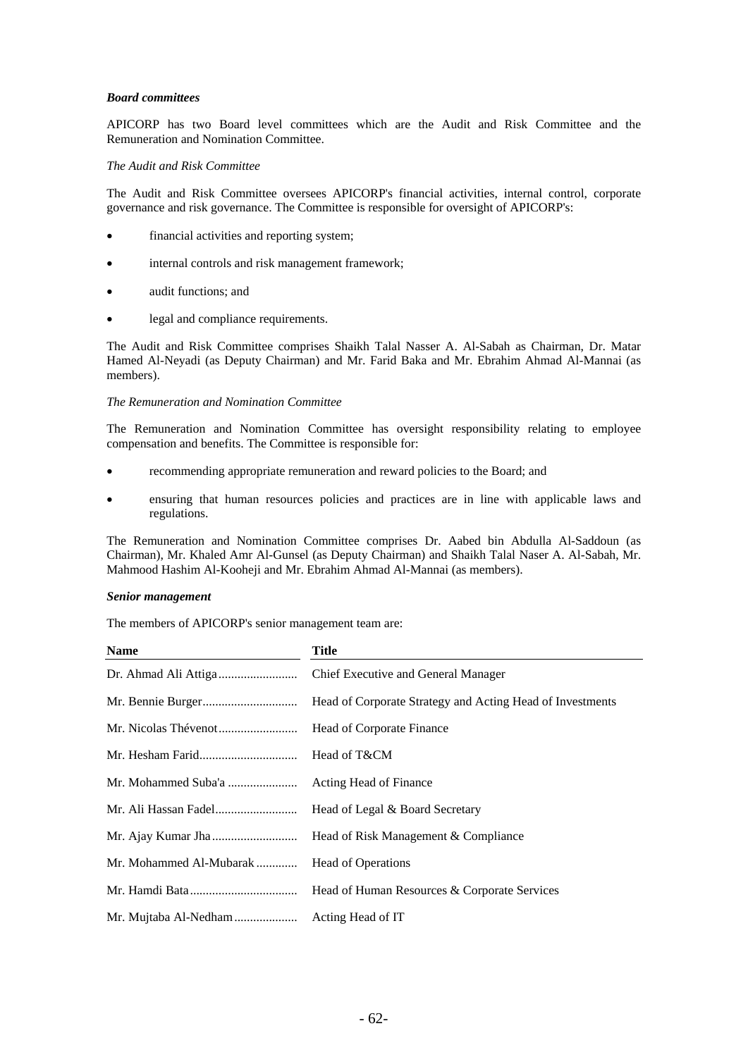***Board committees***

APICORP has two Board level committees which are the Audit and Risk Committee and the Remuneration and Nomination Committee.

*The Audit and Risk Committee*

The Audit and Risk Committee oversees APICORP's financial activities, internal control, corporate governance and risk governance. The Committee is responsible for oversight of APICORP's:

- financial activities and reporting system;
- internal controls and risk management framework;
- audit functions; and
- legal and compliance requirements.

The Audit and Risk Committee comprises Shaikh Talal Nasser A. Al-Sabah as Chairman, Dr. Matar Hamed Al-Neyadi (as Deputy Chairman) and Mr. Farid Baka and Mr. Ebrahim Ahmad Al-Mannai (as members).

*The Remuneration and Nomination Committee*

The Remuneration and Nomination Committee has oversight responsibility relating to employee compensation and benefits. The Committee is responsible for:

- recommending appropriate remuneration and reward policies to the Board; and
- ensuring that human resources policies and practices are in line with applicable laws and regulations.

The Remuneration and Nomination Committee comprises Dr. Aabed bin Abdulla Al-Saddoun (as Chairman), Mr. Khaled Amr Al-Gunsel (as Deputy Chairman) and Shaikh Talal Naser A. Al-Sabah, Mr. Mahmood Hashim Al-Kooheji and Mr. Ebrahim Ahmad Al-Mannai (as members).

***Senior management***

The members of APICORP's senior management team are:

| Name | Title |
|---|---|
| Dr. Ahmad Ali Attiga | Chief Executive and General Manager |
| Mr. Bennie Burger | Head of Corporate Strategy and Acting Head of Investments |
| Mr. Nicolas Thévenot | Head of Corporate Finance |
| Mr. Hesham Farid | Head of T&CM |
| Mr. Mohammed Suba'a | Acting Head of Finance |
| Mr. Ali Hassan Fadel | Head of Legal & Board Secretary |
| Mr. Ajay Kumar Jha | Head of Risk Management & Compliance |
| Mr. Mohammed Al-Mubarak | Head of Operations |
| Mr. Hamdi Bata | Head of Human Resources & Corporate Services |
| Mr. Mujtaba Al-Nedham | Acting Head of IT |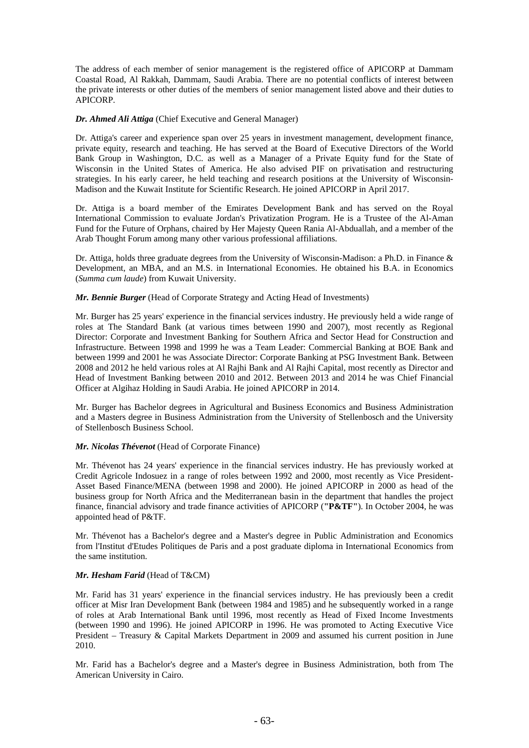The address of each member of senior management is the registered office of APICORP at Dammam Coastal Road, Al Rakkah, Dammam, Saudi Arabia. There are no potential conflicts of interest between the private interests or other duties of the members of senior management listed above and their duties to APICORP.

***Dr. Ahmed Ali Attiga*** (Chief Executive and General Manager)

Dr. Attiga's career and experience span over 25 years in investment management, development finance, private equity, research and teaching. He has served at the Board of Executive Directors of the World Bank Group in Washington, D.C. as well as a Manager of a Private Equity fund for the State of Wisconsin in the United States of America. He also advised PIF on privatisation and restructuring strategies. In his early career, he held teaching and research positions at the University of Wisconsin-Madison and the Kuwait Institute for Scientific Research. He joined APICORP in April 2017.

Dr. Attiga is a board member of the Emirates Development Bank and has served on the Royal International Commission to evaluate Jordan's Privatization Program. He is a Trustee of the Al-Aman Fund for the Future of Orphans, chaired by Her Majesty Queen Rania Al-Abduallah, and a member of the Arab Thought Forum among many other various professional affiliations.

Dr. Attiga, holds three graduate degrees from the University of Wisconsin-Madison: a Ph.D. in Finance & Development, an MBA, and an M.S. in International Economies. He obtained his B.A. in Economics (*Summa cum laude*) from Kuwait University.

***Mr. Bennie Burger*** (Head of Corporate Strategy and Acting Head of Investments)

Mr. Burger has 25 years' experience in the financial services industry. He previously held a wide range of roles at The Standard Bank (at various times between 1990 and 2007), most recently as Regional Director: Corporate and Investment Banking for Southern Africa and Sector Head for Construction and Infrastructure. Between 1998 and 1999 he was a Team Leader: Commercial Banking at BOE Bank and between 1999 and 2001 he was Associate Director: Corporate Banking at PSG Investment Bank. Between 2008 and 2012 he held various roles at Al Rajhi Bank and Al Rajhi Capital, most recently as Director and Head of Investment Banking between 2010 and 2012. Between 2013 and 2014 he was Chief Financial Officer at Algihaz Holding in Saudi Arabia. He joined APICORP in 2014.

Mr. Burger has Bachelor degrees in Agricultural and Business Economics and Business Administration and a Masters degree in Business Administration from the University of Stellenbosch and the University of Stellenbosch Business School.

***Mr. Nicolas Thévenot*** (Head of Corporate Finance)

Mr. Thévenot has 24 years' experience in the financial services industry. He has previously worked at Credit Agricole Indosuez in a range of roles between 1992 and 2000, most recently as Vice President-Asset Based Finance/MENA (between 1998 and 2000). He joined APICORP in 2000 as head of the business group for North Africa and the Mediterranean basin in the department that handles the project finance, financial advisory and trade finance activities of APICORP (**"P&TF"**). In October 2004, he was appointed head of P&TF.

Mr. Thévenot has a Bachelor's degree and a Master's degree in Public Administration and Economics from l'Institut d'Etudes Politiques de Paris and a post graduate diploma in International Economics from the same institution.

***Mr. Hesham Farid*** (Head of T&CM)

Mr. Farid has 31 years' experience in the financial services industry. He has previously been a credit officer at Misr Iran Development Bank (between 1984 and 1985) and he subsequently worked in a range of roles at Arab International Bank until 1996, most recently as Head of Fixed Income Investments (between 1990 and 1996). He joined APICORP in 1996. He was promoted to Acting Executive Vice President – Treasury & Capital Markets Department in 2009 and assumed his current position in June 2010.

Mr. Farid has a Bachelor's degree and a Master's degree in Business Administration, both from The American University in Cairo.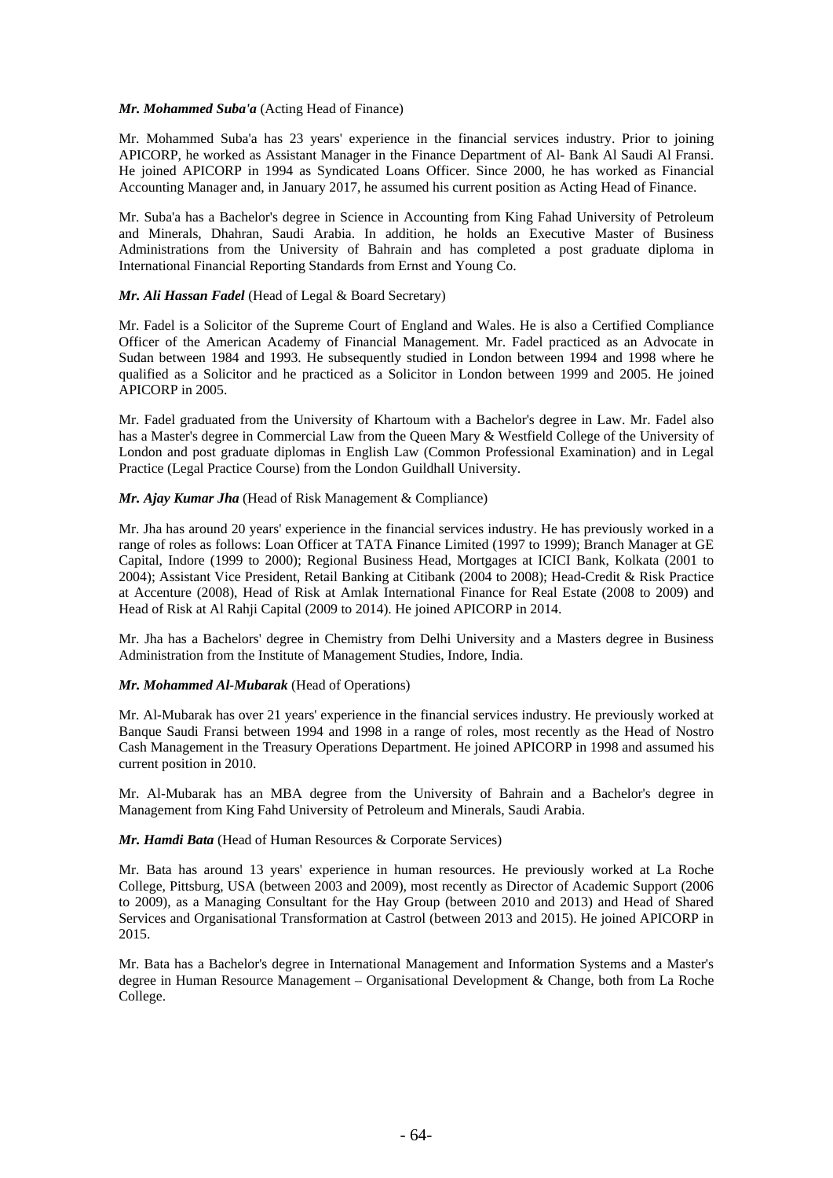***Mr. Mohammed Suba'a*** (Acting Head of Finance)

Mr. Mohammed Suba'a has 23 years' experience in the financial services industry. Prior to joining APICORP, he worked as Assistant Manager in the Finance Department of Al- Bank Al Saudi Al Fransi. He joined APICORP in 1994 as Syndicated Loans Officer. Since 2000, he has worked as Financial Accounting Manager and, in January 2017, he assumed his current position as Acting Head of Finance.

Mr. Suba'a has a Bachelor's degree in Science in Accounting from King Fahad University of Petroleum and Minerals, Dhahran, Saudi Arabia. In addition, he holds an Executive Master of Business Administrations from the University of Bahrain and has completed a post graduate diploma in International Financial Reporting Standards from Ernst and Young Co.

***Mr. Ali Hassan Fadel*** (Head of Legal & Board Secretary)

Mr. Fadel is a Solicitor of the Supreme Court of England and Wales. He is also a Certified Compliance Officer of the American Academy of Financial Management. Mr. Fadel practiced as an Advocate in Sudan between 1984 and 1993. He subsequently studied in London between 1994 and 1998 where he qualified as a Solicitor and he practiced as a Solicitor in London between 1999 and 2005. He joined APICORP in 2005.

Mr. Fadel graduated from the University of Khartoum with a Bachelor's degree in Law. Mr. Fadel also has a Master's degree in Commercial Law from the Queen Mary & Westfield College of the University of London and post graduate diplomas in English Law (Common Professional Examination) and in Legal Practice (Legal Practice Course) from the London Guildhall University.

***Mr. Ajay Kumar Jha*** (Head of Risk Management & Compliance)

Mr. Jha has around 20 years' experience in the financial services industry. He has previously worked in a range of roles as follows: Loan Officer at TATA Finance Limited (1997 to 1999); Branch Manager at GE Capital, Indore (1999 to 2000); Regional Business Head, Mortgages at ICICI Bank, Kolkata (2001 to 2004); Assistant Vice President, Retail Banking at Citibank (2004 to 2008); Head-Credit & Risk Practice at Accenture (2008), Head of Risk at Amlak International Finance for Real Estate (2008 to 2009) and Head of Risk at Al Rahji Capital (2009 to 2014). He joined APICORP in 2014.

Mr. Jha has a Bachelors' degree in Chemistry from Delhi University and a Masters degree in Business Administration from the Institute of Management Studies, Indore, India.

***Mr. Mohammed Al-Mubarak*** (Head of Operations)

Mr. Al-Mubarak has over 21 years' experience in the financial services industry. He previously worked at Banque Saudi Fransi between 1994 and 1998 in a range of roles, most recently as the Head of Nostro Cash Management in the Treasury Operations Department. He joined APICORP in 1998 and assumed his current position in 2010.

Mr. Al-Mubarak has an MBA degree from the University of Bahrain and a Bachelor's degree in Management from King Fahd University of Petroleum and Minerals, Saudi Arabia.

***Mr. Hamdi Bata*** (Head of Human Resources & Corporate Services)

Mr. Bata has around 13 years' experience in human resources. He previously worked at La Roche College, Pittsburg, USA (between 2003 and 2009), most recently as Director of Academic Support (2006 to 2009), as a Managing Consultant for the Hay Group (between 2010 and 2013) and Head of Shared Services and Organisational Transformation at Castrol (between 2013 and 2015). He joined APICORP in 2015.

Mr. Bata has a Bachelor's degree in International Management and Information Systems and a Master's degree in Human Resource Management – Organisational Development & Change, both from La Roche College.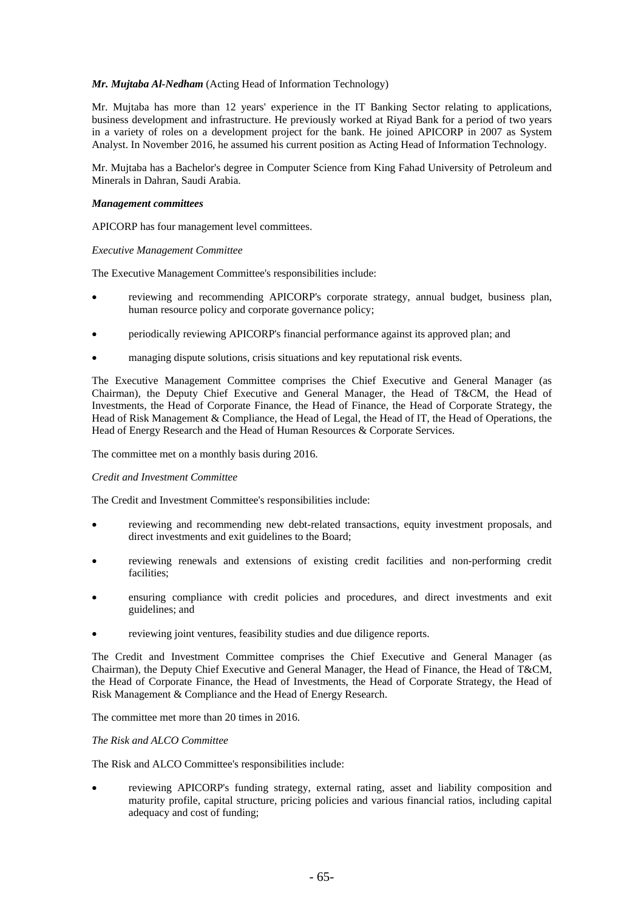***Mr. Mujtaba Al-Nedham*** (Acting Head of Information Technology)

Mr. Mujtaba has more than 12 years' experience in the IT Banking Sector relating to applications, business development and infrastructure. He previously worked at Riyad Bank for a period of two years in a variety of roles on a development project for the bank. He joined APICORP in 2007 as System Analyst. In November 2016, he assumed his current position as Acting Head of Information Technology.

Mr. Mujtaba has a Bachelor's degree in Computer Science from King Fahad University of Petroleum and Minerals in Dahran, Saudi Arabia.

***Management committees***

APICORP has four management level committees.

*Executive Management Committee*

The Executive Management Committee's responsibilities include:

- reviewing and recommending APICORP's corporate strategy, annual budget, business plan, human resource policy and corporate governance policy;
- periodically reviewing APICORP's financial performance against its approved plan; and
- managing dispute solutions, crisis situations and key reputational risk events.

The Executive Management Committee comprises the Chief Executive and General Manager (as Chairman), the Deputy Chief Executive and General Manager, the Head of T&CM, the Head of Investments, the Head of Corporate Finance, the Head of Finance, the Head of Corporate Strategy, the Head of Risk Management & Compliance, the Head of Legal, the Head of IT, the Head of Operations, the Head of Energy Research and the Head of Human Resources & Corporate Services.

The committee met on a monthly basis during 2016.

*Credit and Investment Committee*

The Credit and Investment Committee's responsibilities include:

- reviewing and recommending new debt-related transactions, equity investment proposals, and direct investments and exit guidelines to the Board;
- reviewing renewals and extensions of existing credit facilities and non-performing credit facilities;
- ensuring compliance with credit policies and procedures, and direct investments and exit guidelines; and
- reviewing joint ventures, feasibility studies and due diligence reports.

The Credit and Investment Committee comprises the Chief Executive and General Manager (as Chairman), the Deputy Chief Executive and General Manager, the Head of Finance, the Head of T&CM, the Head of Corporate Finance, the Head of Investments, the Head of Corporate Strategy, the Head of Risk Management & Compliance and the Head of Energy Research.

The committee met more than 20 times in 2016.

*The Risk and ALCO Committee*

The Risk and ALCO Committee's responsibilities include:

- reviewing APICORP's funding strategy, external rating, asset and liability composition and maturity profile, capital structure, pricing policies and various financial ratios, including capital adequacy and cost of funding;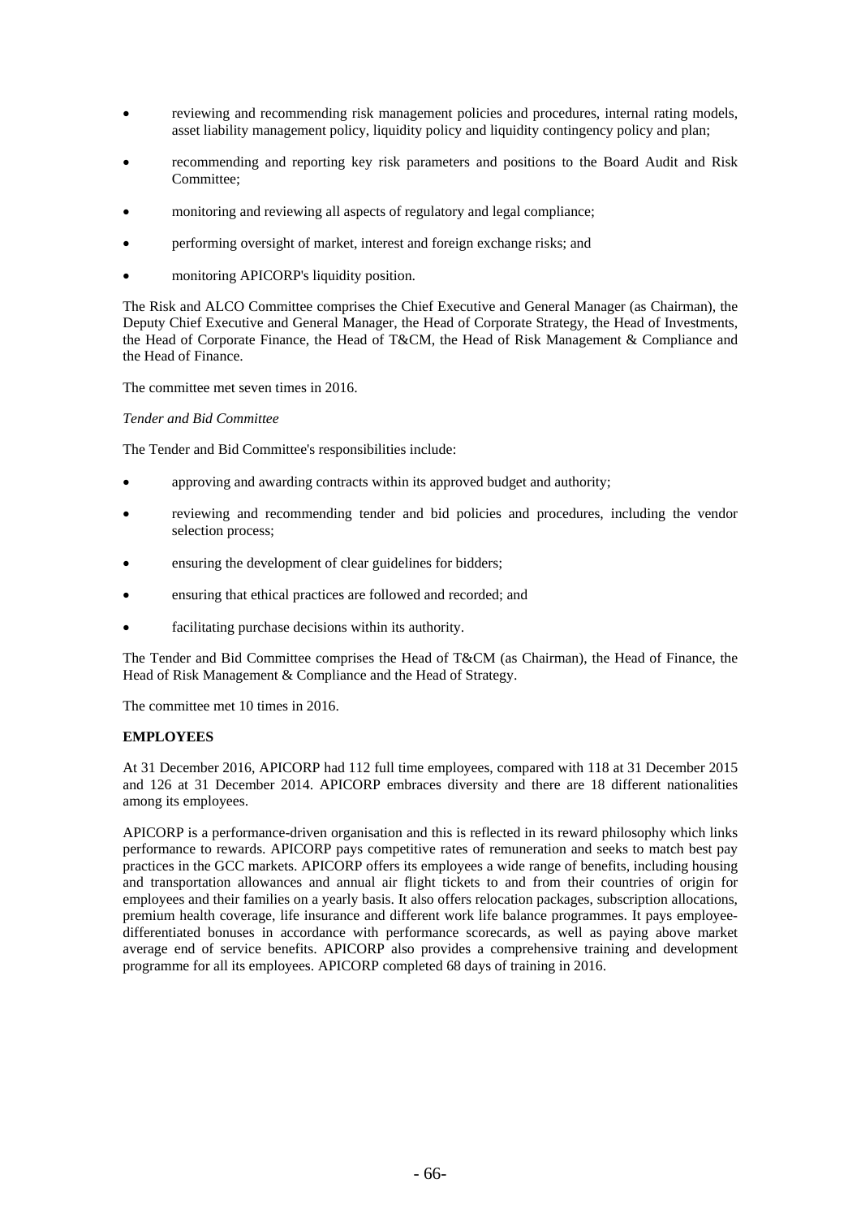- reviewing and recommending risk management policies and procedures, internal rating models, asset liability management policy, liquidity policy and liquidity contingency policy and plan;
- recommending and reporting key risk parameters and positions to the Board Audit and Risk Committee;
- monitoring and reviewing all aspects of regulatory and legal compliance;
- performing oversight of market, interest and foreign exchange risks; and
- monitoring APICORP's liquidity position.

The Risk and ALCO Committee comprises the Chief Executive and General Manager (as Chairman), the Deputy Chief Executive and General Manager, the Head of Corporate Strategy, the Head of Investments, the Head of Corporate Finance, the Head of T&CM, the Head of Risk Management & Compliance and the Head of Finance.

The committee met seven times in 2016.

*Tender and Bid Committee*

The Tender and Bid Committee's responsibilities include:

- approving and awarding contracts within its approved budget and authority;
- reviewing and recommending tender and bid policies and procedures, including the vendor selection process;
- ensuring the development of clear guidelines for bidders;
- ensuring that ethical practices are followed and recorded; and
- facilitating purchase decisions within its authority.

The Tender and Bid Committee comprises the Head of T&CM (as Chairman), the Head of Finance, the Head of Risk Management & Compliance and the Head of Strategy.

The committee met 10 times in 2016.

**EMPLOYEES**

At 31 December 2016, APICORP had 112 full time employees, compared with 118 at 31 December 2015 and 126 at 31 December 2014. APICORP embraces diversity and there are 18 different nationalities among its employees.

APICORP is a performance-driven organisation and this is reflected in its reward philosophy which links performance to rewards. APICORP pays competitive rates of remuneration and seeks to match best pay practices in the GCC markets. APICORP offers its employees a wide range of benefits, including housing and transportation allowances and annual air flight tickets to and from their countries of origin for employees and their families on a yearly basis. It also offers relocation packages, subscription allocations, premium health coverage, life insurance and different work life balance programmes. It pays employee-differentiated bonuses in accordance with performance scorecards, as well as paying above market average end of service benefits. APICORP also provides a comprehensive training and development programme for all its employees. APICORP completed 68 days of training in 2016.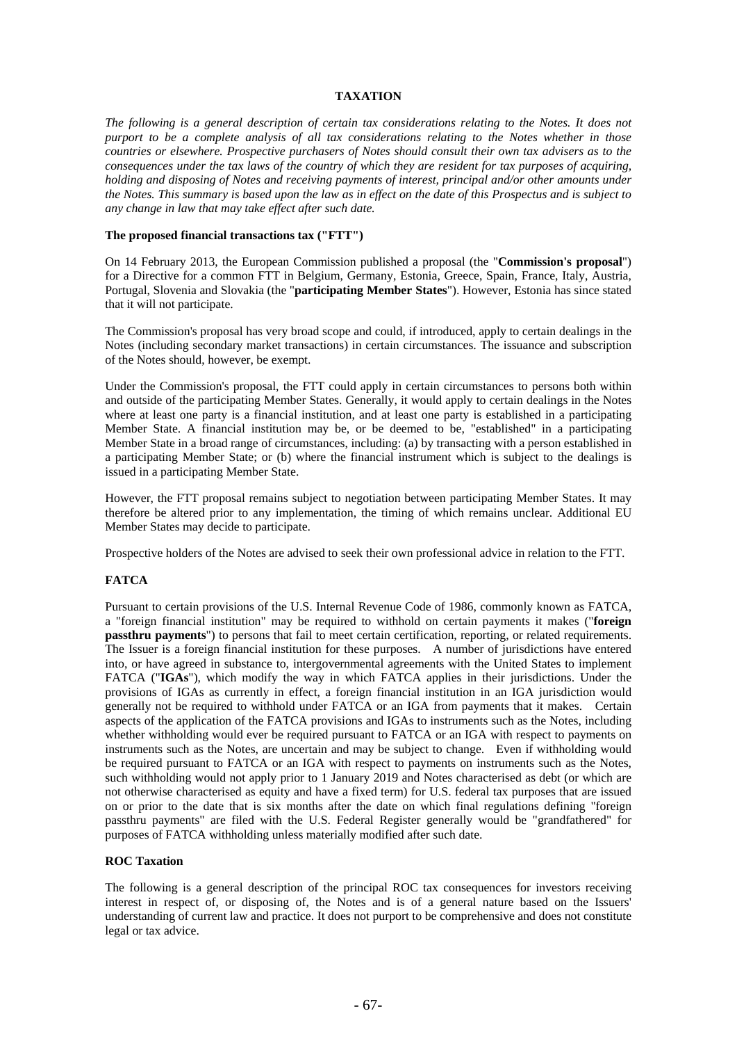# TAXATION

*The following is a general description of certain tax considerations relating to the Notes. It does not purport to be a complete analysis of all tax considerations relating to the Notes whether in those countries or elsewhere. Prospective purchasers of Notes should consult their own tax advisers as to the consequences under the tax laws of the country of which they are resident for tax purposes of acquiring, holding and disposing of Notes and receiving payments of interest, principal and/or other amounts under the Notes. This summary is based upon the law as in effect on the date of this Prospectus and is subject to any change in law that may take effect after such date.*

## The proposed financial transactions tax ("FTT")

On 14 February 2013, the European Commission published a proposal (the "**Commission's proposal**") for a Directive for a common FTT in Belgium, Germany, Estonia, Greece, Spain, France, Italy, Austria, Portugal, Slovenia and Slovakia (the "**participating Member States**"). However, Estonia has since stated that it will not participate.

The Commission's proposal has very broad scope and could, if introduced, apply to certain dealings in the Notes (including secondary market transactions) in certain circumstances. The issuance and subscription of the Notes should, however, be exempt.

Under the Commission's proposal, the FTT could apply in certain circumstances to persons both within and outside of the participating Member States. Generally, it would apply to certain dealings in the Notes where at least one party is a financial institution, and at least one party is established in a participating Member State. A financial institution may be, or be deemed to be, "established" in a participating Member State in a broad range of circumstances, including: (a) by transacting with a person established in a participating Member State; or (b) where the financial instrument which is subject to the dealings is issued in a participating Member State.

However, the FTT proposal remains subject to negotiation between participating Member States. It may therefore be altered prior to any implementation, the timing of which remains unclear. Additional EU Member States may decide to participate.

Prospective holders of the Notes are advised to seek their own professional advice in relation to the FTT.

## FATCA

Pursuant to certain provisions of the U.S. Internal Revenue Code of 1986, commonly known as FATCA, a "foreign financial institution" may be required to withhold on certain payments it makes ("**foreign passthru payments**") to persons that fail to meet certain certification, reporting, or related requirements. The Issuer is a foreign financial institution for these purposes. A number of jurisdictions have entered into, or have agreed in substance to, intergovernmental agreements with the United States to implement FATCA ("**IGAs**"), which modify the way in which FATCA applies in their jurisdictions. Under the provisions of IGAs as currently in effect, a foreign financial institution in an IGA jurisdiction would generally not be required to withhold under FATCA or an IGA from payments that it makes. Certain aspects of the application of the FATCA provisions and IGAs to instruments such as the Notes, including whether withholding would ever be required pursuant to FATCA or an IGA with respect to payments on instruments such as the Notes, are uncertain and may be subject to change. Even if withholding would be required pursuant to FATCA or an IGA with respect to payments on instruments such as the Notes, such withholding would not apply prior to 1 January 2019 and Notes characterised as debt (or which are not otherwise characterised as equity and have a fixed term) for U.S. federal tax purposes that are issued on or prior to the date that is six months after the date on which final regulations defining "foreign passthru payments" are filed with the U.S. Federal Register generally would be "grandfathered" for purposes of FATCA withholding unless materially modified after such date.

## ROC Taxation

The following is a general description of the principal ROC tax consequences for investors receiving interest in respect of, or disposing of, the Notes and is of a general nature based on the Issuers' understanding of current law and practice. It does not purport to be comprehensive and does not constitute legal or tax advice.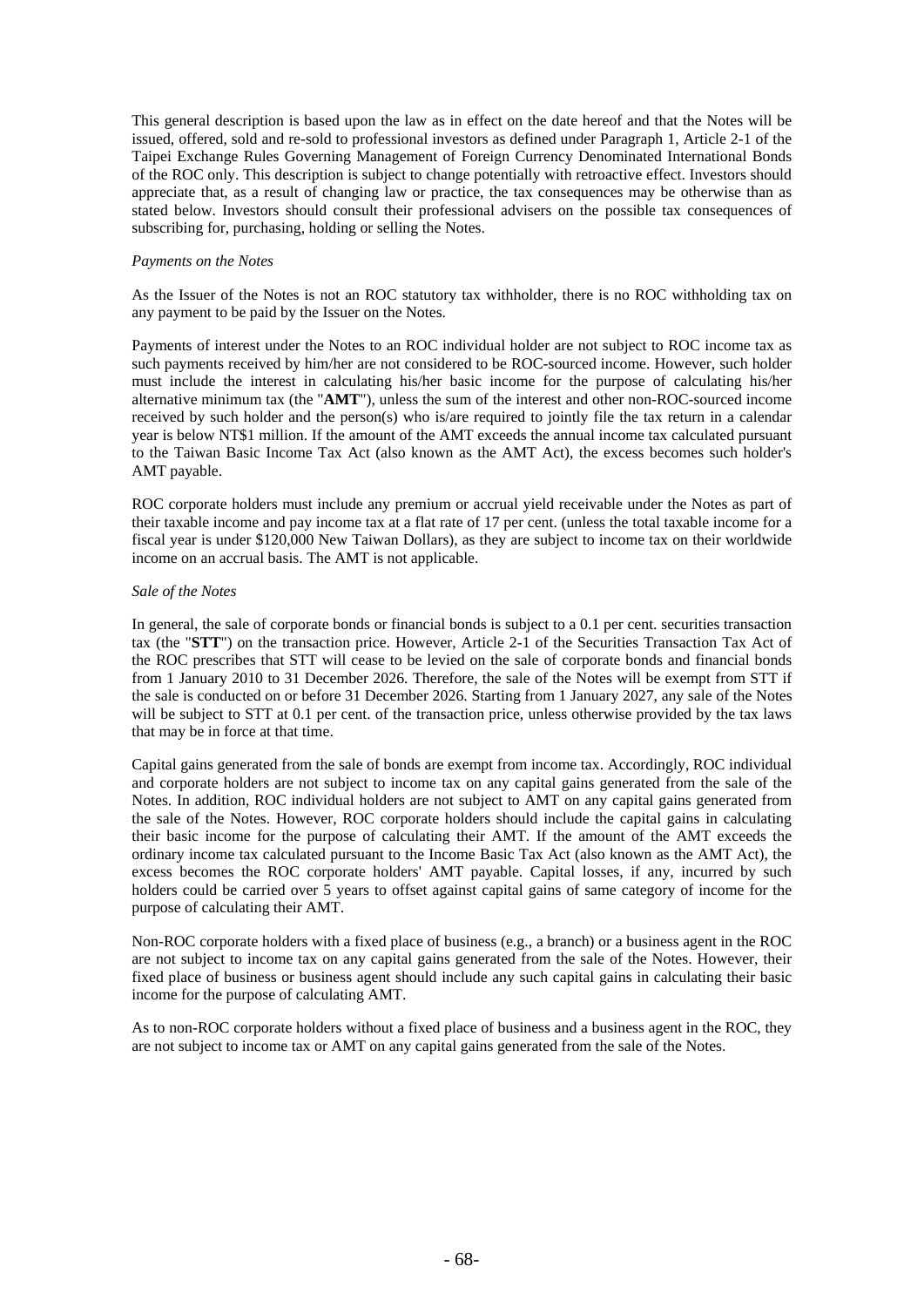This general description is based upon the law as in effect on the date hereof and that the Notes will be issued, offered, sold and re-sold to professional investors as defined under Paragraph 1, Article 2-1 of the Taipei Exchange Rules Governing Management of Foreign Currency Denominated International Bonds of the ROC only. This description is subject to change potentially with retroactive effect. Investors should appreciate that, as a result of changing law or practice, the tax consequences may be otherwise than as stated below. Investors should consult their professional advisers on the possible tax consequences of subscribing for, purchasing, holding or selling the Notes.

*Payments on the Notes*

As the Issuer of the Notes is not an ROC statutory tax withholder, there is no ROC withholding tax on any payment to be paid by the Issuer on the Notes.

Payments of interest under the Notes to an ROC individual holder are not subject to ROC income tax as such payments received by him/her are not considered to be ROC-sourced income. However, such holder must include the interest in calculating his/her basic income for the purpose of calculating his/her alternative minimum tax (the "**AMT**"), unless the sum of the interest and other non-ROC-sourced income received by such holder and the person(s) who is/are required to jointly file the tax return in a calendar year is below NT$1 million. If the amount of the AMT exceeds the annual income tax calculated pursuant to the Taiwan Basic Income Tax Act (also known as the AMT Act), the excess becomes such holder's AMT payable.

ROC corporate holders must include any premium or accrual yield receivable under the Notes as part of their taxable income and pay income tax at a flat rate of 17 per cent. (unless the total taxable income for a fiscal year is under $120,000 New Taiwan Dollars), as they are subject to income tax on their worldwide income on an accrual basis. The AMT is not applicable.

*Sale of the Notes*

In general, the sale of corporate bonds or financial bonds is subject to a 0.1 per cent. securities transaction tax (the "**STT**") on the transaction price. However, Article 2-1 of the Securities Transaction Tax Act of the ROC prescribes that STT will cease to be levied on the sale of corporate bonds and financial bonds from 1 January 2010 to 31 December 2026. Therefore, the sale of the Notes will be exempt from STT if the sale is conducted on or before 31 December 2026. Starting from 1 January 2027, any sale of the Notes will be subject to STT at 0.1 per cent. of the transaction price, unless otherwise provided by the tax laws that may be in force at that time.

Capital gains generated from the sale of bonds are exempt from income tax. Accordingly, ROC individual and corporate holders are not subject to income tax on any capital gains generated from the sale of the Notes. In addition, ROC individual holders are not subject to AMT on any capital gains generated from the sale of the Notes. However, ROC corporate holders should include the capital gains in calculating their basic income for the purpose of calculating their AMT. If the amount of the AMT exceeds the ordinary income tax calculated pursuant to the Income Basic Tax Act (also known as the AMT Act), the excess becomes the ROC corporate holders' AMT payable. Capital losses, if any, incurred by such holders could be carried over 5 years to offset against capital gains of same category of income for the purpose of calculating their AMT.

Non-ROC corporate holders with a fixed place of business (e.g., a branch) or a business agent in the ROC are not subject to income tax on any capital gains generated from the sale of the Notes. However, their fixed place of business or business agent should include any such capital gains in calculating their basic income for the purpose of calculating AMT.

As to non-ROC corporate holders without a fixed place of business and a business agent in the ROC, they are not subject to income tax or AMT on any capital gains generated from the sale of the Notes.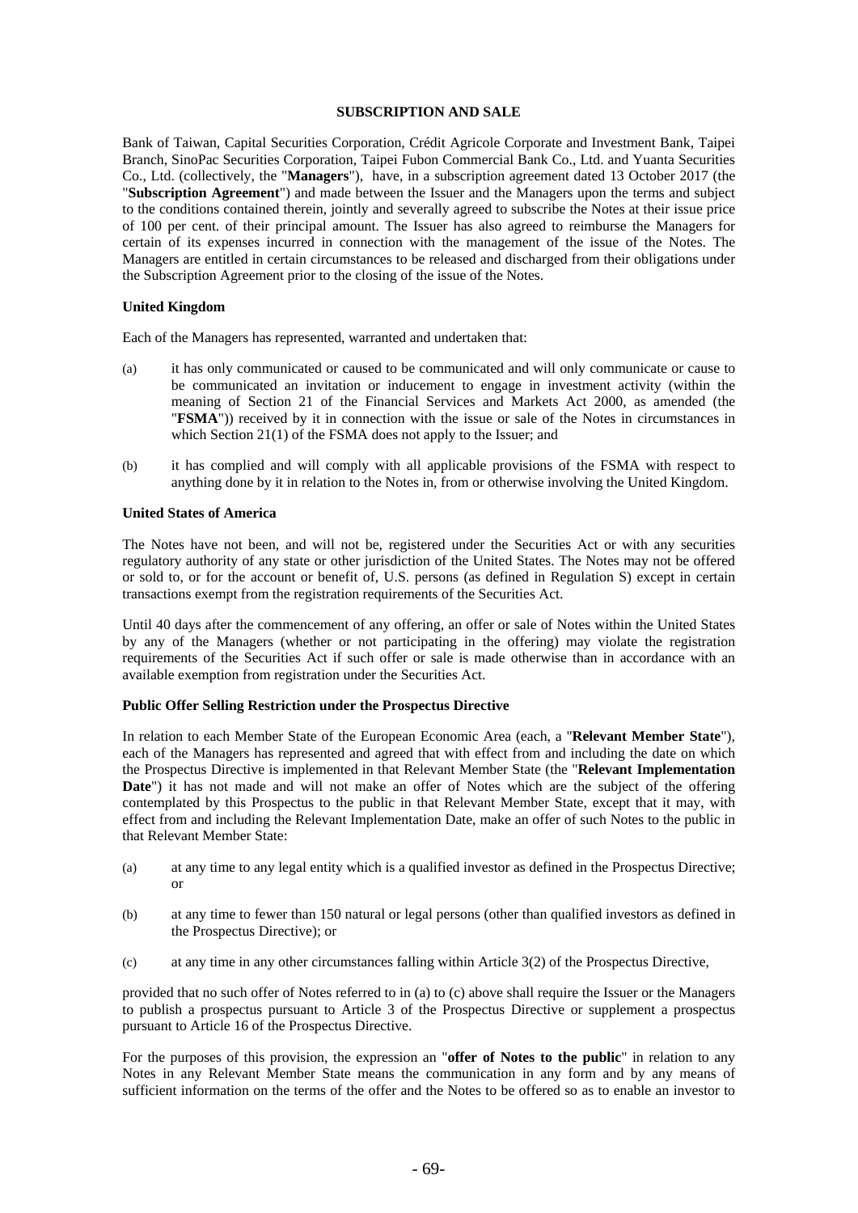## SUBSCRIPTION AND SALE

Bank of Taiwan, Capital Securities Corporation, Crédit Agricole Corporate and Investment Bank, Taipei Branch, SinoPac Securities Corporation, Taipei Fubon Commercial Bank Co., Ltd. and Yuanta Securities Co., Ltd. (collectively, the "**Managers**"), have, in a subscription agreement dated 13 October 2017 (the "**Subscription Agreement**") and made between the Issuer and the Managers upon the terms and subject to the conditions contained therein, jointly and severally agreed to subscribe the Notes at their issue price of 100 per cent. of their principal amount. The Issuer has also agreed to reimburse the Managers for certain of its expenses incurred in connection with the management of the issue of the Notes. The Managers are entitled in certain circumstances to be released and discharged from their obligations under the Subscription Agreement prior to the closing of the issue of the Notes.

### United Kingdom

Each of the Managers has represented, warranted and undertaken that:

(a) it has only communicated or caused to be communicated and will only communicate or cause to be communicated an invitation or inducement to engage in investment activity (within the meaning of Section 21 of the Financial Services and Markets Act 2000, as amended (the "**FSMA**")) received by it in connection with the issue or sale of the Notes in circumstances in which Section 21(1) of the FSMA does not apply to the Issuer; and

(b) it has complied and will comply with all applicable provisions of the FSMA with respect to anything done by it in relation to the Notes in, from or otherwise involving the United Kingdom.

### United States of America

The Notes have not been, and will not be, registered under the Securities Act or with any securities regulatory authority of any state or other jurisdiction of the United States. The Notes may not be offered or sold to, or for the account or benefit of, U.S. persons (as defined in Regulation S) except in certain transactions exempt from the registration requirements of the Securities Act.

Until 40 days after the commencement of any offering, an offer or sale of Notes within the United States by any of the Managers (whether or not participating in the offering) may violate the registration requirements of the Securities Act if such offer or sale is made otherwise than in accordance with an available exemption from registration under the Securities Act.

### Public Offer Selling Restriction under the Prospectus Directive

In relation to each Member State of the European Economic Area (each, a "**Relevant Member State**"), each of the Managers has represented and agreed that with effect from and including the date on which the Prospectus Directive is implemented in that Relevant Member State (the "**Relevant Implementation Date**") it has not made and will not make an offer of Notes which are the subject of the offering contemplated by this Prospectus to the public in that Relevant Member State, except that it may, with effect from and including the Relevant Implementation Date, make an offer of such Notes to the public in that Relevant Member State:

(a) at any time to any legal entity which is a qualified investor as defined in the Prospectus Directive; or

(b) at any time to fewer than 150 natural or legal persons (other than qualified investors as defined in the Prospectus Directive); or

(c) at any time in any other circumstances falling within Article 3(2) of the Prospectus Directive,

provided that no such offer of Notes referred to in (a) to (c) above shall require the Issuer or the Managers to publish a prospectus pursuant to Article 3 of the Prospectus Directive or supplement a prospectus pursuant to Article 16 of the Prospectus Directive.

For the purposes of this provision, the expression an "**offer of Notes to the public**" in relation to any Notes in any Relevant Member State means the communication in any form and by any means of sufficient information on the terms of the offer and the Notes to be offered so as to enable an investor to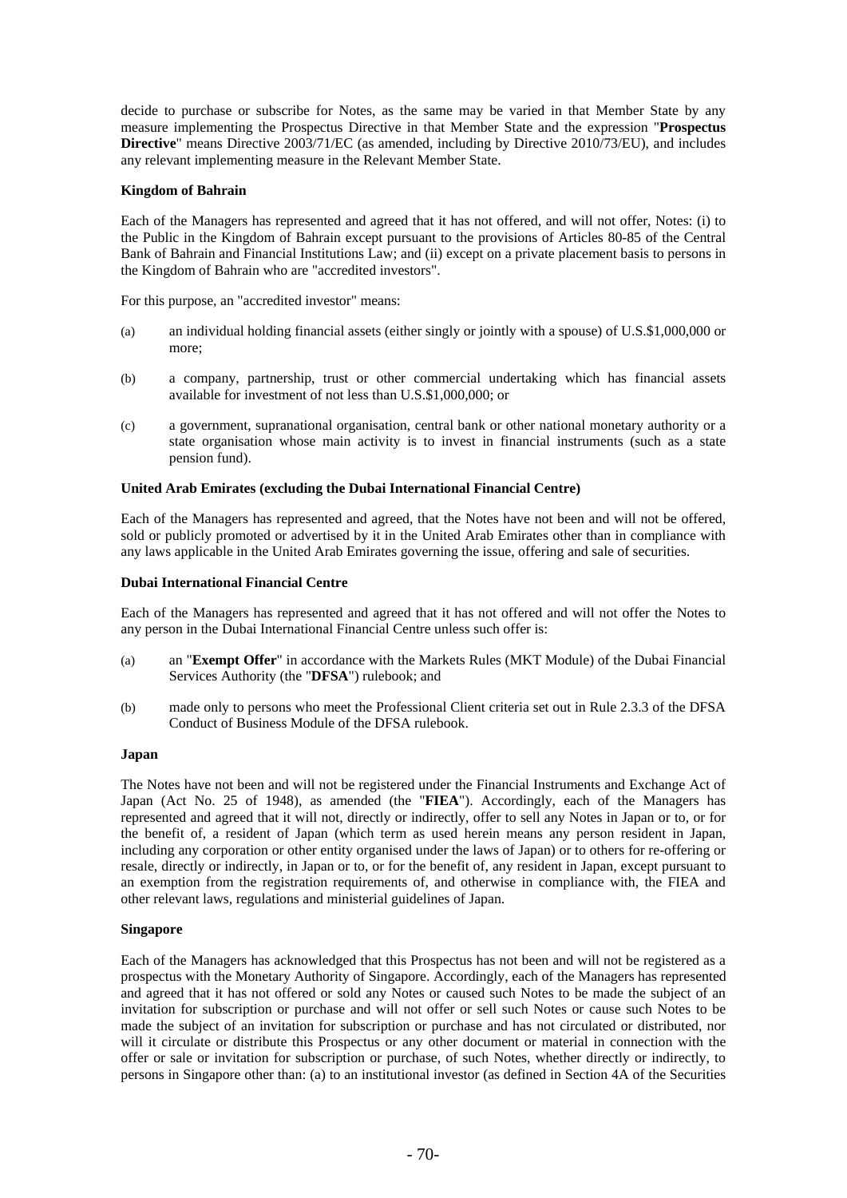decide to purchase or subscribe for Notes, as the same may be varied in that Member State by any measure implementing the Prospectus Directive in that Member State and the expression "**Prospectus Directive**" means Directive 2003/71/EC (as amended, including by Directive 2010/73/EU), and includes any relevant implementing measure in the Relevant Member State.

**Kingdom of Bahrain**

Each of the Managers has represented and agreed that it has not offered, and will not offer, Notes: (i) to the Public in the Kingdom of Bahrain except pursuant to the provisions of Articles 80-85 of the Central Bank of Bahrain and Financial Institutions Law; and (ii) except on a private placement basis to persons in the Kingdom of Bahrain who are "accredited investors".

For this purpose, an "accredited investor" means:

(a) an individual holding financial assets (either singly or jointly with a spouse) of U.S.$1,000,000 or more;

(b) a company, partnership, trust or other commercial undertaking which has financial assets available for investment of not less than U.S.$1,000,000; or

(c) a government, supranational organisation, central bank or other national monetary authority or a state organisation whose main activity is to invest in financial instruments (such as a state pension fund).

**United Arab Emirates (excluding the Dubai International Financial Centre)**

Each of the Managers has represented and agreed, that the Notes have not been and will not be offered, sold or publicly promoted or advertised by it in the United Arab Emirates other than in compliance with any laws applicable in the United Arab Emirates governing the issue, offering and sale of securities.

**Dubai International Financial Centre**

Each of the Managers has represented and agreed that it has not offered and will not offer the Notes to any person in the Dubai International Financial Centre unless such offer is:

(a) an "**Exempt Offer**" in accordance with the Markets Rules (MKT Module) of the Dubai Financial Services Authority (the "**DFSA**") rulebook; and

(b) made only to persons who meet the Professional Client criteria set out in Rule 2.3.3 of the DFSA Conduct of Business Module of the DFSA rulebook.

**Japan**

The Notes have not been and will not be registered under the Financial Instruments and Exchange Act of Japan (Act No. 25 of 1948), as amended (the "**FIEA**"). Accordingly, each of the Managers has represented and agreed that it will not, directly or indirectly, offer to sell any Notes in Japan or to, or for the benefit of, a resident of Japan (which term as used herein means any person resident in Japan, including any corporation or other entity organised under the laws of Japan) or to others for re-offering or resale, directly or indirectly, in Japan or to, or for the benefit of, any resident in Japan, except pursuant to an exemption from the registration requirements of, and otherwise in compliance with, the FIEA and other relevant laws, regulations and ministerial guidelines of Japan.

**Singapore**

Each of the Managers has acknowledged that this Prospectus has not been and will not be registered as a prospectus with the Monetary Authority of Singapore. Accordingly, each of the Managers has represented and agreed that it has not offered or sold any Notes or caused such Notes to be made the subject of an invitation for subscription or purchase and will not offer or sell such Notes or cause such Notes to be made the subject of an invitation for subscription or purchase and has not circulated or distributed, nor will it circulate or distribute this Prospectus or any other document or material in connection with the offer or sale or invitation for subscription or purchase, of such Notes, whether directly or indirectly, to persons in Singapore other than: (a) to an institutional investor (as defined in Section 4A of the Securities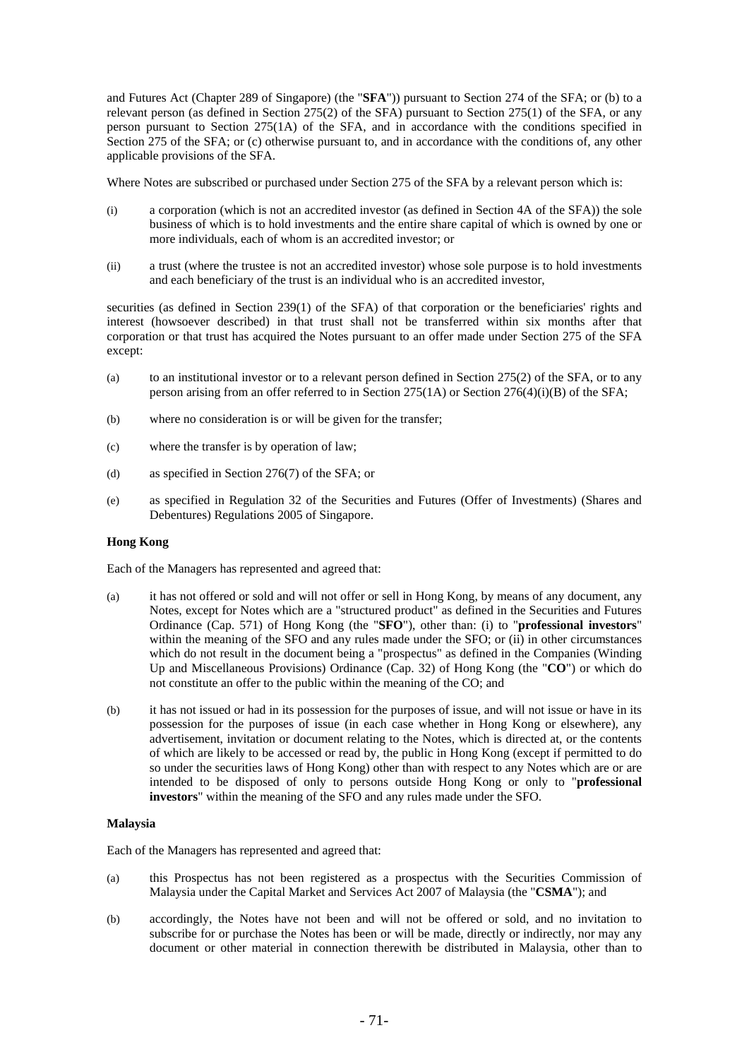and Futures Act (Chapter 289 of Singapore) (the "**SFA**")) pursuant to Section 274 of the SFA; or (b) to a relevant person (as defined in Section 275(2) of the SFA) pursuant to Section 275(1) of the SFA, or any person pursuant to Section 275(1A) of the SFA, and in accordance with the conditions specified in Section 275 of the SFA; or (c) otherwise pursuant to, and in accordance with the conditions of, any other applicable provisions of the SFA.

Where Notes are subscribed or purchased under Section 275 of the SFA by a relevant person which is:

(i) a corporation (which is not an accredited investor (as defined in Section 4A of the SFA)) the sole business of which is to hold investments and the entire share capital of which is owned by one or more individuals, each of whom is an accredited investor; or

(ii) a trust (where the trustee is not an accredited investor) whose sole purpose is to hold investments and each beneficiary of the trust is an individual who is an accredited investor,

securities (as defined in Section 239(1) of the SFA) of that corporation or the beneficiaries' rights and interest (howsoever described) in that trust shall not be transferred within six months after that corporation or that trust has acquired the Notes pursuant to an offer made under Section 275 of the SFA except:

(a) to an institutional investor or to a relevant person defined in Section 275(2) of the SFA, or to any person arising from an offer referred to in Section 275(1A) or Section 276(4)(i)(B) of the SFA;

(b) where no consideration is or will be given for the transfer;

(c) where the transfer is by operation of law;

(d) as specified in Section 276(7) of the SFA; or

(e) as specified in Regulation 32 of the Securities and Futures (Offer of Investments) (Shares and Debentures) Regulations 2005 of Singapore.

**Hong Kong**

Each of the Managers has represented and agreed that:

(a) it has not offered or sold and will not offer or sell in Hong Kong, by means of any document, any Notes, except for Notes which are a "structured product" as defined in the Securities and Futures Ordinance (Cap. 571) of Hong Kong (the "**SFO**"), other than: (i) to "**professional investors**" within the meaning of the SFO and any rules made under the SFO; or (ii) in other circumstances which do not result in the document being a "prospectus" as defined in the Companies (Winding Up and Miscellaneous Provisions) Ordinance (Cap. 32) of Hong Kong (the "**CO**") or which do not constitute an offer to the public within the meaning of the CO; and

(b) it has not issued or had in its possession for the purposes of issue, and will not issue or have in its possession for the purposes of issue (in each case whether in Hong Kong or elsewhere), any advertisement, invitation or document relating to the Notes, which is directed at, or the contents of which are likely to be accessed or read by, the public in Hong Kong (except if permitted to do so under the securities laws of Hong Kong) other than with respect to any Notes which are or are intended to be disposed of only to persons outside Hong Kong or only to "**professional investors**" within the meaning of the SFO and any rules made under the SFO.

**Malaysia**

Each of the Managers has represented and agreed that:

(a) this Prospectus has not been registered as a prospectus with the Securities Commission of Malaysia under the Capital Market and Services Act 2007 of Malaysia (the "**CSMA**"); and

(b) accordingly, the Notes have not been and will not be offered or sold, and no invitation to subscribe for or purchase the Notes has been or will be made, directly or indirectly, nor may any document or other material in connection therewith be distributed in Malaysia, other than to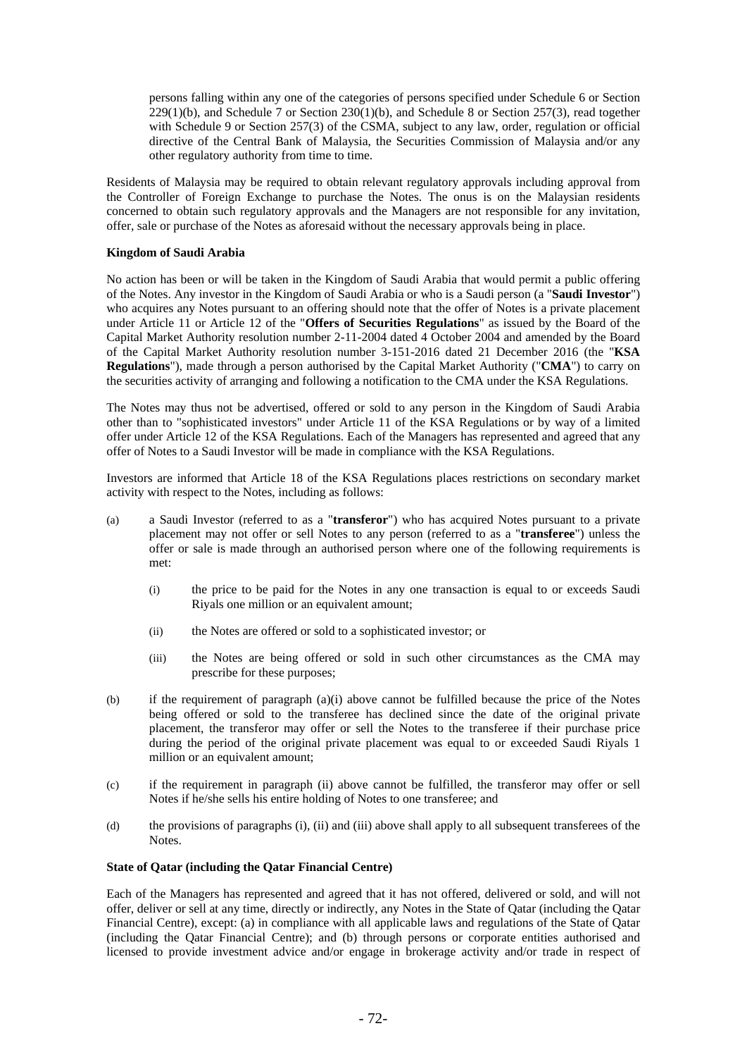persons falling within any one of the categories of persons specified under Schedule 6 or Section 229(1)(b), and Schedule 7 or Section 230(1)(b), and Schedule 8 or Section 257(3), read together with Schedule 9 or Section 257(3) of the CSMA, subject to any law, order, regulation or official directive of the Central Bank of Malaysia, the Securities Commission of Malaysia and/or any other regulatory authority from time to time.

Residents of Malaysia may be required to obtain relevant regulatory approvals including approval from the Controller of Foreign Exchange to purchase the Notes. The onus is on the Malaysian residents concerned to obtain such regulatory approvals and the Managers are not responsible for any invitation, offer, sale or purchase of the Notes as aforesaid without the necessary approvals being in place.

**Kingdom of Saudi Arabia**

No action has been or will be taken in the Kingdom of Saudi Arabia that would permit a public offering of the Notes. Any investor in the Kingdom of Saudi Arabia or who is a Saudi person (a "**Saudi Investor**") who acquires any Notes pursuant to an offering should note that the offer of Notes is a private placement under Article 11 or Article 12 of the "**Offers of Securities Regulations**" as issued by the Board of the Capital Market Authority resolution number 2-11-2004 dated 4 October 2004 and amended by the Board of the Capital Market Authority resolution number 3-151-2016 dated 21 December 2016 (the "**KSA Regulations**"), made through a person authorised by the Capital Market Authority ("**CMA**") to carry on the securities activity of arranging and following a notification to the CMA under the KSA Regulations.

The Notes may thus not be advertised, offered or sold to any person in the Kingdom of Saudi Arabia other than to "sophisticated investors" under Article 11 of the KSA Regulations or by way of a limited offer under Article 12 of the KSA Regulations. Each of the Managers has represented and agreed that any offer of Notes to a Saudi Investor will be made in compliance with the KSA Regulations.

Investors are informed that Article 18 of the KSA Regulations places restrictions on secondary market activity with respect to the Notes, including as follows:

(a) a Saudi Investor (referred to as a "**transferor**") who has acquired Notes pursuant to a private placement may not offer or sell Notes to any person (referred to as a "**transferee**") unless the offer or sale is made through an authorised person where one of the following requirements is met:

  (i) the price to be paid for the Notes in any one transaction is equal to or exceeds Saudi Riyals one million or an equivalent amount;

  (ii) the Notes are offered or sold to a sophisticated investor; or

  (iii) the Notes are being offered or sold in such other circumstances as the CMA may prescribe for these purposes;

(b) if the requirement of paragraph (a)(i) above cannot be fulfilled because the price of the Notes being offered or sold to the transferee has declined since the date of the original private placement, the transferor may offer or sell the Notes to the transferee if their purchase price during the period of the original private placement was equal to or exceeded Saudi Riyals 1 million or an equivalent amount;

(c) if the requirement in paragraph (ii) above cannot be fulfilled, the transferor may offer or sell Notes if he/she sells his entire holding of Notes to one transferee; and

(d) the provisions of paragraphs (i), (ii) and (iii) above shall apply to all subsequent transferees of the Notes.

**State of Qatar (including the Qatar Financial Centre)**

Each of the Managers has represented and agreed that it has not offered, delivered or sold, and will not offer, deliver or sell at any time, directly or indirectly, any Notes in the State of Qatar (including the Qatar Financial Centre), except: (a) in compliance with all applicable laws and regulations of the State of Qatar (including the Qatar Financial Centre); and (b) through persons or corporate entities authorised and licensed to provide investment advice and/or engage in brokerage activity and/or trade in respect of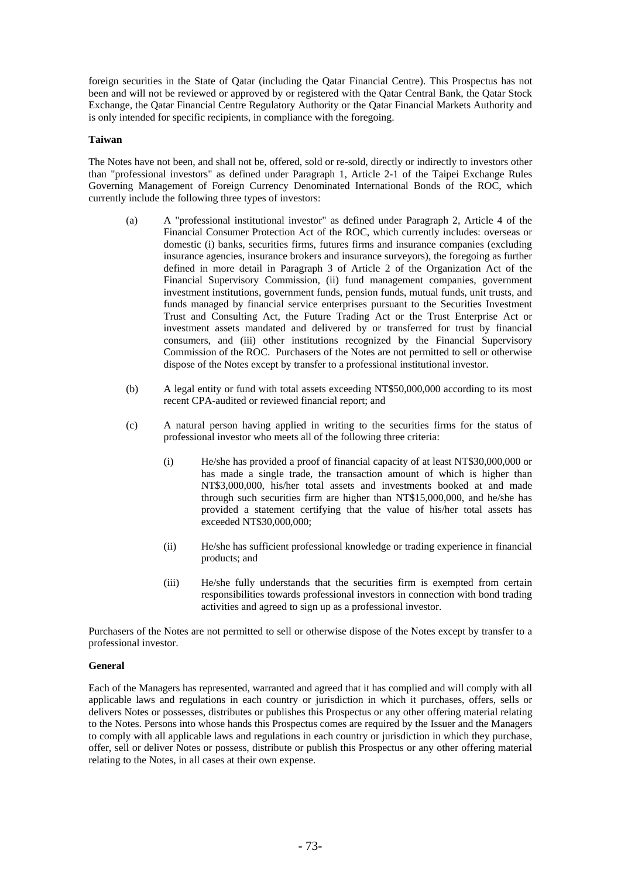foreign securities in the State of Qatar (including the Qatar Financial Centre). This Prospectus has not been and will not be reviewed or approved by or registered with the Qatar Central Bank, the Qatar Stock Exchange, the Qatar Financial Centre Regulatory Authority or the Qatar Financial Markets Authority and is only intended for specific recipients, in compliance with the foregoing.

**Taiwan**

The Notes have not been, and shall not be, offered, sold or re-sold, directly or indirectly to investors other than "professional investors" as defined under Paragraph 1, Article 2-1 of the Taipei Exchange Rules Governing Management of Foreign Currency Denominated International Bonds of the ROC, which currently include the following three types of investors:

(a) A "professional institutional investor" as defined under Paragraph 2, Article 4 of the Financial Consumer Protection Act of the ROC, which currently includes: overseas or domestic (i) banks, securities firms, futures firms and insurance companies (excluding insurance agencies, insurance brokers and insurance surveyors), the foregoing as further defined in more detail in Paragraph 3 of Article 2 of the Organization Act of the Financial Supervisory Commission, (ii) fund management companies, government investment institutions, government funds, pension funds, mutual funds, unit trusts, and funds managed by financial service enterprises pursuant to the Securities Investment Trust and Consulting Act, the Future Trading Act or the Trust Enterprise Act or investment assets mandated and delivered by or transferred for trust by financial consumers, and (iii) other institutions recognized by the Financial Supervisory Commission of the ROC. Purchasers of the Notes are not permitted to sell or otherwise dispose of the Notes except by transfer to a professional institutional investor.

(b) A legal entity or fund with total assets exceeding NT$50,000,000 according to its most recent CPA-audited or reviewed financial report; and

(c) A natural person having applied in writing to the securities firms for the status of professional investor who meets all of the following three criteria:

    (i) He/she has provided a proof of financial capacity of at least NT$30,000,000 or has made a single trade, the transaction amount of which is higher than NT$3,000,000, his/her total assets and investments booked at and made through such securities firm are higher than NT$15,000,000, and he/she has provided a statement certifying that the value of his/her total assets has exceeded NT$30,000,000;

    (ii) He/she has sufficient professional knowledge or trading experience in financial products; and

    (iii) He/she fully understands that the securities firm is exempted from certain responsibilities towards professional investors in connection with bond trading activities and agreed to sign up as a professional investor.

Purchasers of the Notes are not permitted to sell or otherwise dispose of the Notes except by transfer to a professional investor.

**General**

Each of the Managers has represented, warranted and agreed that it has complied and will comply with all applicable laws and regulations in each country or jurisdiction in which it purchases, offers, sells or delivers Notes or possesses, distributes or publishes this Prospectus or any other offering material relating to the Notes. Persons into whose hands this Prospectus comes are required by the Issuer and the Managers to comply with all applicable laws and regulations in each country or jurisdiction in which they purchase, offer, sell or deliver Notes or possess, distribute or publish this Prospectus or any other offering material relating to the Notes, in all cases at their own expense.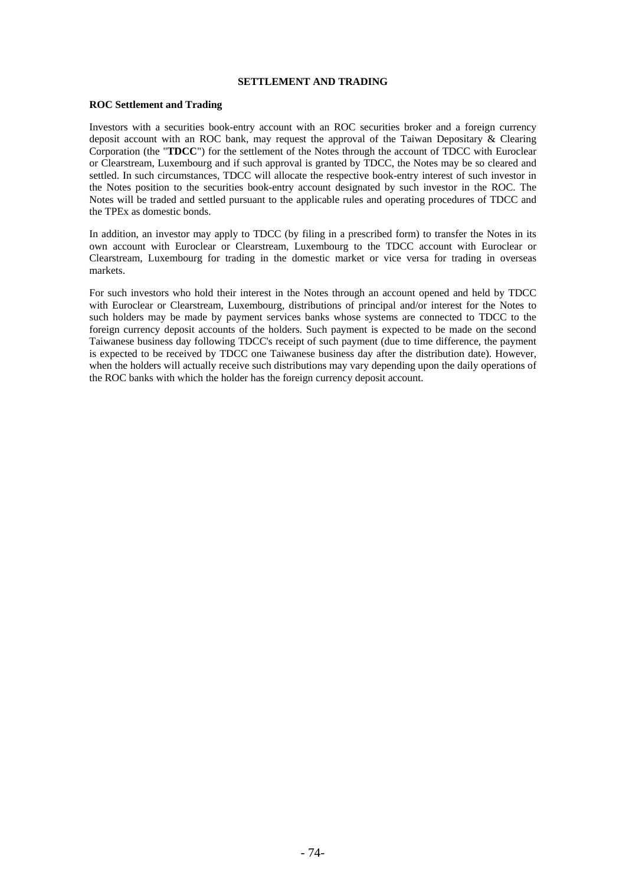# SETTLEMENT AND TRADING

## ROC Settlement and Trading

Investors with a securities book-entry account with an ROC securities broker and a foreign currency deposit account with an ROC bank, may request the approval of the Taiwan Depositary & Clearing Corporation (the "**TDCC**") for the settlement of the Notes through the account of TDCC with Euroclear or Clearstream, Luxembourg and if such approval is granted by TDCC, the Notes may be so cleared and settled. In such circumstances, TDCC will allocate the respective book-entry interest of such investor in the Notes position to the securities book-entry account designated by such investor in the ROC. The Notes will be traded and settled pursuant to the applicable rules and operating procedures of TDCC and the TPEx as domestic bonds.

In addition, an investor may apply to TDCC (by filing in a prescribed form) to transfer the Notes in its own account with Euroclear or Clearstream, Luxembourg to the TDCC account with Euroclear or Clearstream, Luxembourg for trading in the domestic market or vice versa for trading in overseas markets.

For such investors who hold their interest in the Notes through an account opened and held by TDCC with Euroclear or Clearstream, Luxembourg, distributions of principal and/or interest for the Notes to such holders may be made by payment services banks whose systems are connected to TDCC to the foreign currency deposit accounts of the holders. Such payment is expected to be made on the second Taiwanese business day following TDCC's receipt of such payment (due to time difference, the payment is expected to be received by TDCC one Taiwanese business day after the distribution date). However, when the holders will actually receive such distributions may vary depending upon the daily operations of the ROC banks with which the holder has the foreign currency deposit account.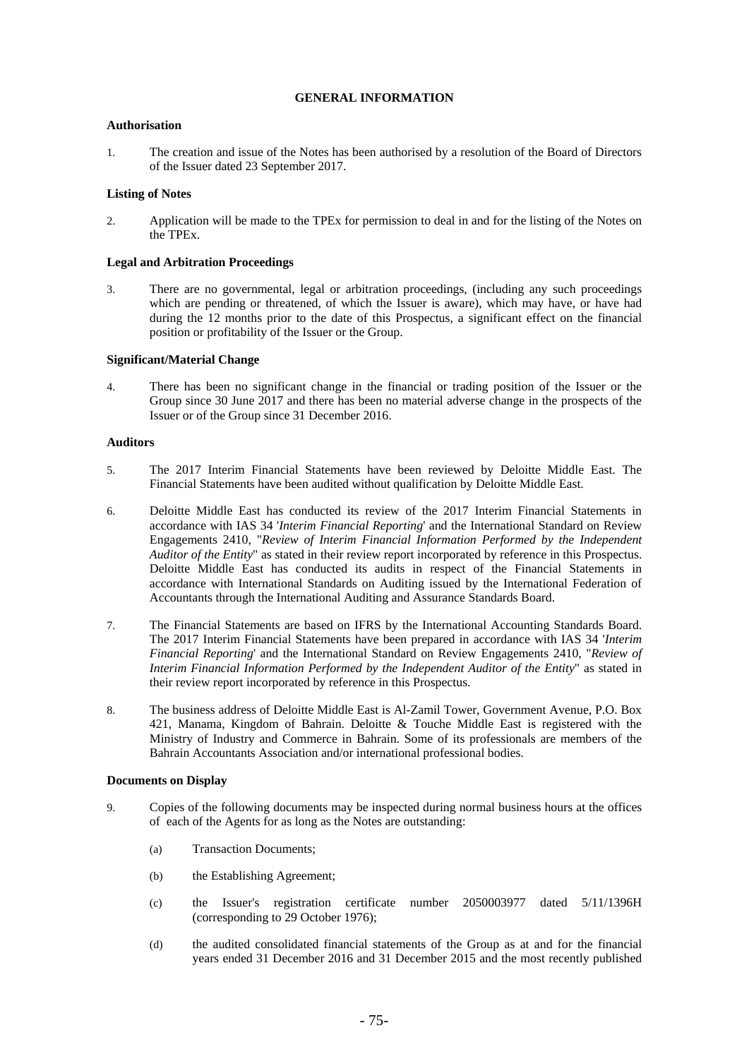# GENERAL INFORMATION

## Authorisation

1. The creation and issue of the Notes has been authorised by a resolution of the Board of Directors of the Issuer dated 23 September 2017.

## Listing of Notes

2. Application will be made to the TPEx for permission to deal in and for the listing of the Notes on the TPEx.

## Legal and Arbitration Proceedings

3. There are no governmental, legal or arbitration proceedings, (including any such proceedings which are pending or threatened, of which the Issuer is aware), which may have, or have had during the 12 months prior to the date of this Prospectus, a significant effect on the financial position or profitability of the Issuer or the Group.

## Significant/Material Change

4. There has been no significant change in the financial or trading position of the Issuer or the Group since 30 June 2017 and there has been no material adverse change in the prospects of the Issuer or of the Group since 31 December 2016.

## Auditors

5. The 2017 Interim Financial Statements have been reviewed by Deloitte Middle East. The Financial Statements have been audited without qualification by Deloitte Middle East.

6. Deloitte Middle East has conducted its review of the 2017 Interim Financial Statements in accordance with IAS 34 '*Interim Financial Reporting*' and the International Standard on Review Engagements 2410, "*Review of Interim Financial Information Performed by the Independent Auditor of the Entity*" as stated in their review report incorporated by reference in this Prospectus. Deloitte Middle East has conducted its audits in respect of the Financial Statements in accordance with International Standards on Auditing issued by the International Federation of Accountants through the International Auditing and Assurance Standards Board.

7. The Financial Statements are based on IFRS by the International Accounting Standards Board. The 2017 Interim Financial Statements have been prepared in accordance with IAS 34 '*Interim Financial Reporting*' and the International Standard on Review Engagements 2410, "*Review of Interim Financial Information Performed by the Independent Auditor of the Entity*" as stated in their review report incorporated by reference in this Prospectus.

8. The business address of Deloitte Middle East is Al-Zamil Tower, Government Avenue, P.O. Box 421, Manama, Kingdom of Bahrain. Deloitte & Touche Middle East is registered with the Ministry of Industry and Commerce in Bahrain. Some of its professionals are members of the Bahrain Accountants Association and/or international professional bodies.

## Documents on Display

9. Copies of the following documents may be inspected during normal business hours at the offices of each of the Agents for as long as the Notes are outstanding:

   (a) Transaction Documents;

   (b) the Establishing Agreement;

   (c) the Issuer's registration certificate number 2050003977 dated 5/11/1396H (corresponding to 29 October 1976);

   (d) the audited consolidated financial statements of the Group as at and for the financial years ended 31 December 2016 and 31 December 2015 and the most recently published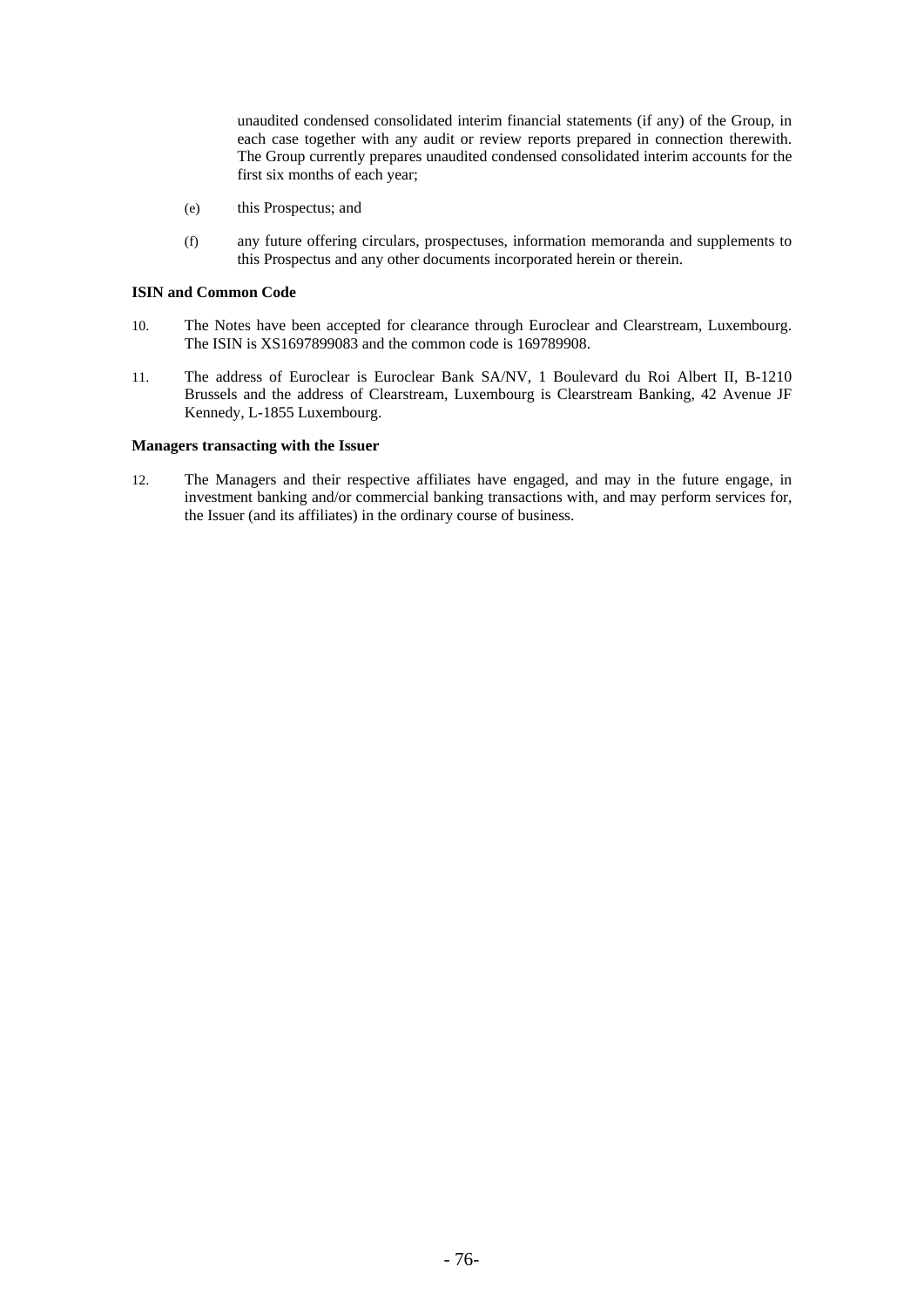unaudited condensed consolidated interim financial statements (if any) of the Group, in each case together with any audit or review reports prepared in connection therewith. The Group currently prepares unaudited condensed consolidated interim accounts for the first six months of each year;

(e) this Prospectus; and

(f) any future offering circulars, prospectuses, information memoranda and supplements to this Prospectus and any other documents incorporated herein or therein.

**ISIN and Common Code**

10. The Notes have been accepted for clearance through Euroclear and Clearstream, Luxembourg. The ISIN is XS1697899083 and the common code is 169789908.

11. The address of Euroclear is Euroclear Bank SA/NV, 1 Boulevard du Roi Albert II, B-1210 Brussels and the address of Clearstream, Luxembourg is Clearstream Banking, 42 Avenue JF Kennedy, L-1855 Luxembourg.

**Managers transacting with the Issuer**

12. The Managers and their respective affiliates have engaged, and may in the future engage, in investment banking and/or commercial banking transactions with, and may perform services for, the Issuer (and its affiliates) in the ordinary course of business.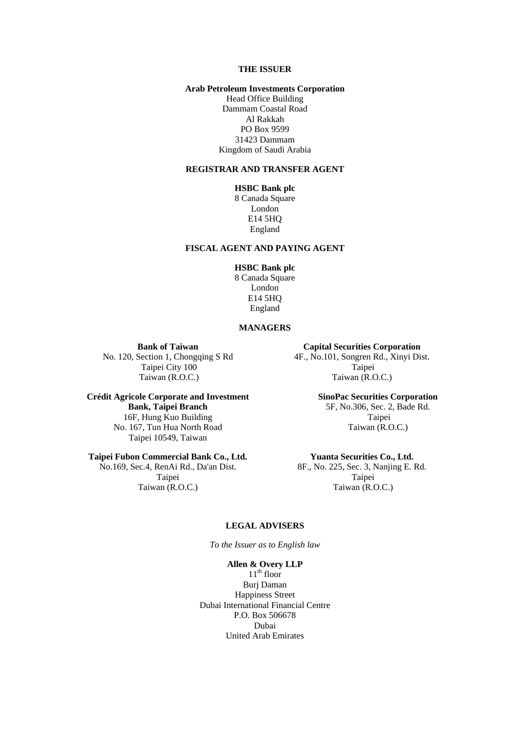**THE ISSUER**

**Arab Petroleum Investments Corporation**
Head Office Building
Dammam Coastal Road
Al Rakkah
PO Box 9599
31423 Dammam
Kingdom of Saudi Arabia

**REGISTRAR AND TRANSFER AGENT**

**HSBC Bank plc**
8 Canada Square
London
E14 5HQ
England

**FISCAL AGENT AND PAYING AGENT**

**HSBC Bank plc**
8 Canada Square
London
E14 5HQ
England

**MANAGERS**

**Bank of Taiwan**
No. 120, Section 1, Chongqing S Rd
Taipei City 100
Taiwan (R.O.C.)

**Capital Securities Corporation**
4F., No.101, Songren Rd., Xinyi Dist.
Taipei
Taiwan (R.O.C.)

**Crédit Agricole Corporate and Investment Bank, Taipei Branch**
16F, Hung Kuo Building
No. 167, Tun Hua North Road
Taipei 10549, Taiwan

**SinoPac Securities Corporation**
5F, No.306, Sec. 2, Bade Rd.
Taipei
Taiwan (R.O.C.)

**Taipei Fubon Commercial Bank Co., Ltd.**
No.169, Sec.4, RenAi Rd., Da'an Dist.
Taipei
Taiwan (R.O.C.)

**Yuanta Securities Co., Ltd.**
8F., No. 225, Sec. 3, Nanjing E. Rd.
Taipei
Taiwan (R.O.C.)

**LEGAL ADVISERS**

*To the Issuer as to English law*

**Allen & Overy LLP**
11th floor
Burj Daman
Happiness Street
Dubai International Financial Centre
P.O. Box 506678
Dubai
United Arab Emirates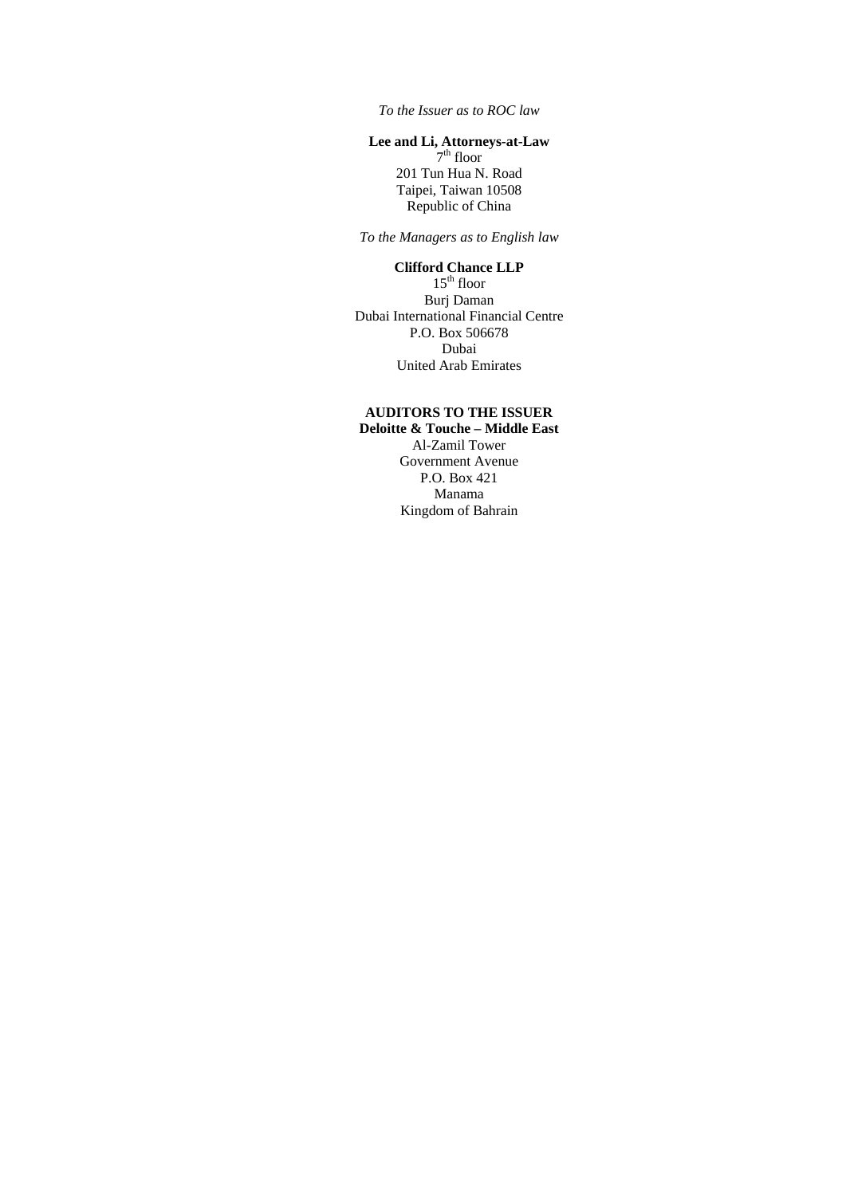*To the Issuer as to ROC law*

**Lee and Li, Attorneys-at-Law**
7th floor
201 Tun Hua N. Road
Taipei, Taiwan 10508
Republic of China

*To the Managers as to English law*

**Clifford Chance LLP**
15th floor
Burj Daman
Dubai International Financial Centre
P.O. Box 506678
Dubai
United Arab Emirates

**AUDITORS TO THE ISSUER**

**Deloitte & Touche – Middle East**
Al-Zamil Tower
Government Avenue
P.O. Box 421
Manama
Kingdom of Bahrain